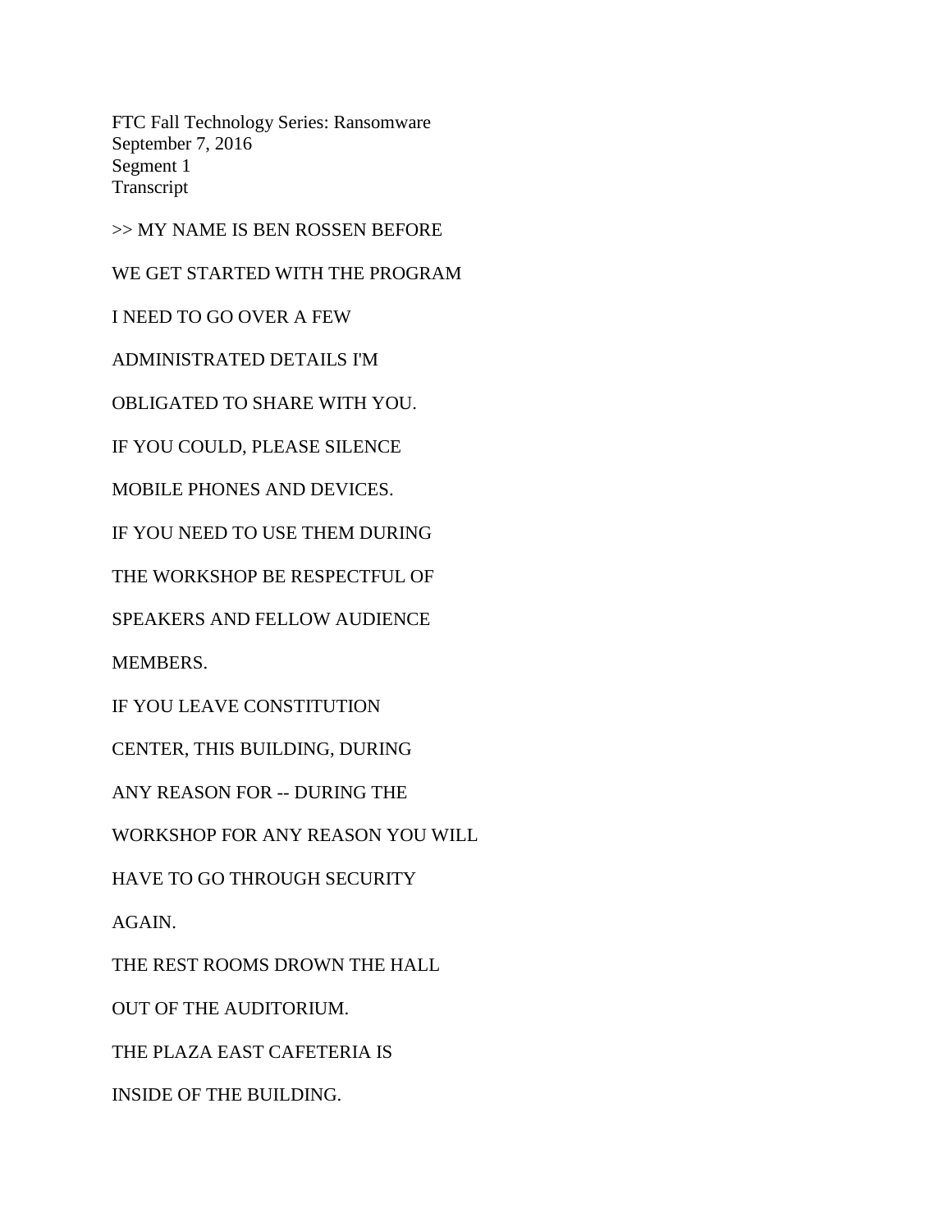FTC Fall Technology Series: Ransomware
September 7, 2016
Segment 1
Transcript

>> MY NAME IS BEN ROSSEN BEFORE

WE GET STARTED WITH THE PROGRAM

I NEED TO GO OVER A FEW

ADMINISTRATED DETAILS I'M

OBLIGATED TO SHARE WITH YOU.

IF YOU COULD, PLEASE SILENCE

MOBILE PHONES AND DEVICES.

IF YOU NEED TO USE THEM DURING

THE WORKSHOP BE RESPECTFUL OF

SPEAKERS AND FELLOW AUDIENCE

MEMBERS.

IF YOU LEAVE CONSTITUTION

CENTER, THIS BUILDING, DURING

ANY REASON FOR -- DURING THE

WORKSHOP FOR ANY REASON YOU WILL

HAVE TO GO THROUGH SECURITY

AGAIN.

THE REST ROOMS DROWN THE HALL

OUT OF THE AUDITORIUM.

THE PLAZA EAST CAFETERIA IS

INSIDE OF THE BUILDING.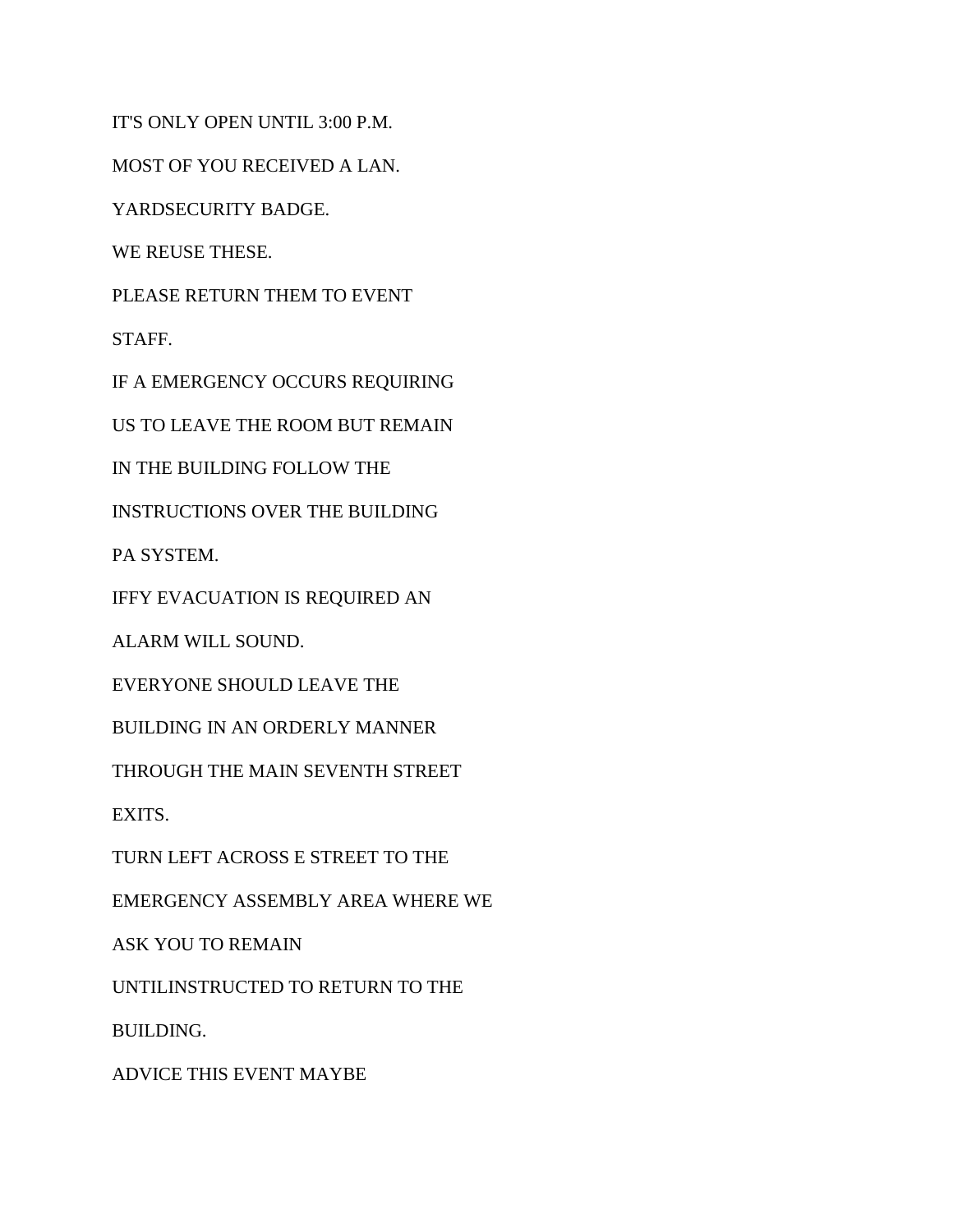IT'S ONLY OPEN UNTIL 3:00 P.M.

MOST OF YOU RECEIVED A LAN.

YARDSECURITY BADGE.

WE REUSE THESE.

PLEASE RETURN THEM TO EVENT

STAFF.

IF A EMERGENCY OCCURS REQUIRING

US TO LEAVE THE ROOM BUT REMAIN

IN THE BUILDING FOLLOW THE

INSTRUCTIONS OVER THE BUILDING

PA SYSTEM.

IFFY EVACUATION IS REQUIRED AN

ALARM WILL SOUND.

EVERYONE SHOULD LEAVE THE

BUILDING IN AN ORDERLY MANNER

THROUGH THE MAIN SEVENTH STREET

EXITS.

TURN LEFT ACROSS E STREET TO THE

EMERGENCY ASSEMBLY AREA WHERE WE

ASK YOU TO REMAIN

UNTILINSTRUCTED TO RETURN TO THE

BUILDING.

ADVICE THIS EVENT MAYBE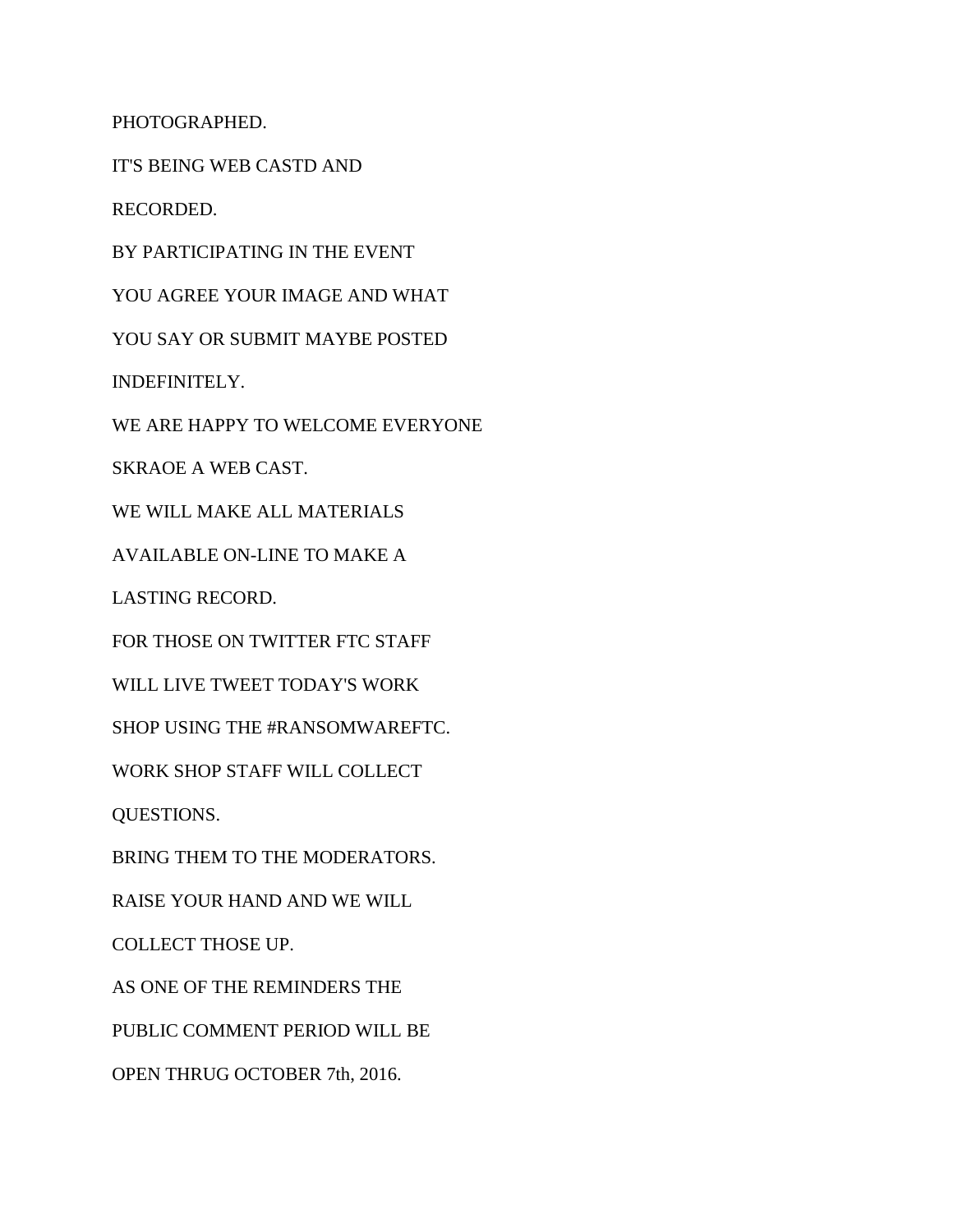PHOTOGRAPHED.

IT'S BEING WEB CASTD AND

RECORDED.

BY PARTICIPATING IN THE EVENT

YOU AGREE YOUR IMAGE AND WHAT

YOU SAY OR SUBMIT MAYBE POSTED

INDEFINITELY.

WE ARE HAPPY TO WELCOME EVERYONE

SKRAOE A WEB CAST.

WE WILL MAKE ALL MATERIALS

AVAILABLE ON-LINE TO MAKE A

LASTING RECORD.

FOR THOSE ON TWITTER FTC STAFF

WILL LIVE TWEET TODAY'S WORK

SHOP USING THE #RANSOMWAREFTC.

WORK SHOP STAFF WILL COLLECT

QUESTIONS.

BRING THEM TO THE MODERATORS.

RAISE YOUR HAND AND WE WILL

COLLECT THOSE UP.

AS ONE OF THE REMINDERS THE

PUBLIC COMMENT PERIOD WILL BE

OPEN THRUG OCTOBER 7th, 2016.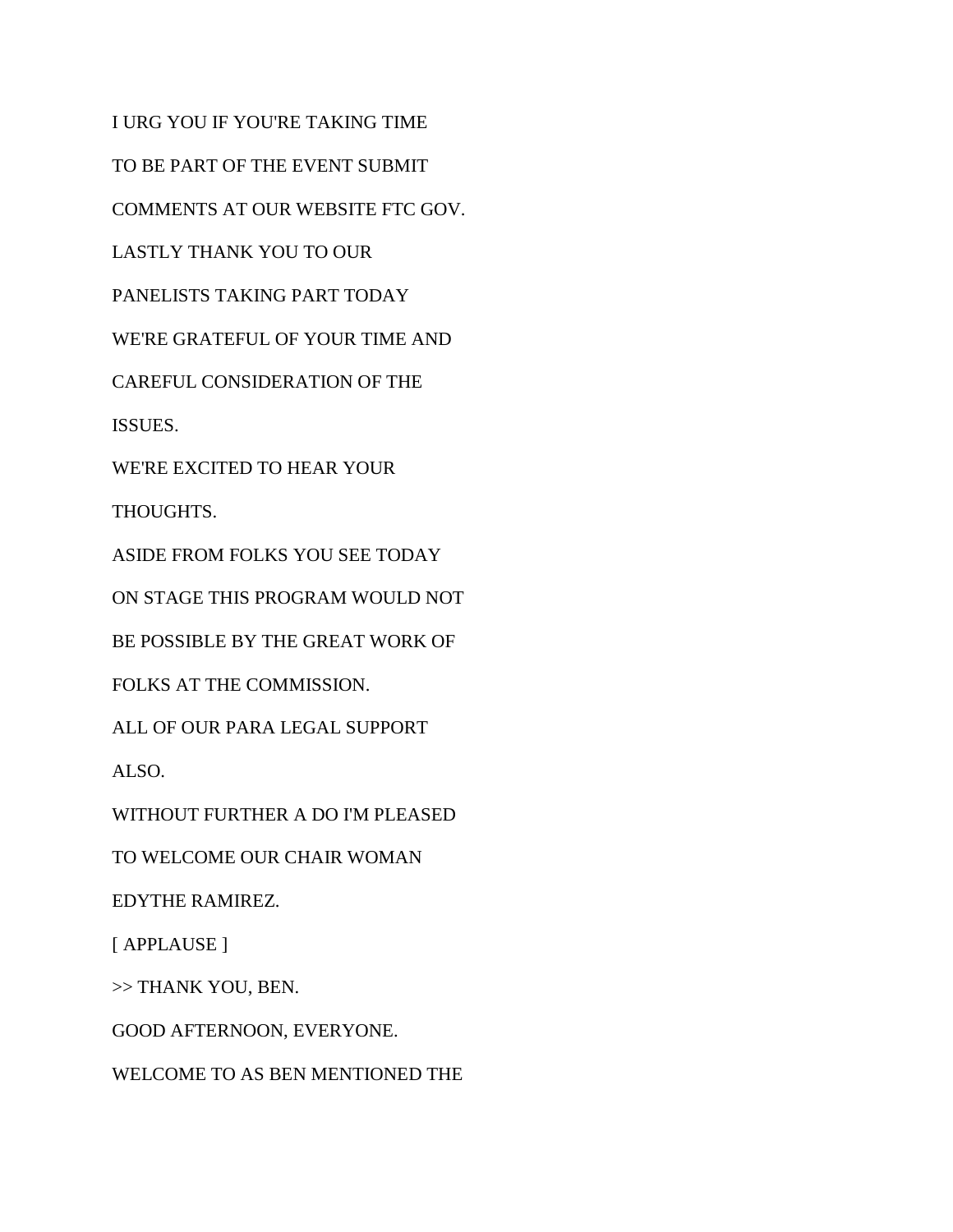I URG YOU IF YOU'RE TAKING TIME

TO BE PART OF THE EVENT SUBMIT

COMMENTS AT OUR WEBSITE FTC GOV.

LASTLY THANK YOU TO OUR

PANELISTS TAKING PART TODAY

WE'RE GRATEFUL OF YOUR TIME AND

CAREFUL CONSIDERATION OF THE

ISSUES.

WE'RE EXCITED TO HEAR YOUR

THOUGHTS.

ASIDE FROM FOLKS YOU SEE TODAY

ON STAGE THIS PROGRAM WOULD NOT

BE POSSIBLE BY THE GREAT WORK OF

FOLKS AT THE COMMISSION.

ALL OF OUR PARA LEGAL SUPPORT

ALSO.

WITHOUT FURTHER A DO I'M PLEASED

TO WELCOME OUR CHAIR WOMAN

EDYTHE RAMIREZ.

[ APPLAUSE ]

>> THANK YOU, BEN.

GOOD AFTERNOON, EVERYONE.

WELCOME TO AS BEN MENTIONED THE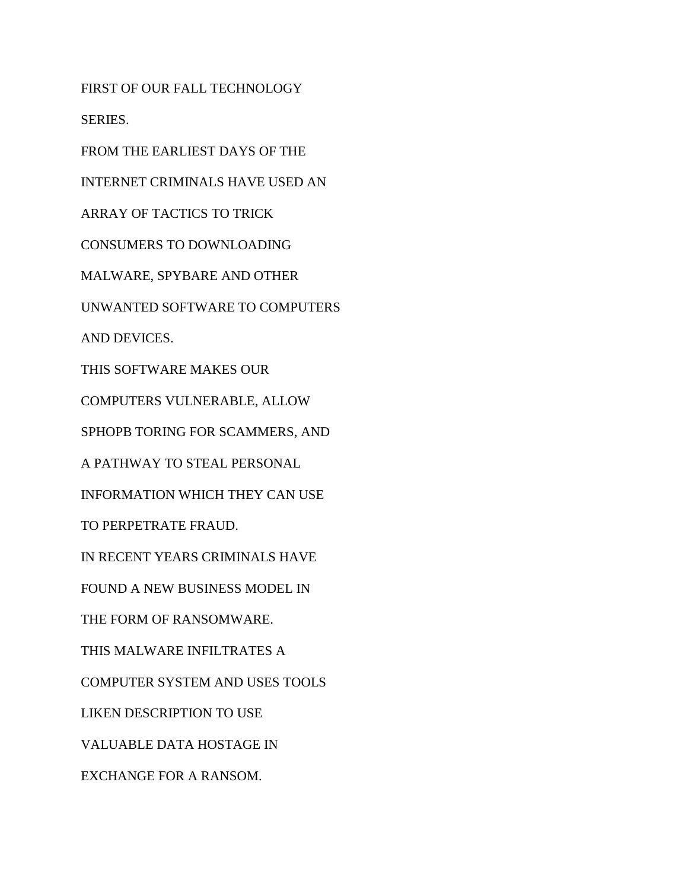FIRST OF OUR FALL TECHNOLOGY

SERIES.

FROM THE EARLIEST DAYS OF THE

INTERNET CRIMINALS HAVE USED AN

ARRAY OF TACTICS TO TRICK

CONSUMERS TO DOWNLOADING

MALWARE, SPYBARE AND OTHER

UNWANTED SOFTWARE TO COMPUTERS

AND DEVICES.

THIS SOFTWARE MAKES OUR

COMPUTERS VULNERABLE, ALLOW

SPHOPB TORING FOR SCAMMERS, AND

A PATHWAY TO STEAL PERSONAL

INFORMATION WHICH THEY CAN USE

TO PERPETRATE FRAUD.

IN RECENT YEARS CRIMINALS HAVE

FOUND A NEW BUSINESS MODEL IN

THE FORM OF RANSOMWARE.

THIS MALWARE INFILTRATES A

COMPUTER SYSTEM AND USES TOOLS

LIKEN DESCRIPTION TO USE

VALUABLE DATA HOSTAGE IN

EXCHANGE FOR A RANSOM.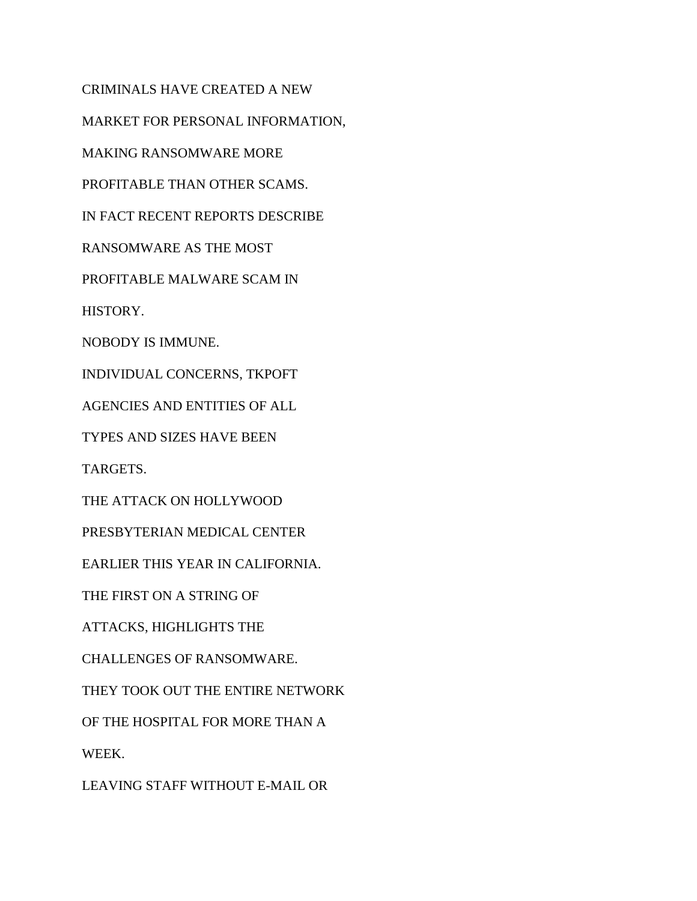CRIMINALS HAVE CREATED A NEW

MARKET FOR PERSONAL INFORMATION,

MAKING RANSOMWARE MORE

PROFITABLE THAN OTHER SCAMS.

IN FACT RECENT REPORTS DESCRIBE

RANSOMWARE AS THE MOST

PROFITABLE MALWARE SCAM IN

HISTORY.

NOBODY IS IMMUNE.

INDIVIDUAL CONCERNS, TKPOFT

AGENCIES AND ENTITIES OF ALL

TYPES AND SIZES HAVE BEEN

TARGETS.

THE ATTACK ON HOLLYWOOD

PRESBYTERIAN MEDICAL CENTER

EARLIER THIS YEAR IN CALIFORNIA.

THE FIRST ON A STRING OF

ATTACKS, HIGHLIGHTS THE

CHALLENGES OF RANSOMWARE.

THEY TOOK OUT THE ENTIRE NETWORK

OF THE HOSPITAL FOR MORE THAN A

WEEK.

LEAVING STAFF WITHOUT E-MAIL OR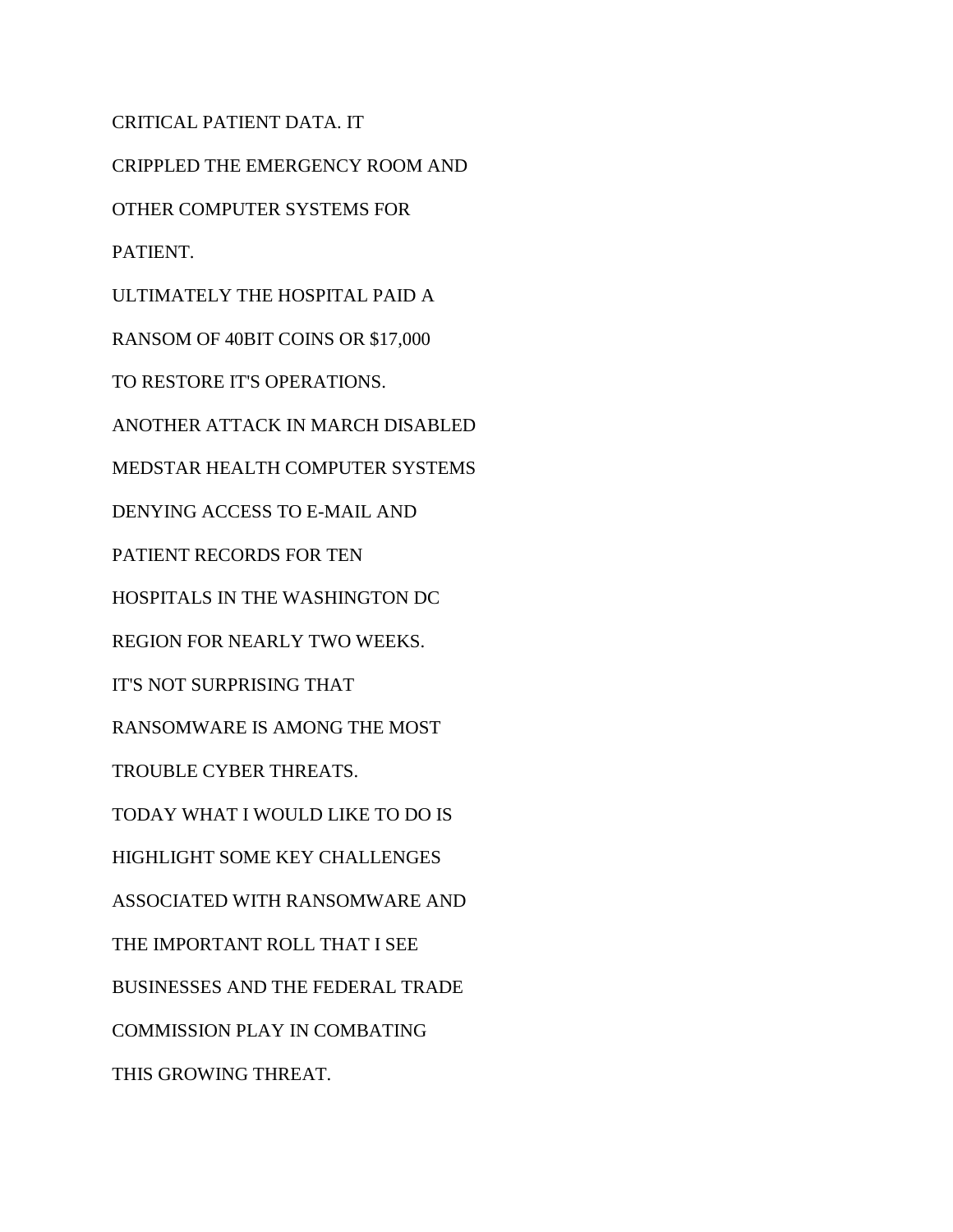CRITICAL PATIENT DATA. IT

CRIPPLED THE EMERGENCY ROOM AND

OTHER COMPUTER SYSTEMS FOR

PATIENT.

ULTIMATELY THE HOSPITAL PAID A

RANSOM OF 40BIT COINS OR $17,000

TO RESTORE IT'S OPERATIONS.

ANOTHER ATTACK IN MARCH DISABLED

MEDSTAR HEALTH COMPUTER SYSTEMS

DENYING ACCESS TO E-MAIL AND

PATIENT RECORDS FOR TEN

HOSPITALS IN THE WASHINGTON DC

REGION FOR NEARLY TWO WEEKS.

IT'S NOT SURPRISING THAT

RANSOMWARE IS AMONG THE MOST

TROUBLE CYBER THREATS.

TODAY WHAT I WOULD LIKE TO DO IS

HIGHLIGHT SOME KEY CHALLENGES

ASSOCIATED WITH RANSOMWARE AND

THE IMPORTANT ROLL THAT I SEE

BUSINESSES AND THE FEDERAL TRADE

COMMISSION PLAY IN COMBATING

THIS GROWING THREAT.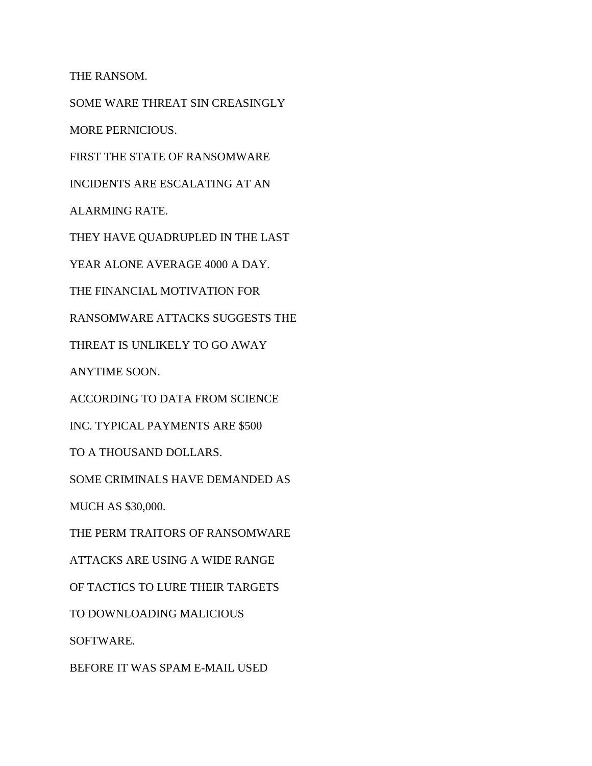THE RANSOM.

SOME WARE THREAT SIN CREASINGLY

MORE PERNICIOUS.

FIRST THE STATE OF RANSOMWARE

INCIDENTS ARE ESCALATING AT AN

ALARMING RATE.

THEY HAVE QUADRUPLED IN THE LAST

YEAR ALONE AVERAGE 4000 A DAY.

THE FINANCIAL MOTIVATION FOR

RANSOMWARE ATTACKS SUGGESTS THE

THREAT IS UNLIKELY TO GO AWAY

ANYTIME SOON.

ACCORDING TO DATA FROM SCIENCE

INC. TYPICAL PAYMENTS ARE $500

TO A THOUSAND DOLLARS.

SOME CRIMINALS HAVE DEMANDED AS

MUCH AS $30,000.

THE PERM TRAITORS OF RANSOMWARE

ATTACKS ARE USING A WIDE RANGE

OF TACTICS TO LURE THEIR TARGETS

TO DOWNLOADING MALICIOUS

SOFTWARE.

BEFORE IT WAS SPAM E-MAIL USED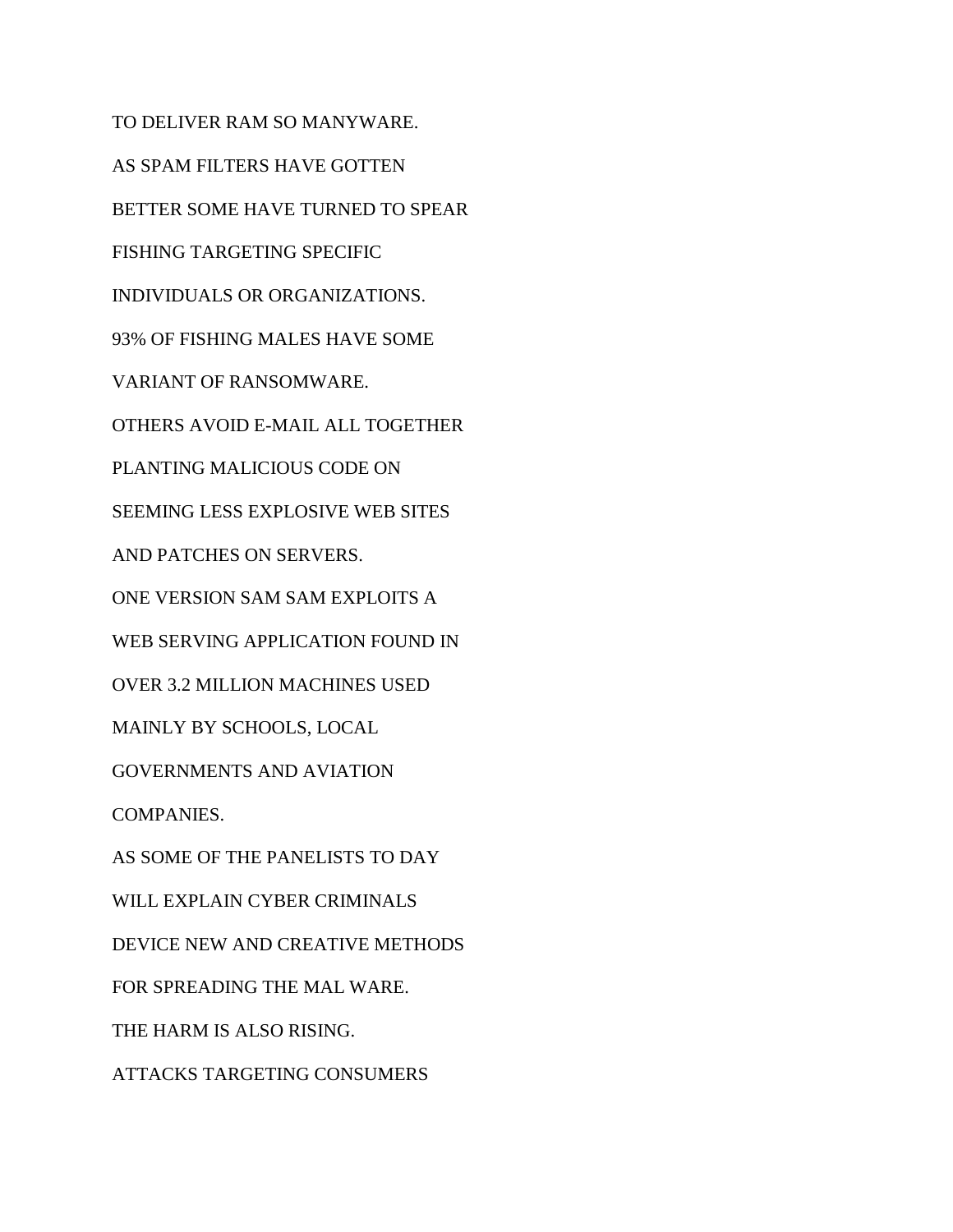TO DELIVER RAM SO MANYWARE.

AS SPAM FILTERS HAVE GOTTEN

BETTER SOME HAVE TURNED TO SPEAR

FISHING TARGETING SPECIFIC

INDIVIDUALS OR ORGANIZATIONS.

93% OF FISHING MALES HAVE SOME

VARIANT OF RANSOMWARE.

OTHERS AVOID E-MAIL ALL TOGETHER

PLANTING MALICIOUS CODE ON

SEEMING LESS EXPLOSIVE WEB SITES

AND PATCHES ON SERVERS.

ONE VERSION SAM SAM EXPLOITS A

WEB SERVING APPLICATION FOUND IN

OVER 3.2 MILLION MACHINES USED

MAINLY BY SCHOOLS, LOCAL

GOVERNMENTS AND AVIATION

COMPANIES.

AS SOME OF THE PANELISTS TO DAY

WILL EXPLAIN CYBER CRIMINALS

DEVICE NEW AND CREATIVE METHODS

FOR SPREADING THE MAL WARE.

THE HARM IS ALSO RISING.

ATTACKS TARGETING CONSUMERS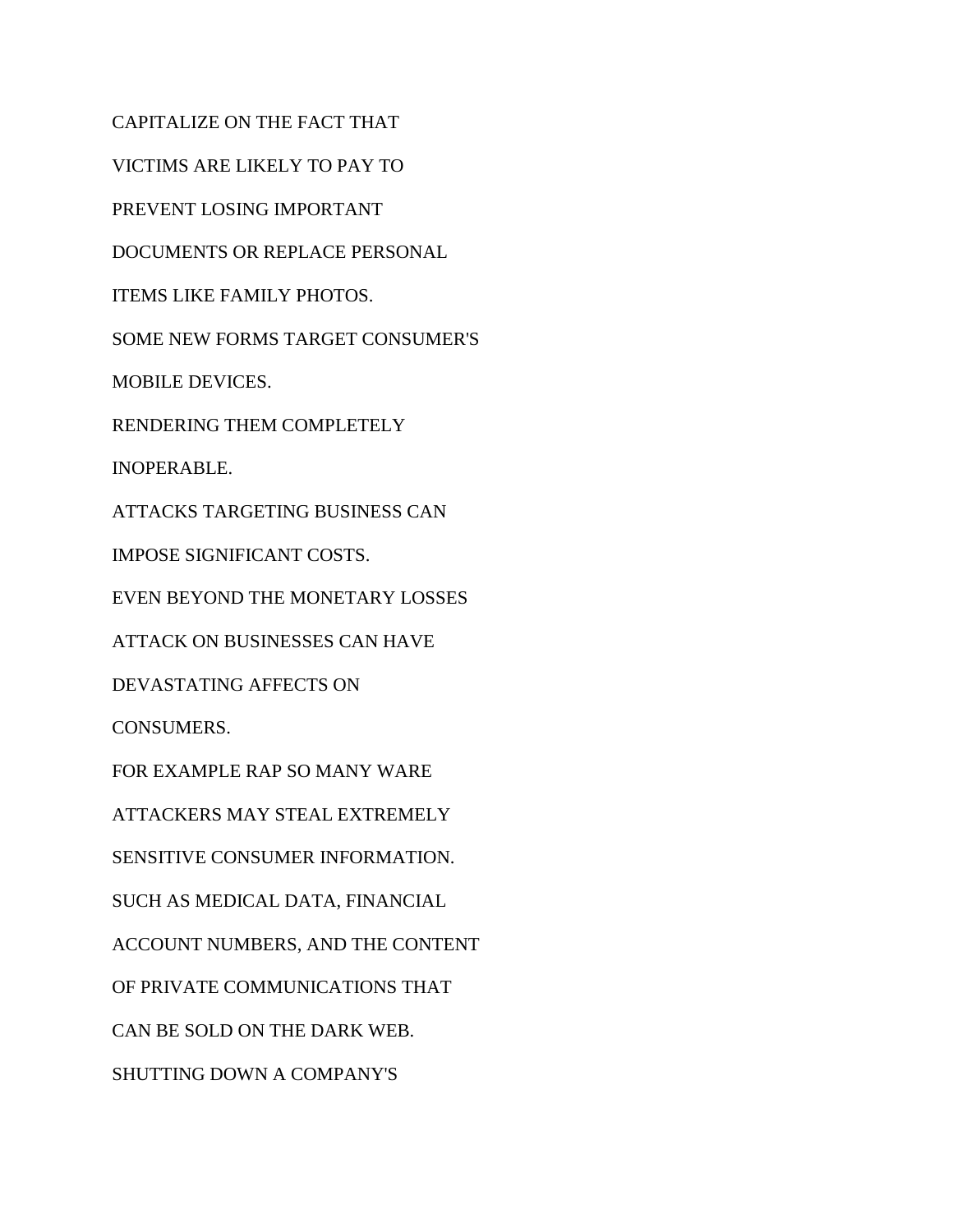CAPITALIZE ON THE FACT THAT

VICTIMS ARE LIKELY TO PAY TO

PREVENT LOSING IMPORTANT

DOCUMENTS OR REPLACE PERSONAL

ITEMS LIKE FAMILY PHOTOS.

SOME NEW FORMS TARGET CONSUMER'S

MOBILE DEVICES.

RENDERING THEM COMPLETELY

INOPERABLE.

ATTACKS TARGETING BUSINESS CAN

IMPOSE SIGNIFICANT COSTS.

EVEN BEYOND THE MONETARY LOSSES

ATTACK ON BUSINESSES CAN HAVE

DEVASTATING AFFECTS ON

CONSUMERS.

FOR EXAMPLE RAP SO MANY WARE

ATTACKERS MAY STEAL EXTREMELY

SENSITIVE CONSUMER INFORMATION.

SUCH AS MEDICAL DATA, FINANCIAL

ACCOUNT NUMBERS, AND THE CONTENT

OF PRIVATE COMMUNICATIONS THAT

CAN BE SOLD ON THE DARK WEB.

SHUTTING DOWN A COMPANY'S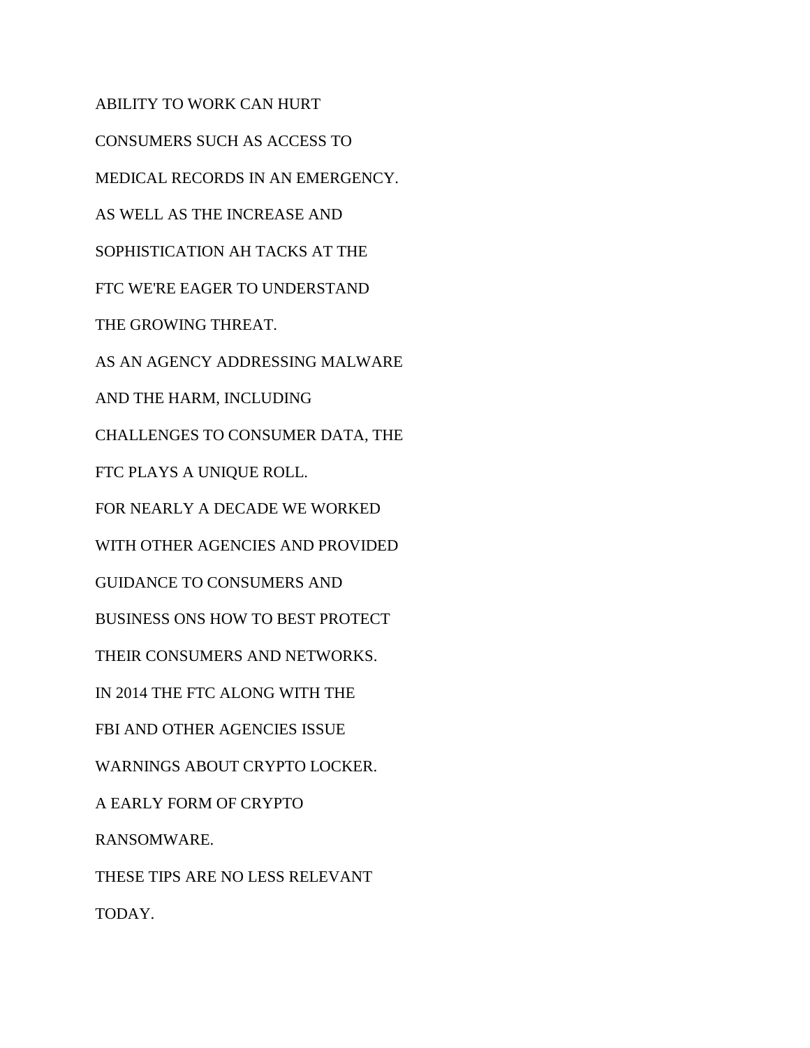ABILITY TO WORK CAN HURT

CONSUMERS SUCH AS ACCESS TO

MEDICAL RECORDS IN AN EMERGENCY.

AS WELL AS THE INCREASE AND

SOPHISTICATION AH TACKS AT THE

FTC WE'RE EAGER TO UNDERSTAND

THE GROWING THREAT.

AS AN AGENCY ADDRESSING MALWARE

AND THE HARM, INCLUDING

CHALLENGES TO CONSUMER DATA, THE

FTC PLAYS A UNIQUE ROLL.

FOR NEARLY A DECADE WE WORKED

WITH OTHER AGENCIES AND PROVIDED

GUIDANCE TO CONSUMERS AND

BUSINESS ONS HOW TO BEST PROTECT

THEIR CONSUMERS AND NETWORKS.

IN 2014 THE FTC ALONG WITH THE

FBI AND OTHER AGENCIES ISSUE

WARNINGS ABOUT CRYPTO LOCKER.

A EARLY FORM OF CRYPTO

RANSOMWARE.

THESE TIPS ARE NO LESS RELEVANT

TODAY.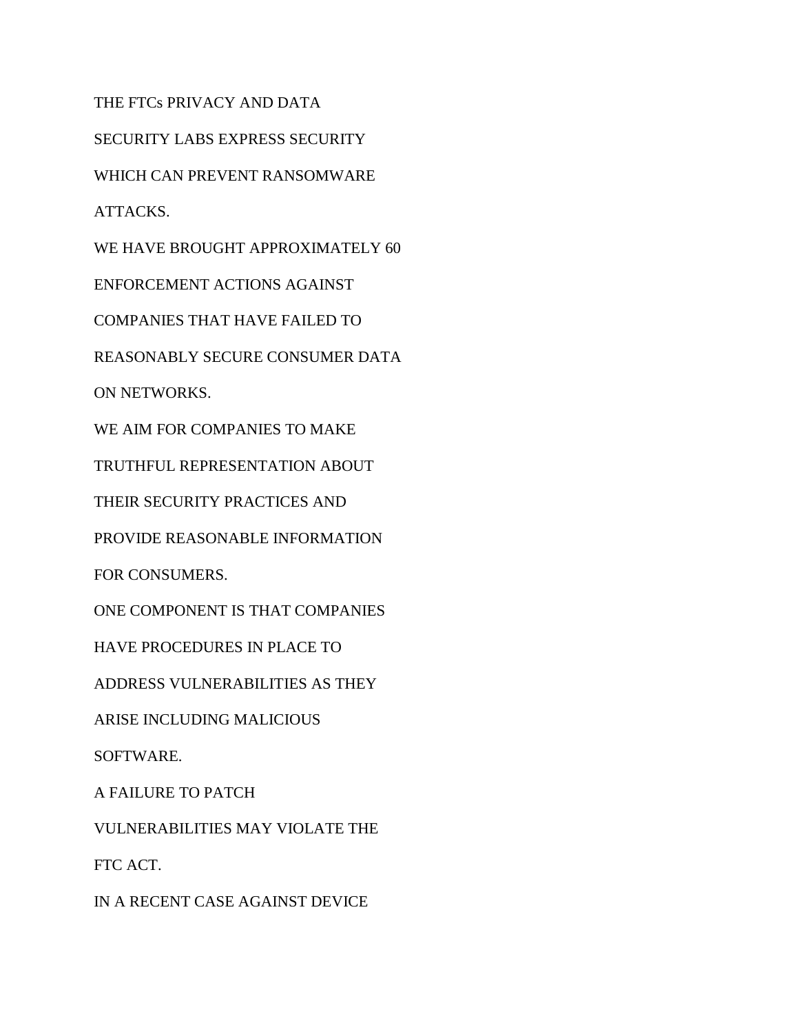THE FTCs PRIVACY AND DATA

SECURITY LABS EXPRESS SECURITY

WHICH CAN PREVENT RANSOMWARE

ATTACKS.

WE HAVE BROUGHT APPROXIMATELY 60

ENFORCEMENT ACTIONS AGAINST

COMPANIES THAT HAVE FAILED TO

REASONABLY SECURE CONSUMER DATA

ON NETWORKS.

WE AIM FOR COMPANIES TO MAKE

TRUTHFUL REPRESENTATION ABOUT

THEIR SECURITY PRACTICES AND

PROVIDE REASONABLE INFORMATION

FOR CONSUMERS.

ONE COMPONENT IS THAT COMPANIES

HAVE PROCEDURES IN PLACE TO

ADDRESS VULNERABILITIES AS THEY

ARISE INCLUDING MALICIOUS

SOFTWARE.

A FAILURE TO PATCH

VULNERABILITIES MAY VIOLATE THE

FTC ACT.

IN A RECENT CASE AGAINST DEVICE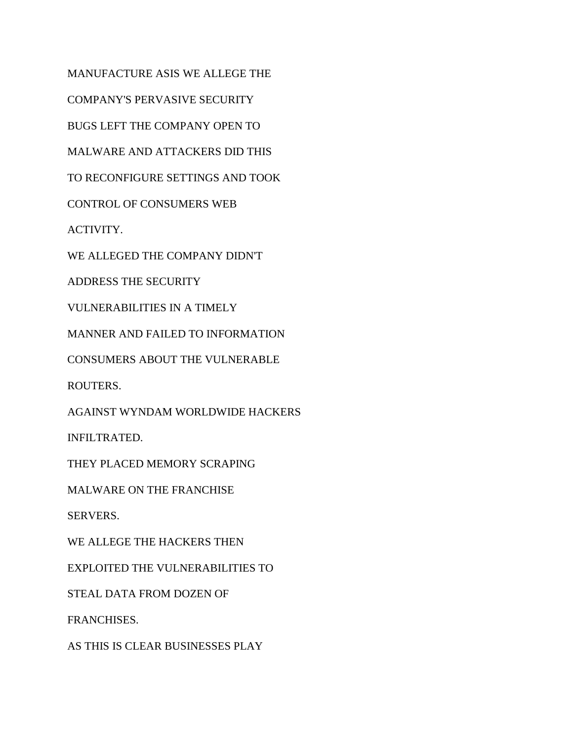MANUFACTURE ASIS WE ALLEGE THE

COMPANY'S PERVASIVE SECURITY

BUGS LEFT THE COMPANY OPEN TO

MALWARE AND ATTACKERS DID THIS

TO RECONFIGURE SETTINGS AND TOOK

CONTROL OF CONSUMERS WEB

ACTIVITY.

WE ALLEGED THE COMPANY DIDN'T

ADDRESS THE SECURITY

VULNERABILITIES IN A TIMELY

MANNER AND FAILED TO INFORMATION

CONSUMERS ABOUT THE VULNERABLE

ROUTERS.

AGAINST WYNDAM WORLDWIDE HACKERS

INFILTRATED.

THEY PLACED MEMORY SCRAPING

MALWARE ON THE FRANCHISE

SERVERS.

WE ALLEGE THE HACKERS THEN

EXPLOITED THE VULNERABILITIES TO

STEAL DATA FROM DOZEN OF

FRANCHISES.

AS THIS IS CLEAR BUSINESSES PLAY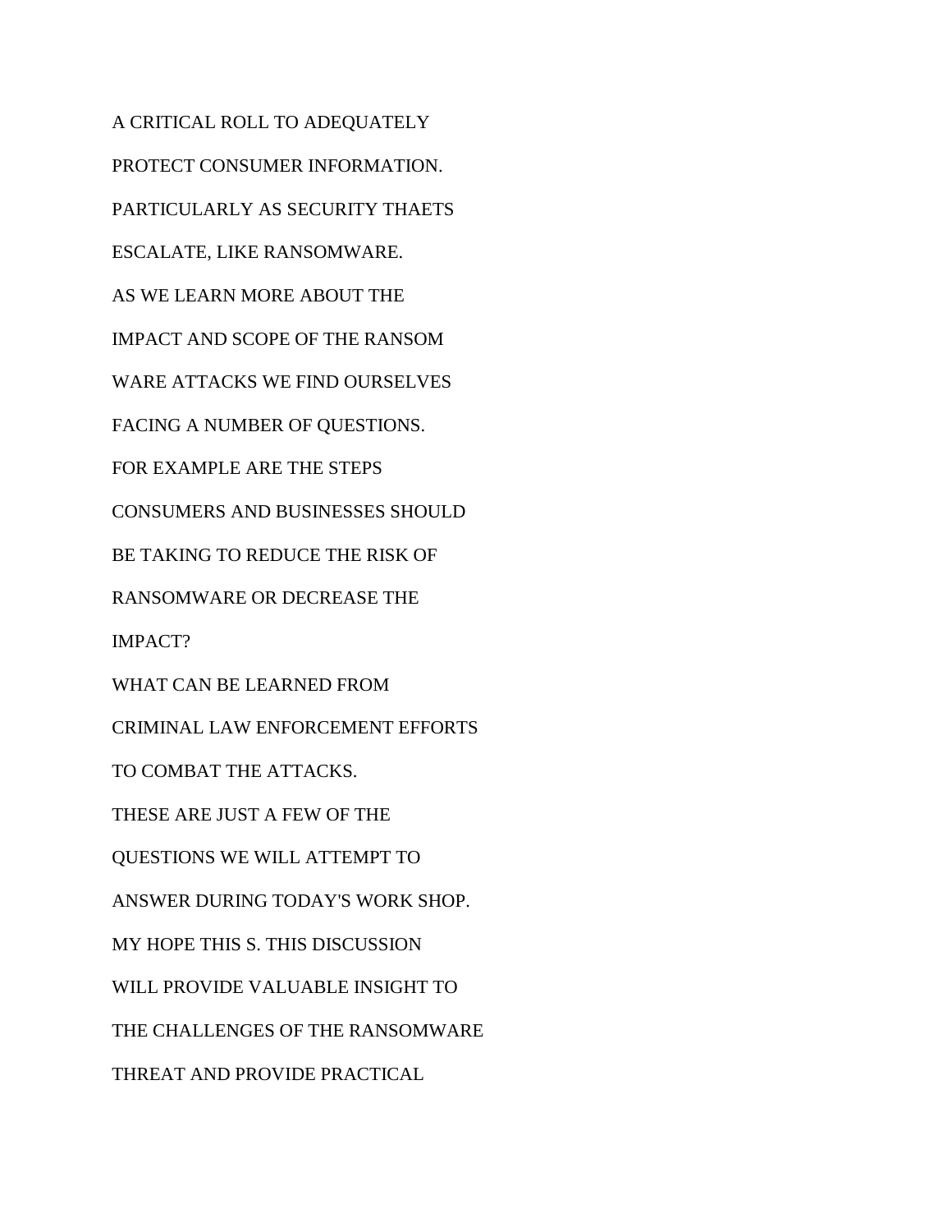A CRITICAL ROLL TO ADEQUATELY

PROTECT CONSUMER INFORMATION.

PARTICULARLY AS SECURITY THAETS

ESCALATE, LIKE RANSOMWARE.

AS WE LEARN MORE ABOUT THE

IMPACT AND SCOPE OF THE RANSOM

WARE ATTACKS WE FIND OURSELVES

FACING A NUMBER OF QUESTIONS.

FOR EXAMPLE ARE THE STEPS

CONSUMERS AND BUSINESSES SHOULD

BE TAKING TO REDUCE THE RISK OF

RANSOMWARE OR DECREASE THE

IMPACT?

WHAT CAN BE LEARNED FROM

CRIMINAL LAW ENFORCEMENT EFFORTS

TO COMBAT THE ATTACKS.

THESE ARE JUST A FEW OF THE

QUESTIONS WE WILL ATTEMPT TO

ANSWER DURING TODAY'S WORK SHOP.

MY HOPE THIS S. THIS DISCUSSION

WILL PROVIDE VALUABLE INSIGHT TO

THE CHALLENGES OF THE RANSOMWARE

THREAT AND PROVIDE PRACTICAL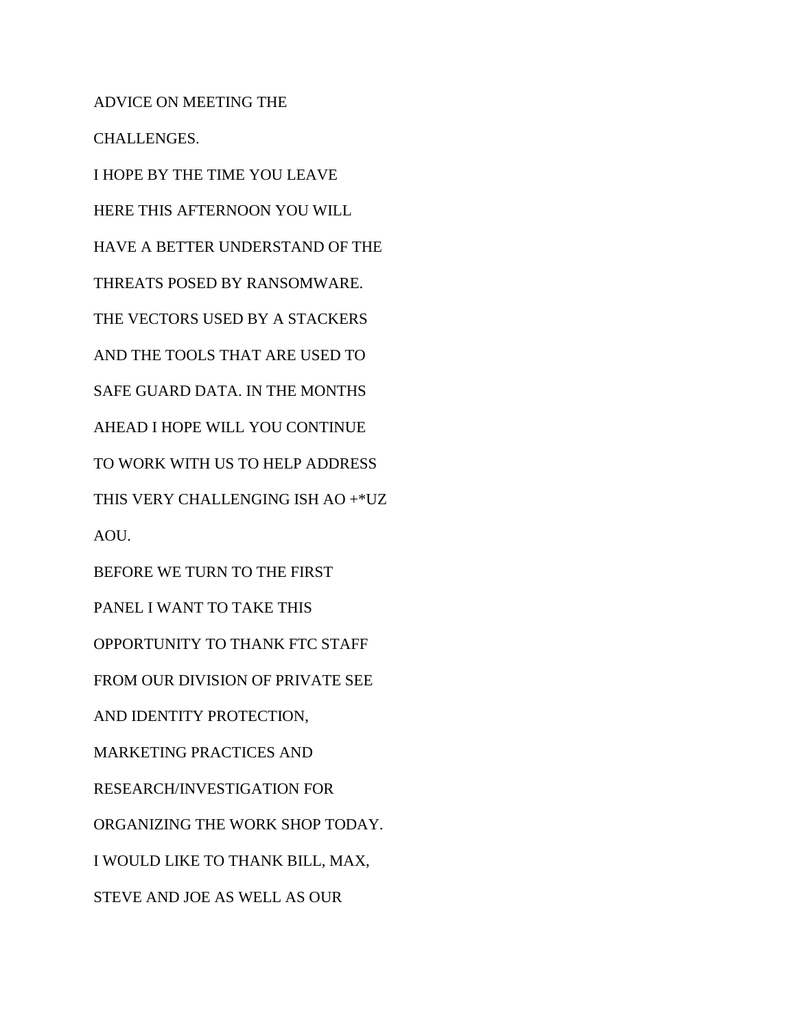ADVICE ON MEETING THE

CHALLENGES.

I HOPE BY THE TIME YOU LEAVE

HERE THIS AFTERNOON YOU WILL

HAVE A BETTER UNDERSTAND OF THE

THREATS POSED BY RANSOMWARE.

THE VECTORS USED BY A STACKERS

AND THE TOOLS THAT ARE USED TO

SAFE GUARD DATA. IN THE MONTHS

AHEAD I HOPE WILL YOU CONTINUE

TO WORK WITH US TO HELP ADDRESS

THIS VERY CHALLENGING ISH AO +*UZ

AOU.

BEFORE WE TURN TO THE FIRST

PANEL I WANT TO TAKE THIS

OPPORTUNITY TO THANK FTC STAFF

FROM OUR DIVISION OF PRIVATE SEE

AND IDENTITY PROTECTION,

MARKETING PRACTICES AND

RESEARCH/INVESTIGATION FOR

ORGANIZING THE WORK SHOP TODAY.

I WOULD LIKE TO THANK BILL, MAX,

STEVE AND JOE AS WELL AS OUR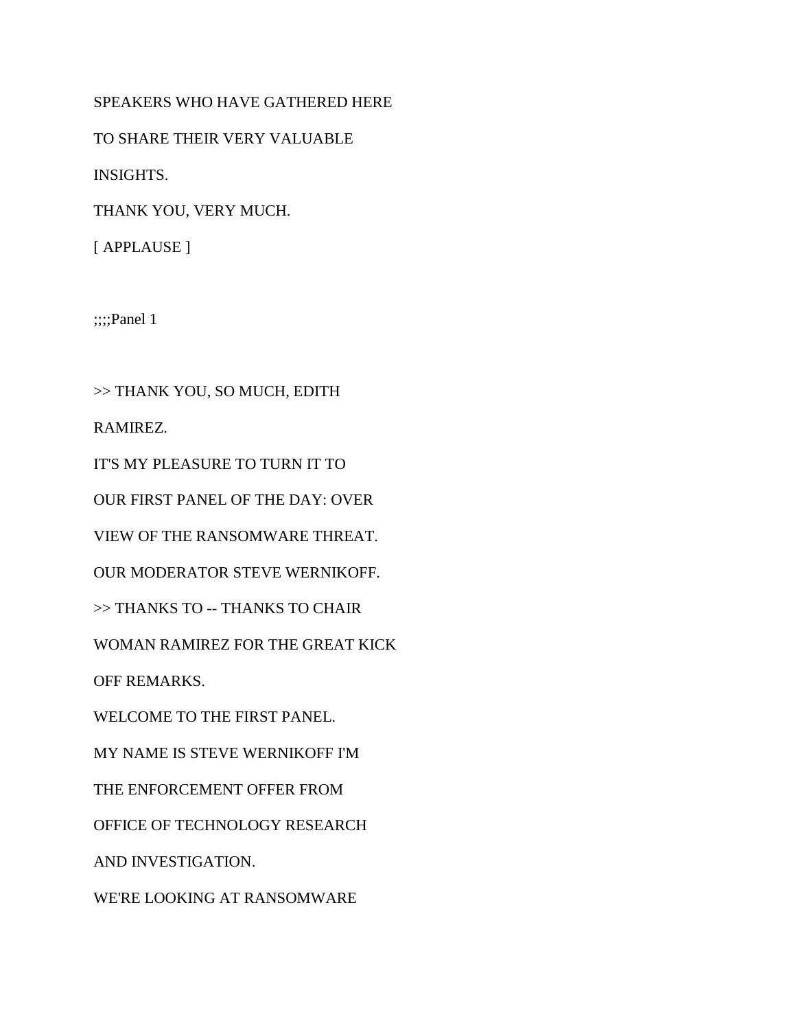SPEAKERS WHO HAVE GATHERED HERE

TO SHARE THEIR VERY VALUABLE

INSIGHTS.

THANK YOU, VERY MUCH.

[ APPLAUSE ]

;;;;Panel 1

>> THANK YOU, SO MUCH, EDITH

RAMIREZ.

IT'S MY PLEASURE TO TURN IT TO

OUR FIRST PANEL OF THE DAY: OVER

VIEW OF THE RANSOMWARE THREAT.

OUR MODERATOR STEVE WERNIKOFF.

>> THANKS TO -- THANKS TO CHAIR

WOMAN RAMIREZ FOR THE GREAT KICK

OFF REMARKS.

WELCOME TO THE FIRST PANEL.

MY NAME IS STEVE WERNIKOFF I'M

THE ENFORCEMENT OFFER FROM

OFFICE OF TECHNOLOGY RESEARCH

AND INVESTIGATION.

WE'RE LOOKING AT RANSOMWARE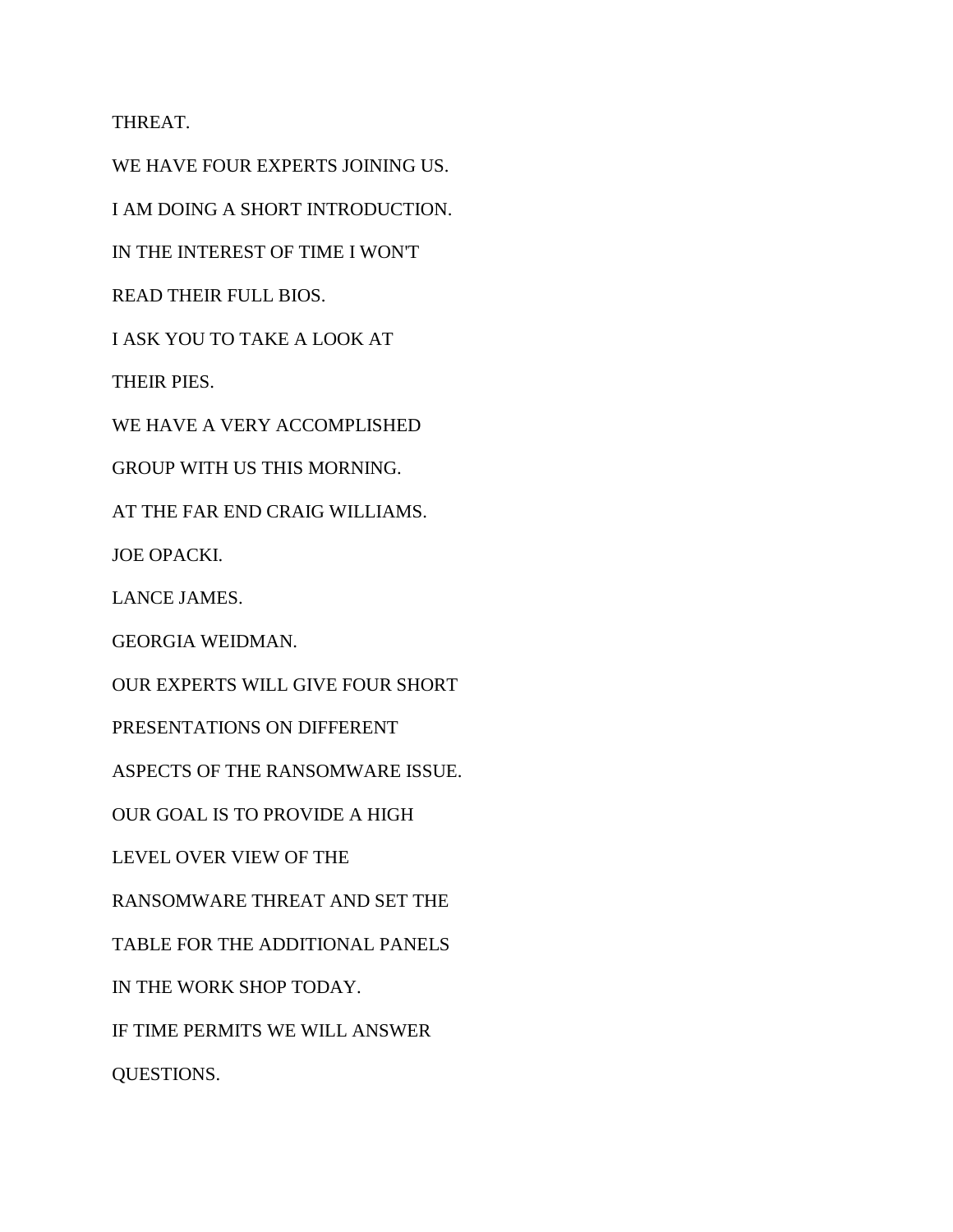THREAT.

WE HAVE FOUR EXPERTS JOINING US.

I AM DOING A SHORT INTRODUCTION.

IN THE INTEREST OF TIME I WON'T

READ THEIR FULL BIOS.

I ASK YOU TO TAKE A LOOK AT

THEIR PIES.

WE HAVE A VERY ACCOMPLISHED

GROUP WITH US THIS MORNING.

AT THE FAR END CRAIG WILLIAMS.

JOE OPACKI.

LANCE JAMES.

GEORGIA WEIDMAN.

OUR EXPERTS WILL GIVE FOUR SHORT

PRESENTATIONS ON DIFFERENT

ASPECTS OF THE RANSOMWARE ISSUE.

OUR GOAL IS TO PROVIDE A HIGH

LEVEL OVER VIEW OF THE

RANSOMWARE THREAT AND SET THE

TABLE FOR THE ADDITIONAL PANELS

IN THE WORK SHOP TODAY.

IF TIME PERMITS WE WILL ANSWER

QUESTIONS.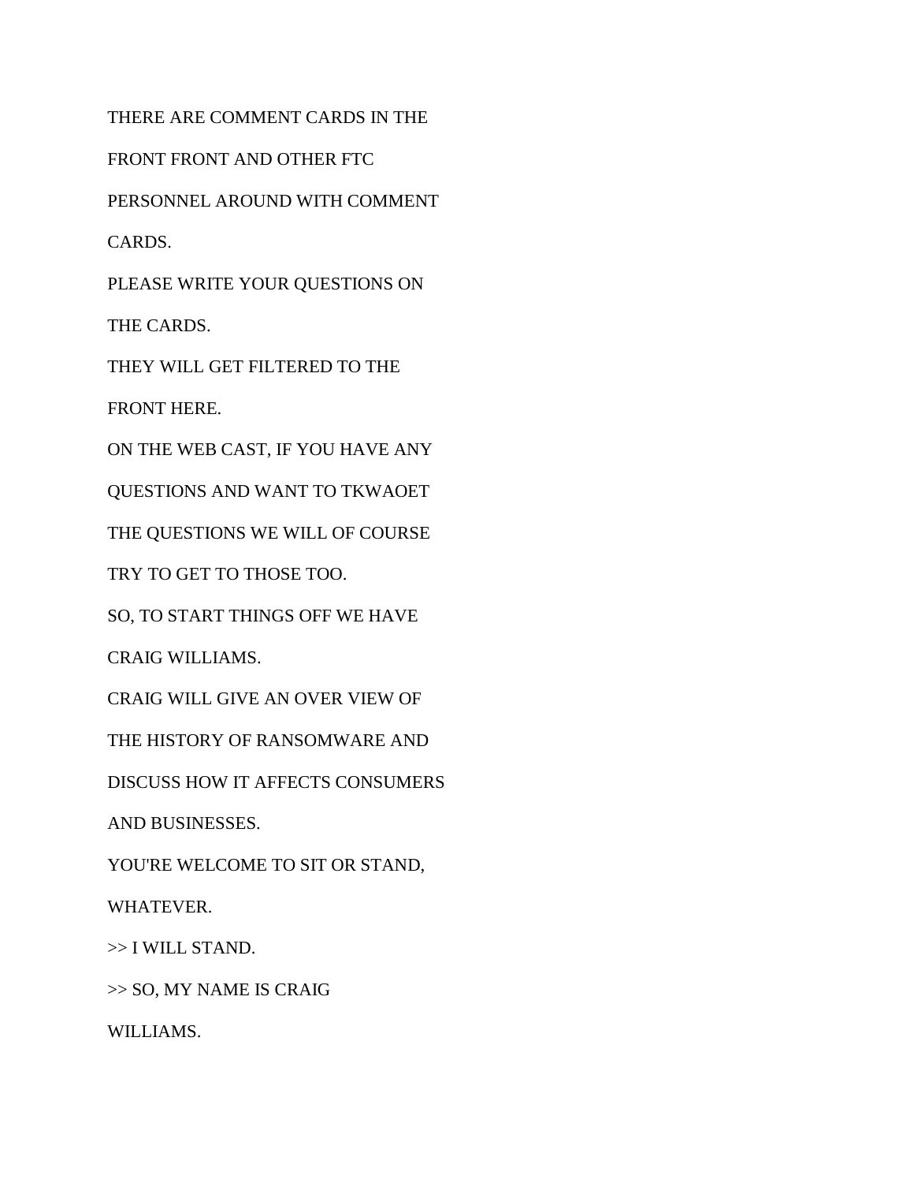THERE ARE COMMENT CARDS IN THE

FRONT FRONT AND OTHER FTC

PERSONNEL AROUND WITH COMMENT

CARDS.

PLEASE WRITE YOUR QUESTIONS ON

THE CARDS.

THEY WILL GET FILTERED TO THE

FRONT HERE.

ON THE WEB CAST, IF YOU HAVE ANY

QUESTIONS AND WANT TO TKWAOET

THE QUESTIONS WE WILL OF COURSE

TRY TO GET TO THOSE TOO.

SO, TO START THINGS OFF WE HAVE

CRAIG WILLIAMS.

CRAIG WILL GIVE AN OVER VIEW OF

THE HISTORY OF RANSOMWARE AND

DISCUSS HOW IT AFFECTS CONSUMERS

AND BUSINESSES.

YOU'RE WELCOME TO SIT OR STAND,

WHATEVER.

>> I WILL STAND.

>> SO, MY NAME IS CRAIG

WILLIAMS.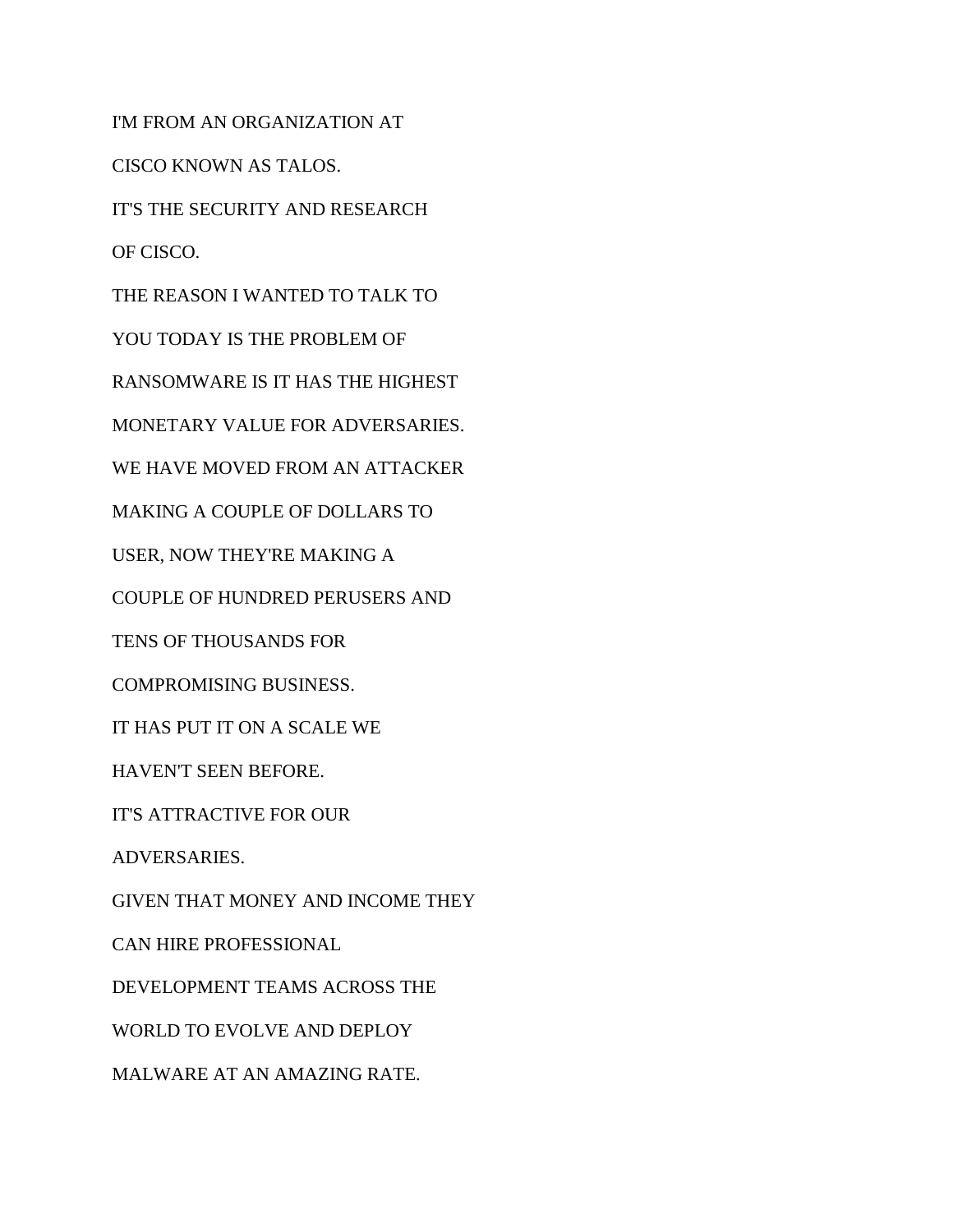I'M FROM AN ORGANIZATION AT

CISCO KNOWN AS TALOS.

IT'S THE SECURITY AND RESEARCH

OF CISCO.

THE REASON I WANTED TO TALK TO

YOU TODAY IS THE PROBLEM OF

RANSOMWARE IS IT HAS THE HIGHEST

MONETARY VALUE FOR ADVERSARIES.

WE HAVE MOVED FROM AN ATTACKER

MAKING A COUPLE OF DOLLARS TO

USER, NOW THEY'RE MAKING A

COUPLE OF HUNDRED PERUSERS AND

TENS OF THOUSANDS FOR

COMPROMISING BUSINESS.

IT HAS PUT IT ON A SCALE WE

HAVEN'T SEEN BEFORE.

IT'S ATTRACTIVE FOR OUR

ADVERSARIES.

GIVEN THAT MONEY AND INCOME THEY

CAN HIRE PROFESSIONAL

DEVELOPMENT TEAMS ACROSS THE

WORLD TO EVOLVE AND DEPLOY

MALWARE AT AN AMAZING RATE.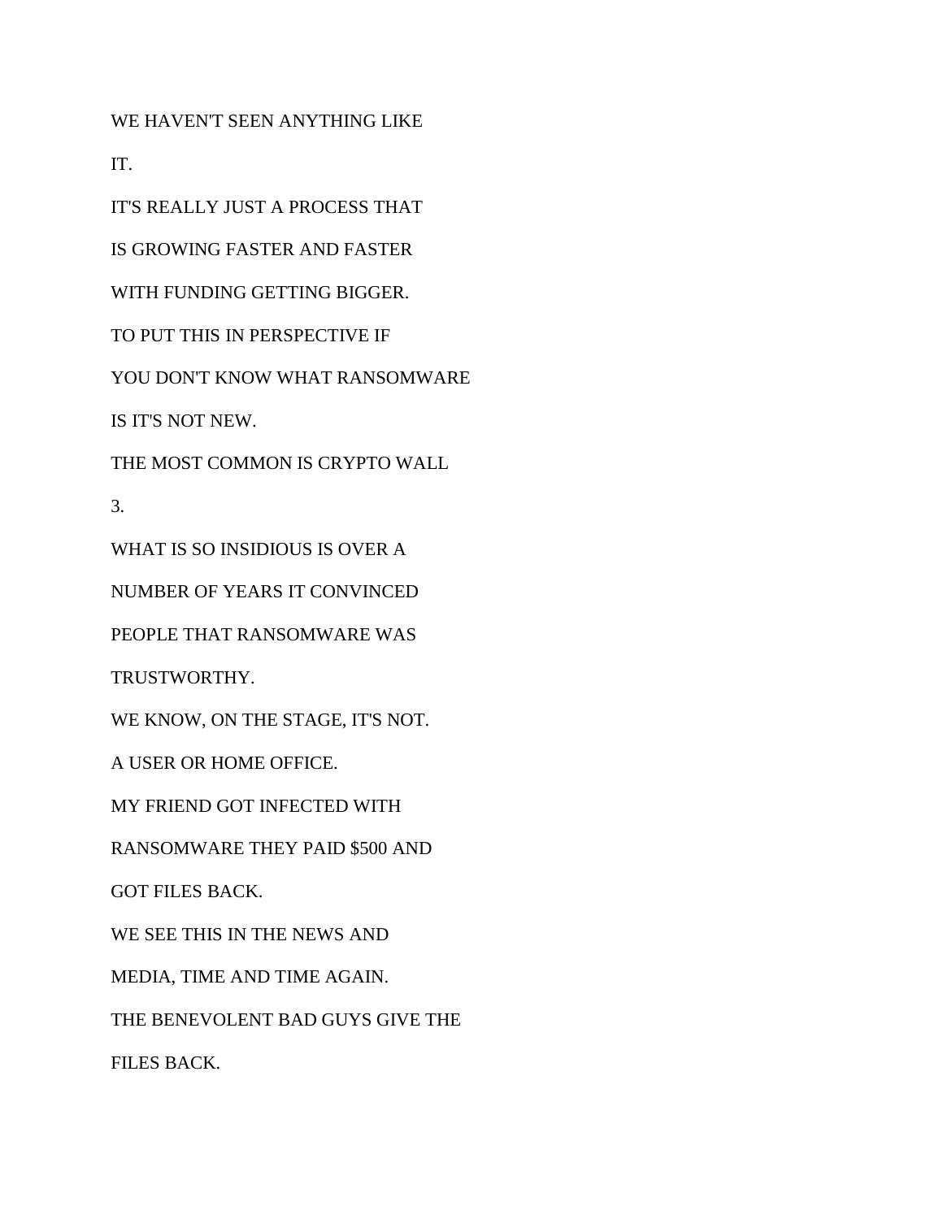WE HAVEN'T SEEN ANYTHING LIKE

IT.

IT'S REALLY JUST A PROCESS THAT

IS GROWING FASTER AND FASTER

WITH FUNDING GETTING BIGGER.

TO PUT THIS IN PERSPECTIVE IF

YOU DON'T KNOW WHAT RANSOMWARE

IS IT'S NOT NEW.

THE MOST COMMON IS CRYPTO WALL

3.

WHAT IS SO INSIDIOUS IS OVER A

NUMBER OF YEARS IT CONVINCED

PEOPLE THAT RANSOMWARE WAS

TRUSTWORTHY.

WE KNOW, ON THE STAGE, IT'S NOT.

A USER OR HOME OFFICE.

MY FRIEND GOT INFECTED WITH

RANSOMWARE THEY PAID $500 AND

GOT FILES BACK.

WE SEE THIS IN THE NEWS AND

MEDIA, TIME AND TIME AGAIN.

THE BENEVOLENT BAD GUYS GIVE THE

FILES BACK.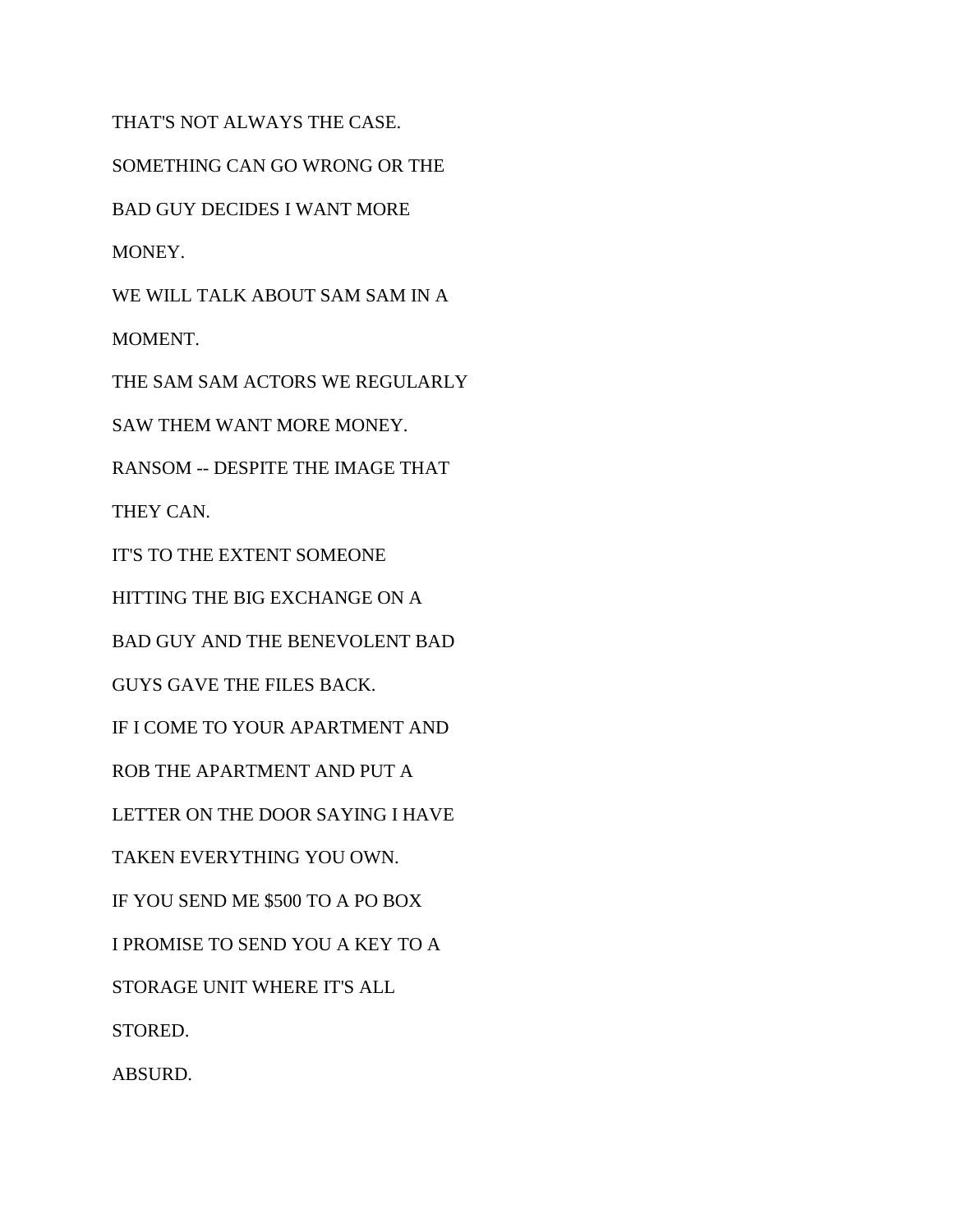THAT'S NOT ALWAYS THE CASE.

SOMETHING CAN GO WRONG OR THE

BAD GUY DECIDES I WANT MORE

MONEY.

WE WILL TALK ABOUT SAM SAM IN A

MOMENT.

THE SAM SAM ACTORS WE REGULARLY

SAW THEM WANT MORE MONEY.

RANSOM -- DESPITE THE IMAGE THAT

THEY CAN.

IT'S TO THE EXTENT SOMEONE

HITTING THE BIG EXCHANGE ON A

BAD GUY AND THE BENEVOLENT BAD

GUYS GAVE THE FILES BACK.

IF I COME TO YOUR APARTMENT AND

ROB THE APARTMENT AND PUT A

LETTER ON THE DOOR SAYING I HAVE

TAKEN EVERYTHING YOU OWN.

IF YOU SEND ME $500 TO A PO BOX

I PROMISE TO SEND YOU A KEY TO A

STORAGE UNIT WHERE IT'S ALL

STORED.

ABSURD.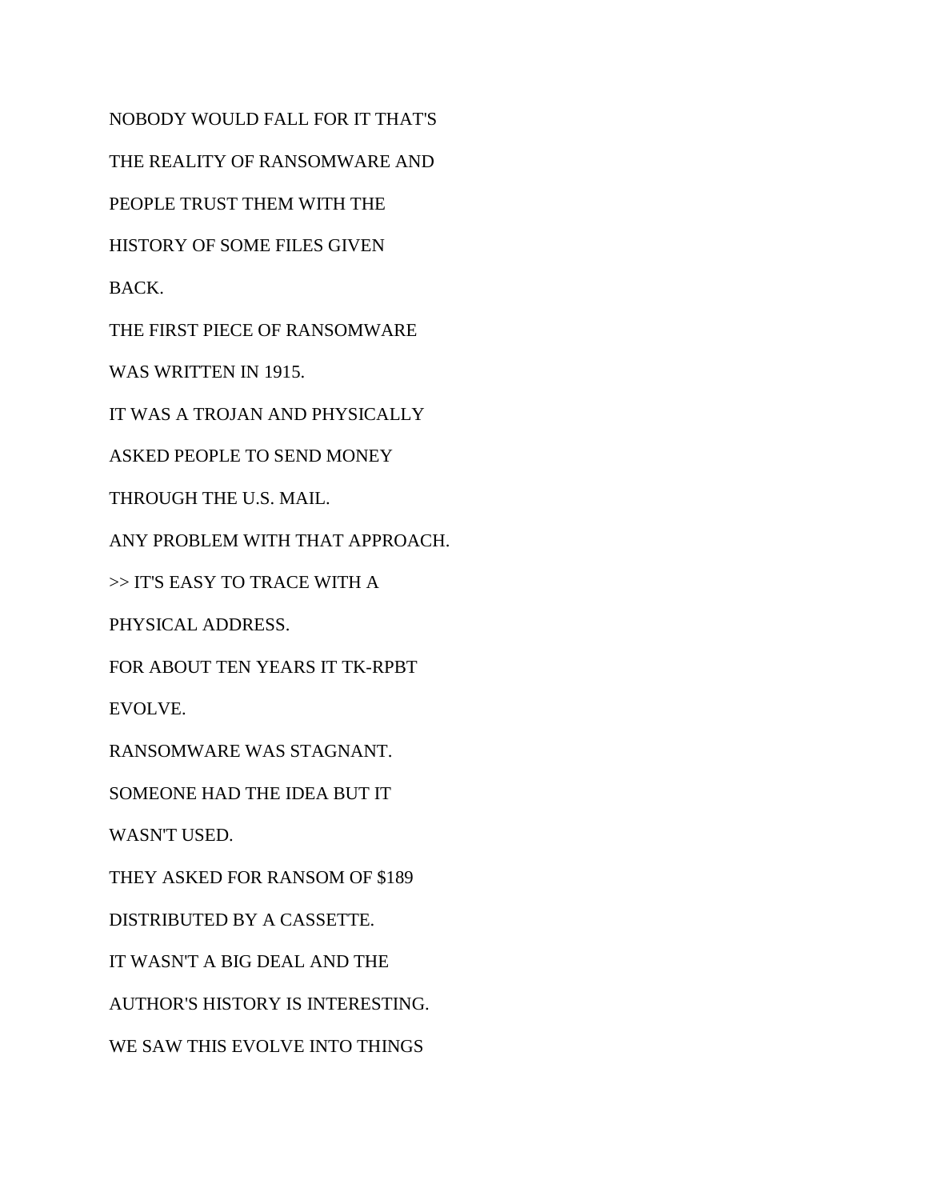NOBODY WOULD FALL FOR IT THAT'S

THE REALITY OF RANSOMWARE AND

PEOPLE TRUST THEM WITH THE

HISTORY OF SOME FILES GIVEN

BACK.

THE FIRST PIECE OF RANSOMWARE

WAS WRITTEN IN 1915.

IT WAS A TROJAN AND PHYSICALLY

ASKED PEOPLE TO SEND MONEY

THROUGH THE U.S. MAIL.

ANY PROBLEM WITH THAT APPROACH.

>> IT'S EASY TO TRACE WITH A

PHYSICAL ADDRESS.

FOR ABOUT TEN YEARS IT TK-RPBT

EVOLVE.

RANSOMWARE WAS STAGNANT.

SOMEONE HAD THE IDEA BUT IT

WASN'T USED.

THEY ASKED FOR RANSOM OF $189

DISTRIBUTED BY A CASSETTE.

IT WASN'T A BIG DEAL AND THE

AUTHOR'S HISTORY IS INTERESTING.

WE SAW THIS EVOLVE INTO THINGS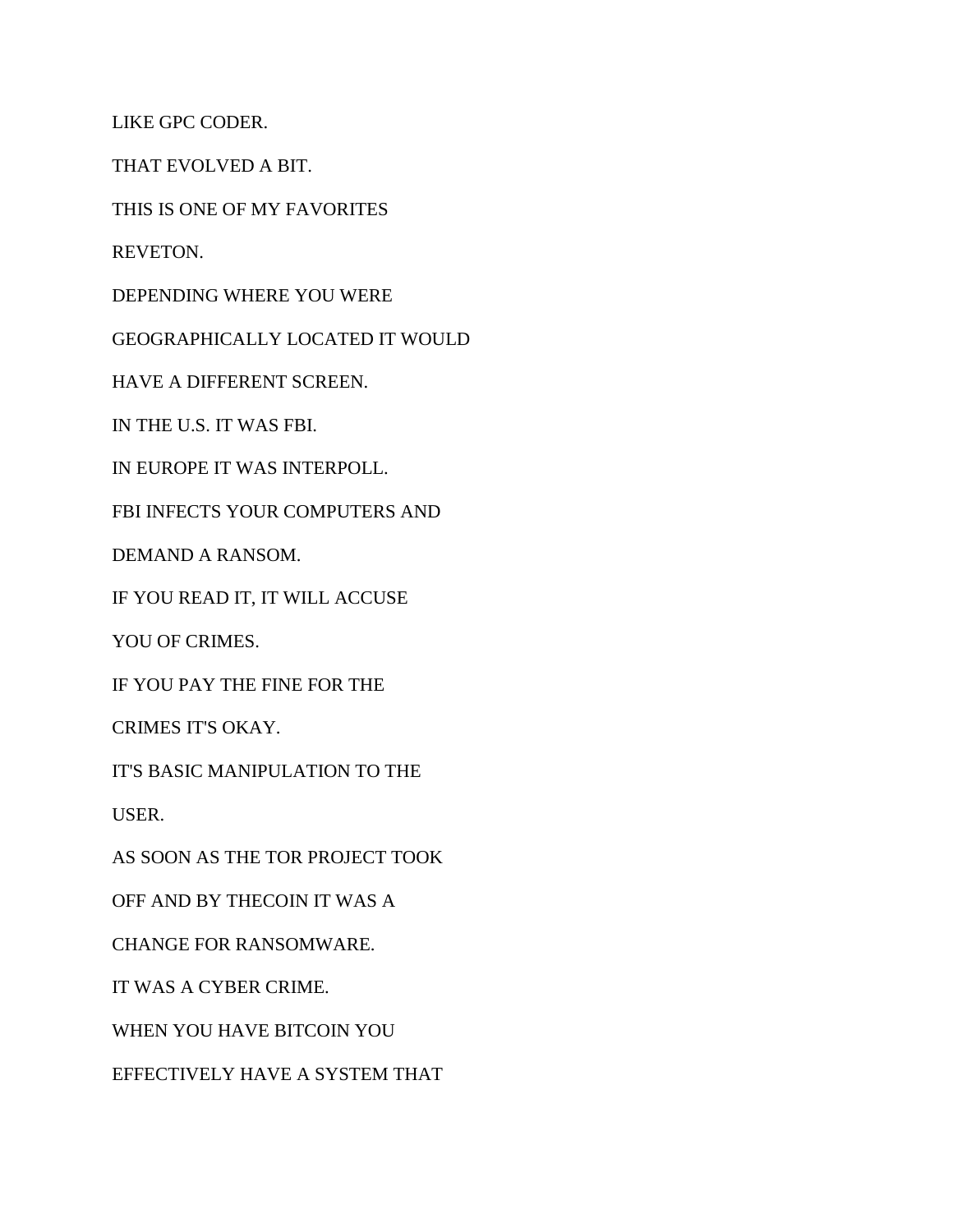LIKE GPC CODER.

THAT EVOLVED A BIT.

THIS IS ONE OF MY FAVORITES

REVETON.

DEPENDING WHERE YOU WERE

GEOGRAPHICALLY LOCATED IT WOULD

HAVE A DIFFERENT SCREEN.

IN THE U.S. IT WAS FBI.

IN EUROPE IT WAS INTERPOLL.

FBI INFECTS YOUR COMPUTERS AND

DEMAND A RANSOM.

IF YOU READ IT, IT WILL ACCUSE

YOU OF CRIMES.

IF YOU PAY THE FINE FOR THE

CRIMES IT'S OKAY.

IT'S BASIC MANIPULATION TO THE

USER.

AS SOON AS THE TOR PROJECT TOOK

OFF AND BY THECOIN IT WAS A

CHANGE FOR RANSOMWARE.

IT WAS A CYBER CRIME.

WHEN YOU HAVE BITCOIN YOU

EFFECTIVELY HAVE A SYSTEM THAT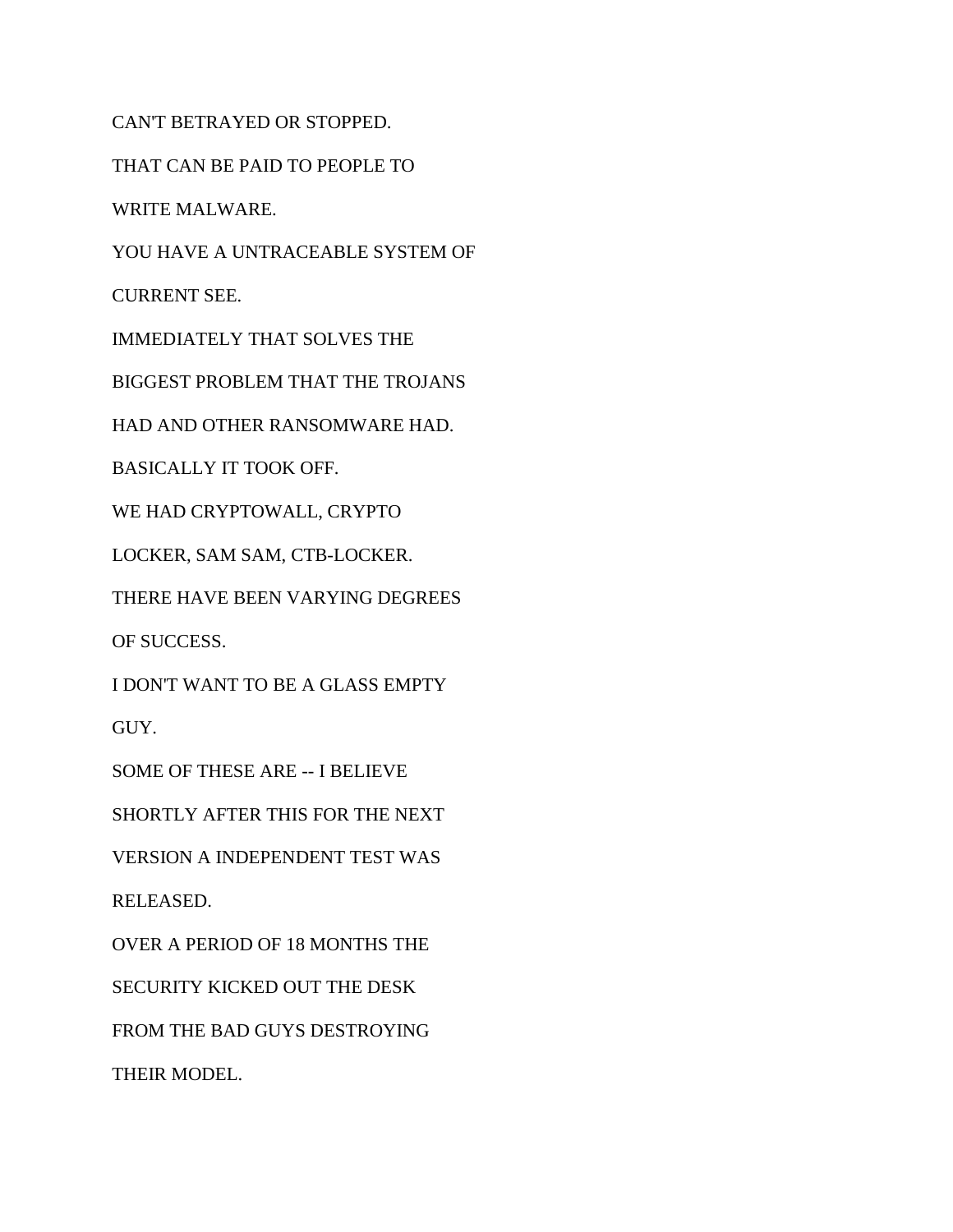CAN'T BETRAYED OR STOPPED.

THAT CAN BE PAID TO PEOPLE TO

WRITE MALWARE.

YOU HAVE A UNTRACEABLE SYSTEM OF

CURRENT SEE.

IMMEDIATELY THAT SOLVES THE

BIGGEST PROBLEM THAT THE TROJANS

HAD AND OTHER RANSOMWARE HAD.

BASICALLY IT TOOK OFF.

WE HAD CRYPTOWALL, CRYPTO

LOCKER, SAM SAM, CTB-LOCKER.

THERE HAVE BEEN VARYING DEGREES

OF SUCCESS.

I DON'T WANT TO BE A GLASS EMPTY

GUY.

SOME OF THESE ARE -- I BELIEVE

SHORTLY AFTER THIS FOR THE NEXT

VERSION A INDEPENDENT TEST WAS

RELEASED.

OVER A PERIOD OF 18 MONTHS THE

SECURITY KICKED OUT THE DESK

FROM THE BAD GUYS DESTROYING

THEIR MODEL.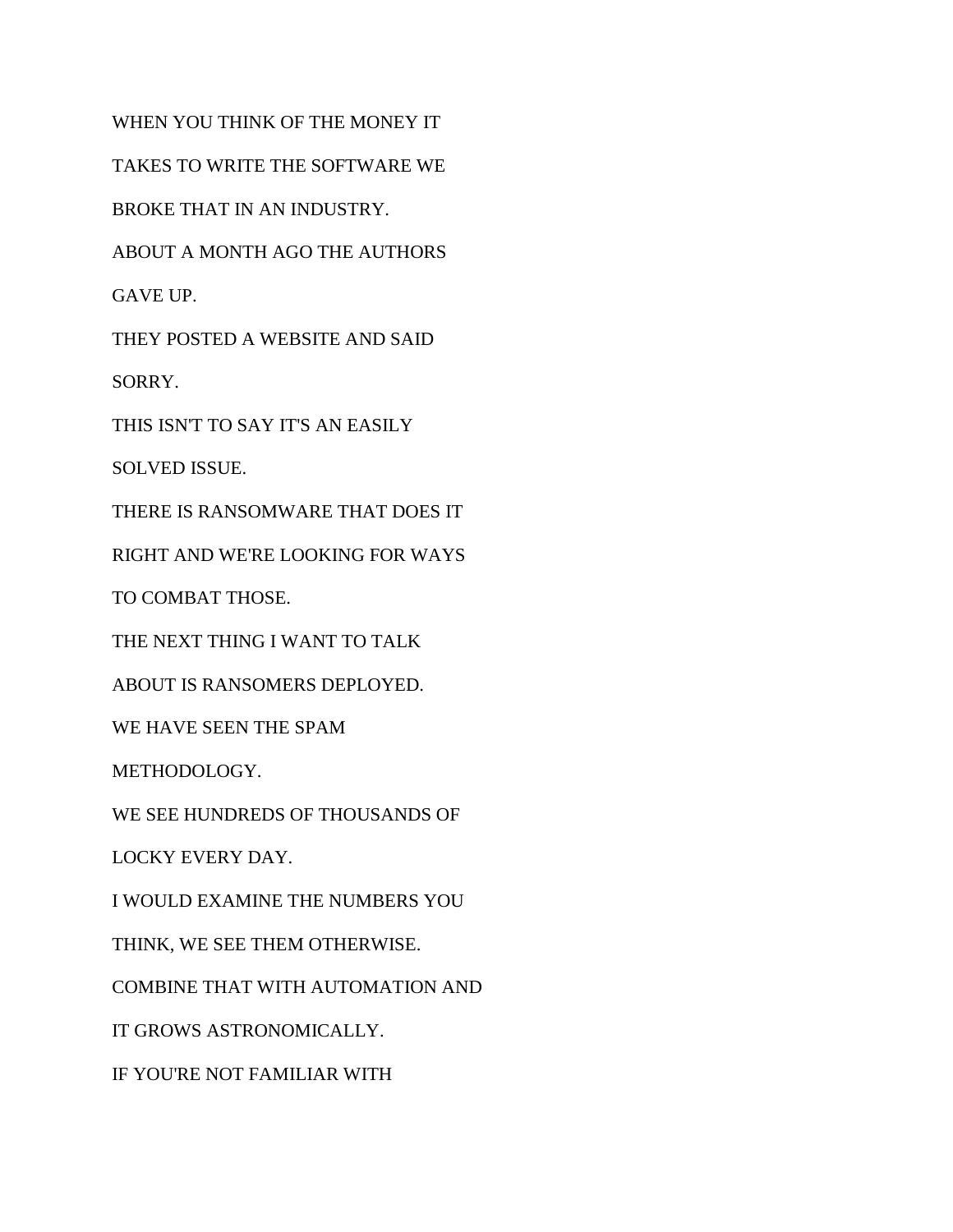WHEN YOU THINK OF THE MONEY IT

TAKES TO WRITE THE SOFTWARE WE

BROKE THAT IN AN INDUSTRY.

ABOUT A MONTH AGO THE AUTHORS

GAVE UP.

THEY POSTED A WEBSITE AND SAID

SORRY.

THIS ISN'T TO SAY IT'S AN EASILY

SOLVED ISSUE.

THERE IS RANSOMWARE THAT DOES IT

RIGHT AND WE'RE LOOKING FOR WAYS

TO COMBAT THOSE.

THE NEXT THING I WANT TO TALK

ABOUT IS RANSOMERS DEPLOYED.

WE HAVE SEEN THE SPAM

METHODOLOGY.

WE SEE HUNDREDS OF THOUSANDS OF

LOCKY EVERY DAY.

I WOULD EXAMINE THE NUMBERS YOU

THINK, WE SEE THEM OTHERWISE.

COMBINE THAT WITH AUTOMATION AND

IT GROWS ASTRONOMICALLY.

IF YOU'RE NOT FAMILIAR WITH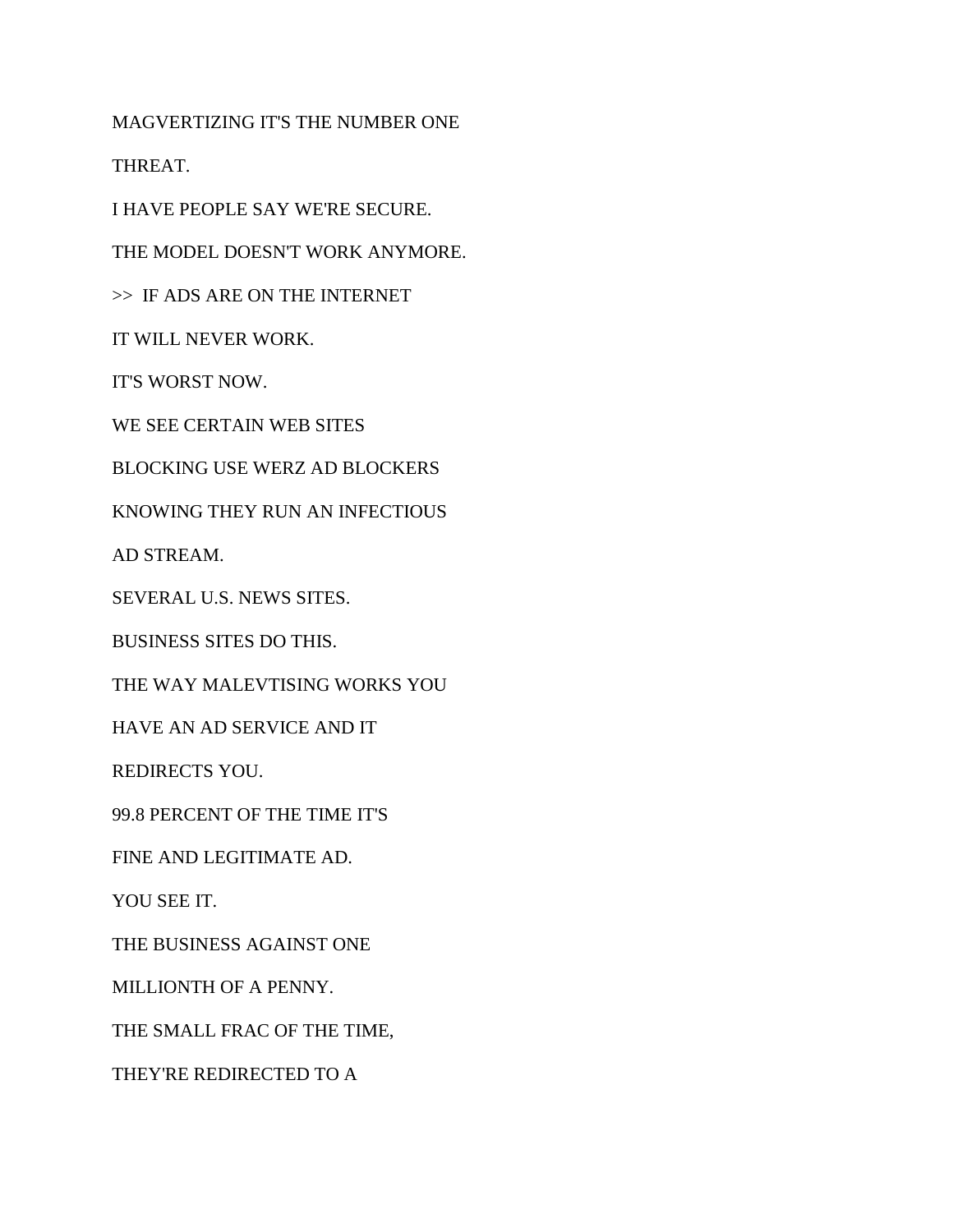MAGVERTIZING IT'S THE NUMBER ONE

THREAT.

I HAVE PEOPLE SAY WE'RE SECURE.

THE MODEL DOESN'T WORK ANYMORE.

>>  IF ADS ARE ON THE INTERNET

IT WILL NEVER WORK.

IT'S WORST NOW.

WE SEE CERTAIN WEB SITES

BLOCKING USE WERZ AD BLOCKERS

KNOWING THEY RUN AN INFECTIOUS

AD STREAM.

SEVERAL U.S. NEWS SITES.

BUSINESS SITES DO THIS.

THE WAY MALEVTISING WORKS YOU

HAVE AN AD SERVICE AND IT

REDIRECTS YOU.

99.8 PERCENT OF THE TIME IT'S

FINE AND LEGITIMATE AD.

YOU SEE IT.

THE BUSINESS AGAINST ONE

MILLIONTH OF A PENNY.

THE SMALL FRAC OF THE TIME,

THEY'RE REDIRECTED TO A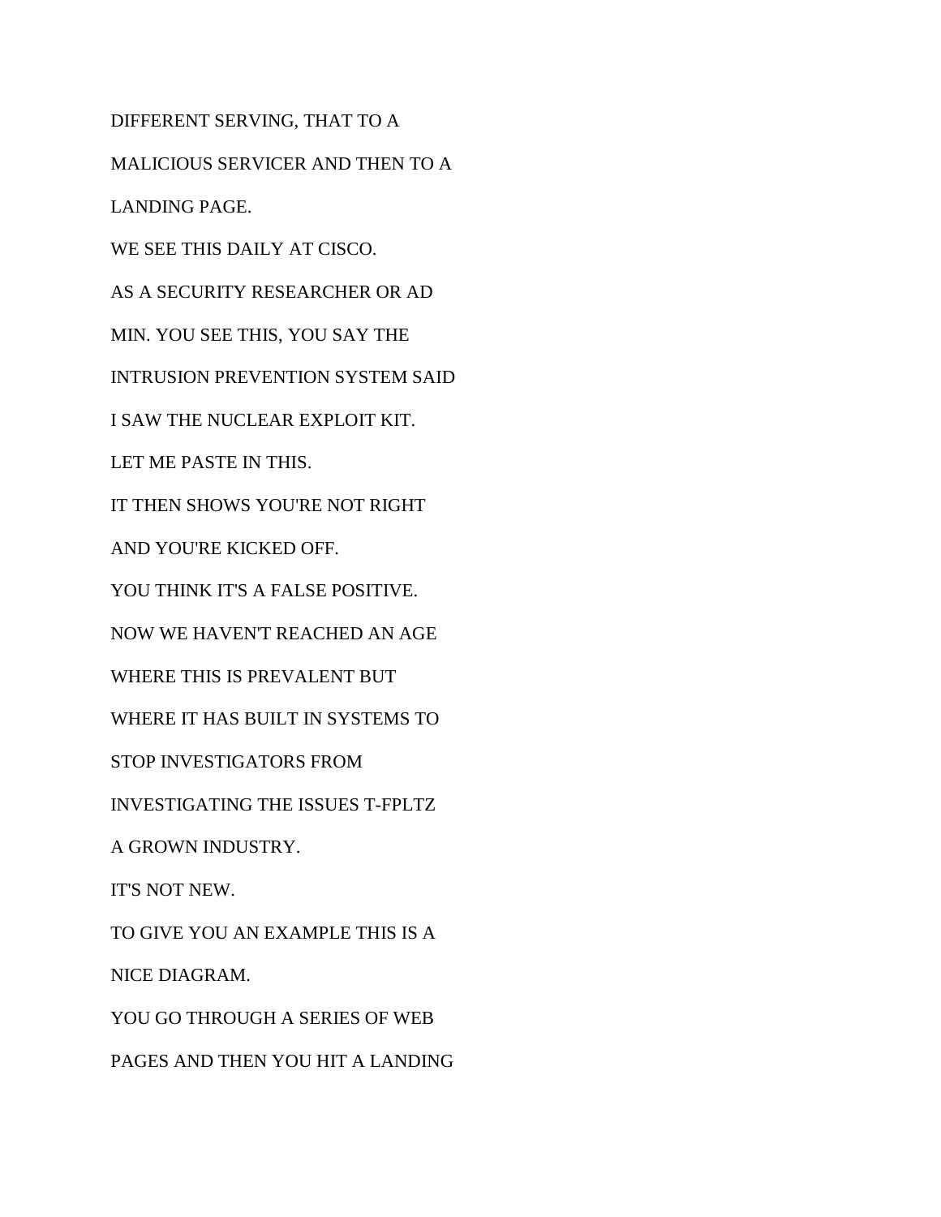DIFFERENT SERVING, THAT TO A

MALICIOUS SERVICER AND THEN TO A

LANDING PAGE.

WE SEE THIS DAILY AT CISCO.

AS A SECURITY RESEARCHER OR AD

MIN. YOU SEE THIS, YOU SAY THE

INTRUSION PREVENTION SYSTEM SAID

I SAW THE NUCLEAR EXPLOIT KIT.

LET ME PASTE IN THIS.

IT THEN SHOWS YOU'RE NOT RIGHT

AND YOU'RE KICKED OFF.

YOU THINK IT'S A FALSE POSITIVE.

NOW WE HAVEN'T REACHED AN AGE

WHERE THIS IS PREVALENT BUT

WHERE IT HAS BUILT IN SYSTEMS TO

STOP INVESTIGATORS FROM

INVESTIGATING THE ISSUES T-FPLTZ

A GROWN INDUSTRY.

IT'S NOT NEW.

TO GIVE YOU AN EXAMPLE THIS IS A

NICE DIAGRAM.

YOU GO THROUGH A SERIES OF WEB

PAGES AND THEN YOU HIT A LANDING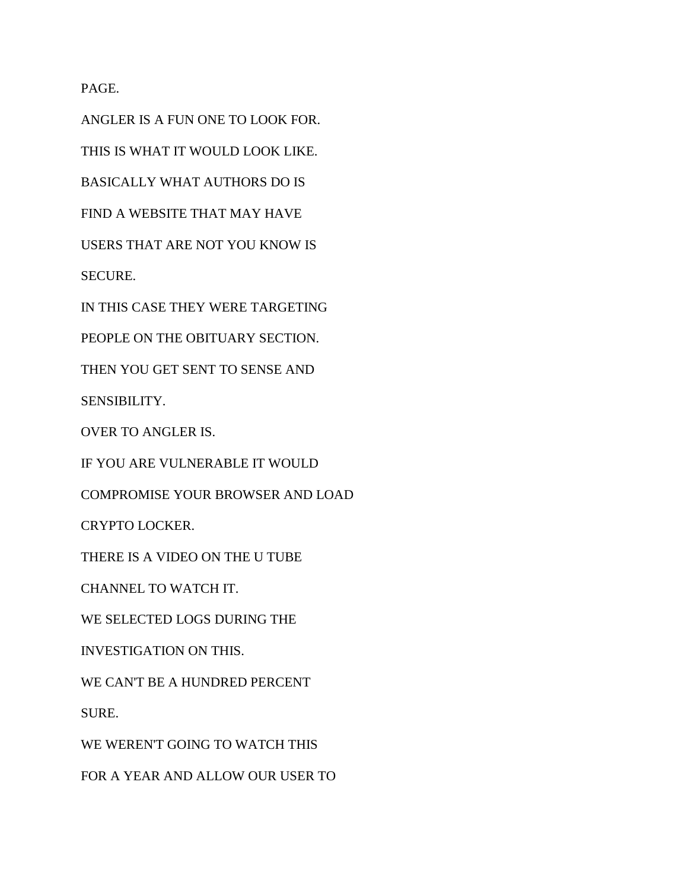PAGE.

ANGLER IS A FUN ONE TO LOOK FOR.

THIS IS WHAT IT WOULD LOOK LIKE.

BASICALLY WHAT AUTHORS DO IS

FIND A WEBSITE THAT MAY HAVE

USERS THAT ARE NOT YOU KNOW IS

SECURE.

IN THIS CASE THEY WERE TARGETING

PEOPLE ON THE OBITUARY SECTION.

THEN YOU GET SENT TO SENSE AND

SENSIBILITY.

OVER TO ANGLER IS.

IF YOU ARE VULNERABLE IT WOULD

COMPROMISE YOUR BROWSER AND LOAD

CRYPTO LOCKER.

THERE IS A VIDEO ON THE U TUBE

CHANNEL TO WATCH IT.

WE SELECTED LOGS DURING THE

INVESTIGATION ON THIS.

WE CAN'T BE A HUNDRED PERCENT

SURE.

WE WEREN'T GOING TO WATCH THIS

FOR A YEAR AND ALLOW OUR USER TO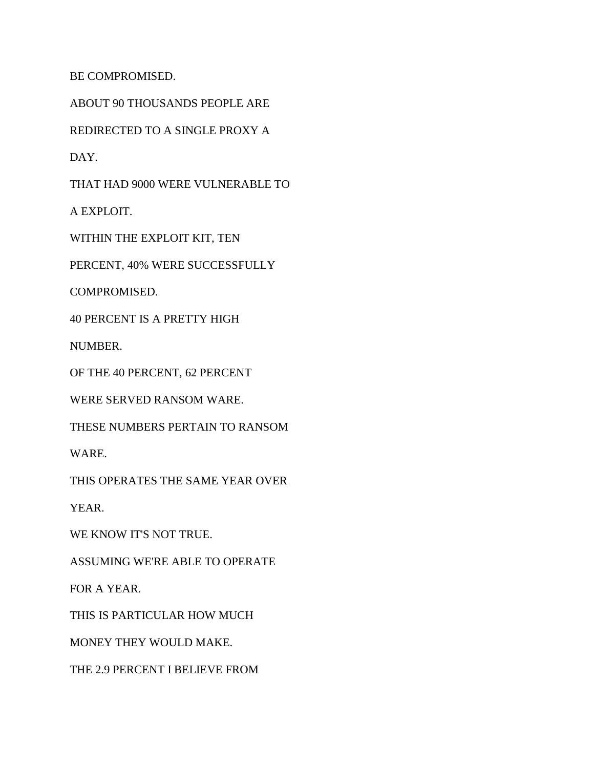BE COMPROMISED.

ABOUT 90 THOUSANDS PEOPLE ARE

REDIRECTED TO A SINGLE PROXY A

DAY.

THAT HAD 9000 WERE VULNERABLE TO

A EXPLOIT.

WITHIN THE EXPLOIT KIT, TEN

PERCENT, 40% WERE SUCCESSFULLY

COMPROMISED.

40 PERCENT IS A PRETTY HIGH

NUMBER.

OF THE 40 PERCENT, 62 PERCENT

WERE SERVED RANSOM WARE.

THESE NUMBERS PERTAIN TO RANSOM

WARE.

THIS OPERATES THE SAME YEAR OVER

YEAR.

WE KNOW IT'S NOT TRUE.

ASSUMING WE'RE ABLE TO OPERATE

FOR A YEAR.

THIS IS PARTICULAR HOW MUCH

MONEY THEY WOULD MAKE.

THE 2.9 PERCENT I BELIEVE FROM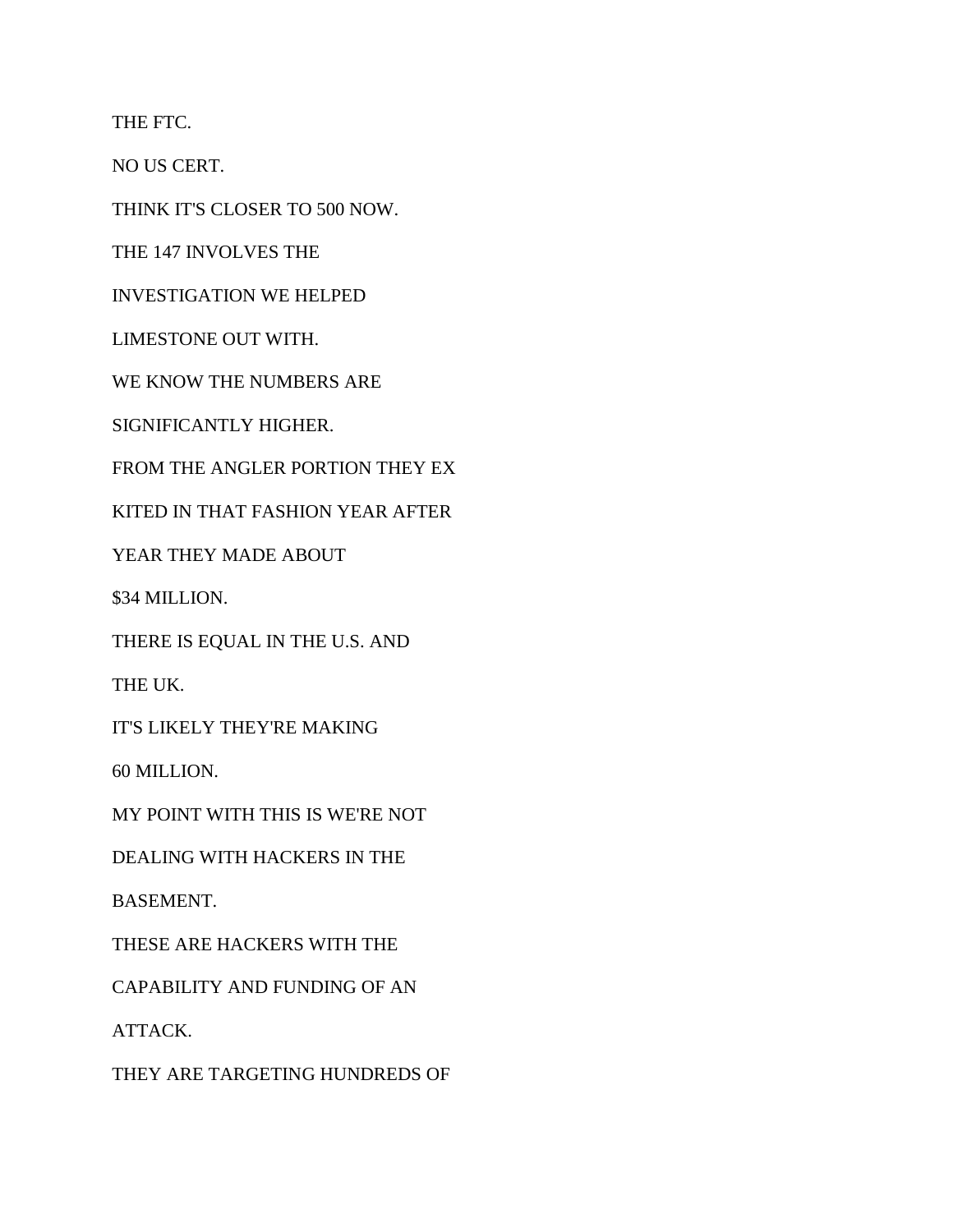THE FTC.

NO US CERT.

THINK IT'S CLOSER TO 500 NOW.

THE 147 INVOLVES THE

INVESTIGATION WE HELPED

LIMESTONE OUT WITH.

WE KNOW THE NUMBERS ARE

SIGNIFICANTLY HIGHER.

FROM THE ANGLER PORTION THEY EX

KITED IN THAT FASHION YEAR AFTER

YEAR THEY MADE ABOUT

$34 MILLION.

THERE IS EQUAL IN THE U.S. AND

THE UK.

IT'S LIKELY THEY'RE MAKING

60 MILLION.

MY POINT WITH THIS IS WE'RE NOT

DEALING WITH HACKERS IN THE

BASEMENT.

THESE ARE HACKERS WITH THE

CAPABILITY AND FUNDING OF AN

ATTACK.

THEY ARE TARGETING HUNDREDS OF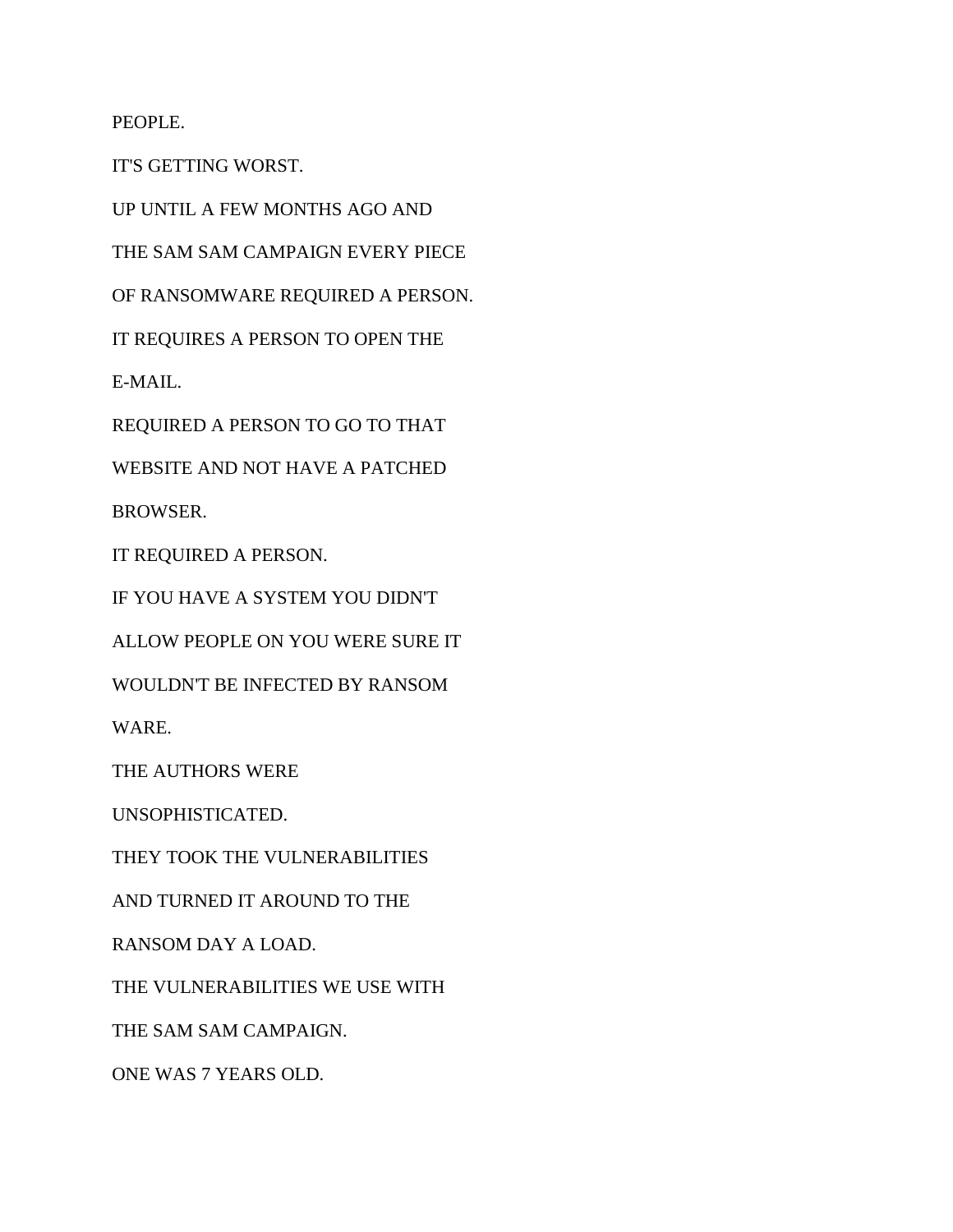PEOPLE.

IT'S GETTING WORST.

UP UNTIL A FEW MONTHS AGO AND

THE SAM SAM CAMPAIGN EVERY PIECE

OF RANSOMWARE REQUIRED A PERSON.

IT REQUIRES A PERSON TO OPEN THE

E-MAIL.

REQUIRED A PERSON TO GO TO THAT

WEBSITE AND NOT HAVE A PATCHED

BROWSER.

IT REQUIRED A PERSON.

IF YOU HAVE A SYSTEM YOU DIDN'T

ALLOW PEOPLE ON YOU WERE SURE IT

WOULDN'T BE INFECTED BY RANSOM

WARE.

THE AUTHORS WERE

UNSOPHISTICATED.

THEY TOOK THE VULNERABILITIES

AND TURNED IT AROUND TO THE

RANSOM DAY A LOAD.

THE VULNERABILITIES WE USE WITH

THE SAM SAM CAMPAIGN.

ONE WAS 7 YEARS OLD.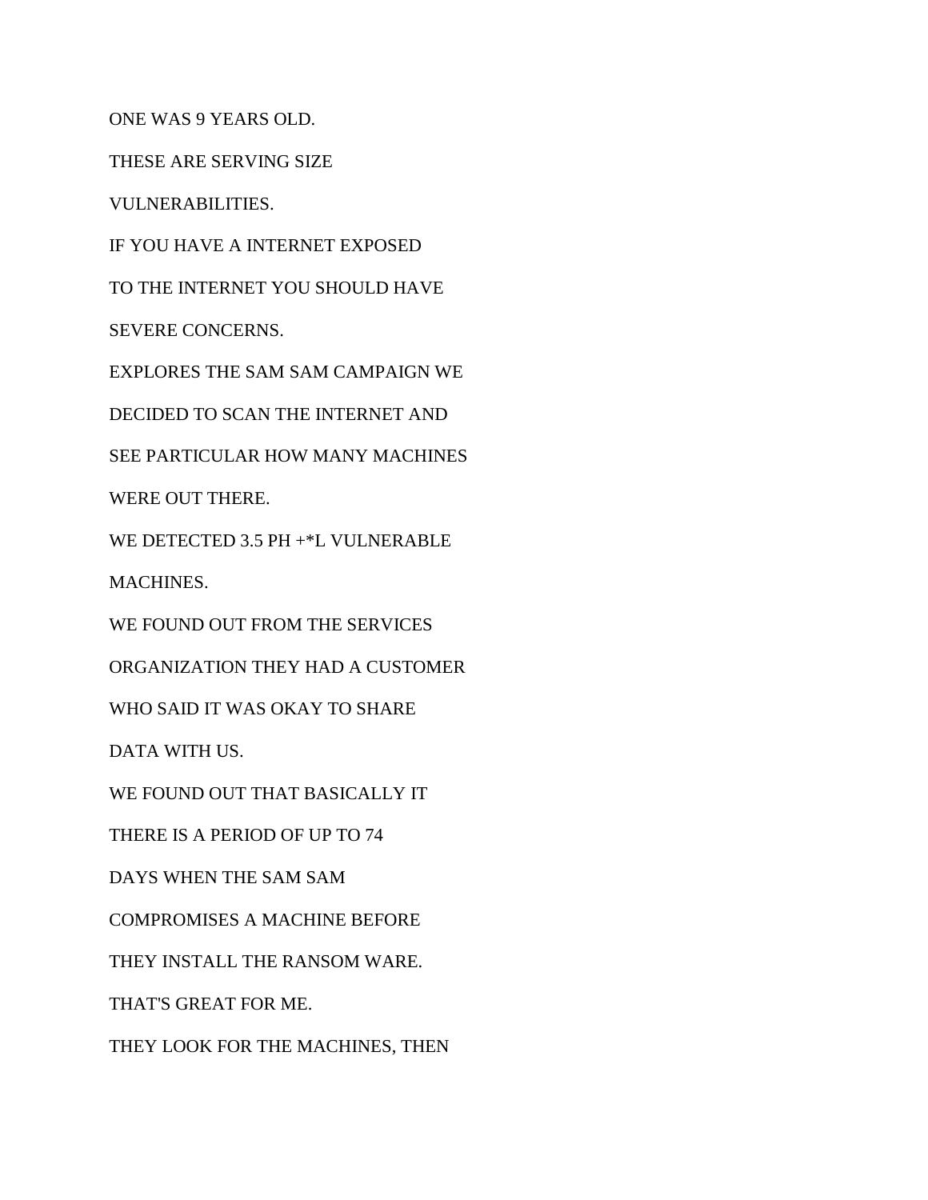ONE WAS 9 YEARS OLD.

THESE ARE SERVING SIZE

VULNERABILITIES.

IF YOU HAVE A INTERNET EXPOSED

TO THE INTERNET YOU SHOULD HAVE

SEVERE CONCERNS.

EXPLORES THE SAM SAM CAMPAIGN WE

DECIDED TO SCAN THE INTERNET AND

SEE PARTICULAR HOW MANY MACHINES

WERE OUT THERE.

WE DETECTED 3.5 PH +*L VULNERABLE

MACHINES.

WE FOUND OUT FROM THE SERVICES

ORGANIZATION THEY HAD A CUSTOMER

WHO SAID IT WAS OKAY TO SHARE

DATA WITH US.

WE FOUND OUT THAT BASICALLY IT

THERE IS A PERIOD OF UP TO 74

DAYS WHEN THE SAM SAM

COMPROMISES A MACHINE BEFORE

THEY INSTALL THE RANSOM WARE.

THAT'S GREAT FOR ME.

THEY LOOK FOR THE MACHINES, THEN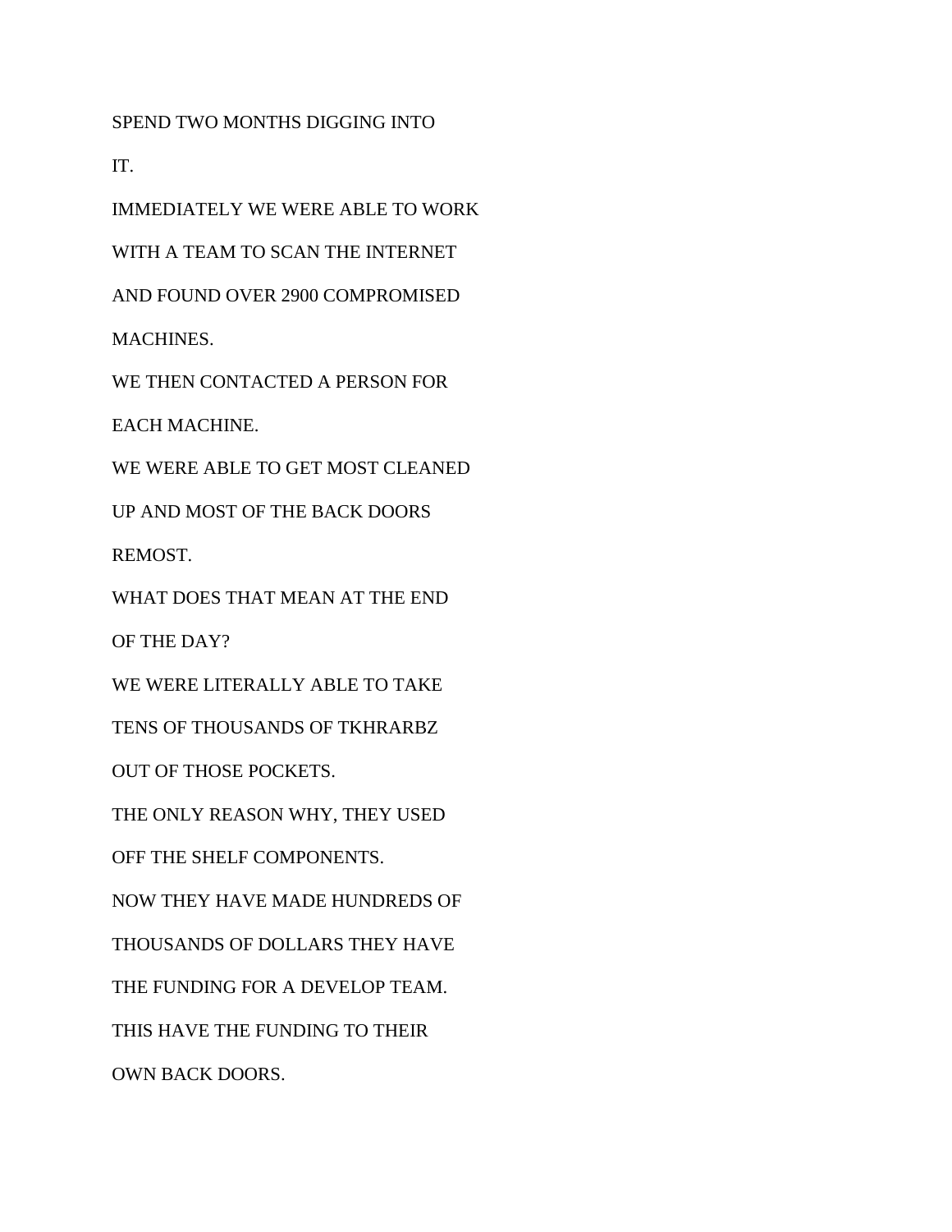SPEND TWO MONTHS DIGGING INTO

IT.

IMMEDIATELY WE WERE ABLE TO WORK

WITH A TEAM TO SCAN THE INTERNET

AND FOUND OVER 2900 COMPROMISED

MACHINES.

WE THEN CONTACTED A PERSON FOR

EACH MACHINE.

WE WERE ABLE TO GET MOST CLEANED

UP AND MOST OF THE BACK DOORS

REMOST.

WHAT DOES THAT MEAN AT THE END

OF THE DAY?

WE WERE LITERALLY ABLE TO TAKE

TENS OF THOUSANDS OF TKHRARBZ

OUT OF THOSE POCKETS.

THE ONLY REASON WHY, THEY USED

OFF THE SHELF COMPONENTS.

NOW THEY HAVE MADE HUNDREDS OF

THOUSANDS OF DOLLARS THEY HAVE

THE FUNDING FOR A DEVELOP TEAM.

THIS HAVE THE FUNDING TO THEIR

OWN BACK DOORS.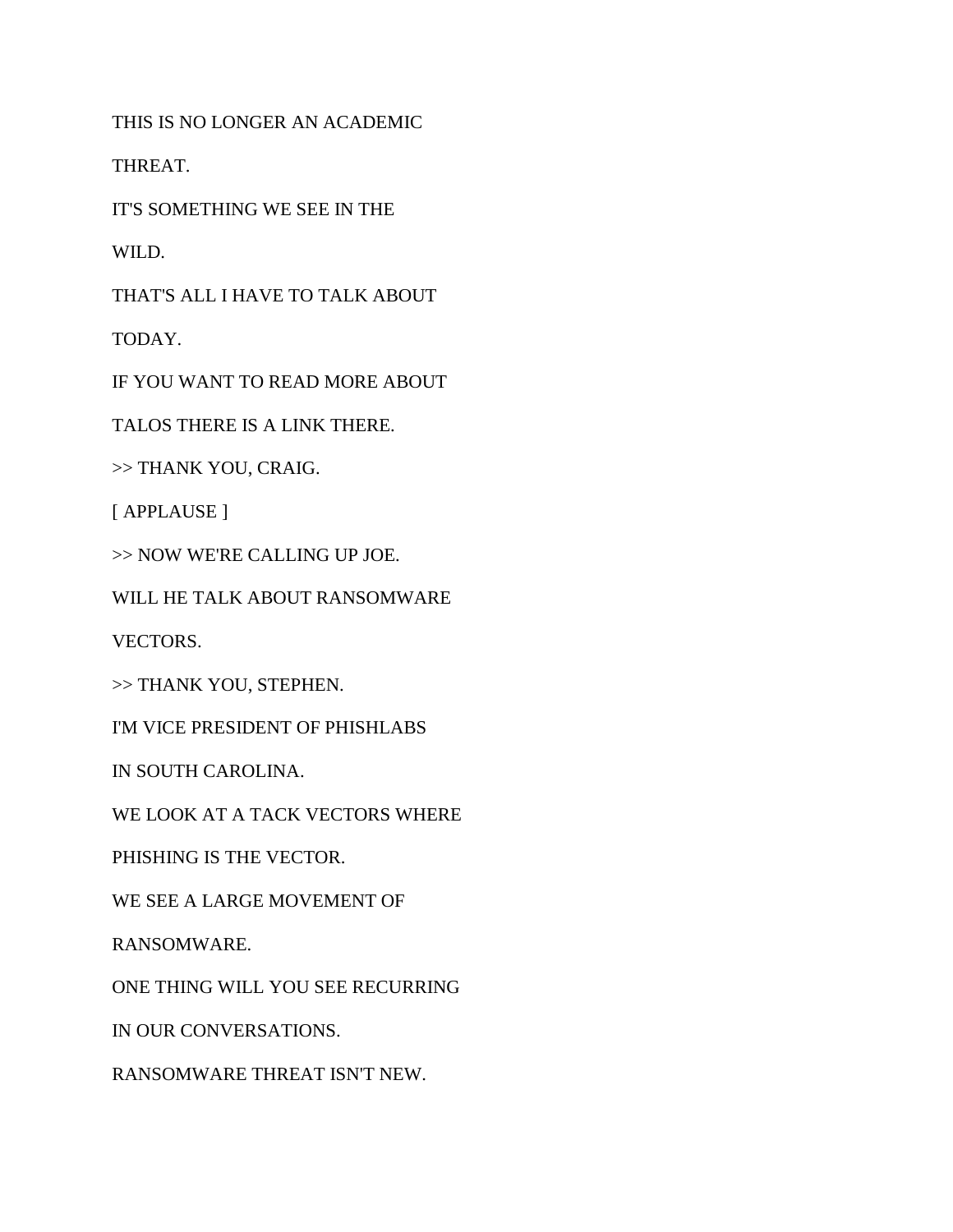THIS IS NO LONGER AN ACADEMIC

THREAT.

IT'S SOMETHING WE SEE IN THE

WILD.

THAT'S ALL I HAVE TO TALK ABOUT

TODAY.

IF YOU WANT TO READ MORE ABOUT

TALOS THERE IS A LINK THERE.

>> THANK YOU, CRAIG.

[ APPLAUSE ]

>> NOW WE'RE CALLING UP JOE.

WILL HE TALK ABOUT RANSOMWARE

VECTORS.

>> THANK YOU, STEPHEN.

I'M VICE PRESIDENT OF PHISHLABS

IN SOUTH CAROLINA.

WE LOOK AT A TACK VECTORS WHERE

PHISHING IS THE VECTOR.

WE SEE A LARGE MOVEMENT OF

RANSOMWARE.

ONE THING WILL YOU SEE RECURRING

IN OUR CONVERSATIONS.

RANSOMWARE THREAT ISN'T NEW.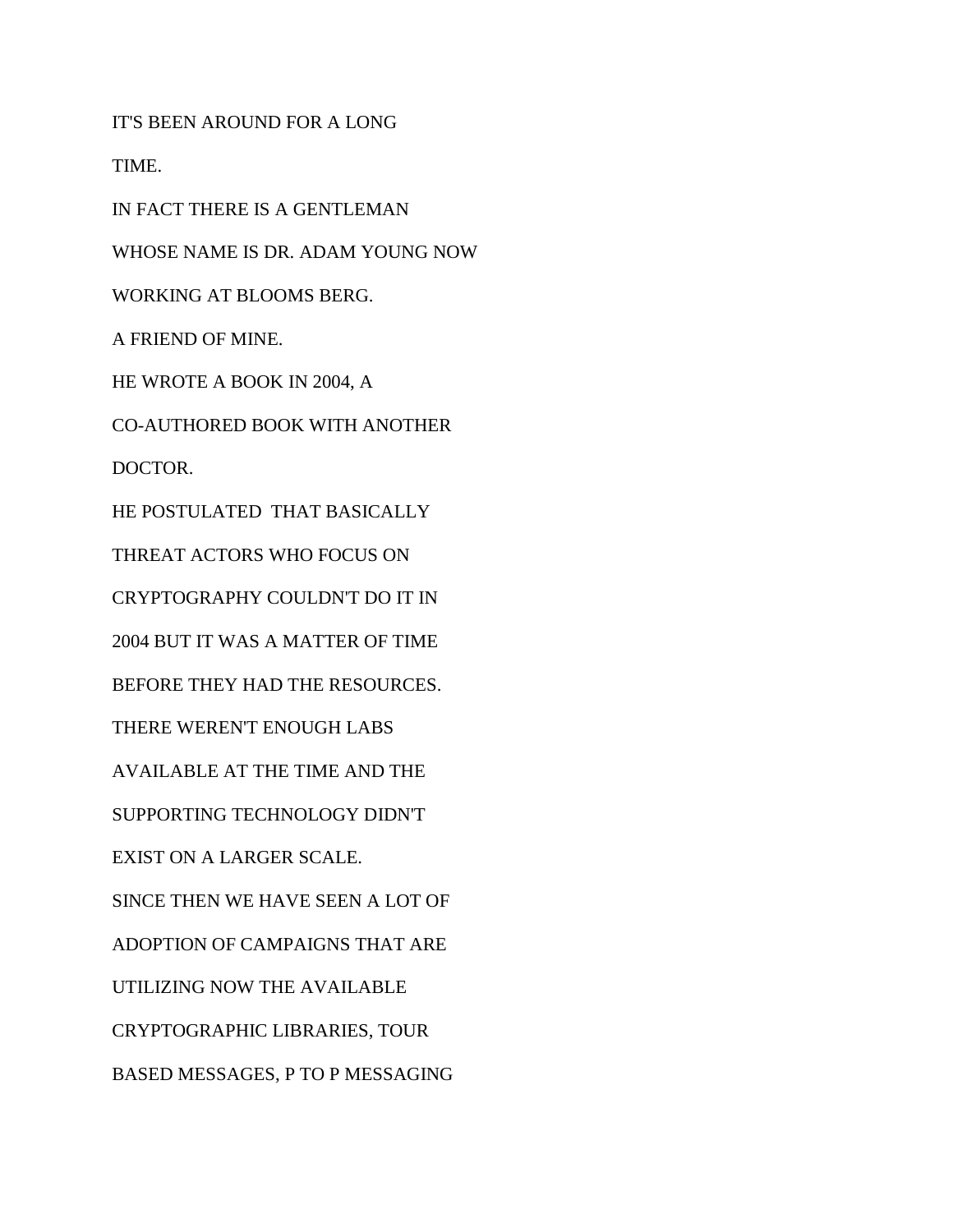IT'S BEEN AROUND FOR A LONG

TIME.

IN FACT THERE IS A GENTLEMAN

WHOSE NAME IS DR. ADAM YOUNG NOW

WORKING AT BLOOMS BERG.

A FRIEND OF MINE.

HE WROTE A BOOK IN 2004, A

CO-AUTHORED BOOK WITH ANOTHER

DOCTOR.

HE POSTULATED  THAT BASICALLY

THREAT ACTORS WHO FOCUS ON

CRYPTOGRAPHY COULDN'T DO IT IN

2004 BUT IT WAS A MATTER OF TIME

BEFORE THEY HAD THE RESOURCES.

THERE WEREN'T ENOUGH LABS

AVAILABLE AT THE TIME AND THE

SUPPORTING TECHNOLOGY DIDN'T

EXIST ON A LARGER SCALE.

SINCE THEN WE HAVE SEEN A LOT OF

ADOPTION OF CAMPAIGNS THAT ARE

UTILIZING NOW THE AVAILABLE

CRYPTOGRAPHIC LIBRARIES, TOUR

BASED MESSAGES, P TO P MESSAGING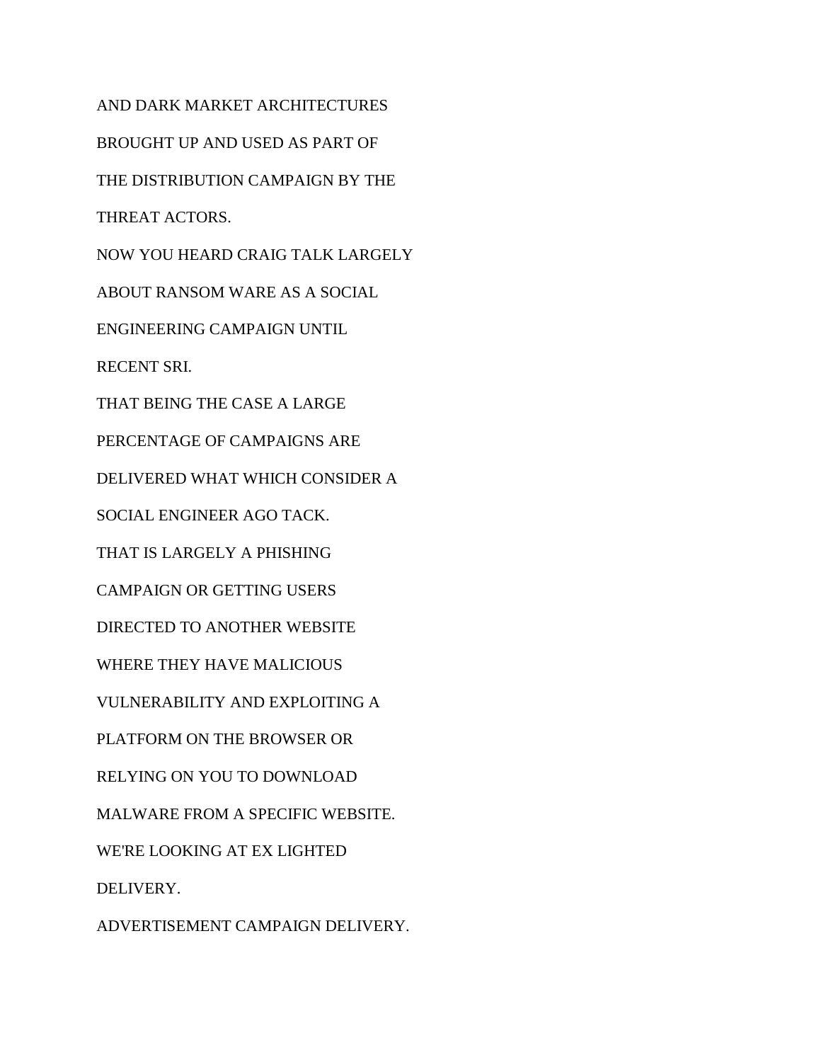AND DARK MARKET ARCHITECTURES

BROUGHT UP AND USED AS PART OF

THE DISTRIBUTION CAMPAIGN BY THE

THREAT ACTORS.

NOW YOU HEARD CRAIG TALK LARGELY

ABOUT RANSOM WARE AS A SOCIAL

ENGINEERING CAMPAIGN UNTIL

RECENT SRI.

THAT BEING THE CASE A LARGE

PERCENTAGE OF CAMPAIGNS ARE

DELIVERED WHAT WHICH CONSIDER A

SOCIAL ENGINEER AGO TACK.

THAT IS LARGELY A PHISHING

CAMPAIGN OR GETTING USERS

DIRECTED TO ANOTHER WEBSITE

WHERE THEY HAVE MALICIOUS

VULNERABILITY AND EXPLOITING A

PLATFORM ON THE BROWSER OR

RELYING ON YOU TO DOWNLOAD

MALWARE FROM A SPECIFIC WEBSITE.

WE'RE LOOKING AT EX LIGHTED

DELIVERY.

ADVERTISEMENT CAMPAIGN DELIVERY.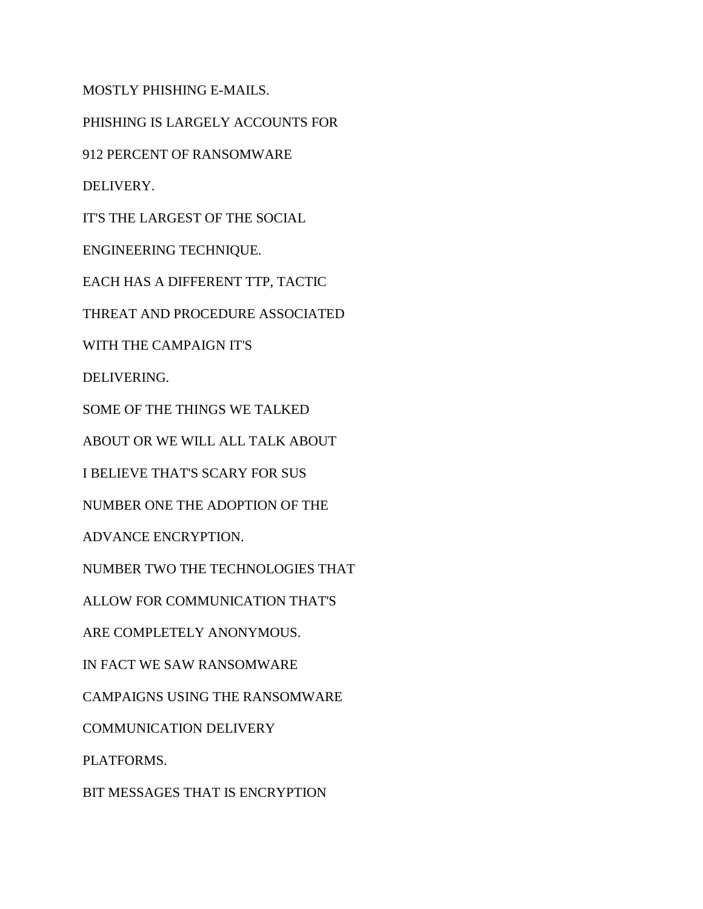MOSTLY PHISHING E-MAILS.

PHISHING IS LARGELY ACCOUNTS FOR

912 PERCENT OF RANSOMWARE

DELIVERY.

IT'S THE LARGEST OF THE SOCIAL

ENGINEERING TECHNIQUE.

EACH HAS A DIFFERENT TTP, TACTIC

THREAT AND PROCEDURE ASSOCIATED

WITH THE CAMPAIGN IT'S

DELIVERING.

SOME OF THE THINGS WE TALKED

ABOUT OR WE WILL ALL TALK ABOUT

I BELIEVE THAT'S SCARY FOR SUS

NUMBER ONE THE ADOPTION OF THE

ADVANCE ENCRYPTION.

NUMBER TWO THE TECHNOLOGIES THAT

ALLOW FOR COMMUNICATION THAT'S

ARE COMPLETELY ANONYMOUS.

IN FACT WE SAW RANSOMWARE

CAMPAIGNS USING THE RANSOMWARE

COMMUNICATION DELIVERY

PLATFORMS.

BIT MESSAGES THAT IS ENCRYPTION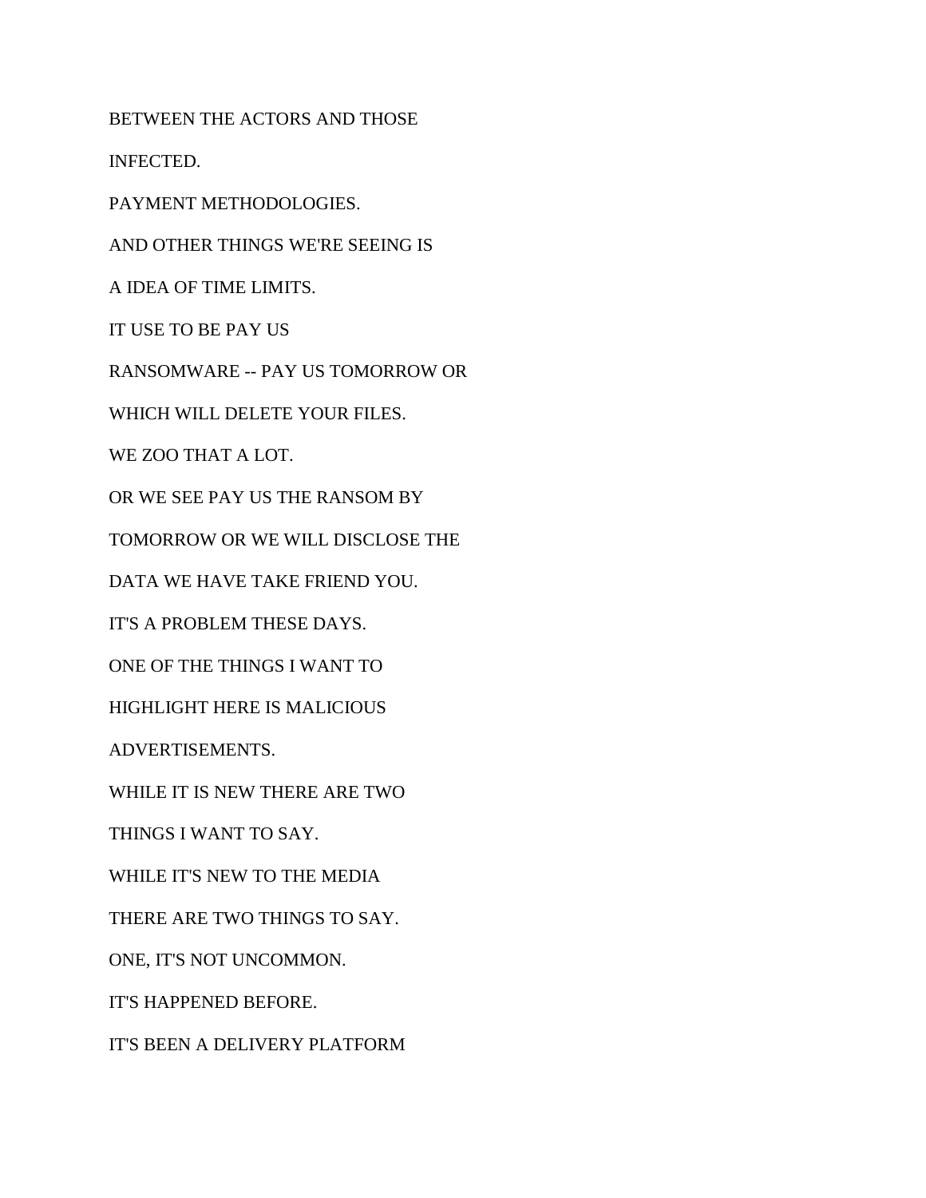BETWEEN THE ACTORS AND THOSE

INFECTED.

PAYMENT METHODOLOGIES.

AND OTHER THINGS WE'RE SEEING IS

A IDEA OF TIME LIMITS.

IT USE TO BE PAY US

RANSOMWARE -- PAY US TOMORROW OR

WHICH WILL DELETE YOUR FILES.

WE ZOO THAT A LOT.

OR WE SEE PAY US THE RANSOM BY

TOMORROW OR WE WILL DISCLOSE THE

DATA WE HAVE TAKE FRIEND YOU.

IT'S A PROBLEM THESE DAYS.

ONE OF THE THINGS I WANT TO

HIGHLIGHT HERE IS MALICIOUS

ADVERTISEMENTS.

WHILE IT IS NEW THERE ARE TWO

THINGS I WANT TO SAY.

WHILE IT'S NEW TO THE MEDIA

THERE ARE TWO THINGS TO SAY.

ONE, IT'S NOT UNCOMMON.

IT'S HAPPENED BEFORE.

IT'S BEEN A DELIVERY PLATFORM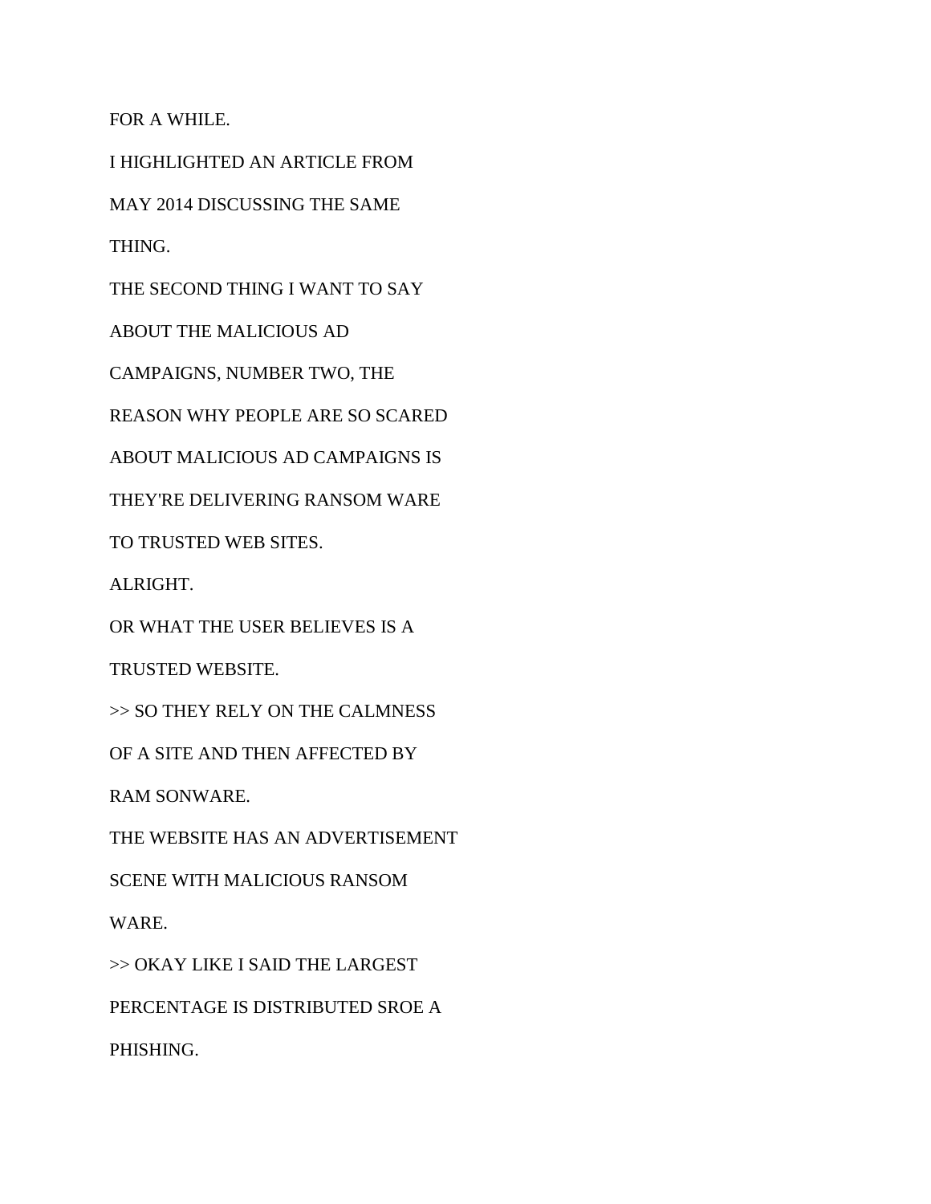FOR A WHILE.

I HIGHLIGHTED AN ARTICLE FROM

MAY 2014 DISCUSSING THE SAME

THING.

THE SECOND THING I WANT TO SAY

ABOUT THE MALICIOUS AD

CAMPAIGNS, NUMBER TWO, THE

REASON WHY PEOPLE ARE SO SCARED

ABOUT MALICIOUS AD CAMPAIGNS IS

THEY'RE DELIVERING RANSOM WARE

TO TRUSTED WEB SITES.

ALRIGHT.

OR WHAT THE USER BELIEVES IS A

TRUSTED WEBSITE.

>> SO THEY RELY ON THE CALMNESS

OF A SITE AND THEN AFFECTED BY

RAM SONWARE.

THE WEBSITE HAS AN ADVERTISEMENT

SCENE WITH MALICIOUS RANSOM

WARE.

>> OKAY LIKE I SAID THE LARGEST

PERCENTAGE IS DISTRIBUTED SROE A

PHISHING.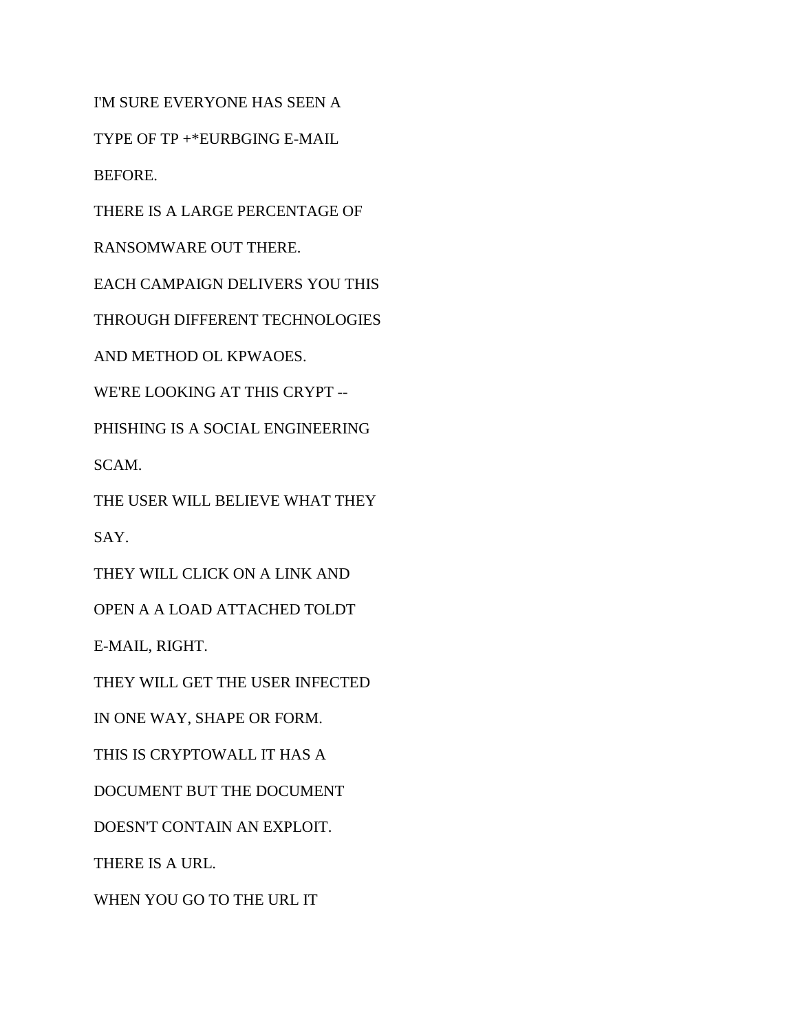I'M SURE EVERYONE HAS SEEN A

TYPE OF TP +*EURBGING E-MAIL

BEFORE.

THERE IS A LARGE PERCENTAGE OF

RANSOMWARE OUT THERE.

EACH CAMPAIGN DELIVERS YOU THIS

THROUGH DIFFERENT TECHNOLOGIES

AND METHOD OL KPWAOES.

WE'RE LOOKING AT THIS CRYPT --

PHISHING IS A SOCIAL ENGINEERING

SCAM.

THE USER WILL BELIEVE WHAT THEY

SAY.

THEY WILL CLICK ON A LINK AND

OPEN A A LOAD ATTACHED TOLDT

E-MAIL, RIGHT.

THEY WILL GET THE USER INFECTED

IN ONE WAY, SHAPE OR FORM.

THIS IS CRYPTOWALL IT HAS A

DOCUMENT BUT THE DOCUMENT

DOESN'T CONTAIN AN EXPLOIT.

THERE IS A URL.

WHEN YOU GO TO THE URL IT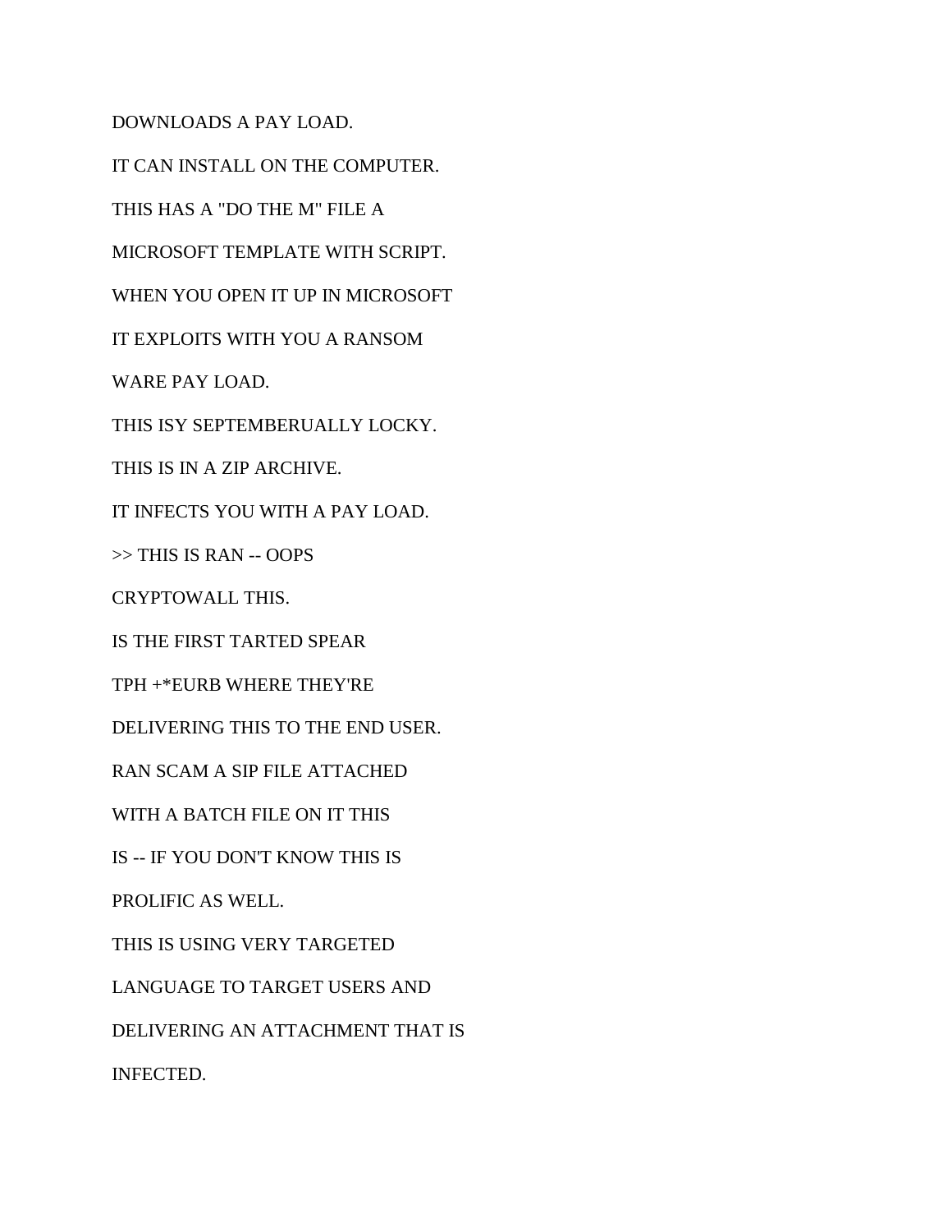DOWNLOADS A PAY LOAD.

IT CAN INSTALL ON THE COMPUTER.

THIS HAS A "DO THE M" FILE A

MICROSOFT TEMPLATE WITH SCRIPT.

WHEN YOU OPEN IT UP IN MICROSOFT

IT EXPLOITS WITH YOU A RANSOM

WARE PAY LOAD.

THIS ISY SEPTEMBERUALLY LOCKY.

THIS IS IN A ZIP ARCHIVE.

IT INFECTS YOU WITH A PAY LOAD.

>> THIS IS RAN -- OOPS

CRYPTOWALL THIS.

IS THE FIRST TARTED SPEAR

TPH +*EURB WHERE THEY'RE

DELIVERING THIS TO THE END USER.

RAN SCAM A SIP FILE ATTACHED

WITH A BATCH FILE ON IT THIS

IS -- IF YOU DON'T KNOW THIS IS

PROLIFIC AS WELL.

THIS IS USING VERY TARGETED

LANGUAGE TO TARGET USERS AND

DELIVERING AN ATTACHMENT THAT IS

INFECTED.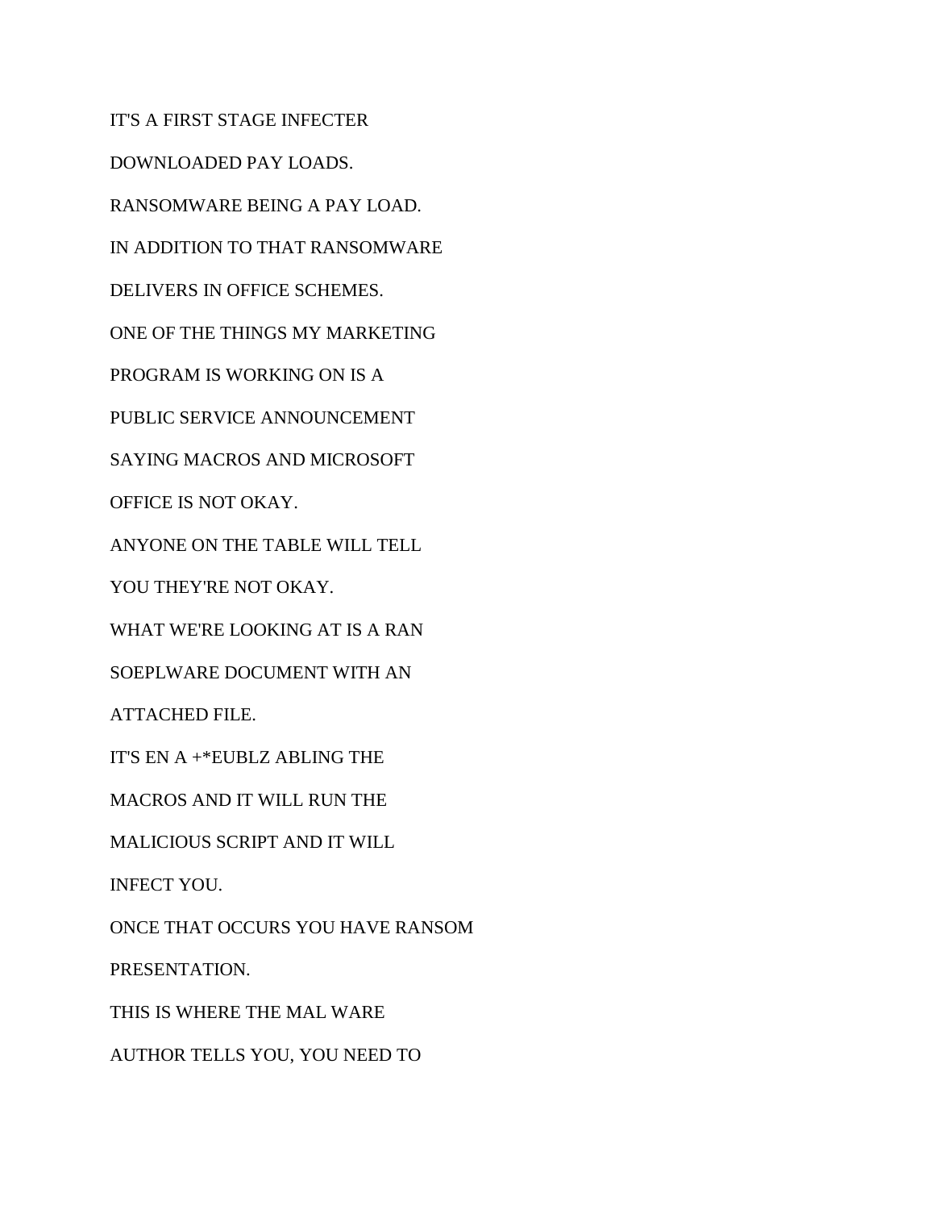IT'S A FIRST STAGE INFECTER

DOWNLOADED PAY LOADS.

RANSOMWARE BEING A PAY LOAD.

IN ADDITION TO THAT RANSOMWARE

DELIVERS IN OFFICE SCHEMES.

ONE OF THE THINGS MY MARKETING

PROGRAM IS WORKING ON IS A

PUBLIC SERVICE ANNOUNCEMENT

SAYING MACROS AND MICROSOFT

OFFICE IS NOT OKAY.

ANYONE ON THE TABLE WILL TELL

YOU THEY'RE NOT OKAY.

WHAT WE'RE LOOKING AT IS A RAN

SOEPLWARE DOCUMENT WITH AN

ATTACHED FILE.

IT'S EN A +*EUBLZ ABLING THE

MACROS AND IT WILL RUN THE

MALICIOUS SCRIPT AND IT WILL

INFECT YOU.

ONCE THAT OCCURS YOU HAVE RANSOM

PRESENTATION.

THIS IS WHERE THE MAL WARE

AUTHOR TELLS YOU, YOU NEED TO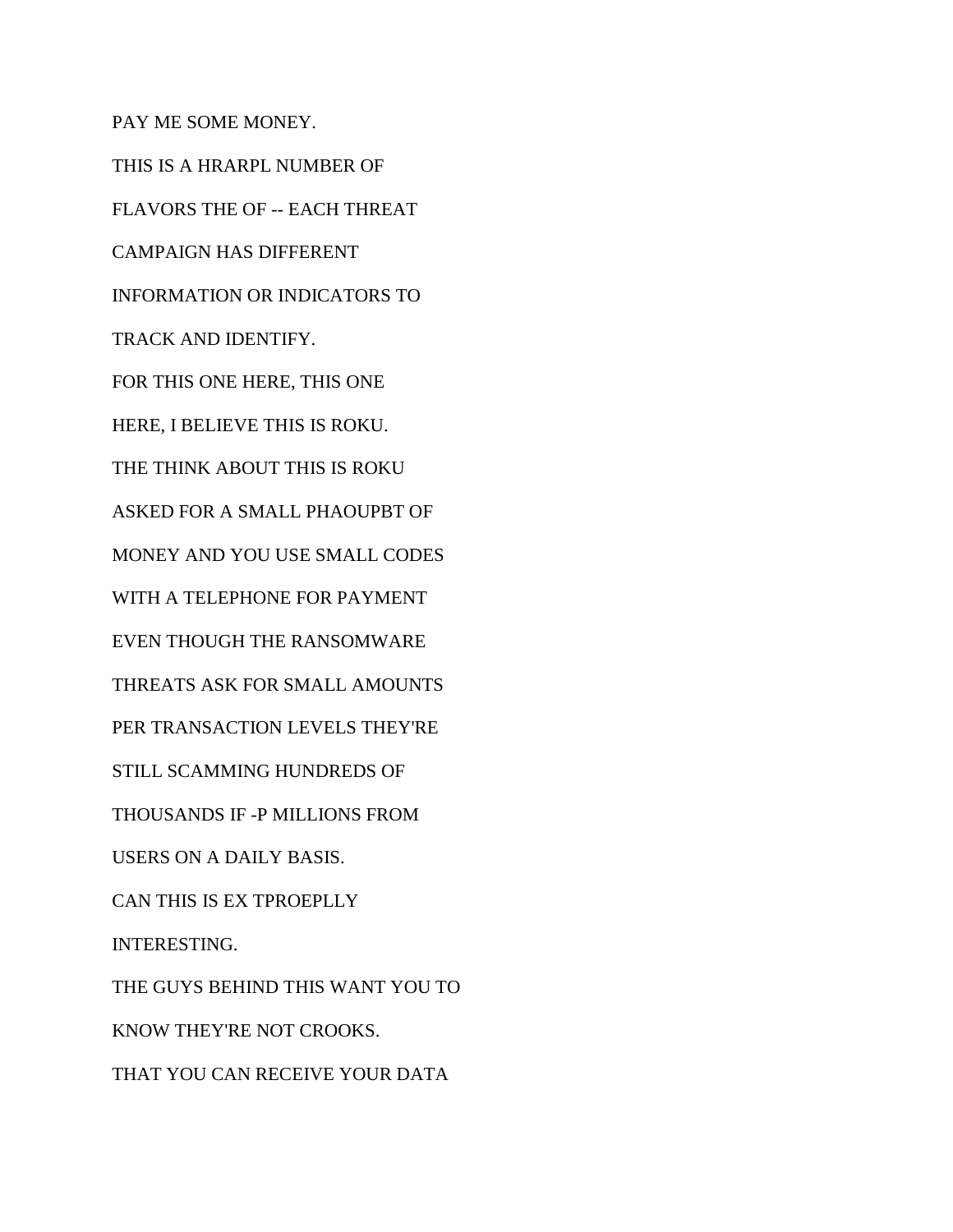PAY ME SOME MONEY.

THIS IS A HRARPL NUMBER OF

FLAVORS THE OF -- EACH THREAT

CAMPAIGN HAS DIFFERENT

INFORMATION OR INDICATORS TO

TRACK AND IDENTIFY.

FOR THIS ONE HERE, THIS ONE

HERE, I BELIEVE THIS IS ROKU.

THE THINK ABOUT THIS IS ROKU

ASKED FOR A SMALL PHAOUPBT OF

MONEY AND YOU USE SMALL CODES

WITH A TELEPHONE FOR PAYMENT

EVEN THOUGH THE RANSOMWARE

THREATS ASK FOR SMALL AMOUNTS

PER TRANSACTION LEVELS THEY'RE

STILL SCAMMING HUNDREDS OF

THOUSANDS IF -P MILLIONS FROM

USERS ON A DAILY BASIS.

CAN THIS IS EX TPROEPLLY

INTERESTING.

THE GUYS BEHIND THIS WANT YOU TO

KNOW THEY'RE NOT CROOKS.

THAT YOU CAN RECEIVE YOUR DATA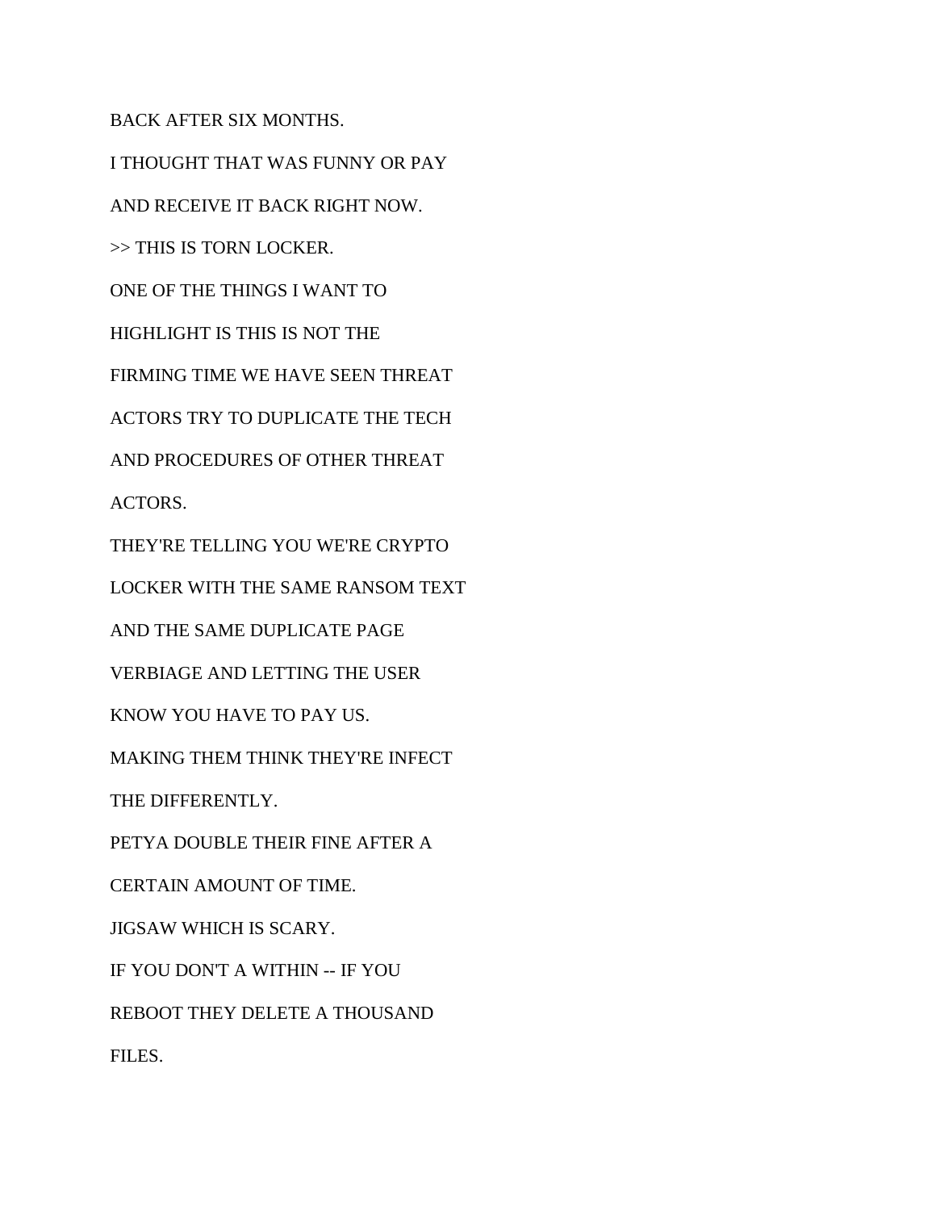BACK AFTER SIX MONTHS.

I THOUGHT THAT WAS FUNNY OR PAY

AND RECEIVE IT BACK RIGHT NOW.

>> THIS IS TORN LOCKER.

ONE OF THE THINGS I WANT TO

HIGHLIGHT IS THIS IS NOT THE

FIRMING TIME WE HAVE SEEN THREAT

ACTORS TRY TO DUPLICATE THE TECH

AND PROCEDURES OF OTHER THREAT

ACTORS.

THEY'RE TELLING YOU WE'RE CRYPTO

LOCKER WITH THE SAME RANSOM TEXT

AND THE SAME DUPLICATE PAGE

VERBIAGE AND LETTING THE USER

KNOW YOU HAVE TO PAY US.

MAKING THEM THINK THEY'RE INFECT

THE DIFFERENTLY.

PETYA DOUBLE THEIR FINE AFTER A

CERTAIN AMOUNT OF TIME.

JIGSAW WHICH IS SCARY.

IF YOU DON'T A WITHIN -- IF YOU

REBOOT THEY DELETE A THOUSAND

FILES.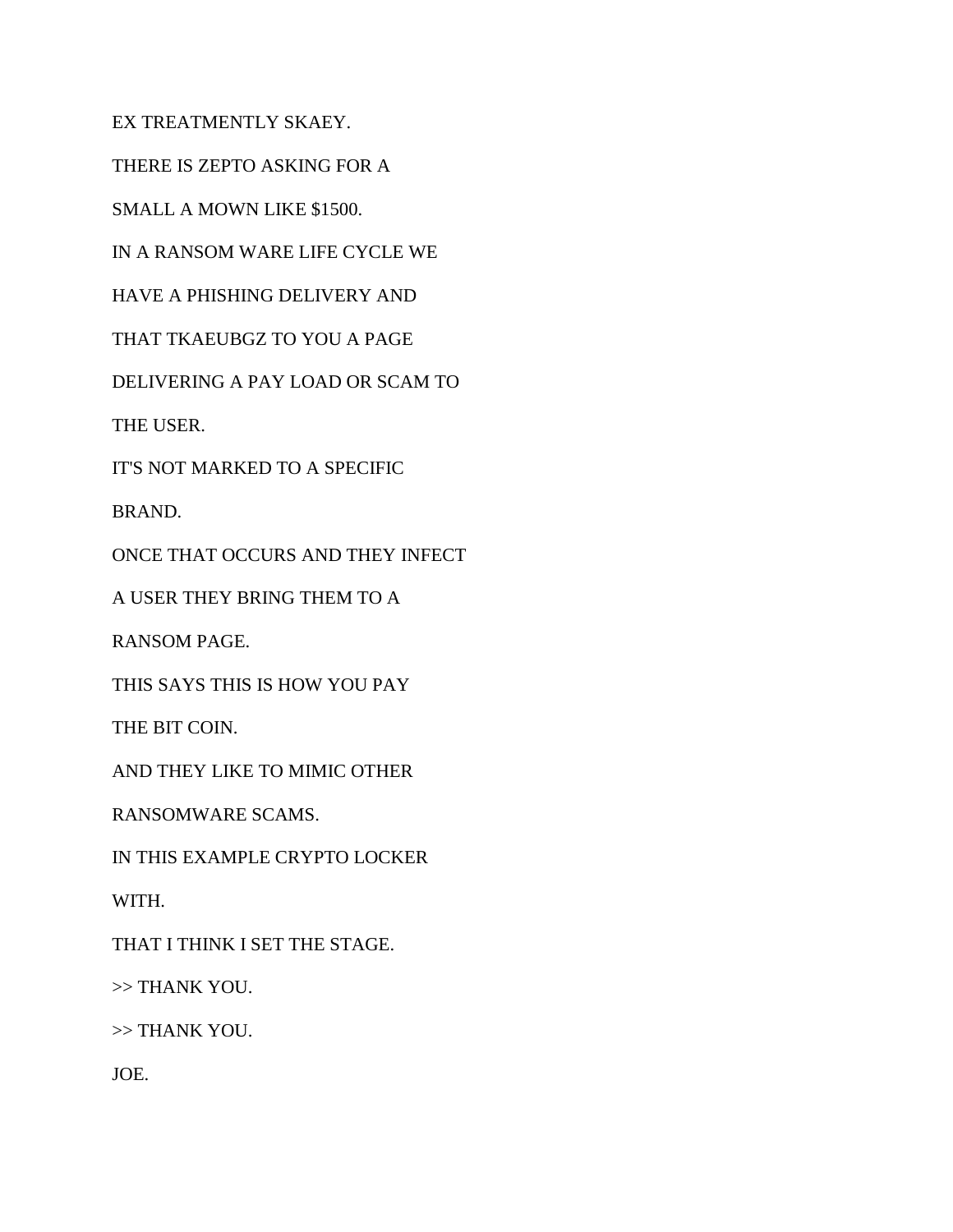EX TREATMENTLY SKAEY.

THERE IS ZEPTO ASKING FOR A

SMALL A MOWN LIKE $1500.

IN A RANSOM WARE LIFE CYCLE WE

HAVE A PHISHING DELIVERY AND

THAT TKAEUBGZ TO YOU A PAGE

DELIVERING A PAY LOAD OR SCAM TO

THE USER.

IT'S NOT MARKED TO A SPECIFIC

BRAND.

ONCE THAT OCCURS AND THEY INFECT

A USER THEY BRING THEM TO A

RANSOM PAGE.

THIS SAYS THIS IS HOW YOU PAY

THE BIT COIN.

AND THEY LIKE TO MIMIC OTHER

RANSOMWARE SCAMS.

IN THIS EXAMPLE CRYPTO LOCKER

WITH.

THAT I THINK I SET THE STAGE.

>> THANK YOU.

>> THANK YOU.

JOE.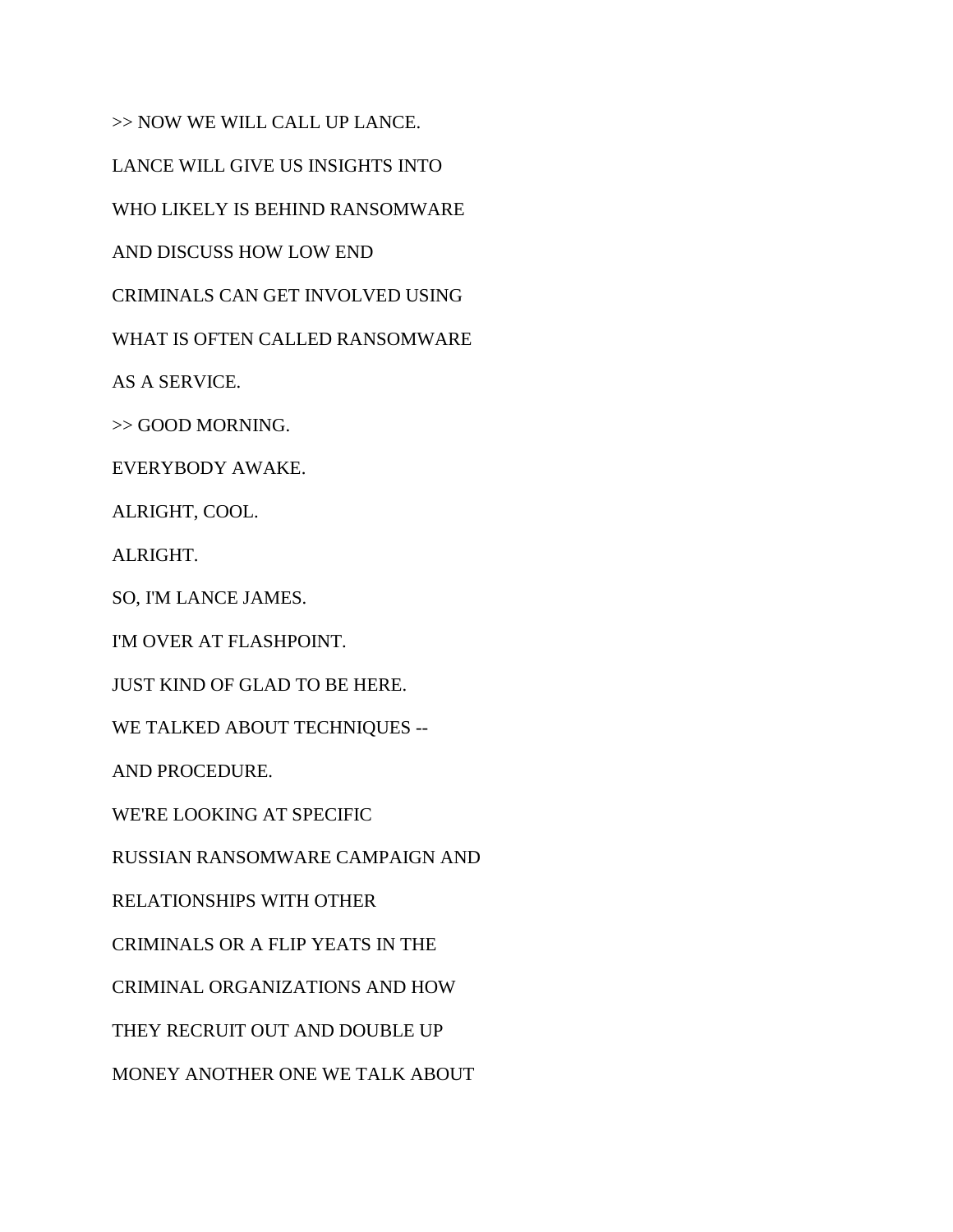>> NOW WE WILL CALL UP LANCE.

LANCE WILL GIVE US INSIGHTS INTO

WHO LIKELY IS BEHIND RANSOMWARE

AND DISCUSS HOW LOW END

CRIMINALS CAN GET INVOLVED USING

WHAT IS OFTEN CALLED RANSOMWARE

AS A SERVICE.

>> GOOD MORNING.

EVERYBODY AWAKE.

ALRIGHT, COOL.

ALRIGHT.

SO, I'M LANCE JAMES.

I'M OVER AT FLASHPOINT.

JUST KIND OF GLAD TO BE HERE.

WE TALKED ABOUT TECHNIQUES --

AND PROCEDURE.

WE'RE LOOKING AT SPECIFIC

RUSSIAN RANSOMWARE CAMPAIGN AND

RELATIONSHIPS WITH OTHER

CRIMINALS OR A FLIP YEATS IN THE

CRIMINAL ORGANIZATIONS AND HOW

THEY RECRUIT OUT AND DOUBLE UP

MONEY ANOTHER ONE WE TALK ABOUT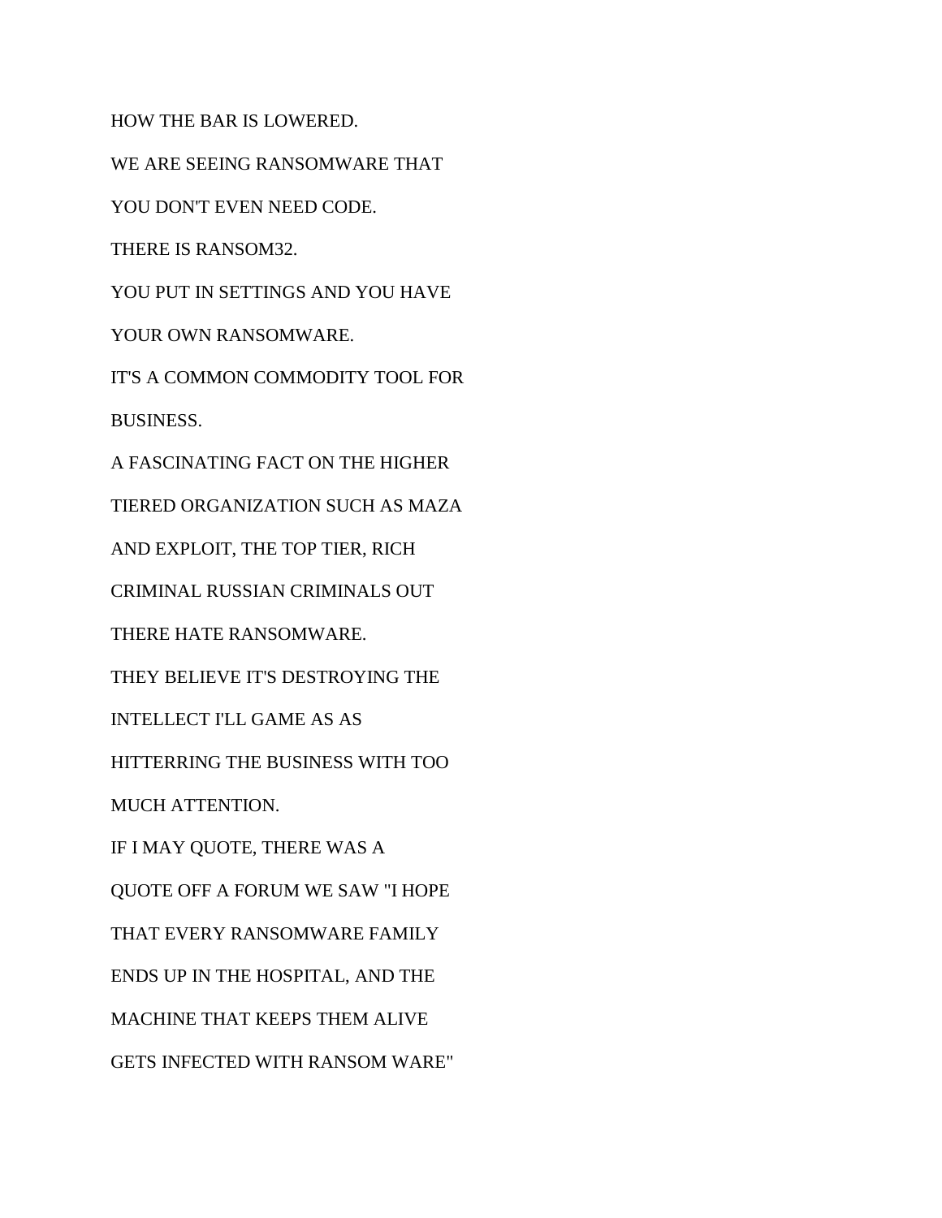HOW THE BAR IS LOWERED.

WE ARE SEEING RANSOMWARE THAT

YOU DON'T EVEN NEED CODE.

THERE IS RANSOM32.

YOU PUT IN SETTINGS AND YOU HAVE

YOUR OWN RANSOMWARE.

IT'S A COMMON COMMODITY TOOL FOR

BUSINESS.

A FASCINATING FACT ON THE HIGHER

TIERED ORGANIZATION SUCH AS MAZA

AND EXPLOIT, THE TOP TIER, RICH

CRIMINAL RUSSIAN CRIMINALS OUT

THERE HATE RANSOMWARE.

THEY BELIEVE IT'S DESTROYING THE

INTELLECT I'LL GAME AS AS

HITTERRING THE BUSINESS WITH TOO

MUCH ATTENTION.

IF I MAY QUOTE, THERE WAS A

QUOTE OFF A FORUM WE SAW "I HOPE

THAT EVERY RANSOMWARE FAMILY

ENDS UP IN THE HOSPITAL, AND THE

MACHINE THAT KEEPS THEM ALIVE

GETS INFECTED WITH RANSOM WARE"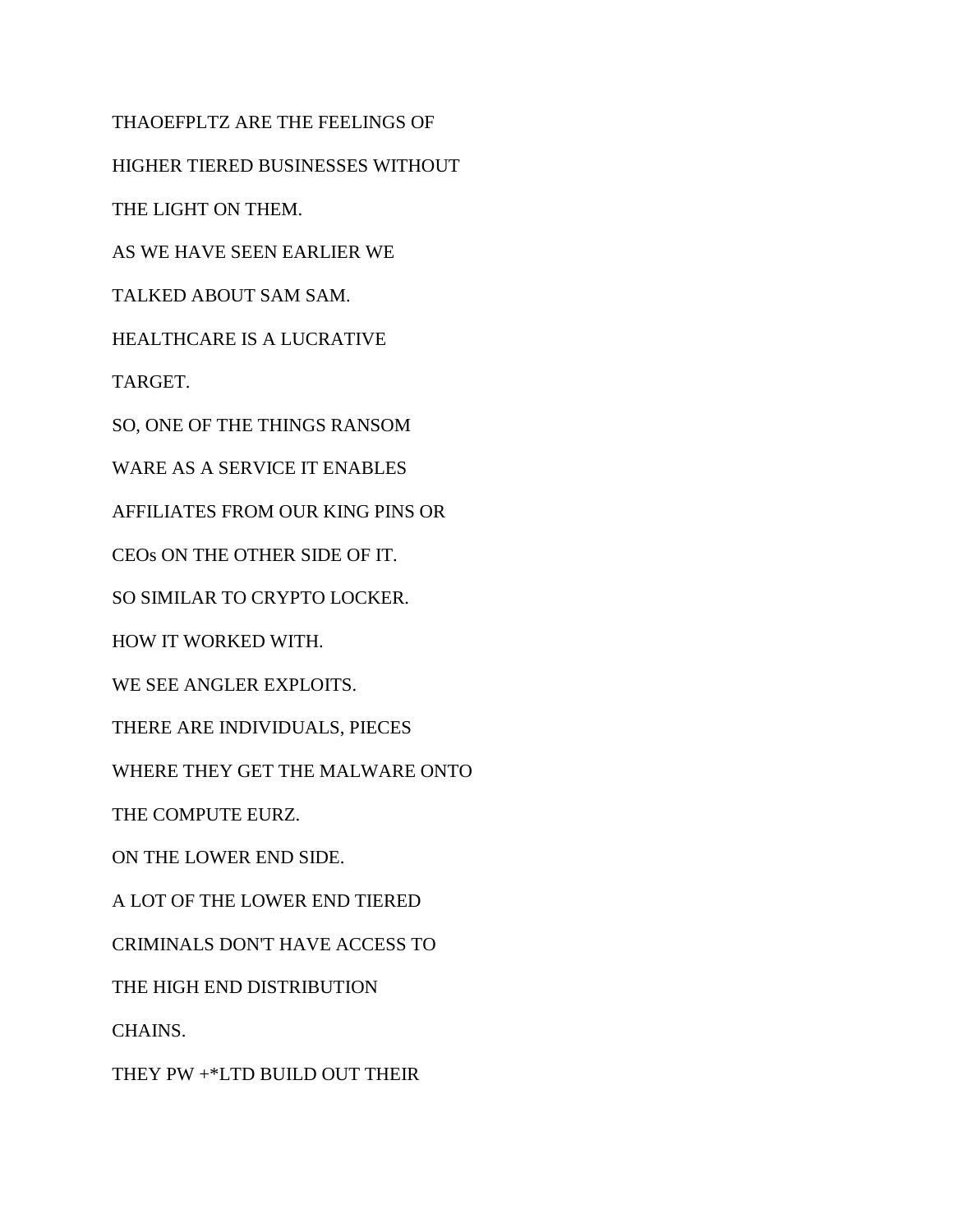THAOEFPLTZ ARE THE FEELINGS OF

HIGHER TIERED BUSINESSES WITHOUT

THE LIGHT ON THEM.

AS WE HAVE SEEN EARLIER WE

TALKED ABOUT SAM SAM.

HEALTHCARE IS A LUCRATIVE

TARGET.

SO, ONE OF THE THINGS RANSOM

WARE AS A SERVICE IT ENABLES

AFFILIATES FROM OUR KING PINS OR

CEOs ON THE OTHER SIDE OF IT.

SO SIMILAR TO CRYPTO LOCKER.

HOW IT WORKED WITH.

WE SEE ANGLER EXPLOITS.

THERE ARE INDIVIDUALS, PIECES

WHERE THEY GET THE MALWARE ONTO

THE COMPUTE EURZ.

ON THE LOWER END SIDE.

A LOT OF THE LOWER END TIERED

CRIMINALS DON'T HAVE ACCESS TO

THE HIGH END DISTRIBUTION

CHAINS.

THEY PW +*LTD BUILD OUT THEIR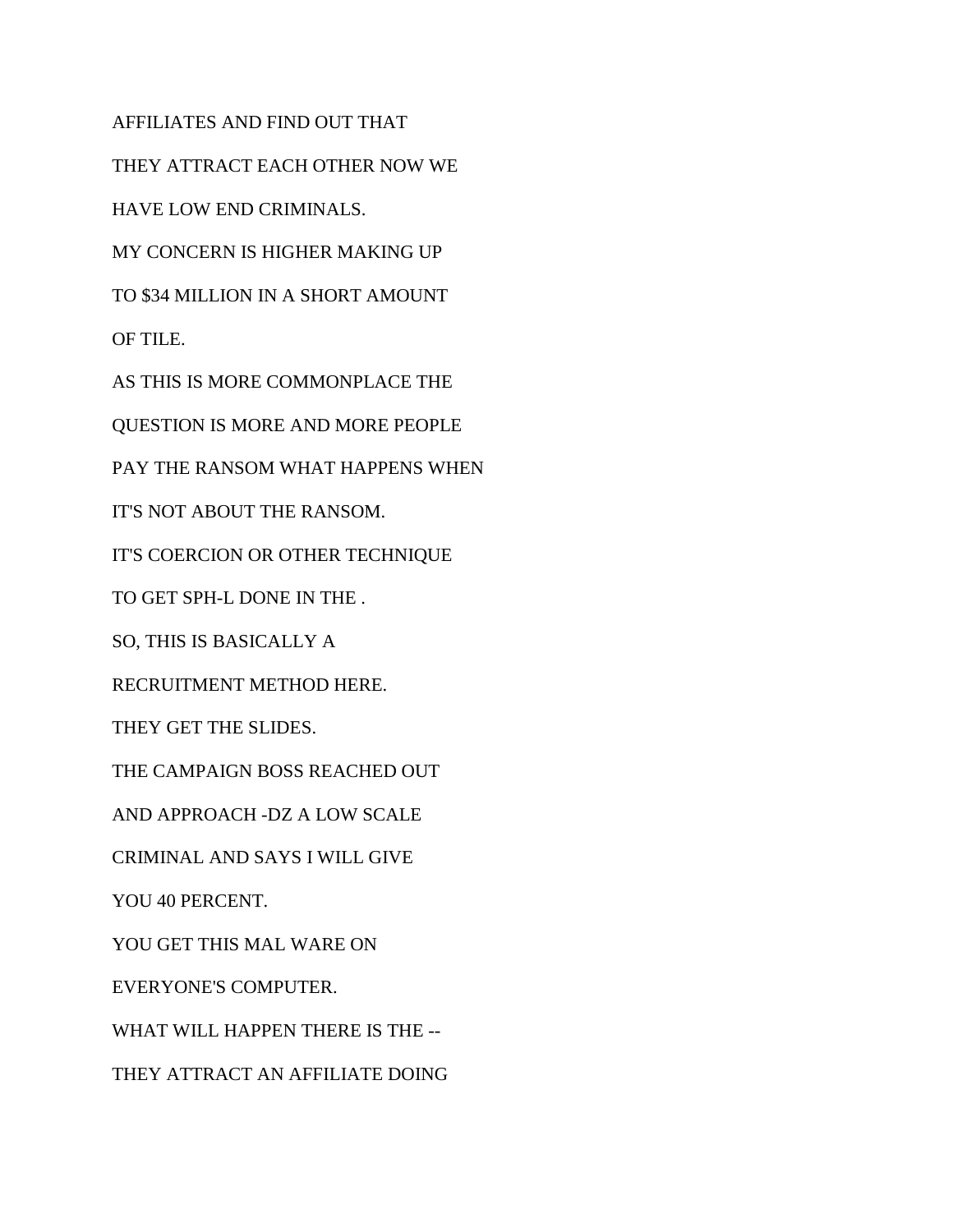AFFILIATES AND FIND OUT THAT

THEY ATTRACT EACH OTHER NOW WE

HAVE LOW END CRIMINALS.

MY CONCERN IS HIGHER MAKING UP

TO $34 MILLION IN A SHORT AMOUNT

OF TILE.

AS THIS IS MORE COMMONPLACE THE

QUESTION IS MORE AND MORE PEOPLE

PAY THE RANSOM WHAT HAPPENS WHEN

IT'S NOT ABOUT THE RANSOM.

IT'S COERCION OR OTHER TECHNIQUE

TO GET SPH-L DONE IN THE .

SO, THIS IS BASICALLY A

RECRUITMENT METHOD HERE.

THEY GET THE SLIDES.

THE CAMPAIGN BOSS REACHED OUT

AND APPROACH -DZ A LOW SCALE

CRIMINAL AND SAYS I WILL GIVE

YOU 40 PERCENT.

YOU GET THIS MAL WARE ON

EVERYONE'S COMPUTER.

WHAT WILL HAPPEN THERE IS THE --

THEY ATTRACT AN AFFILIATE DOING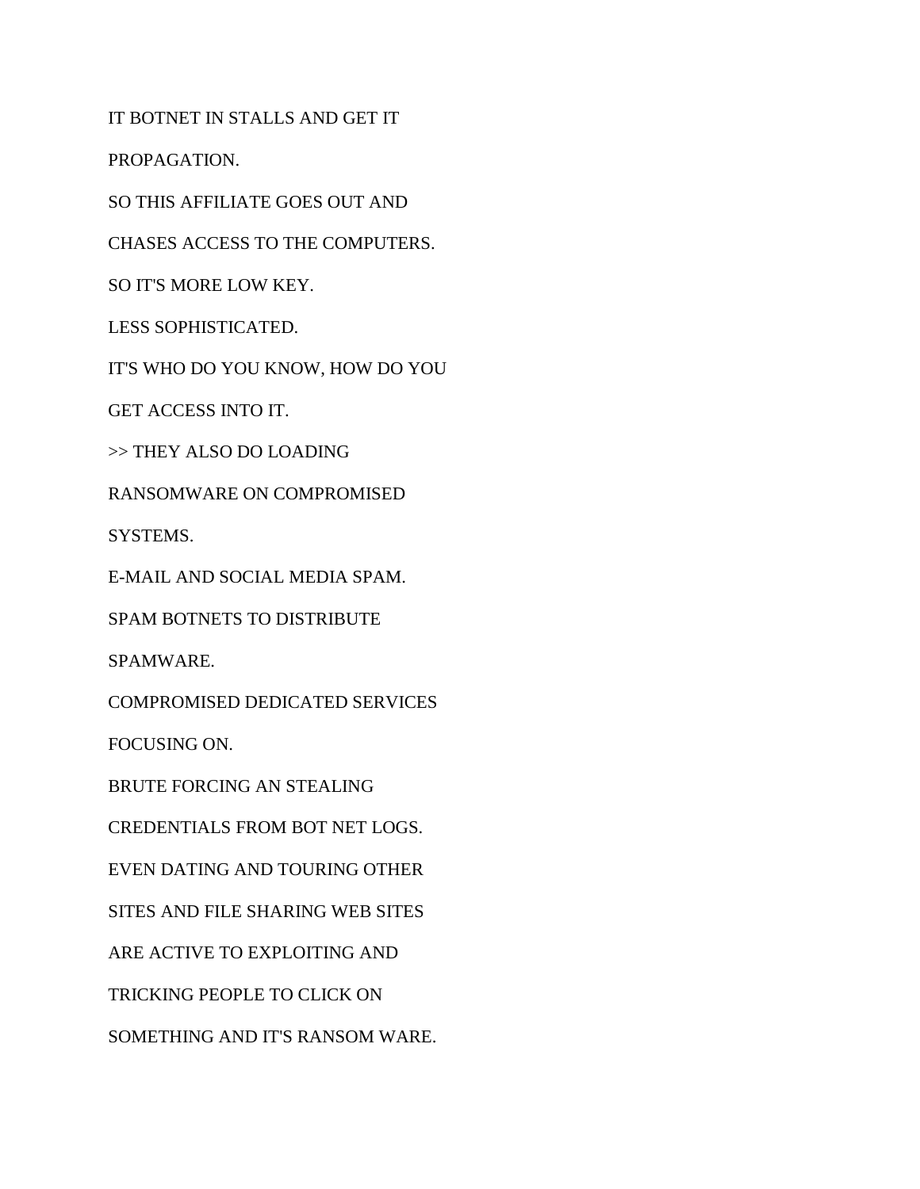IT BOTNET IN STALLS AND GET IT

PROPAGATION.

SO THIS AFFILIATE GOES OUT AND

CHASES ACCESS TO THE COMPUTERS.

SO IT'S MORE LOW KEY.

LESS SOPHISTICATED.

IT'S WHO DO YOU KNOW, HOW DO YOU

GET ACCESS INTO IT.

>> THEY ALSO DO LOADING

RANSOMWARE ON COMPROMISED

SYSTEMS.

E-MAIL AND SOCIAL MEDIA SPAM.

SPAM BOTNETS TO DISTRIBUTE

SPAMWARE.

COMPROMISED DEDICATED SERVICES

FOCUSING ON.

BRUTE FORCING AN STEALING

CREDENTIALS FROM BOT NET LOGS.

EVEN DATING AND TOURING OTHER

SITES AND FILE SHARING WEB SITES

ARE ACTIVE TO EXPLOITING AND

TRICKING PEOPLE TO CLICK ON

SOMETHING AND IT'S RANSOM WARE.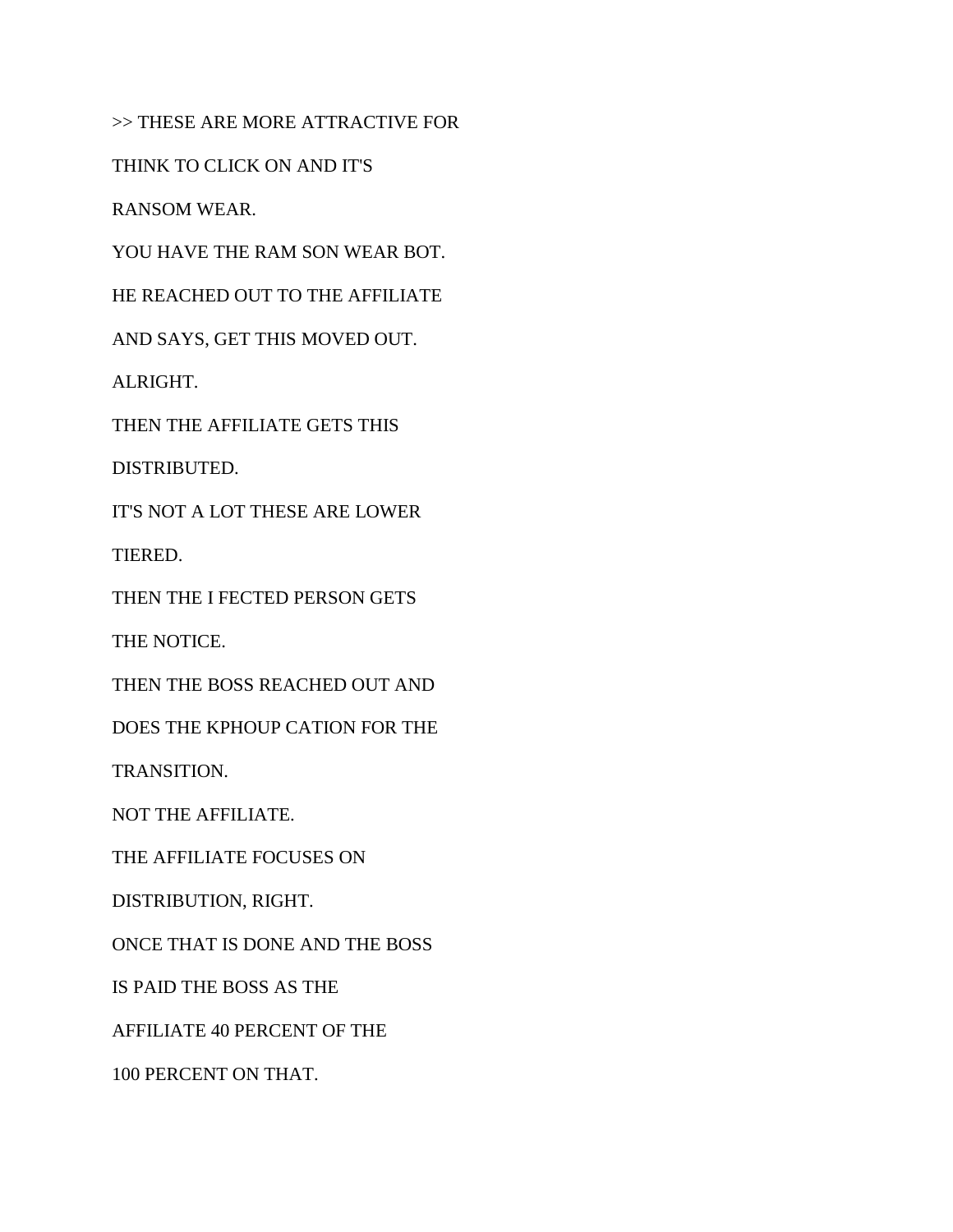>> THESE ARE MORE ATTRACTIVE FOR

THINK TO CLICK ON AND IT'S

RANSOM WEAR.

YOU HAVE THE RAM SON WEAR BOT.

HE REACHED OUT TO THE AFFILIATE

AND SAYS, GET THIS MOVED OUT.

ALRIGHT.

THEN THE AFFILIATE GETS THIS

DISTRIBUTED.

IT'S NOT A LOT THESE ARE LOWER

TIERED.

THEN THE I FECTED PERSON GETS

THE NOTICE.

THEN THE BOSS REACHED OUT AND

DOES THE KPHOUP CATION FOR THE

TRANSITION.

NOT THE AFFILIATE.

THE AFFILIATE FOCUSES ON

DISTRIBUTION, RIGHT.

ONCE THAT IS DONE AND THE BOSS

IS PAID THE BOSS AS THE

AFFILIATE 40 PERCENT OF THE

100 PERCENT ON THAT.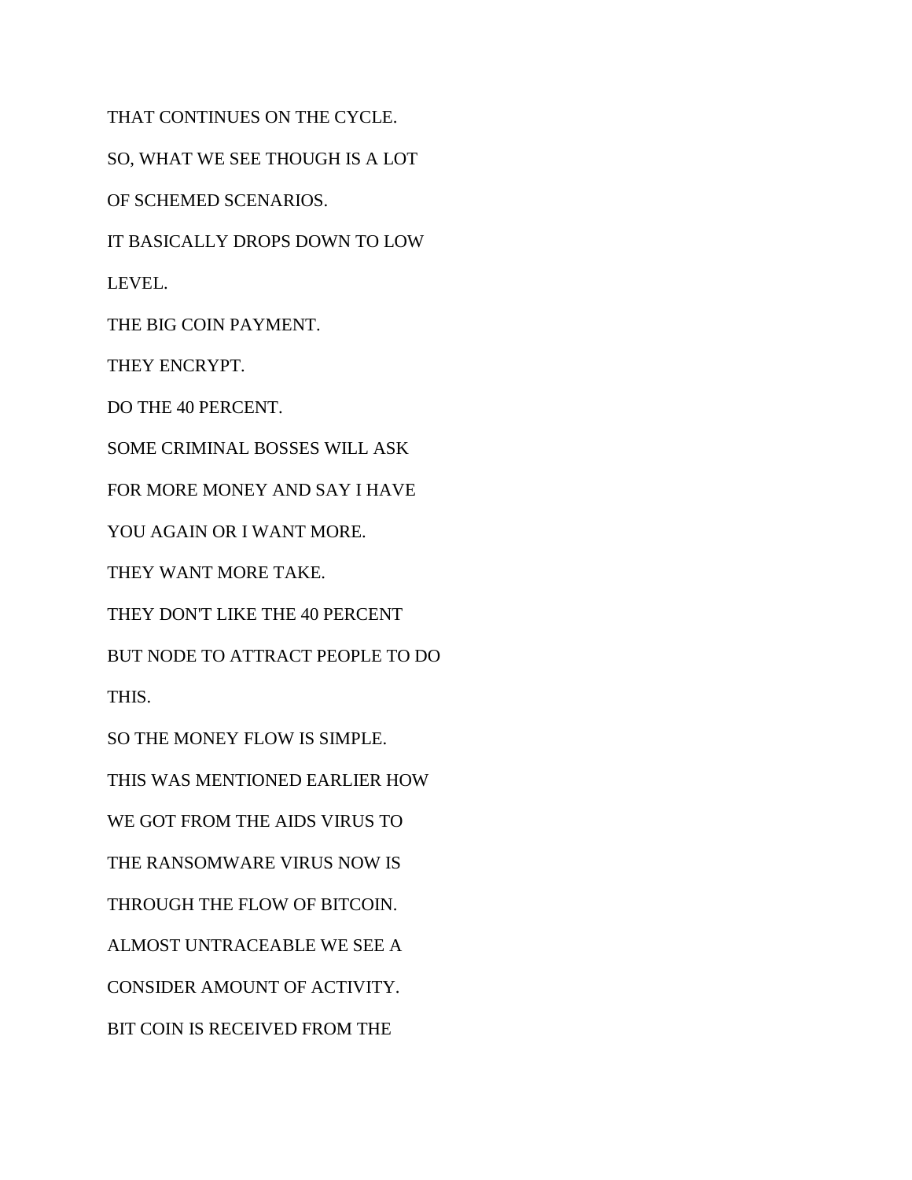THAT CONTINUES ON THE CYCLE.

SO, WHAT WE SEE THOUGH IS A LOT

OF SCHEMED SCENARIOS.

IT BASICALLY DROPS DOWN TO LOW

LEVEL.

THE BIG COIN PAYMENT.

THEY ENCRYPT.

DO THE 40 PERCENT.

SOME CRIMINAL BOSSES WILL ASK

FOR MORE MONEY AND SAY I HAVE

YOU AGAIN OR I WANT MORE.

THEY WANT MORE TAKE.

THEY DON'T LIKE THE 40 PERCENT

BUT NODE TO ATTRACT PEOPLE TO DO

THIS.

SO THE MONEY FLOW IS SIMPLE.

THIS WAS MENTIONED EARLIER HOW

WE GOT FROM THE AIDS VIRUS TO

THE RANSOMWARE VIRUS NOW IS

THROUGH THE FLOW OF BITCOIN.

ALMOST UNTRACEABLE WE SEE A

CONSIDER AMOUNT OF ACTIVITY.

BIT COIN IS RECEIVED FROM THE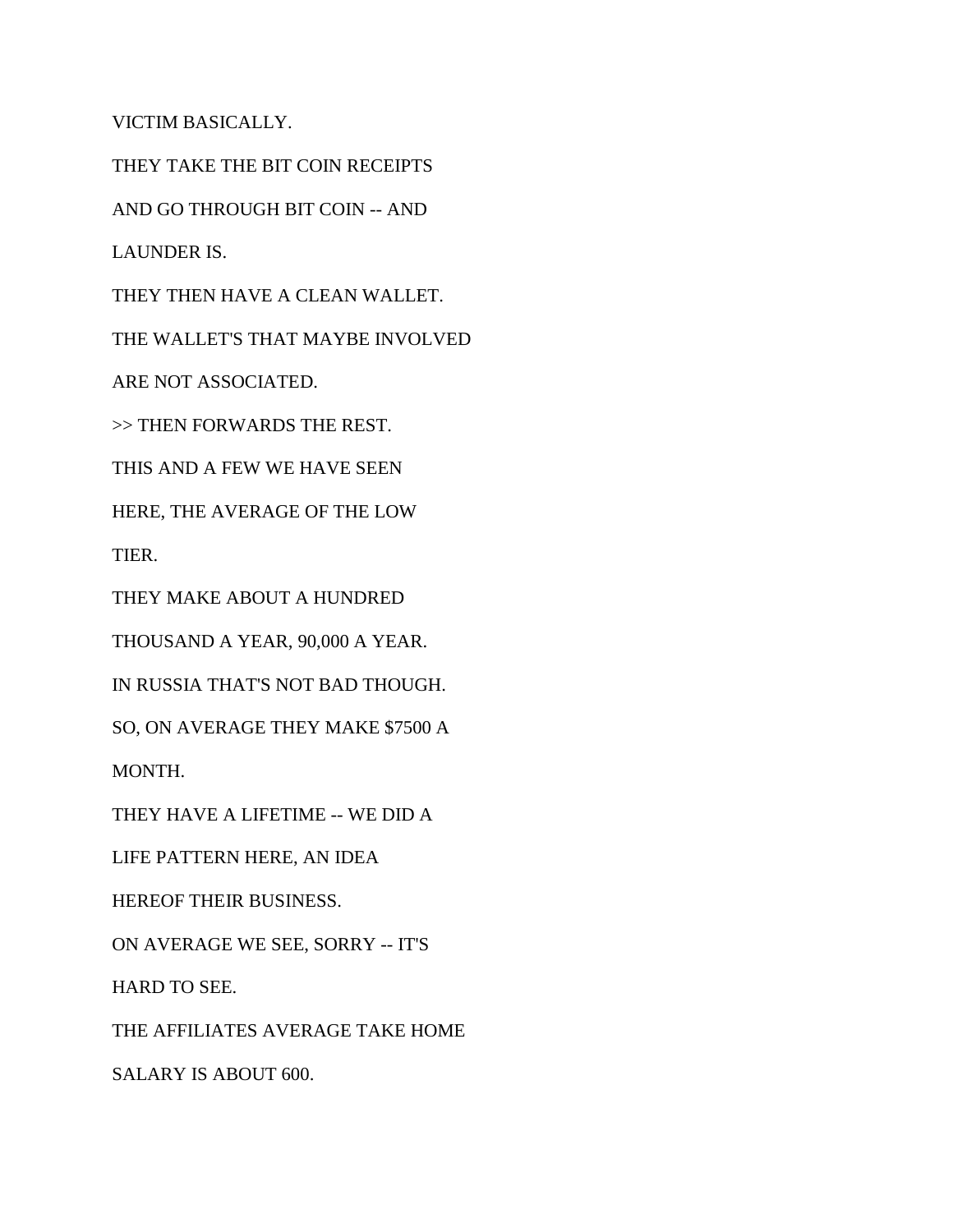VICTIM BASICALLY.

THEY TAKE THE BIT COIN RECEIPTS

AND GO THROUGH BIT COIN -- AND

LAUNDER IS.

THEY THEN HAVE A CLEAN WALLET.

THE WALLET'S THAT MAYBE INVOLVED

ARE NOT ASSOCIATED.

>> THEN FORWARDS THE REST.

THIS AND A FEW WE HAVE SEEN

HERE, THE AVERAGE OF THE LOW

TIER.

THEY MAKE ABOUT A HUNDRED

THOUSAND A YEAR, 90,000 A YEAR.

IN RUSSIA THAT'S NOT BAD THOUGH.

SO, ON AVERAGE THEY MAKE $7500 A

MONTH.

THEY HAVE A LIFETIME -- WE DID A

LIFE PATTERN HERE, AN IDEA

HEREOF THEIR BUSINESS.

ON AVERAGE WE SEE, SORRY -- IT'S

HARD TO SEE.

THE AFFILIATES AVERAGE TAKE HOME

SALARY IS ABOUT 600.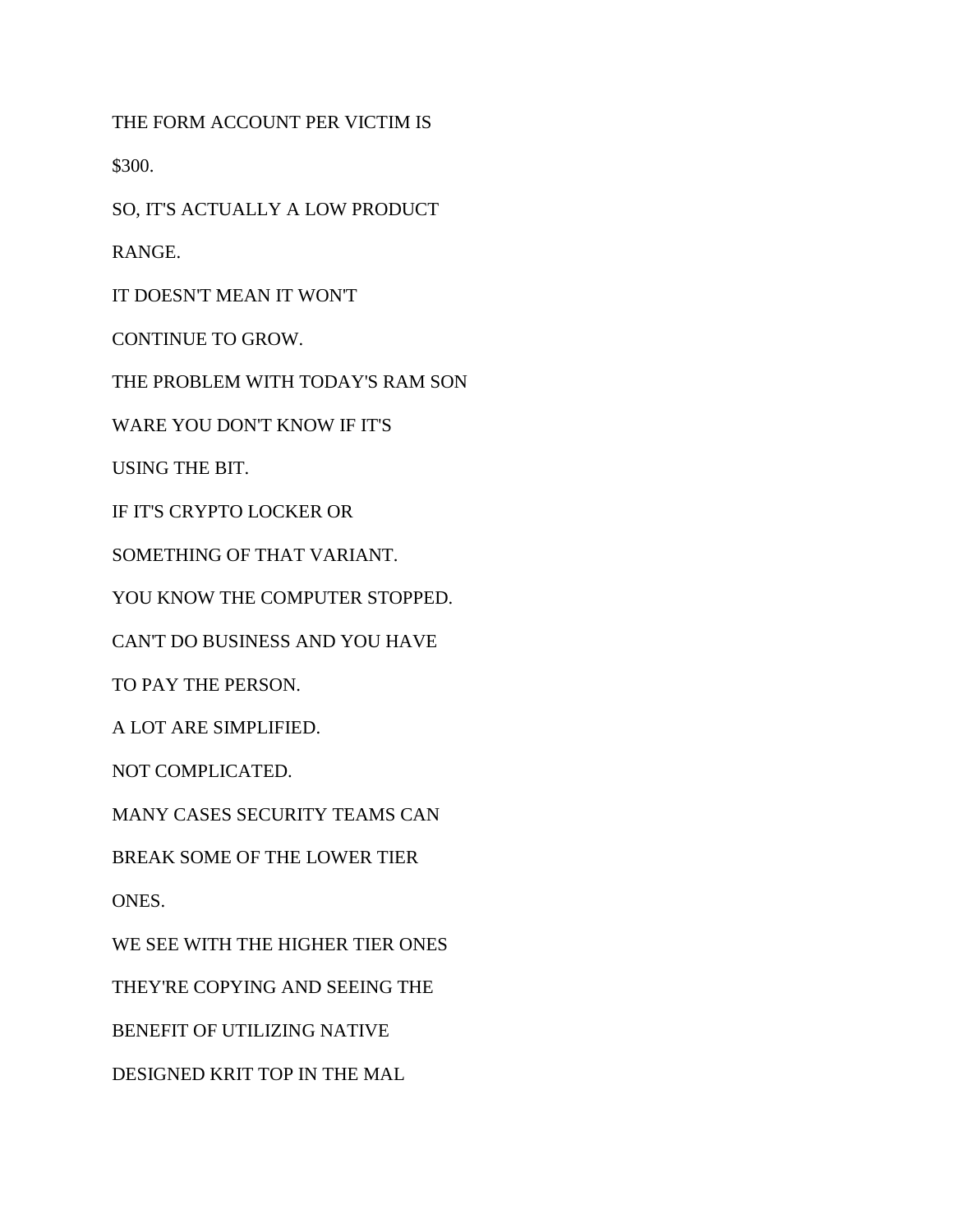THE FORM ACCOUNT PER VICTIM IS

$300.

SO, IT'S ACTUALLY A LOW PRODUCT

RANGE.

IT DOESN'T MEAN IT WON'T

CONTINUE TO GROW.

THE PROBLEM WITH TODAY'S RAM SON

WARE YOU DON'T KNOW IF IT'S

USING THE BIT.

IF IT'S CRYPTO LOCKER OR

SOMETHING OF THAT VARIANT.

YOU KNOW THE COMPUTER STOPPED.

CAN'T DO BUSINESS AND YOU HAVE

TO PAY THE PERSON.

A LOT ARE SIMPLIFIED.

NOT COMPLICATED.

MANY CASES SECURITY TEAMS CAN

BREAK SOME OF THE LOWER TIER

ONES.

WE SEE WITH THE HIGHER TIER ONES

THEY'RE COPYING AND SEEING THE

BENEFIT OF UTILIZING NATIVE

DESIGNED KRIT TOP IN THE MAL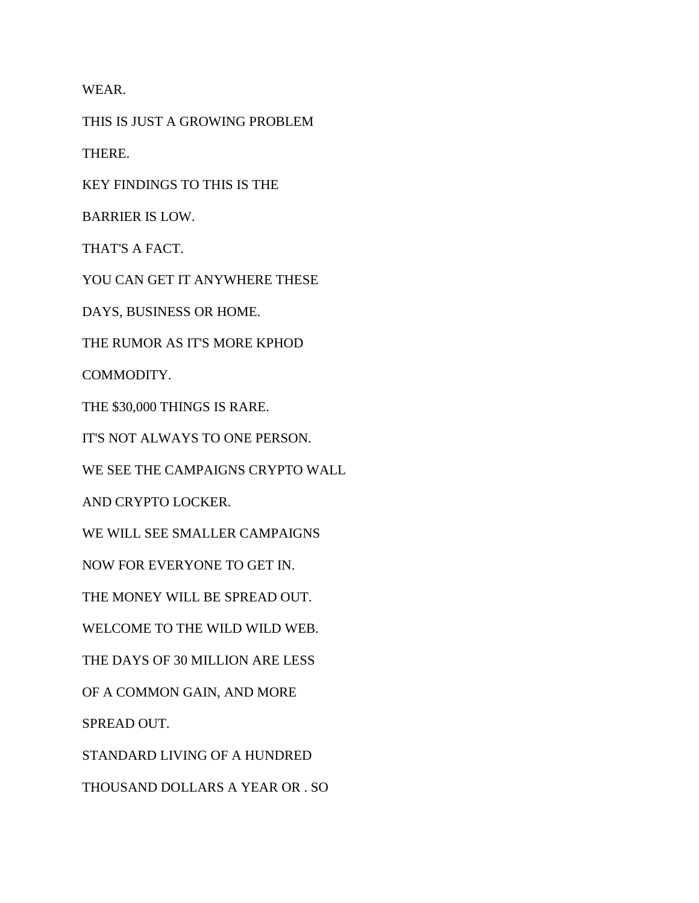WEAR.

THIS IS JUST A GROWING PROBLEM

THERE.

KEY FINDINGS TO THIS IS THE

BARRIER IS LOW.

THAT'S A FACT.

YOU CAN GET IT ANYWHERE THESE

DAYS, BUSINESS OR HOME.

THE RUMOR AS IT'S MORE KPHOD

COMMODITY.

THE $30,000 THINGS IS RARE.

IT'S NOT ALWAYS TO ONE PERSON.

WE SEE THE CAMPAIGNS CRYPTO WALL

AND CRYPTO LOCKER.

WE WILL SEE SMALLER CAMPAIGNS

NOW FOR EVERYONE TO GET IN.

THE MONEY WILL BE SPREAD OUT.

WELCOME TO THE WILD WILD WEB.

THE DAYS OF 30 MILLION ARE LESS

OF A COMMON GAIN, AND MORE

SPREAD OUT.

STANDARD LIVING OF A HUNDRED

THOUSAND DOLLARS A YEAR OR . SO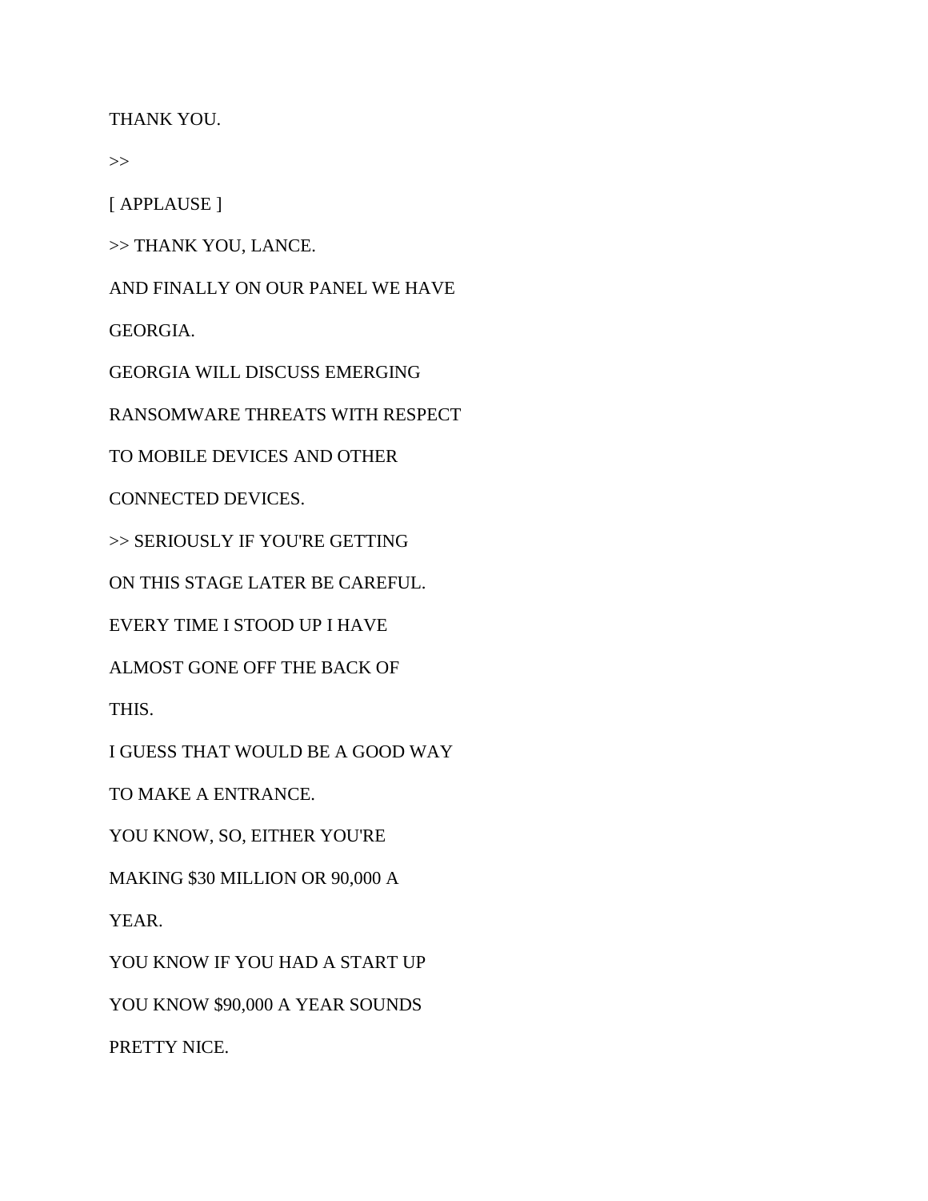THANK YOU.

>>

[ APPLAUSE ]

>> THANK YOU, LANCE.

AND FINALLY ON OUR PANEL WE HAVE

GEORGIA.

GEORGIA WILL DISCUSS EMERGING

RANSOMWARE THREATS WITH RESPECT

TO MOBILE DEVICES AND OTHER

CONNECTED DEVICES.

>> SERIOUSLY IF YOU'RE GETTING

ON THIS STAGE LATER BE CAREFUL.

EVERY TIME I STOOD UP I HAVE

ALMOST GONE OFF THE BACK OF

THIS.

I GUESS THAT WOULD BE A GOOD WAY

TO MAKE A ENTRANCE.

YOU KNOW, SO, EITHER YOU'RE

MAKING $30 MILLION OR 90,000 A

YEAR.

YOU KNOW IF YOU HAD A START UP

YOU KNOW $90,000 A YEAR SOUNDS

PRETTY NICE.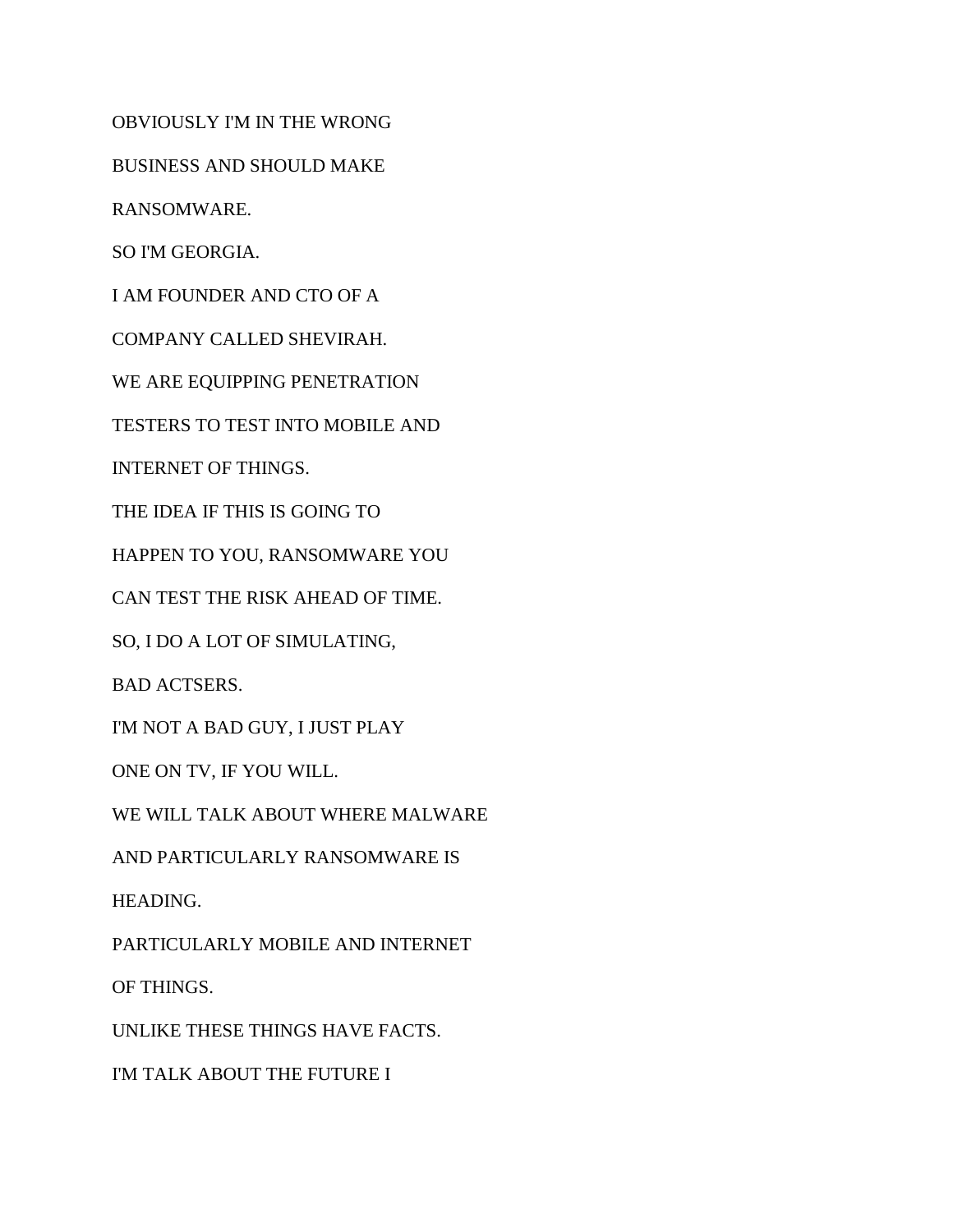OBVIOUSLY I'M IN THE WRONG

BUSINESS AND SHOULD MAKE

RANSOMWARE.

SO I'M GEORGIA.

I AM FOUNDER AND CTO OF A

COMPANY CALLED SHEVIRAH.

WE ARE EQUIPPING PENETRATION

TESTERS TO TEST INTO MOBILE AND

INTERNET OF THINGS.

THE IDEA IF THIS IS GOING TO

HAPPEN TO YOU, RANSOMWARE YOU

CAN TEST THE RISK AHEAD OF TIME.

SO, I DO A LOT OF SIMULATING,

BAD ACTSERS.

I'M NOT A BAD GUY, I JUST PLAY

ONE ON TV, IF YOU WILL.

WE WILL TALK ABOUT WHERE MALWARE

AND PARTICULARLY RANSOMWARE IS

HEADING.

PARTICULARLY MOBILE AND INTERNET

OF THINGS.

UNLIKE THESE THINGS HAVE FACTS.

I'M TALK ABOUT THE FUTURE I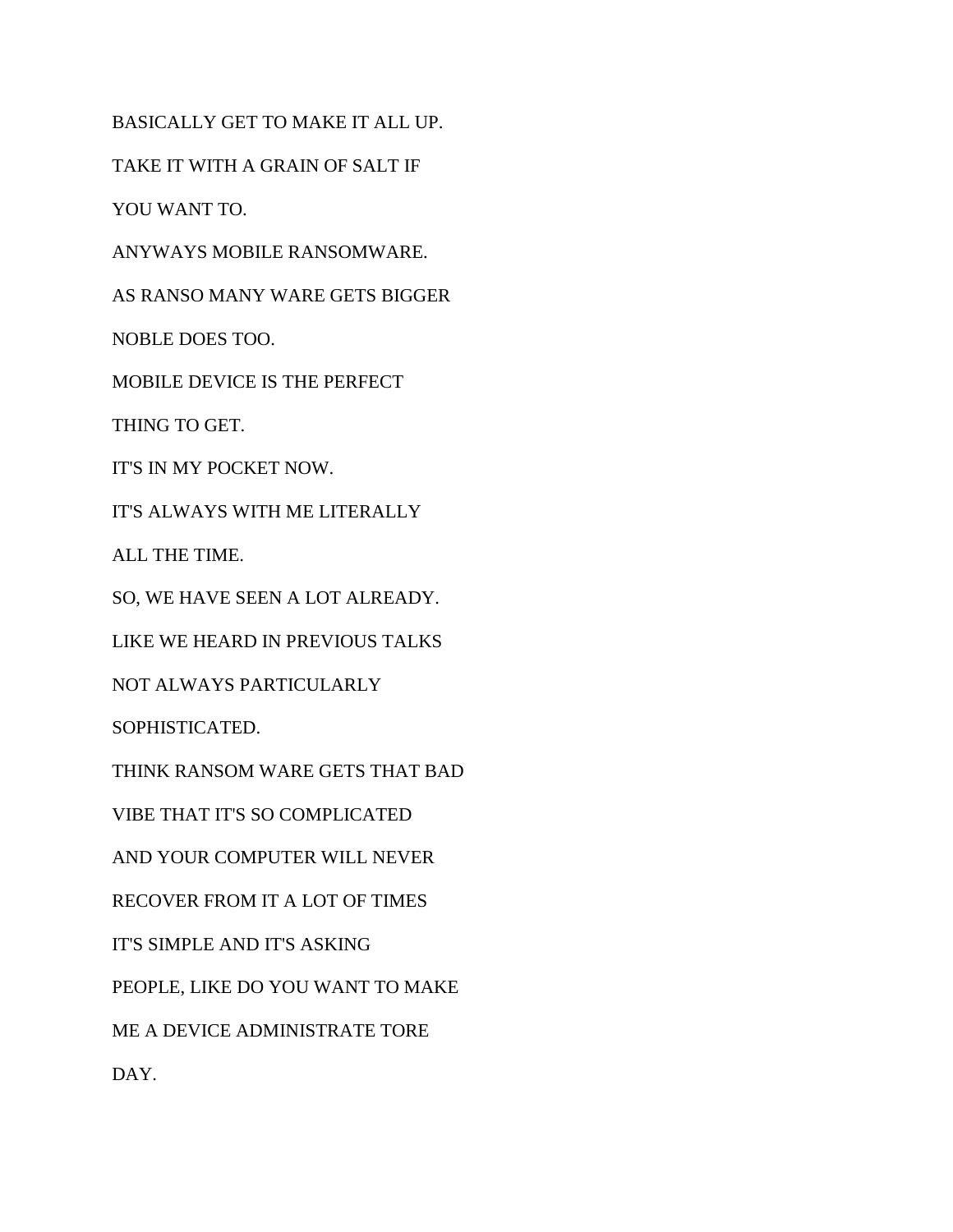BASICALLY GET TO MAKE IT ALL UP.

TAKE IT WITH A GRAIN OF SALT IF

YOU WANT TO.

ANYWAYS MOBILE RANSOMWARE.

AS RANSO MANY WARE GETS BIGGER

NOBLE DOES TOO.

MOBILE DEVICE IS THE PERFECT

THING TO GET.

IT'S IN MY POCKET NOW.

IT'S ALWAYS WITH ME LITERALLY

ALL THE TIME.

SO, WE HAVE SEEN A LOT ALREADY.

LIKE WE HEARD IN PREVIOUS TALKS

NOT ALWAYS PARTICULARLY

SOPHISTICATED.

THINK RANSOM WARE GETS THAT BAD

VIBE THAT IT'S SO COMPLICATED

AND YOUR COMPUTER WILL NEVER

RECOVER FROM IT A LOT OF TIMES

IT'S SIMPLE AND IT'S ASKING

PEOPLE, LIKE DO YOU WANT TO MAKE

ME A DEVICE ADMINISTRATE TORE

DAY.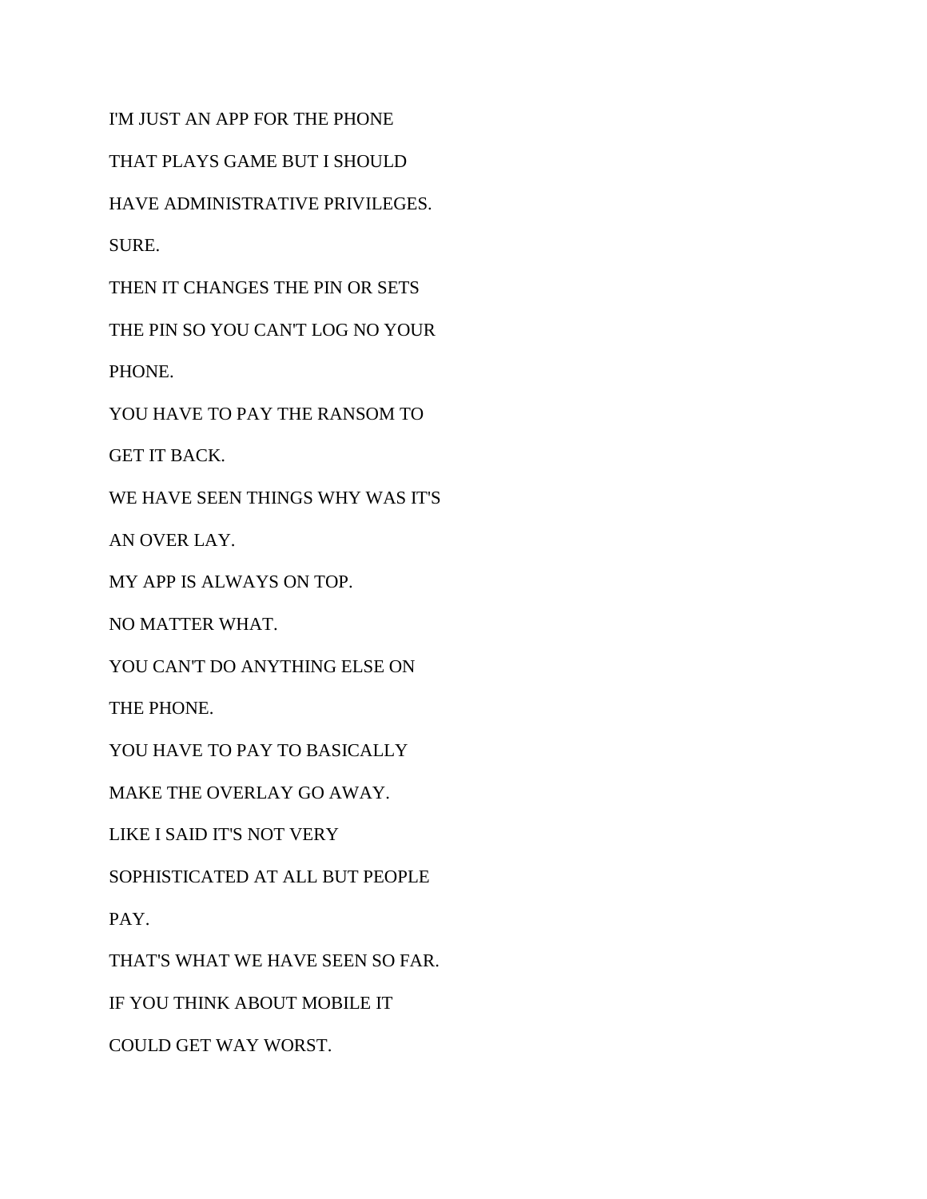I'M JUST AN APP FOR THE PHONE

THAT PLAYS GAME BUT I SHOULD

HAVE ADMINISTRATIVE PRIVILEGES.

SURE.

THEN IT CHANGES THE PIN OR SETS

THE PIN SO YOU CAN'T LOG NO YOUR

PHONE.

YOU HAVE TO PAY THE RANSOM TO

GET IT BACK.

WE HAVE SEEN THINGS WHY WAS IT'S

AN OVER LAY.

MY APP IS ALWAYS ON TOP.

NO MATTER WHAT.

YOU CAN'T DO ANYTHING ELSE ON

THE PHONE.

YOU HAVE TO PAY TO BASICALLY

MAKE THE OVERLAY GO AWAY.

LIKE I SAID IT'S NOT VERY

SOPHISTICATED AT ALL BUT PEOPLE

PAY.

THAT'S WHAT WE HAVE SEEN SO FAR.

IF YOU THINK ABOUT MOBILE IT

COULD GET WAY WORST.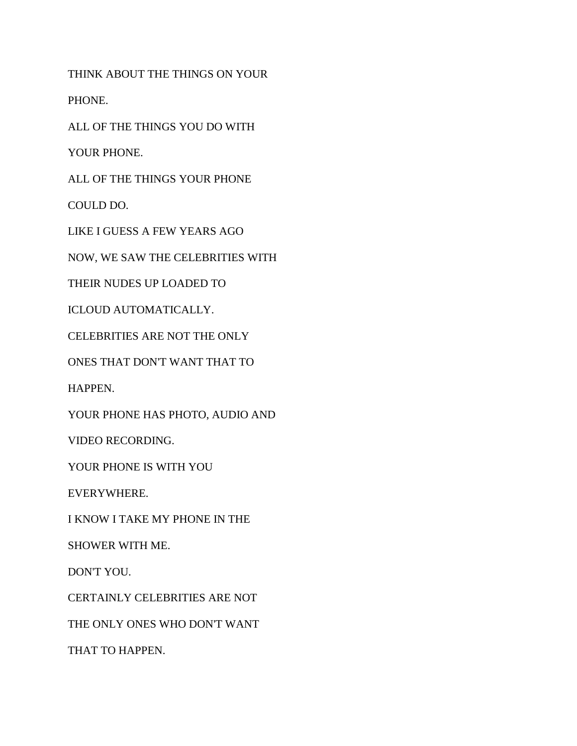THINK ABOUT THE THINGS ON YOUR

PHONE.

ALL OF THE THINGS YOU DO WITH

YOUR PHONE.

ALL OF THE THINGS YOUR PHONE

COULD DO.

LIKE I GUESS A FEW YEARS AGO

NOW, WE SAW THE CELEBRITIES WITH

THEIR NUDES UP LOADED TO

ICLOUD AUTOMATICALLY.

CELEBRITIES ARE NOT THE ONLY

ONES THAT DON'T WANT THAT TO

HAPPEN.

YOUR PHONE HAS PHOTO, AUDIO AND

VIDEO RECORDING.

YOUR PHONE IS WITH YOU

EVERYWHERE.

I KNOW I TAKE MY PHONE IN THE

SHOWER WITH ME.

DON'T YOU.

CERTAINLY CELEBRITIES ARE NOT

THE ONLY ONES WHO DON'T WANT

THAT TO HAPPEN.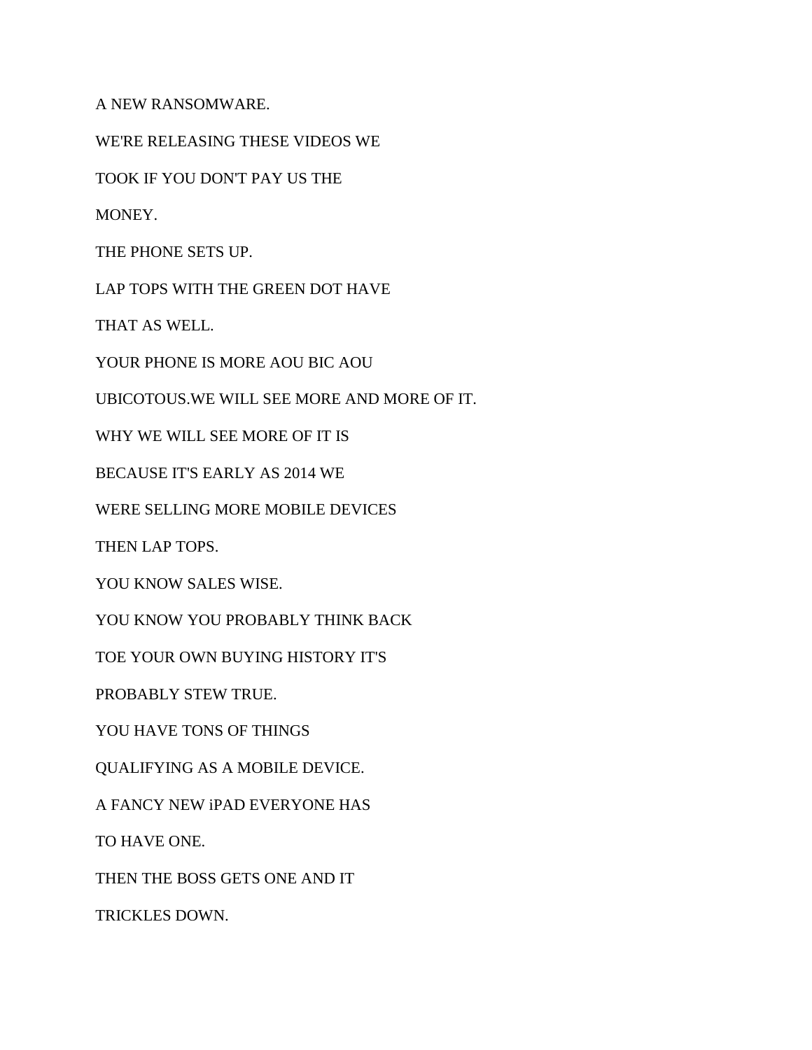A NEW RANSOMWARE.

WE'RE RELEASING THESE VIDEOS WE

TOOK IF YOU DON'T PAY US THE

MONEY.

THE PHONE SETS UP.

LAP TOPS WITH THE GREEN DOT HAVE

THAT AS WELL.

YOUR PHONE IS MORE AOU BIC AOU

UBICOTOUS.WE WILL SEE MORE AND MORE OF IT.

WHY WE WILL SEE MORE OF IT IS

BECAUSE IT'S EARLY AS 2014 WE

WERE SELLING MORE MOBILE DEVICES

THEN LAP TOPS.

YOU KNOW SALES WISE.

YOU KNOW YOU PROBABLY THINK BACK

TOE YOUR OWN BUYING HISTORY IT'S

PROBABLY STEW TRUE.

YOU HAVE TONS OF THINGS

QUALIFYING AS A MOBILE DEVICE.

A FANCY NEW iPAD EVERYONE HAS

TO HAVE ONE.

THEN THE BOSS GETS ONE AND IT

TRICKLES DOWN.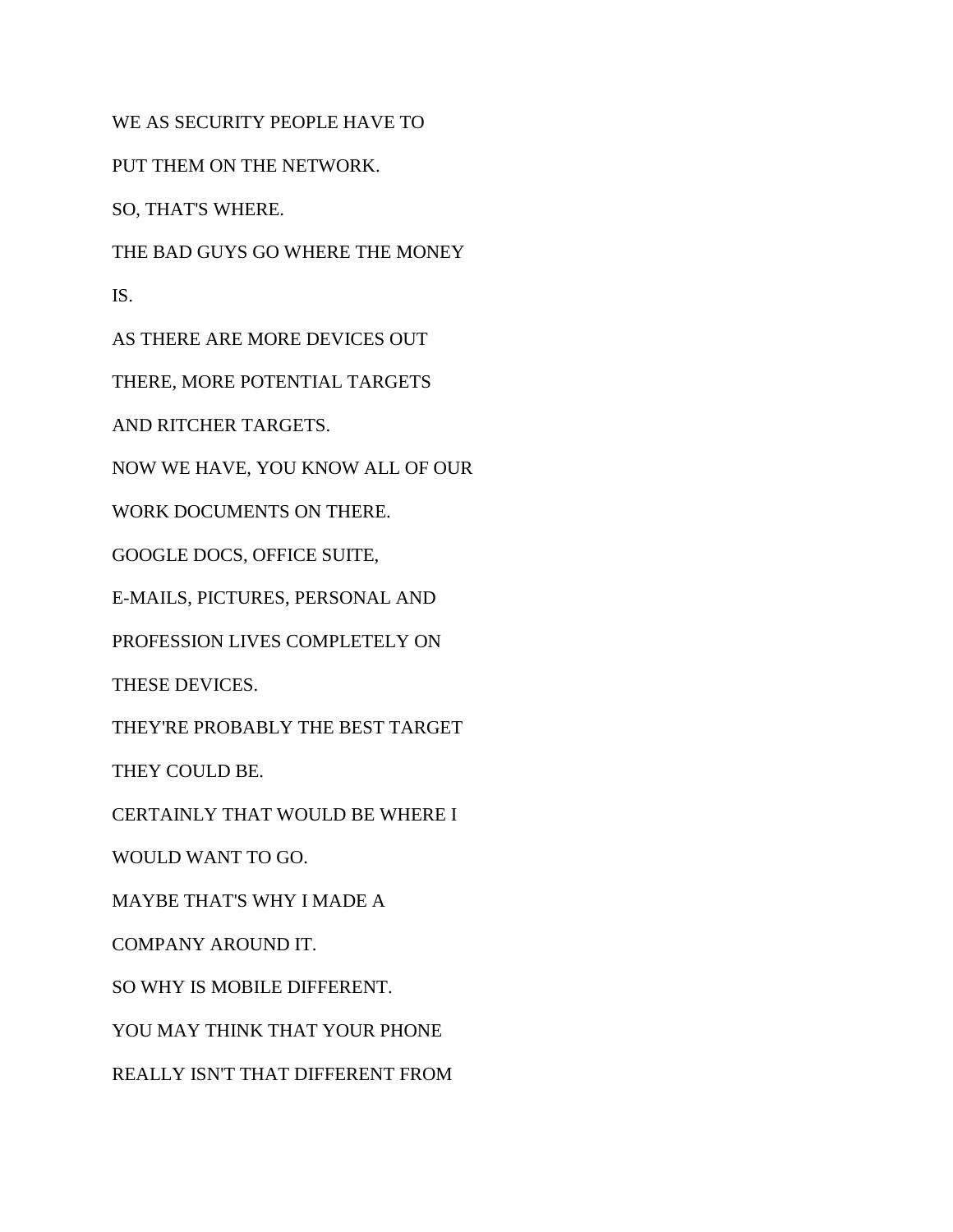WE AS SECURITY PEOPLE HAVE TO

PUT THEM ON THE NETWORK.

SO, THAT'S WHERE.

THE BAD GUYS GO WHERE THE MONEY

IS.

AS THERE ARE MORE DEVICES OUT

THERE, MORE POTENTIAL TARGETS

AND RITCHER TARGETS.

NOW WE HAVE, YOU KNOW ALL OF OUR

WORK DOCUMENTS ON THERE.

GOOGLE DOCS, OFFICE SUITE,

E-MAILS, PICTURES, PERSONAL AND

PROFESSION LIVES COMPLETELY ON

THESE DEVICES.

THEY'RE PROBABLY THE BEST TARGET

THEY COULD BE.

CERTAINLY THAT WOULD BE WHERE I

WOULD WANT TO GO.

MAYBE THAT'S WHY I MADE A

COMPANY AROUND IT.

SO WHY IS MOBILE DIFFERENT.

YOU MAY THINK THAT YOUR PHONE

REALLY ISN'T THAT DIFFERENT FROM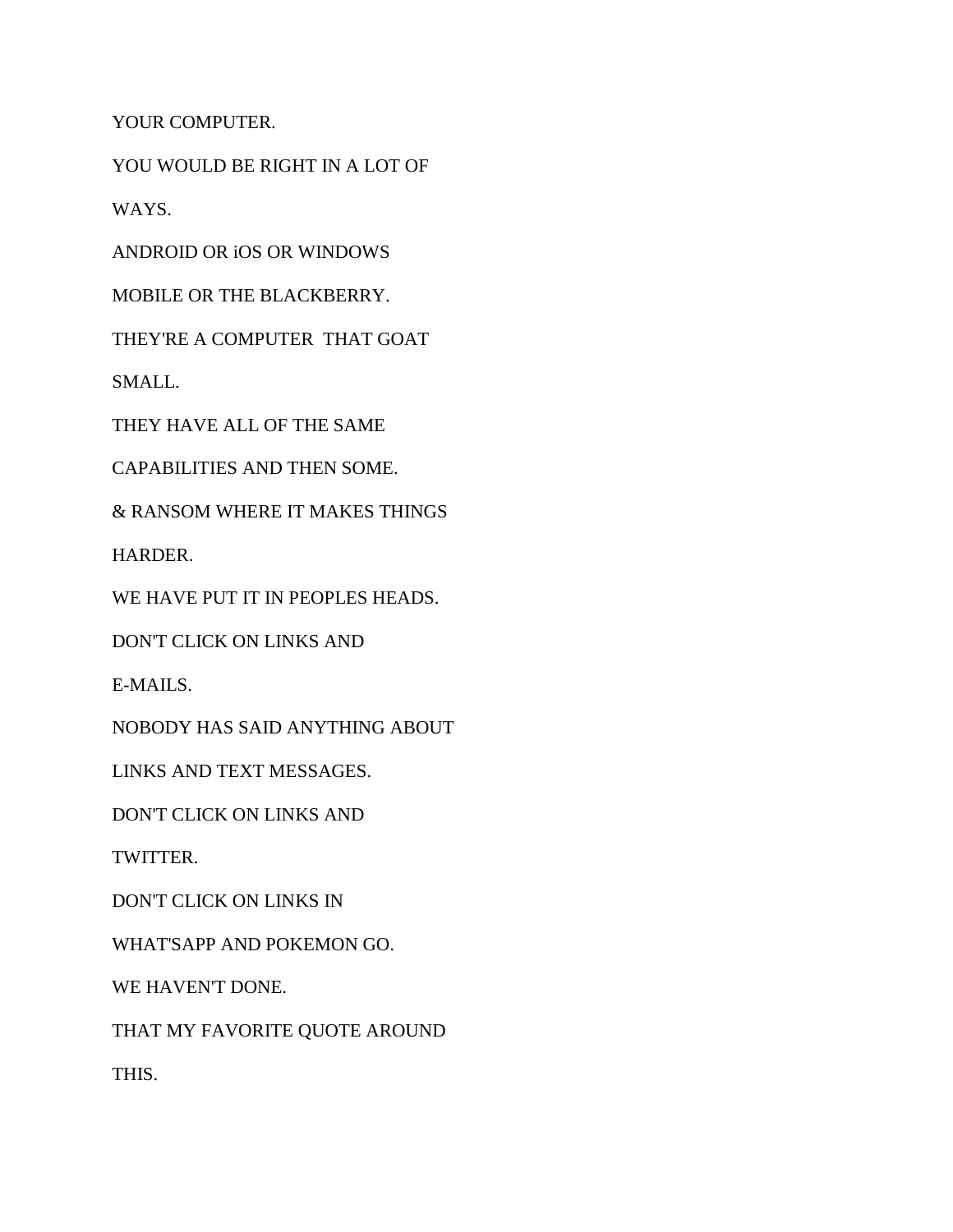YOUR COMPUTER.

YOU WOULD BE RIGHT IN A LOT OF

WAYS.

ANDROID OR iOS OR WINDOWS

MOBILE OR THE BLACKBERRY.

THEY'RE A COMPUTER  THAT GOAT

SMALL.

THEY HAVE ALL OF THE SAME

CAPABILITIES AND THEN SOME.

& RANSOM WHERE IT MAKES THINGS

HARDER.

WE HAVE PUT IT IN PEOPLES HEADS.

DON'T CLICK ON LINKS AND

E-MAILS.

NOBODY HAS SAID ANYTHING ABOUT

LINKS AND TEXT MESSAGES.

DON'T CLICK ON LINKS AND

TWITTER.

DON'T CLICK ON LINKS IN

WHAT'SAPP AND POKEMON GO.

WE HAVEN'T DONE.

THAT MY FAVORITE QUOTE AROUND

THIS.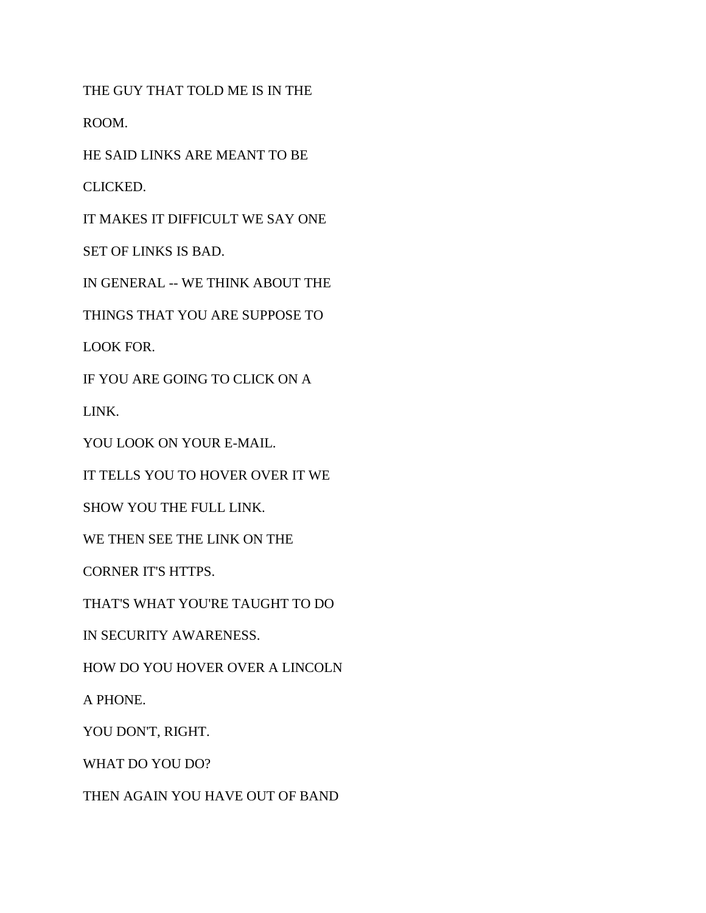THE GUY THAT TOLD ME IS IN THE

ROOM.

HE SAID LINKS ARE MEANT TO BE

CLICKED.

IT MAKES IT DIFFICULT WE SAY ONE

SET OF LINKS IS BAD.

IN GENERAL -- WE THINK ABOUT THE

THINGS THAT YOU ARE SUPPOSE TO

LOOK FOR.

IF YOU ARE GOING TO CLICK ON A

LINK.

YOU LOOK ON YOUR E-MAIL.

IT TELLS YOU TO HOVER OVER IT WE

SHOW YOU THE FULL LINK.

WE THEN SEE THE LINK ON THE

CORNER IT'S HTTPS.

THAT'S WHAT YOU'RE TAUGHT TO DO

IN SECURITY AWARENESS.

HOW DO YOU HOVER OVER A LINCOLN

A PHONE.

YOU DON'T, RIGHT.

WHAT DO YOU DO?

THEN AGAIN YOU HAVE OUT OF BAND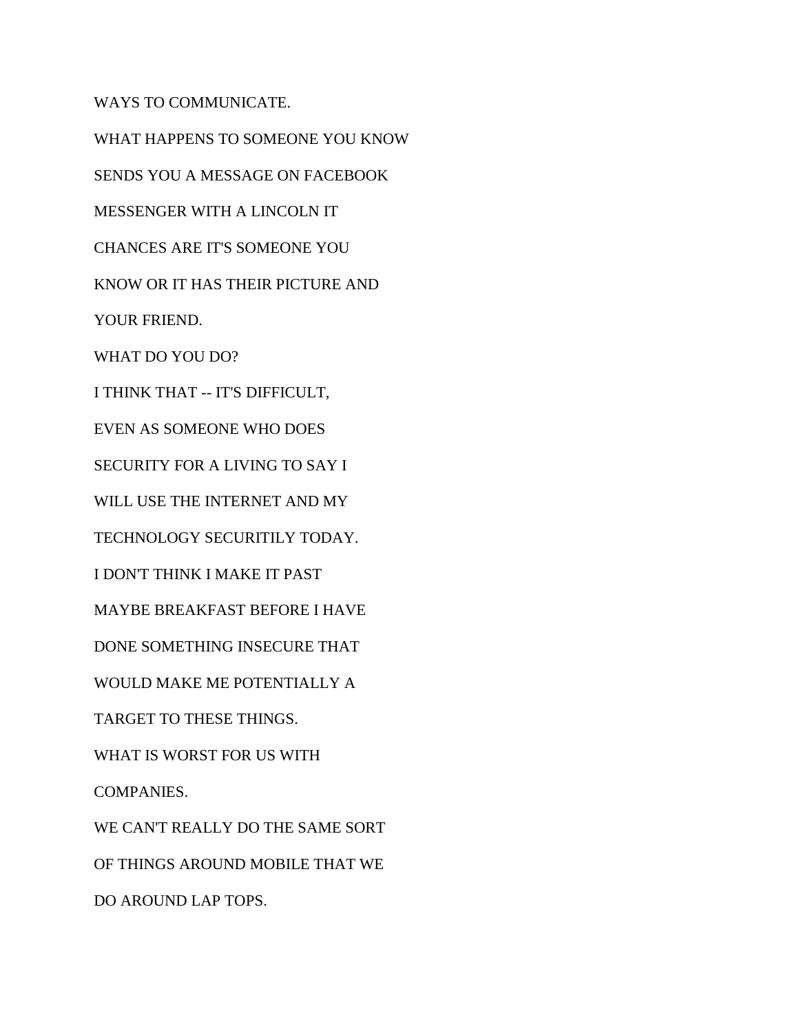WAYS TO COMMUNICATE.

WHAT HAPPENS TO SOMEONE YOU KNOW

SENDS YOU A MESSAGE ON FACEBOOK

MESSENGER WITH A LINCOLN IT

CHANCES ARE IT'S SOMEONE YOU

KNOW OR IT HAS THEIR PICTURE AND

YOUR FRIEND.

WHAT DO YOU DO?

I THINK THAT -- IT'S DIFFICULT,

EVEN AS SOMEONE WHO DOES

SECURITY FOR A LIVING TO SAY I

WILL USE THE INTERNET AND MY

TECHNOLOGY SECURITILY TODAY.

I DON'T THINK I MAKE IT PAST

MAYBE BREAKFAST BEFORE I HAVE

DONE SOMETHING INSECURE THAT

WOULD MAKE ME POTENTIALLY A

TARGET TO THESE THINGS.

WHAT IS WORST FOR US WITH

COMPANIES.

WE CAN'T REALLY DO THE SAME SORT

OF THINGS AROUND MOBILE THAT WE

DO AROUND LAP TOPS.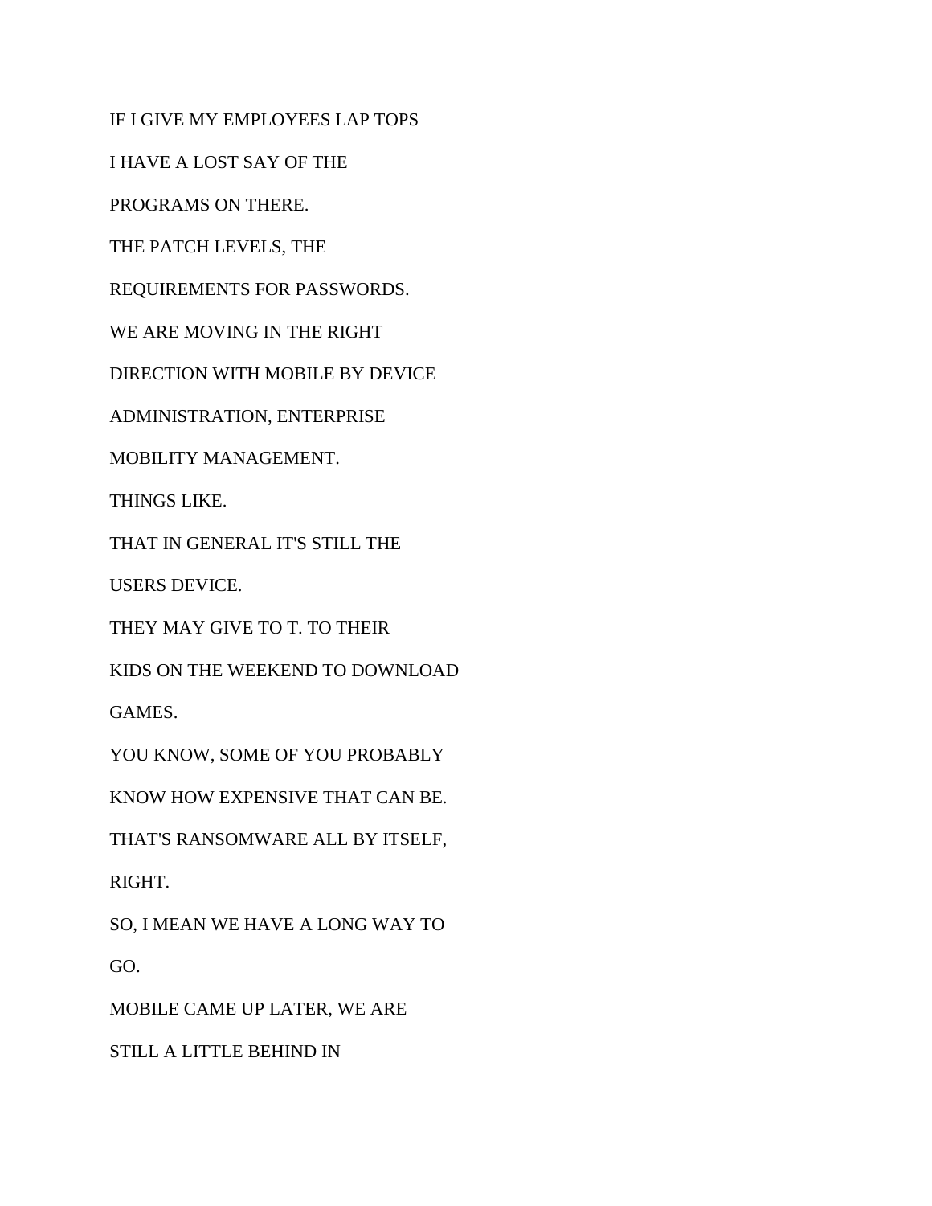IF I GIVE MY EMPLOYEES LAP TOPS

I HAVE A LOST SAY OF THE

PROGRAMS ON THERE.

THE PATCH LEVELS, THE

REQUIREMENTS FOR PASSWORDS.

WE ARE MOVING IN THE RIGHT

DIRECTION WITH MOBILE BY DEVICE

ADMINISTRATION, ENTERPRISE

MOBILITY MANAGEMENT.

THINGS LIKE.

THAT IN GENERAL IT'S STILL THE

USERS DEVICE.

THEY MAY GIVE TO T. TO THEIR

KIDS ON THE WEEKEND TO DOWNLOAD

GAMES.

YOU KNOW, SOME OF YOU PROBABLY

KNOW HOW EXPENSIVE THAT CAN BE.

THAT'S RANSOMWARE ALL BY ITSELF,

RIGHT.

SO, I MEAN WE HAVE A LONG WAY TO

GO.

MOBILE CAME UP LATER, WE ARE

STILL A LITTLE BEHIND IN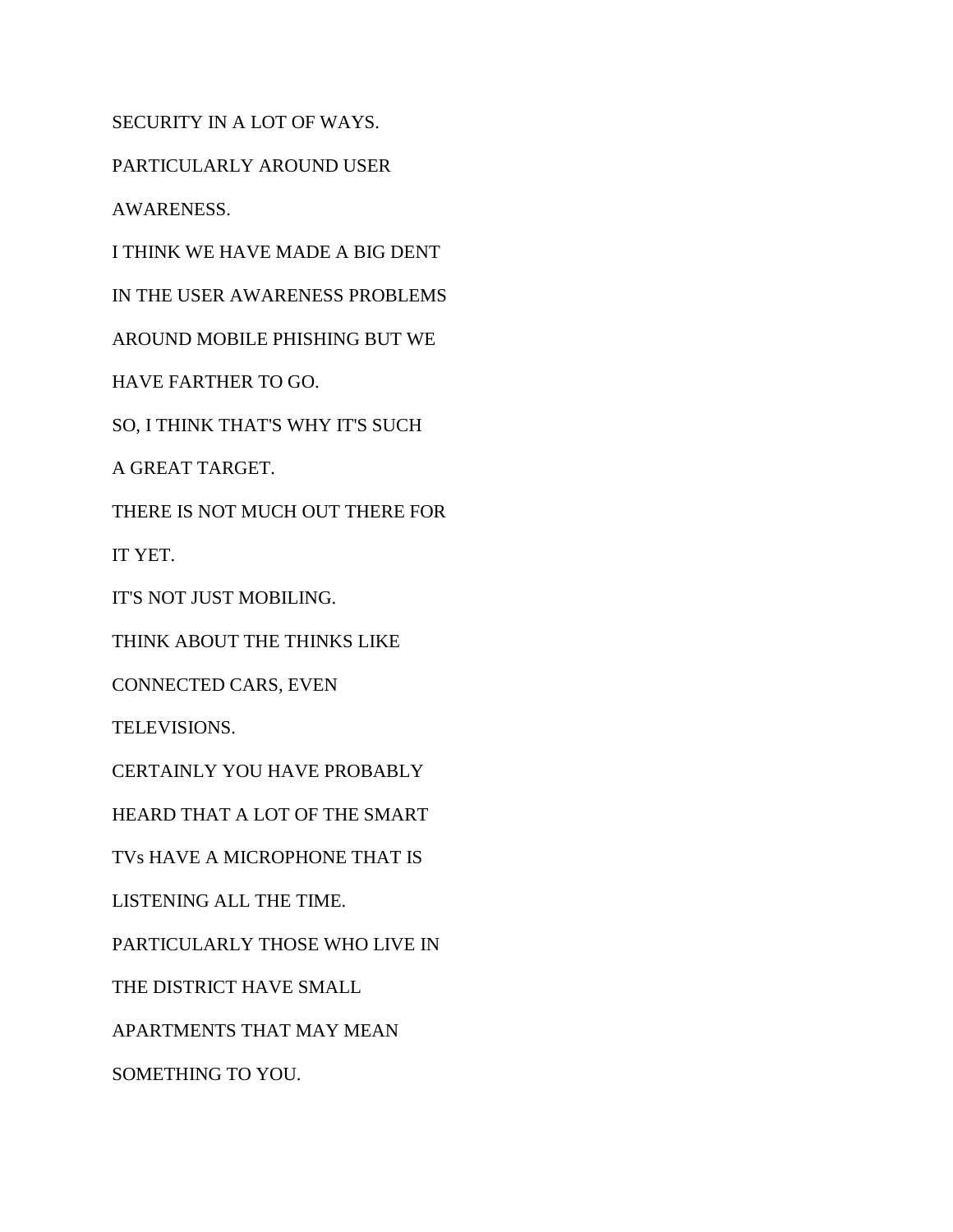SECURITY IN A LOT OF WAYS.

PARTICULARLY AROUND USER

AWARENESS.

I THINK WE HAVE MADE A BIG DENT

IN THE USER AWARENESS PROBLEMS

AROUND MOBILE PHISHING BUT WE

HAVE FARTHER TO GO.

SO, I THINK THAT'S WHY IT'S SUCH

A GREAT TARGET.

THERE IS NOT MUCH OUT THERE FOR

IT YET.

IT'S NOT JUST MOBILING.

THINK ABOUT THE THINKS LIKE

CONNECTED CARS, EVEN

TELEVISIONS.

CERTAINLY YOU HAVE PROBABLY

HEARD THAT A LOT OF THE SMART

TVs HAVE A MICROPHONE THAT IS

LISTENING ALL THE TIME.

PARTICULARLY THOSE WHO LIVE IN

THE DISTRICT HAVE SMALL

APARTMENTS THAT MAY MEAN

SOMETHING TO YOU.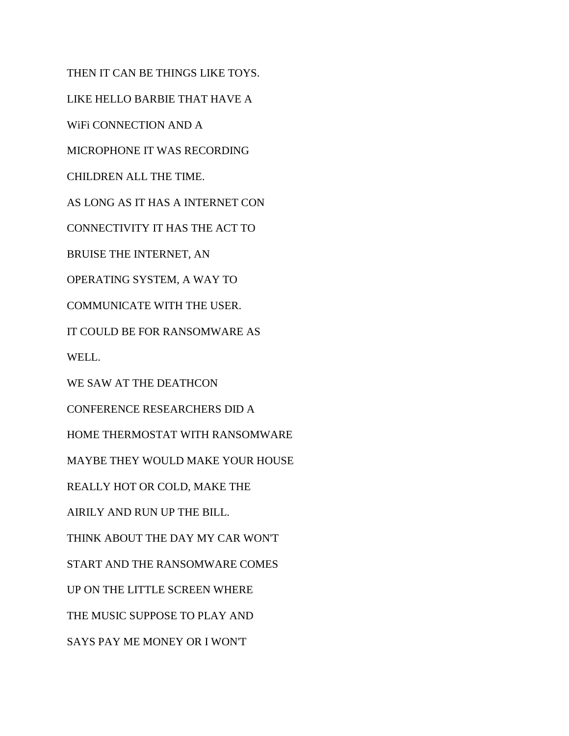THEN IT CAN BE THINGS LIKE TOYS.

LIKE HELLO BARBIE THAT HAVE A

WiFi CONNECTION AND A

MICROPHONE IT WAS RECORDING

CHILDREN ALL THE TIME.

AS LONG AS IT HAS A INTERNET CON

CONNECTIVITY IT HAS THE ACT TO

BRUISE THE INTERNET, AN

OPERATING SYSTEM, A WAY TO

COMMUNICATE WITH THE USER.

IT COULD BE FOR RANSOMWARE AS

WELL.

WE SAW AT THE DEATHCON

CONFERENCE RESEARCHERS DID A

HOME THERMOSTAT WITH RANSOMWARE

MAYBE THEY WOULD MAKE YOUR HOUSE

REALLY HOT OR COLD, MAKE THE

AIRILY AND RUN UP THE BILL.

THINK ABOUT THE DAY MY CAR WON'T

START AND THE RANSOMWARE COMES

UP ON THE LITTLE SCREEN WHERE

THE MUSIC SUPPOSE TO PLAY AND

SAYS PAY ME MONEY OR I WON'T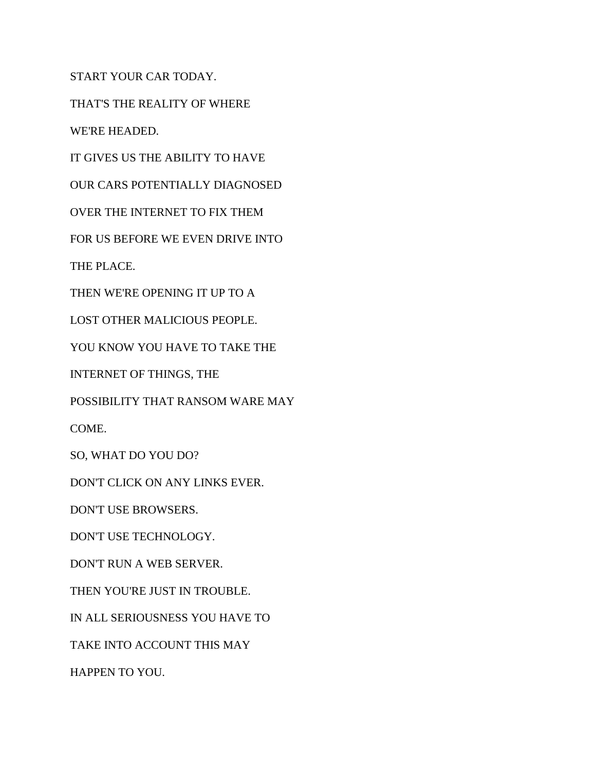START YOUR CAR TODAY.

THAT'S THE REALITY OF WHERE

WE'RE HEADED.

IT GIVES US THE ABILITY TO HAVE

OUR CARS POTENTIALLY DIAGNOSED

OVER THE INTERNET TO FIX THEM

FOR US BEFORE WE EVEN DRIVE INTO

THE PLACE.

THEN WE'RE OPENING IT UP TO A

LOST OTHER MALICIOUS PEOPLE.

YOU KNOW YOU HAVE TO TAKE THE

INTERNET OF THINGS, THE

POSSIBILITY THAT RANSOM WARE MAY

COME.

SO, WHAT DO YOU DO?

DON'T CLICK ON ANY LINKS EVER.

DON'T USE BROWSERS.

DON'T USE TECHNOLOGY.

DON'T RUN A WEB SERVER.

THEN YOU'RE JUST IN TROUBLE.

IN ALL SERIOUSNESS YOU HAVE TO

TAKE INTO ACCOUNT THIS MAY

HAPPEN TO YOU.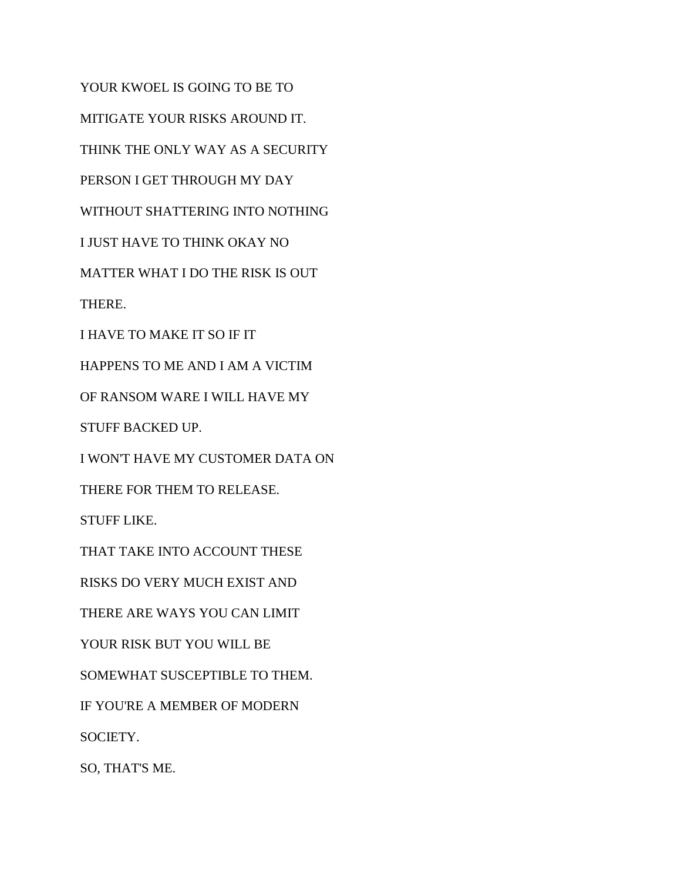YOUR KWOEL IS GOING TO BE TO

MITIGATE YOUR RISKS AROUND IT.

THINK THE ONLY WAY AS A SECURITY

PERSON I GET THROUGH MY DAY

WITHOUT SHATTERING INTO NOTHING

I JUST HAVE TO THINK OKAY NO

MATTER WHAT I DO THE RISK IS OUT

THERE.

I HAVE TO MAKE IT SO IF IT

HAPPENS TO ME AND I AM A VICTIM

OF RANSOM WARE I WILL HAVE MY

STUFF BACKED UP.

I WON'T HAVE MY CUSTOMER DATA ON

THERE FOR THEM TO RELEASE.

STUFF LIKE.

THAT TAKE INTO ACCOUNT THESE

RISKS DO VERY MUCH EXIST AND

THERE ARE WAYS YOU CAN LIMIT

YOUR RISK BUT YOU WILL BE

SOMEWHAT SUSCEPTIBLE TO THEM.

IF YOU'RE A MEMBER OF MODERN

SOCIETY.

SO, THAT'S ME.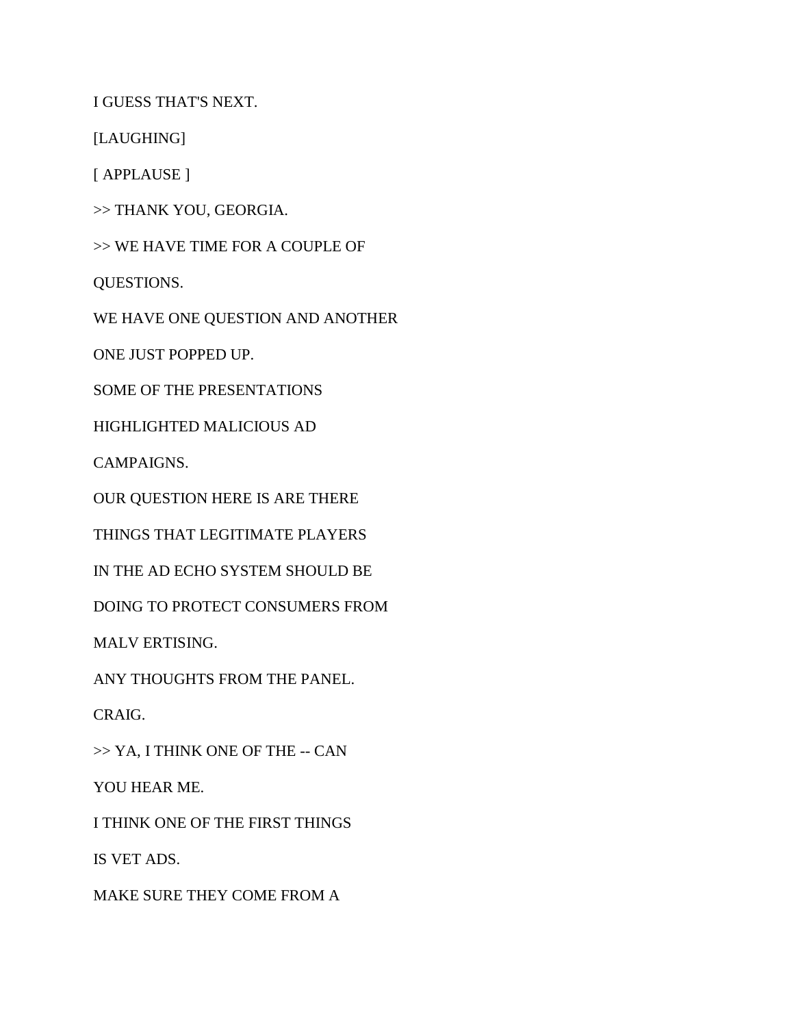I GUESS THAT'S NEXT.

[LAUGHING]

[ APPLAUSE ]

>> THANK YOU, GEORGIA.

>> WE HAVE TIME FOR A COUPLE OF

QUESTIONS.

WE HAVE ONE QUESTION AND ANOTHER

ONE JUST POPPED UP.

SOME OF THE PRESENTATIONS

HIGHLIGHTED MALICIOUS AD

CAMPAIGNS.

OUR QUESTION HERE IS ARE THERE

THINGS THAT LEGITIMATE PLAYERS

IN THE AD ECHO SYSTEM SHOULD BE

DOING TO PROTECT CONSUMERS FROM

MALV ERTISING.

ANY THOUGHTS FROM THE PANEL.

CRAIG.

>> YA, I THINK ONE OF THE -- CAN

YOU HEAR ME.

I THINK ONE OF THE FIRST THINGS

IS VET ADS.

MAKE SURE THEY COME FROM A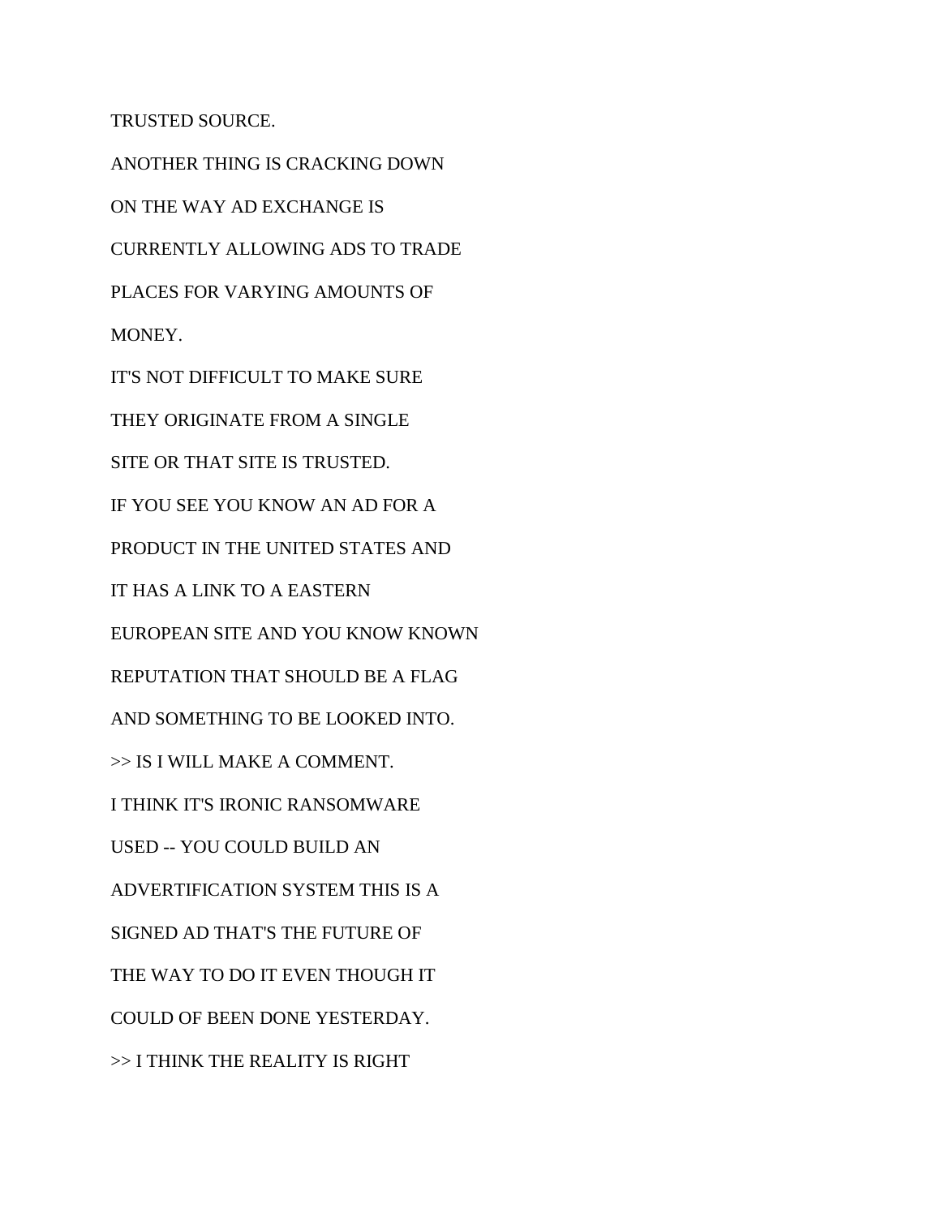TRUSTED SOURCE.

ANOTHER THING IS CRACKING DOWN

ON THE WAY AD EXCHANGE IS

CURRENTLY ALLOWING ADS TO TRADE

PLACES FOR VARYING AMOUNTS OF

MONEY.

IT'S NOT DIFFICULT TO MAKE SURE

THEY ORIGINATE FROM A SINGLE

SITE OR THAT SITE IS TRUSTED.

IF YOU SEE YOU KNOW AN AD FOR A

PRODUCT IN THE UNITED STATES AND

IT HAS A LINK TO A EASTERN

EUROPEAN SITE AND YOU KNOW KNOWN

REPUTATION THAT SHOULD BE A FLAG

AND SOMETHING TO BE LOOKED INTO.

>> IS I WILL MAKE A COMMENT.

I THINK IT'S IRONIC RANSOMWARE

USED -- YOU COULD BUILD AN

ADVERTIFICATION SYSTEM THIS IS A

SIGNED AD THAT'S THE FUTURE OF

THE WAY TO DO IT EVEN THOUGH IT

COULD OF BEEN DONE YESTERDAY.

>> I THINK THE REALITY IS RIGHT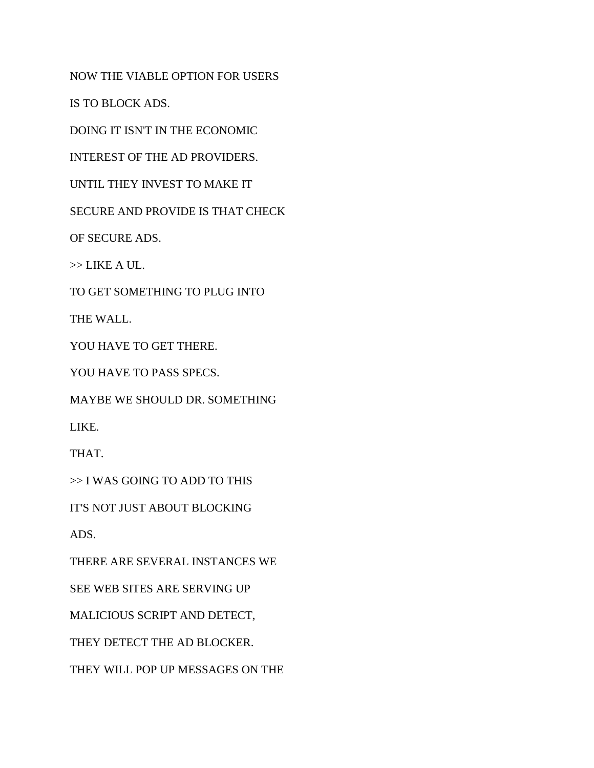NOW THE VIABLE OPTION FOR USERS

IS TO BLOCK ADS.

DOING IT ISN'T IN THE ECONOMIC

INTEREST OF THE AD PROVIDERS.

UNTIL THEY INVEST TO MAKE IT

SECURE AND PROVIDE IS THAT CHECK

OF SECURE ADS.

>> LIKE A UL.

TO GET SOMETHING TO PLUG INTO

THE WALL.

YOU HAVE TO GET THERE.

YOU HAVE TO PASS SPECS.

MAYBE WE SHOULD DR. SOMETHING

LIKE.

THAT.

>> I WAS GOING TO ADD TO THIS

IT'S NOT JUST ABOUT BLOCKING

ADS.

THERE ARE SEVERAL INSTANCES WE

SEE WEB SITES ARE SERVING UP

MALICIOUS SCRIPT AND DETECT,

THEY DETECT THE AD BLOCKER.

THEY WILL POP UP MESSAGES ON THE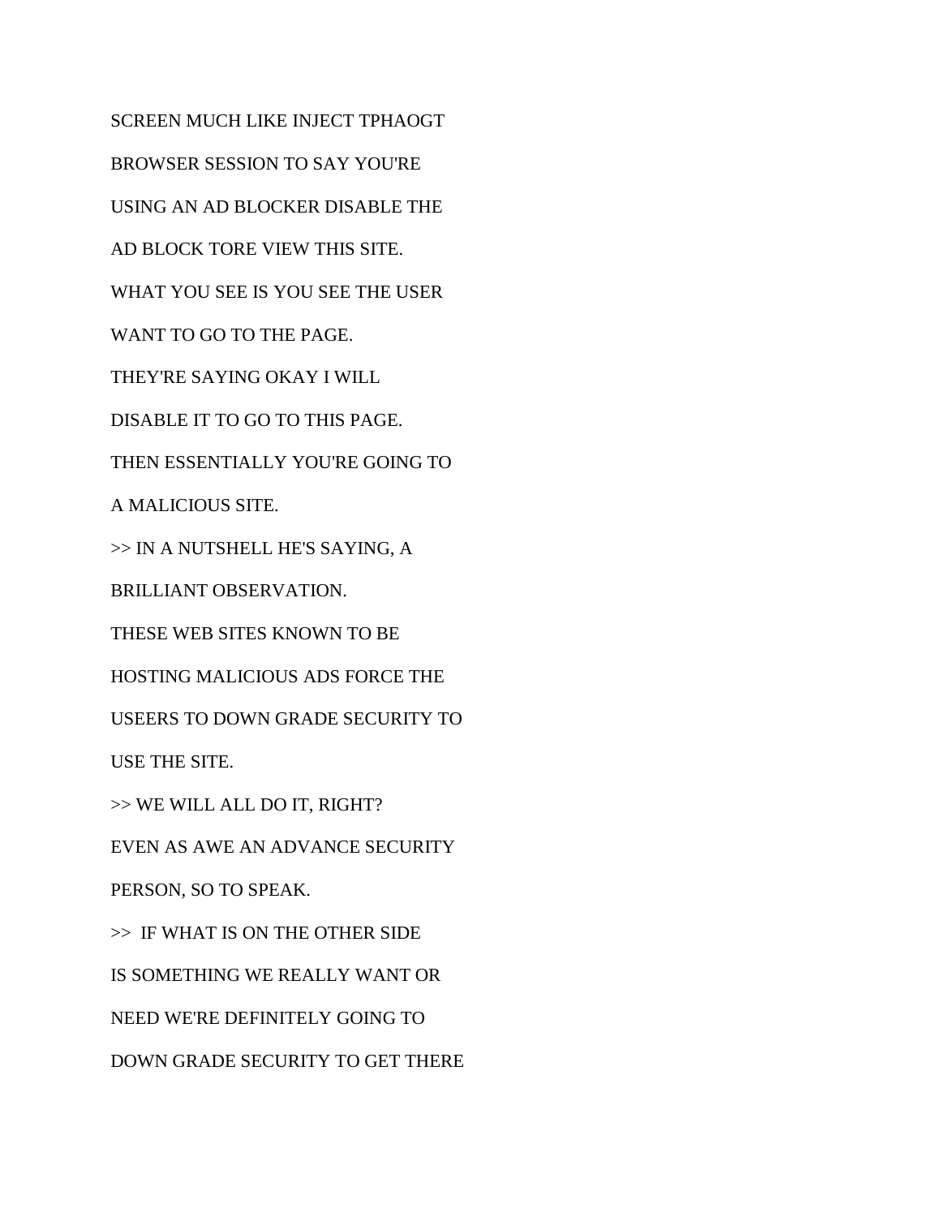SCREEN MUCH LIKE INJECT TPHAOGT

BROWSER SESSION TO SAY YOU'RE

USING AN AD BLOCKER DISABLE THE

AD BLOCK TORE VIEW THIS SITE.

WHAT YOU SEE IS YOU SEE THE USER

WANT TO GO TO THE PAGE.

THEY'RE SAYING OKAY I WILL

DISABLE IT TO GO TO THIS PAGE.

THEN ESSENTIALLY YOU'RE GOING TO

A MALICIOUS SITE.

>> IN A NUTSHELL HE'S SAYING, A

BRILLIANT OBSERVATION.

THESE WEB SITES KNOWN TO BE

HOSTING MALICIOUS ADS FORCE THE

USEERS TO DOWN GRADE SECURITY TO

USE THE SITE.

>> WE WILL ALL DO IT, RIGHT?

EVEN AS AWE AN ADVANCE SECURITY

PERSON, SO TO SPEAK.

>> IF WHAT IS ON THE OTHER SIDE

IS SOMETHING WE REALLY WANT OR

NEED WE'RE DEFINITELY GOING TO

DOWN GRADE SECURITY TO GET THERE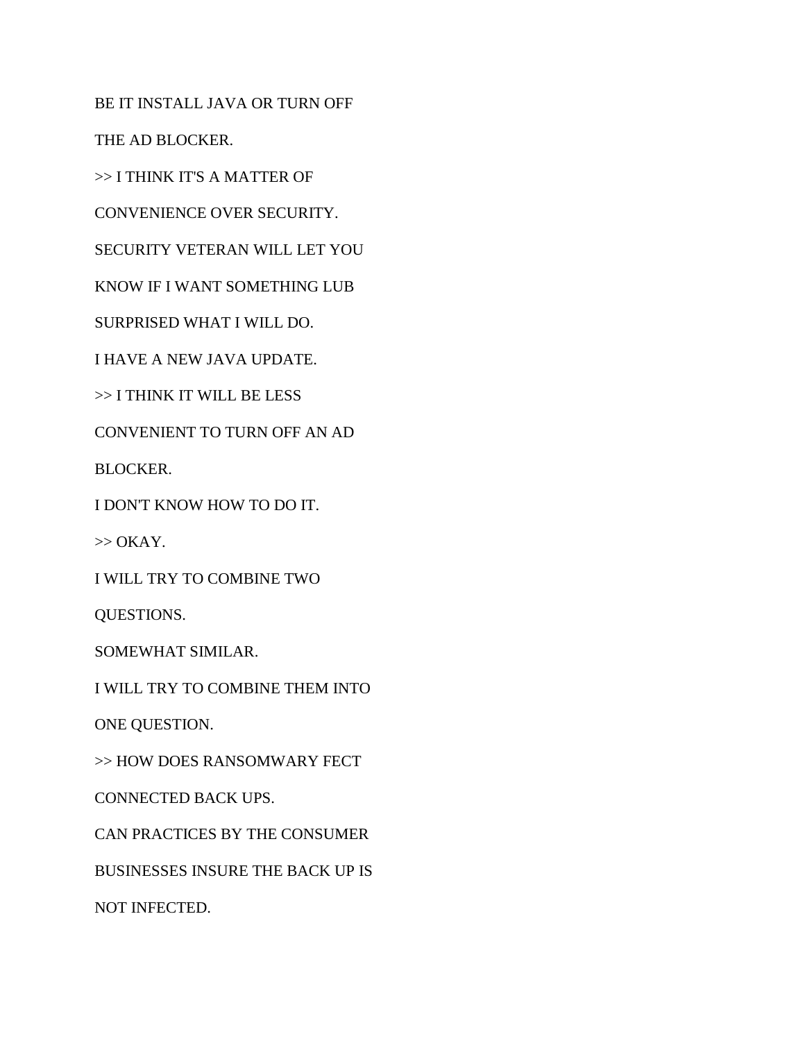BE IT INSTALL JAVA OR TURN OFF

THE AD BLOCKER.

>> I THINK IT'S A MATTER OF

CONVENIENCE OVER SECURITY.

SECURITY VETERAN WILL LET YOU

KNOW IF I WANT SOMETHING LUB

SURPRISED WHAT I WILL DO.

I HAVE A NEW JAVA UPDATE.

>> I THINK IT WILL BE LESS

CONVENIENT TO TURN OFF AN AD

BLOCKER.

I DON'T KNOW HOW TO DO IT.

>> OKAY.

I WILL TRY TO COMBINE TWO

QUESTIONS.

SOMEWHAT SIMILAR.

I WILL TRY TO COMBINE THEM INTO

ONE QUESTION.

>> HOW DOES RANSOMWARY FECT

CONNECTED BACK UPS.

CAN PRACTICES BY THE CONSUMER

BUSINESSES INSURE THE BACK UP IS

NOT INFECTED.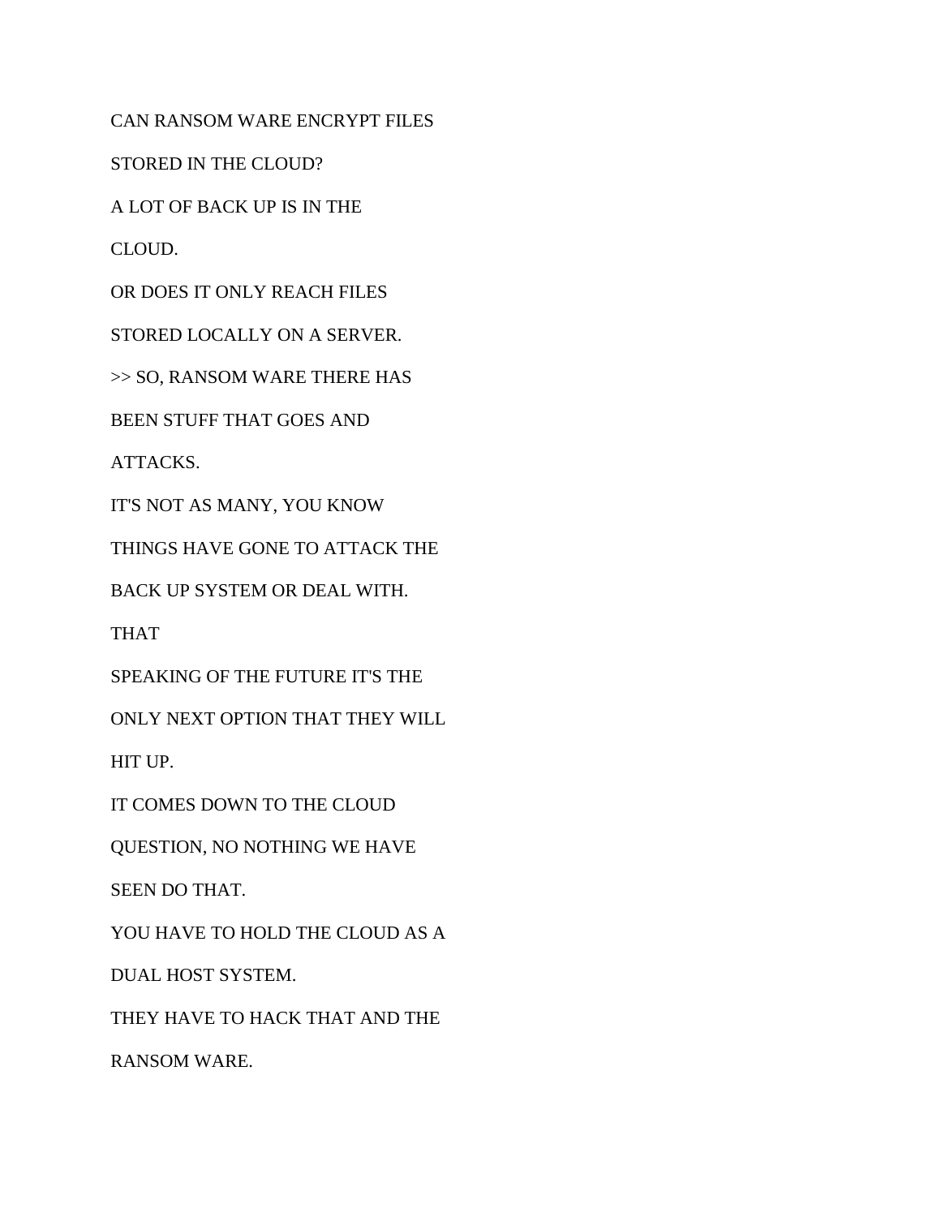CAN RANSOM WARE ENCRYPT FILES

STORED IN THE CLOUD?

A LOT OF BACK UP IS IN THE

CLOUD.

OR DOES IT ONLY REACH FILES

STORED LOCALLY ON A SERVER.

>> SO, RANSOM WARE THERE HAS

BEEN STUFF THAT GOES AND

ATTACKS.

IT'S NOT AS MANY, YOU KNOW

THINGS HAVE GONE TO ATTACK THE

BACK UP SYSTEM OR DEAL WITH.

THAT

SPEAKING OF THE FUTURE IT'S THE

ONLY NEXT OPTION THAT THEY WILL

HIT UP.

IT COMES DOWN TO THE CLOUD

QUESTION, NO NOTHING WE HAVE

SEEN DO THAT.

YOU HAVE TO HOLD THE CLOUD AS A

DUAL HOST SYSTEM.

THEY HAVE TO HACK THAT AND THE

RANSOM WARE.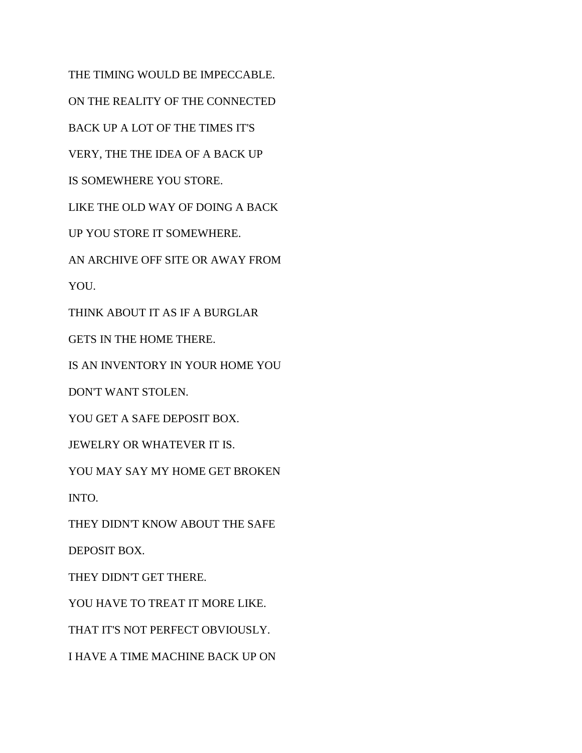THE TIMING WOULD BE IMPECCABLE.

ON THE REALITY OF THE CONNECTED

BACK UP A LOT OF THE TIMES IT'S

VERY, THE THE IDEA OF A BACK UP

IS SOMEWHERE YOU STORE.

LIKE THE OLD WAY OF DOING A BACK

UP YOU STORE IT SOMEWHERE.

AN ARCHIVE OFF SITE OR AWAY FROM

YOU.

THINK ABOUT IT AS IF A BURGLAR

GETS IN THE HOME THERE.

IS AN INVENTORY IN YOUR HOME YOU

DON'T WANT STOLEN.

YOU GET A SAFE DEPOSIT BOX.

JEWELRY OR WHATEVER IT IS.

YOU MAY SAY MY HOME GET BROKEN

INTO.

THEY DIDN'T KNOW ABOUT THE SAFE

DEPOSIT BOX.

THEY DIDN'T GET THERE.

YOU HAVE TO TREAT IT MORE LIKE.

THAT IT'S NOT PERFECT OBVIOUSLY.

I HAVE A TIME MACHINE BACK UP ON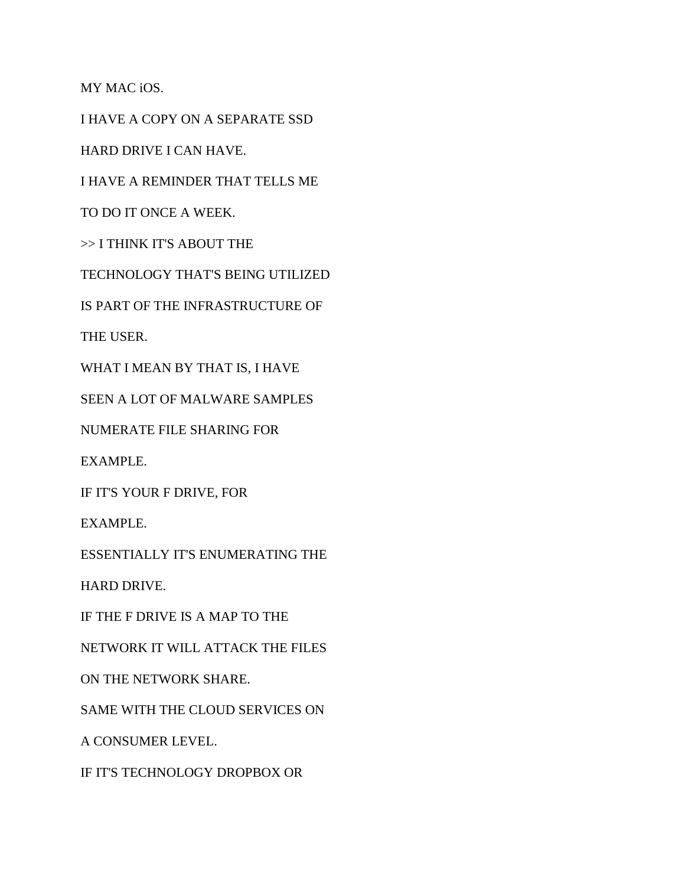MY MAC iOS.

I HAVE A COPY ON A SEPARATE SSD

HARD DRIVE I CAN HAVE.

I HAVE A REMINDER THAT TELLS ME

TO DO IT ONCE A WEEK.

>> I THINK IT'S ABOUT THE

TECHNOLOGY THAT'S BEING UTILIZED

IS PART OF THE INFRASTRUCTURE OF

THE USER.

WHAT I MEAN BY THAT IS, I HAVE

SEEN A LOT OF MALWARE SAMPLES

NUMERATE FILE SHARING FOR

EXAMPLE.

IF IT'S YOUR F DRIVE, FOR

EXAMPLE.

ESSENTIALLY IT'S ENUMERATING THE

HARD DRIVE.

IF THE F DRIVE IS A MAP TO THE

NETWORK IT WILL ATTACK THE FILES

ON THE NETWORK SHARE.

SAME WITH THE CLOUD SERVICES ON

A CONSUMER LEVEL.

IF IT'S TECHNOLOGY DROPBOX OR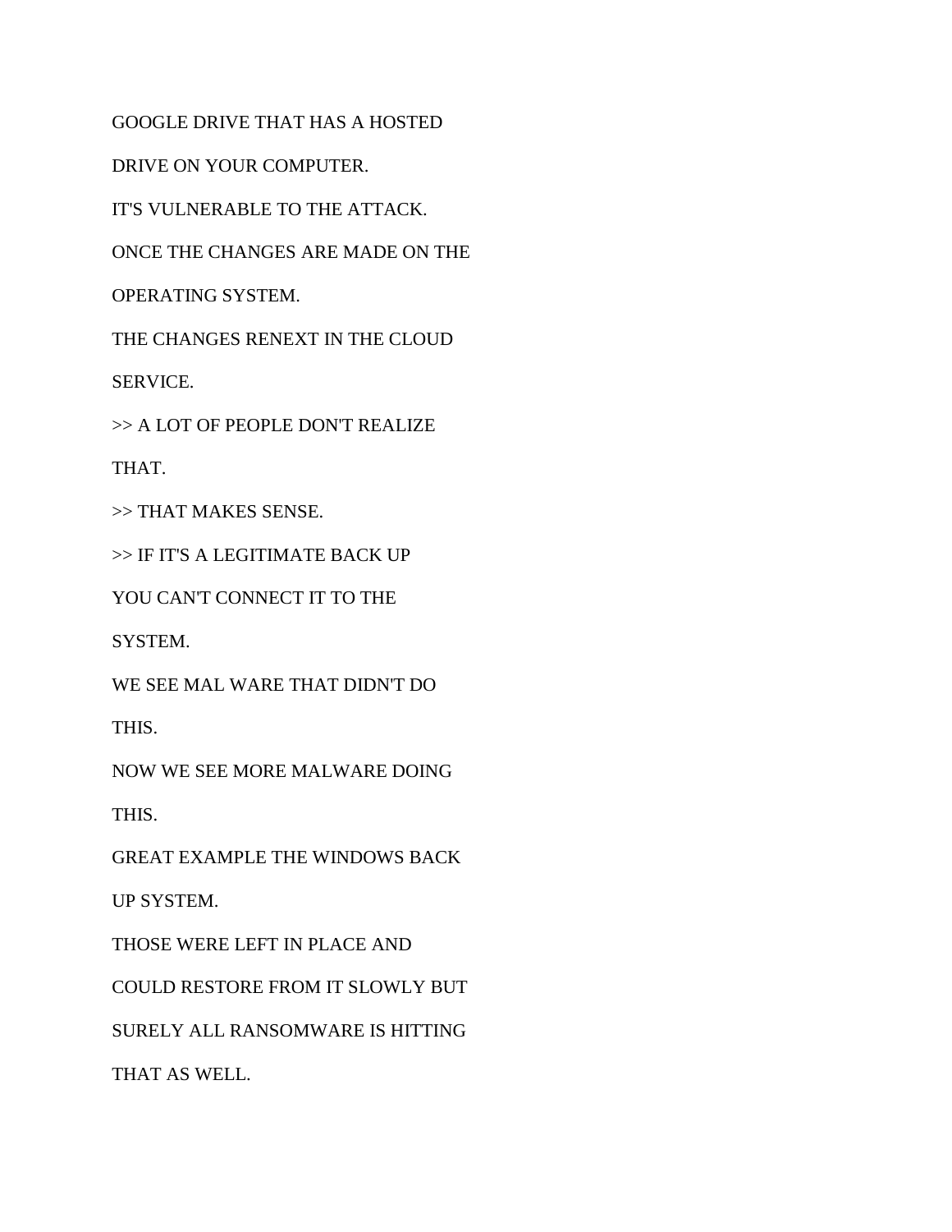GOOGLE DRIVE THAT HAS A HOSTED

DRIVE ON YOUR COMPUTER.

IT'S VULNERABLE TO THE ATTACK.

ONCE THE CHANGES ARE MADE ON THE

OPERATING SYSTEM.

THE CHANGES RENEXT IN THE CLOUD

SERVICE.

>> A LOT OF PEOPLE DON'T REALIZE

THAT.

>> THAT MAKES SENSE.

>> IF IT'S A LEGITIMATE BACK UP

YOU CAN'T CONNECT IT TO THE

SYSTEM.

WE SEE MAL WARE THAT DIDN'T DO

THIS.

NOW WE SEE MORE MALWARE DOING

THIS.

GREAT EXAMPLE THE WINDOWS BACK

UP SYSTEM.

THOSE WERE LEFT IN PLACE AND

COULD RESTORE FROM IT SLOWLY BUT

SURELY ALL RANSOMWARE IS HITTING

THAT AS WELL.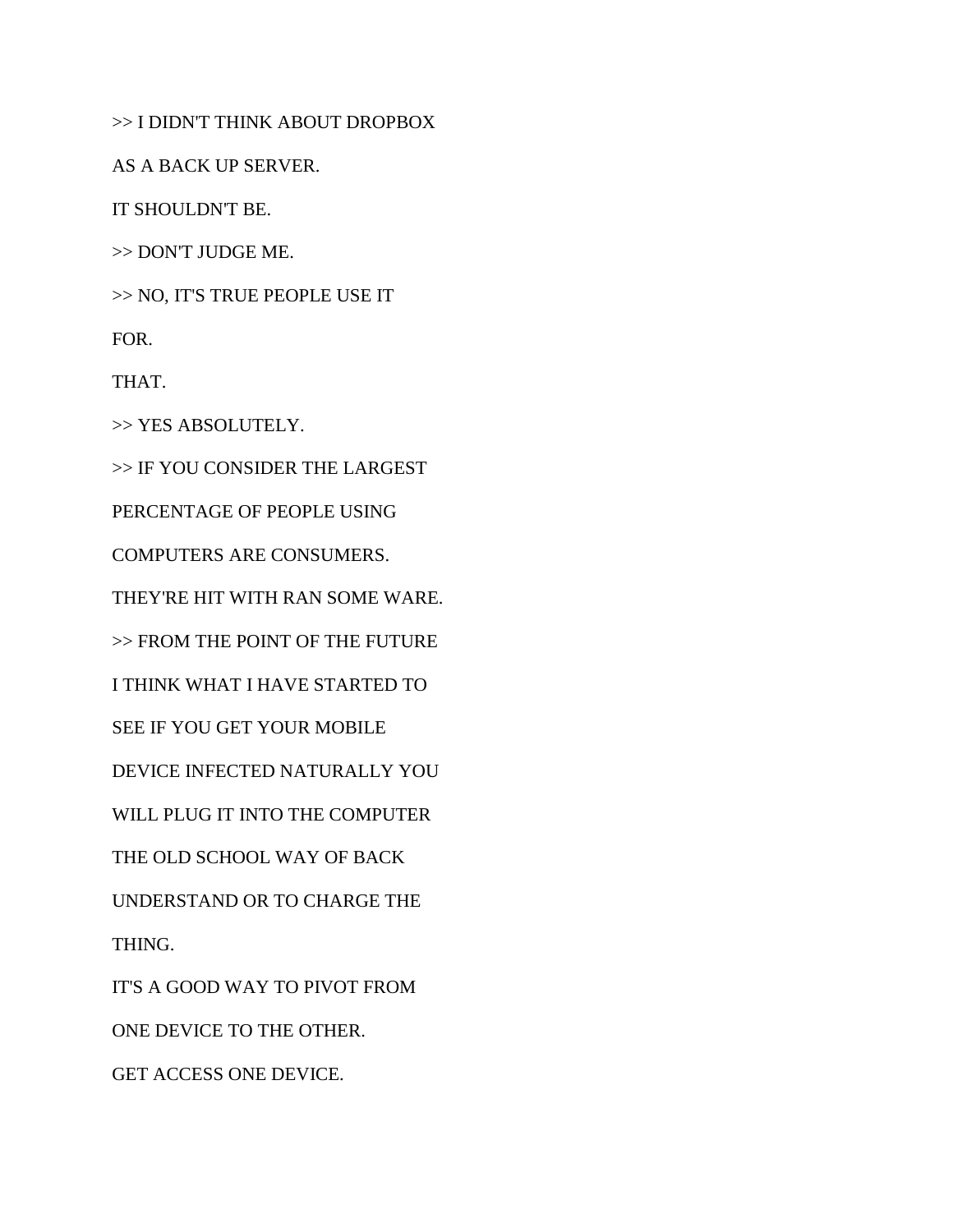>> I DIDN'T THINK ABOUT DROPBOX

AS A BACK UP SERVER.

IT SHOULDN'T BE.

>> DON'T JUDGE ME.

>> NO, IT'S TRUE PEOPLE USE IT

FOR.

THAT.

>> YES ABSOLUTELY.

>> IF YOU CONSIDER THE LARGEST

PERCENTAGE OF PEOPLE USING

COMPUTERS ARE CONSUMERS.

THEY'RE HIT WITH RAN SOME WARE.

>> FROM THE POINT OF THE FUTURE

I THINK WHAT I HAVE STARTED TO

SEE IF YOU GET YOUR MOBILE

DEVICE INFECTED NATURALLY YOU

WILL PLUG IT INTO THE COMPUTER

THE OLD SCHOOL WAY OF BACK

UNDERSTAND OR TO CHARGE THE

THING.

IT'S A GOOD WAY TO PIVOT FROM

ONE DEVICE TO THE OTHER.

GET ACCESS ONE DEVICE.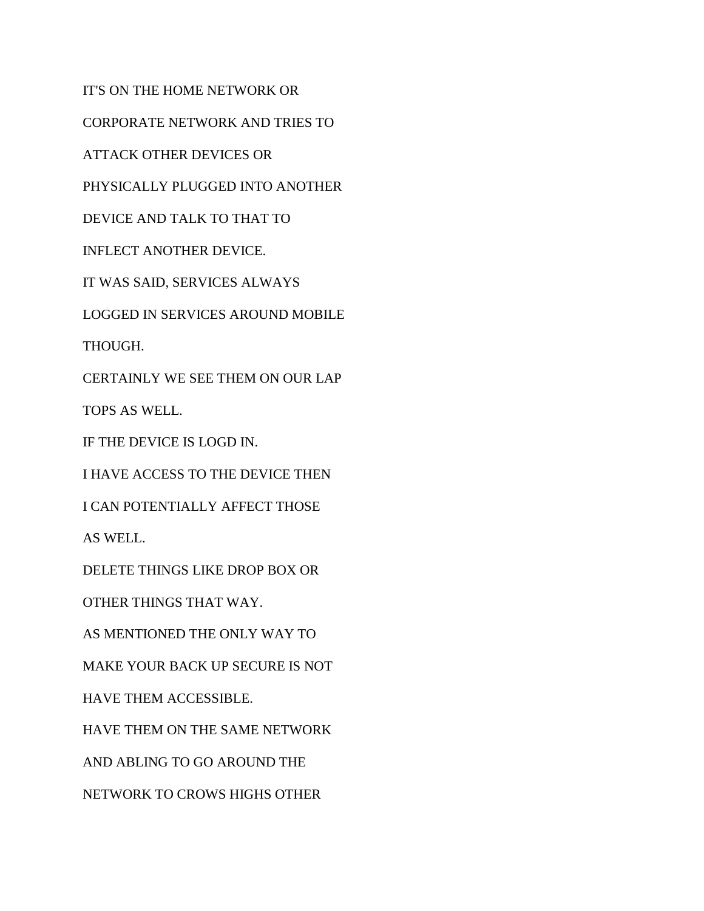IT'S ON THE HOME NETWORK OR

CORPORATE NETWORK AND TRIES TO

ATTACK OTHER DEVICES OR

PHYSICALLY PLUGGED INTO ANOTHER

DEVICE AND TALK TO THAT TO

INFLECT ANOTHER DEVICE.

IT WAS SAID, SERVICES ALWAYS

LOGGED IN SERVICES AROUND MOBILE

THOUGH.

CERTAINLY WE SEE THEM ON OUR LAP

TOPS AS WELL.

IF THE DEVICE IS LOGD IN.

I HAVE ACCESS TO THE DEVICE THEN

I CAN POTENTIALLY AFFECT THOSE

AS WELL.

DELETE THINGS LIKE DROP BOX OR

OTHER THINGS THAT WAY.

AS MENTIONED THE ONLY WAY TO

MAKE YOUR BACK UP SECURE IS NOT

HAVE THEM ACCESSIBLE.

HAVE THEM ON THE SAME NETWORK

AND ABLING TO GO AROUND THE

NETWORK TO CROWS HIGHS OTHER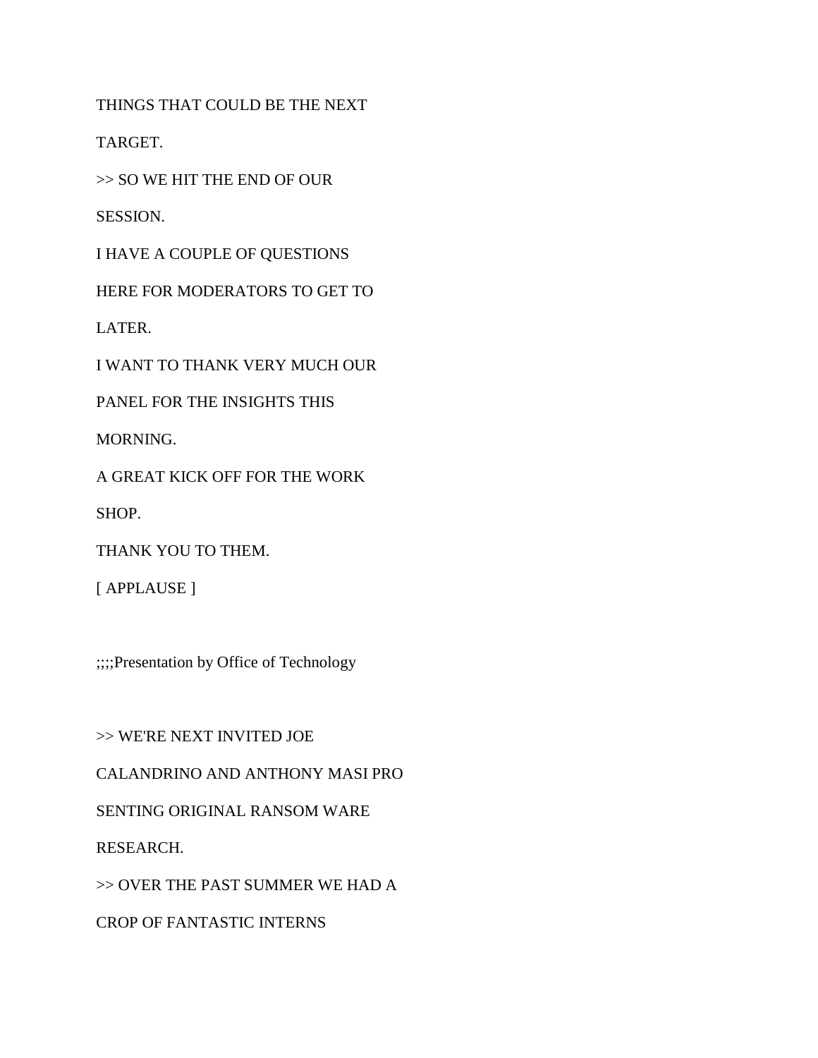THINGS THAT COULD BE THE NEXT

TARGET.

>> SO WE HIT THE END OF OUR

SESSION.

I HAVE A COUPLE OF QUESTIONS

HERE FOR MODERATORS TO GET TO

LATER.

I WANT TO THANK VERY MUCH OUR

PANEL FOR THE INSIGHTS THIS

MORNING.

A GREAT KICK OFF FOR THE WORK

SHOP.

THANK YOU TO THEM.

[ APPLAUSE ]

;;;;Presentation by Office of Technology

>> WE'RE NEXT INVITED JOE

CALANDRINO AND ANTHONY MASI PRO

SENTING ORIGINAL RANSOM WARE

RESEARCH.

>> OVER THE PAST SUMMER WE HAD A

CROP OF FANTASTIC INTERNS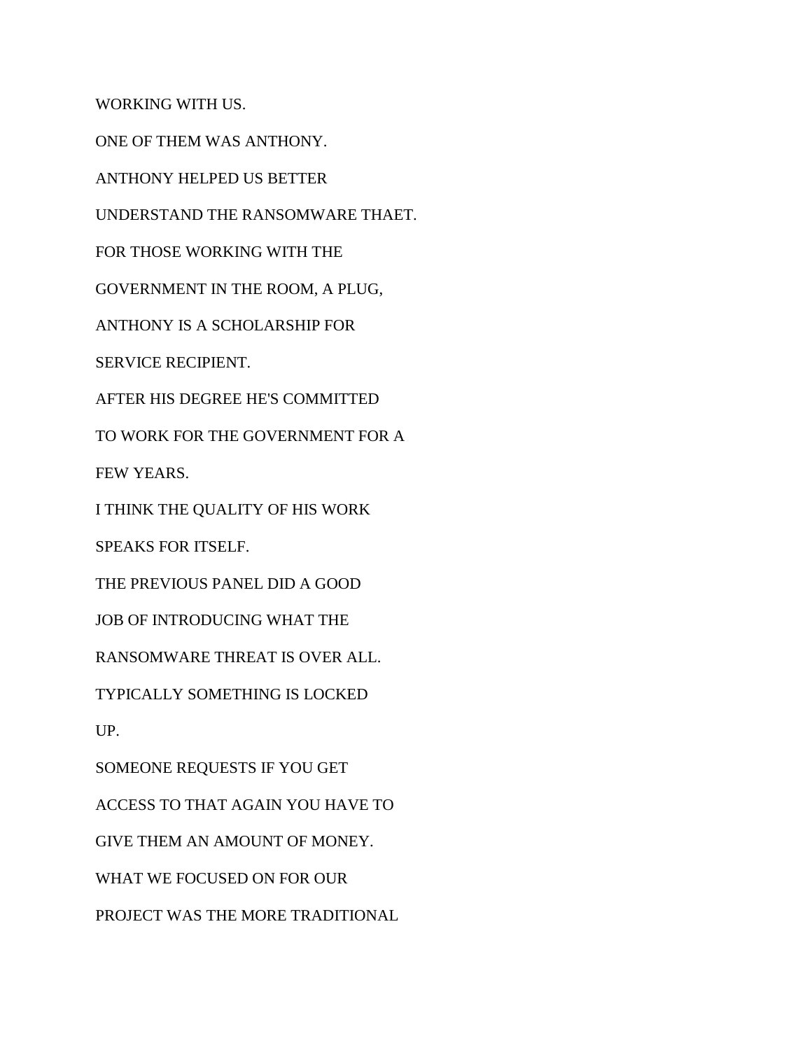WORKING WITH US.

ONE OF THEM WAS ANTHONY.

ANTHONY HELPED US BETTER

UNDERSTAND THE RANSOMWARE THAET.

FOR THOSE WORKING WITH THE

GOVERNMENT IN THE ROOM, A PLUG,

ANTHONY IS A SCHOLARSHIP FOR

SERVICE RECIPIENT.

AFTER HIS DEGREE HE'S COMMITTED

TO WORK FOR THE GOVERNMENT FOR A

FEW YEARS.

I THINK THE QUALITY OF HIS WORK

SPEAKS FOR ITSELF.

THE PREVIOUS PANEL DID A GOOD

JOB OF INTRODUCING WHAT THE

RANSOMWARE THREAT IS OVER ALL.

TYPICALLY SOMETHING IS LOCKED

UP.

SOMEONE REQUESTS IF YOU GET

ACCESS TO THAT AGAIN YOU HAVE TO

GIVE THEM AN AMOUNT OF MONEY.

WHAT WE FOCUSED ON FOR OUR

PROJECT WAS THE MORE TRADITIONAL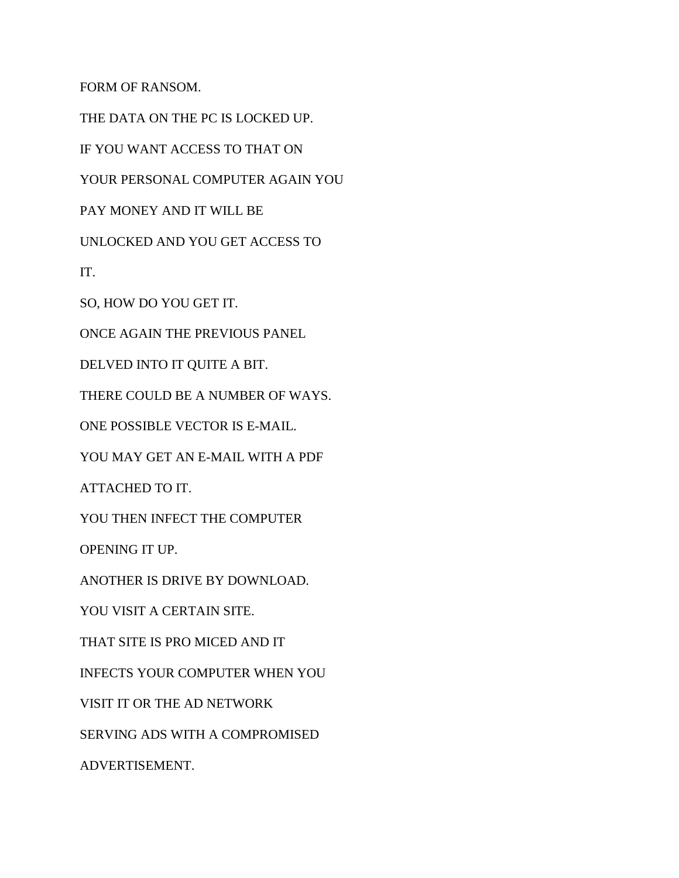FORM OF RANSOM.

THE DATA ON THE PC IS LOCKED UP.

IF YOU WANT ACCESS TO THAT ON

YOUR PERSONAL COMPUTER AGAIN YOU

PAY MONEY AND IT WILL BE

UNLOCKED AND YOU GET ACCESS TO

IT.

SO, HOW DO YOU GET IT.

ONCE AGAIN THE PREVIOUS PANEL

DELVED INTO IT QUITE A BIT.

THERE COULD BE A NUMBER OF WAYS.

ONE POSSIBLE VECTOR IS E-MAIL.

YOU MAY GET AN E-MAIL WITH A PDF

ATTACHED TO IT.

YOU THEN INFECT THE COMPUTER

OPENING IT UP.

ANOTHER IS DRIVE BY DOWNLOAD.

YOU VISIT A CERTAIN SITE.

THAT SITE IS PRO MICED AND IT

INFECTS YOUR COMPUTER WHEN YOU

VISIT IT OR THE AD NETWORK

SERVING ADS WITH A COMPROMISED

ADVERTISEMENT.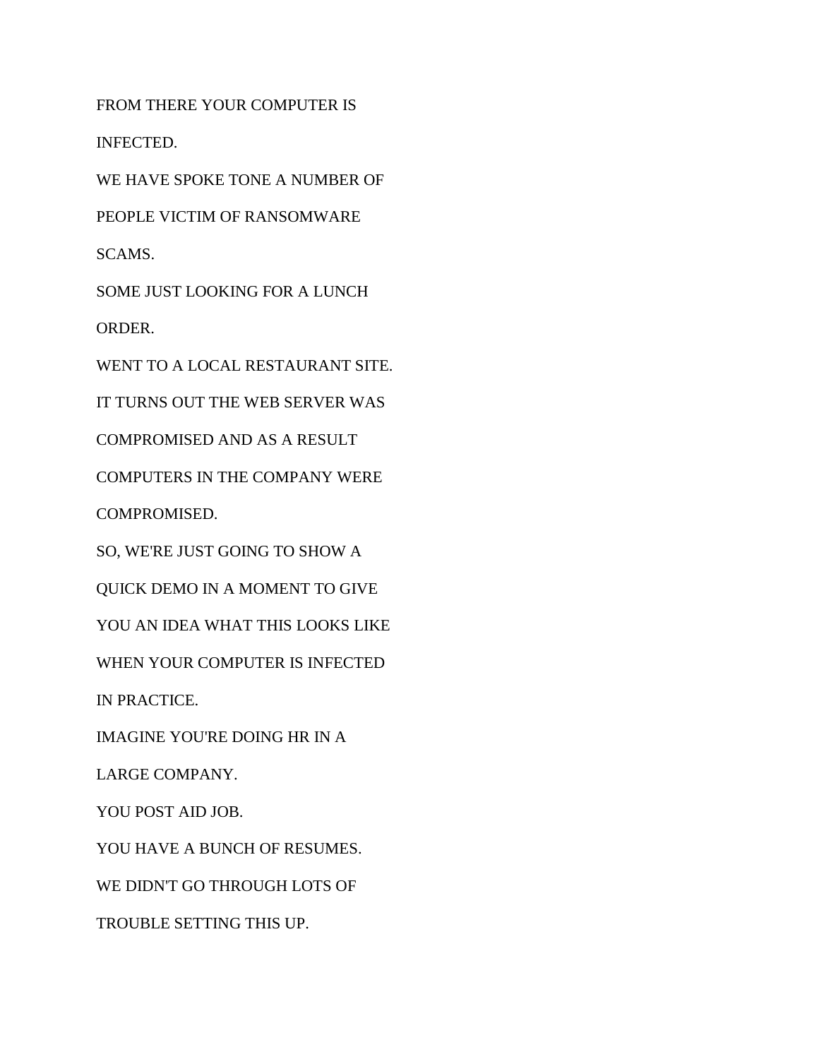FROM THERE YOUR COMPUTER IS

INFECTED.

WE HAVE SPOKE TONE A NUMBER OF

PEOPLE VICTIM OF RANSOMWARE

SCAMS.

SOME JUST LOOKING FOR A LUNCH

ORDER.

WENT TO A LOCAL RESTAURANT SITE.

IT TURNS OUT THE WEB SERVER WAS

COMPROMISED AND AS A RESULT

COMPUTERS IN THE COMPANY WERE

COMPROMISED.

SO, WE'RE JUST GOING TO SHOW A

QUICK DEMO IN A MOMENT TO GIVE

YOU AN IDEA WHAT THIS LOOKS LIKE

WHEN YOUR COMPUTER IS INFECTED

IN PRACTICE.

IMAGINE YOU'RE DOING HR IN A

LARGE COMPANY.

YOU POST AID JOB.

YOU HAVE A BUNCH OF RESUMES.

WE DIDN'T GO THROUGH LOTS OF

TROUBLE SETTING THIS UP.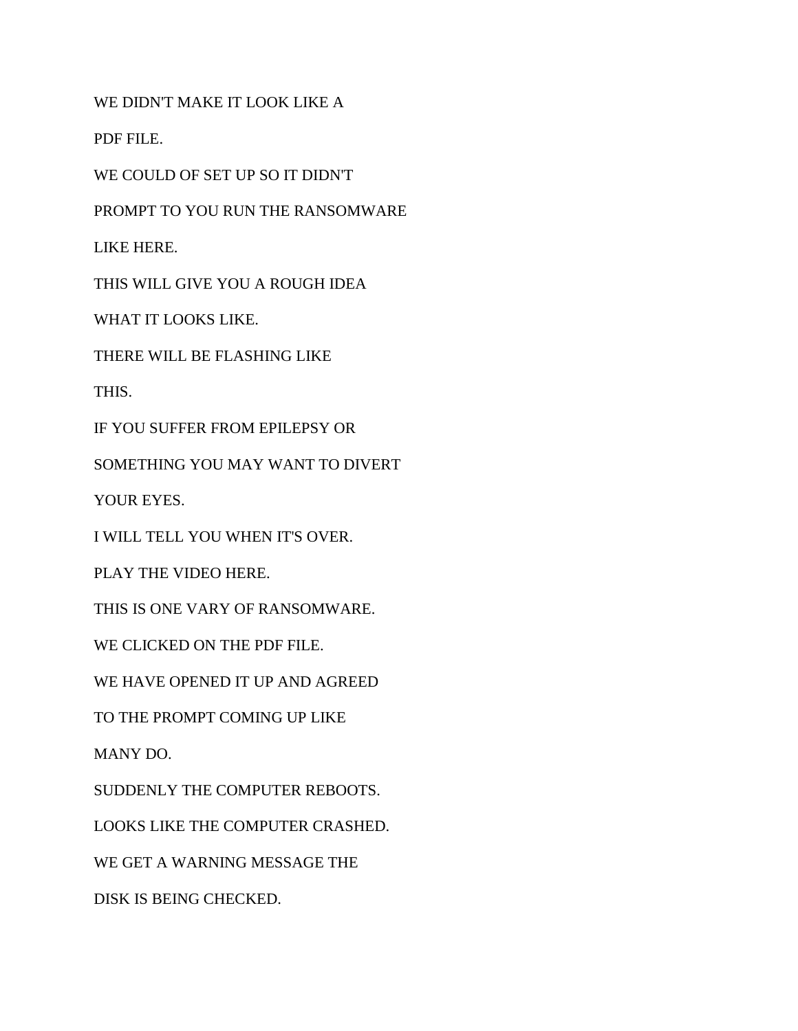WE DIDN'T MAKE IT LOOK LIKE A

PDF FILE.

WE COULD OF SET UP SO IT DIDN'T

PROMPT TO YOU RUN THE RANSOMWARE

LIKE HERE.

THIS WILL GIVE YOU A ROUGH IDEA

WHAT IT LOOKS LIKE.

THERE WILL BE FLASHING LIKE

THIS.

IF YOU SUFFER FROM EPILEPSY OR

SOMETHING YOU MAY WANT TO DIVERT

YOUR EYES.

I WILL TELL YOU WHEN IT'S OVER.

PLAY THE VIDEO HERE.

THIS IS ONE VARY OF RANSOMWARE.

WE CLICKED ON THE PDF FILE.

WE HAVE OPENED IT UP AND AGREED

TO THE PROMPT COMING UP LIKE

MANY DO.

SUDDENLY THE COMPUTER REBOOTS.

LOOKS LIKE THE COMPUTER CRASHED.

WE GET A WARNING MESSAGE THE

DISK IS BEING CHECKED.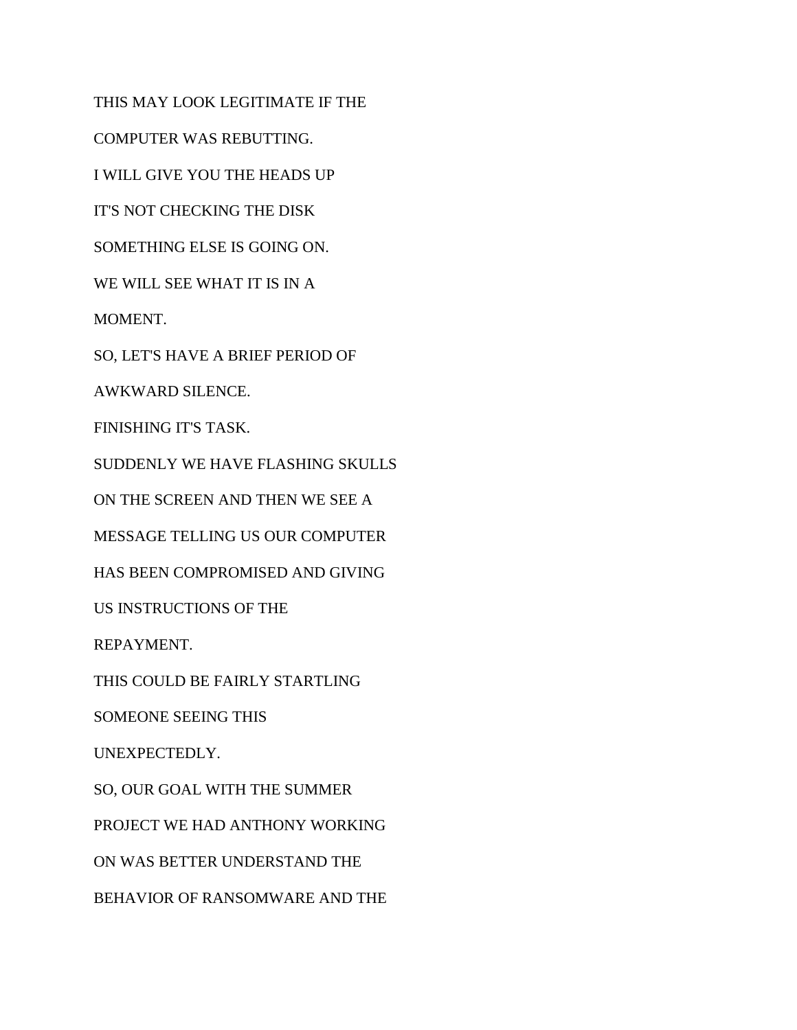THIS MAY LOOK LEGITIMATE IF THE

COMPUTER WAS REBUTTING.

I WILL GIVE YOU THE HEADS UP

IT'S NOT CHECKING THE DISK

SOMETHING ELSE IS GOING ON.

WE WILL SEE WHAT IT IS IN A

MOMENT.

SO, LET'S HAVE A BRIEF PERIOD OF

AWKWARD SILENCE.

FINISHING IT'S TASK.

SUDDENLY WE HAVE FLASHING SKULLS

ON THE SCREEN AND THEN WE SEE A

MESSAGE TELLING US OUR COMPUTER

HAS BEEN COMPROMISED AND GIVING

US INSTRUCTIONS OF THE

REPAYMENT.

THIS COULD BE FAIRLY STARTLING

SOMEONE SEEING THIS

UNEXPECTEDLY.

SO, OUR GOAL WITH THE SUMMER

PROJECT WE HAD ANTHONY WORKING

ON WAS BETTER UNDERSTAND THE

BEHAVIOR OF RANSOMWARE AND THE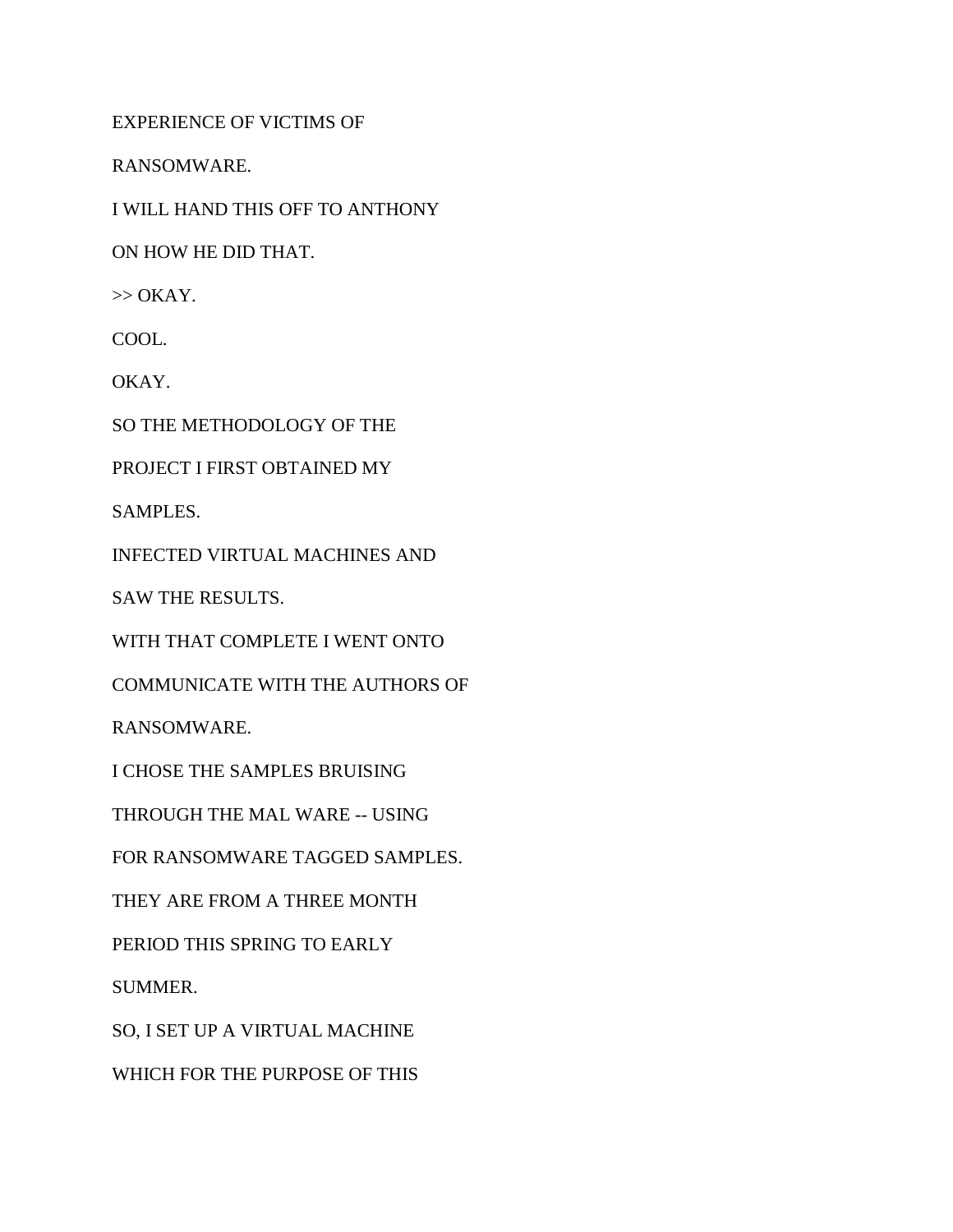EXPERIENCE OF VICTIMS OF

RANSOMWARE.

I WILL HAND THIS OFF TO ANTHONY

ON HOW HE DID THAT.

>> OKAY.

COOL.

OKAY.

SO THE METHODOLOGY OF THE

PROJECT I FIRST OBTAINED MY

SAMPLES.

INFECTED VIRTUAL MACHINES AND

SAW THE RESULTS.

WITH THAT COMPLETE I WENT ONTO

COMMUNICATE WITH THE AUTHORS OF

RANSOMWARE.

I CHOSE THE SAMPLES BRUISING

THROUGH THE MAL WARE -- USING

FOR RANSOMWARE TAGGED SAMPLES.

THEY ARE FROM A THREE MONTH

PERIOD THIS SPRING TO EARLY

SUMMER.

SO, I SET UP A VIRTUAL MACHINE

WHICH FOR THE PURPOSE OF THIS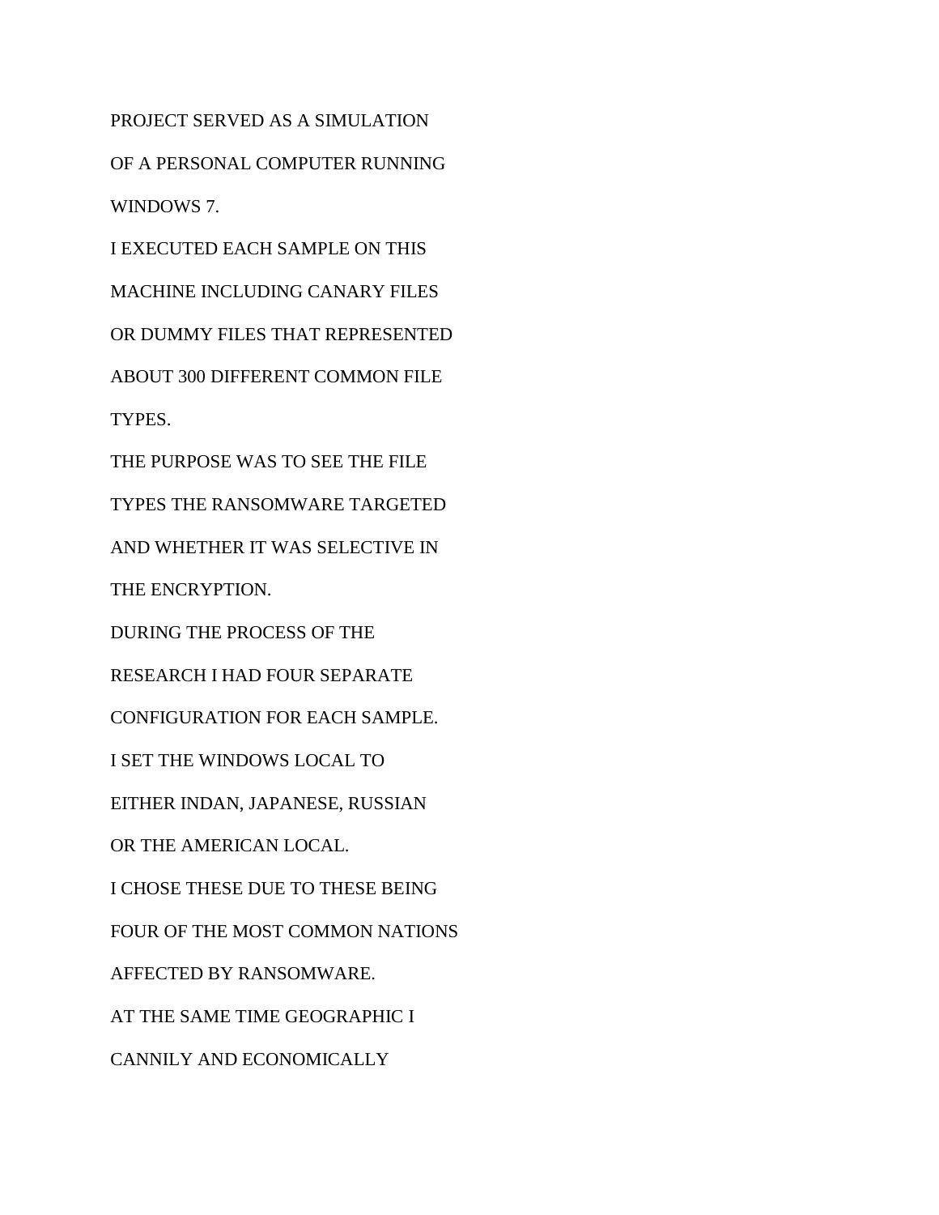PROJECT SERVED AS A SIMULATION

OF A PERSONAL COMPUTER RUNNING

WINDOWS 7.

I EXECUTED EACH SAMPLE ON THIS

MACHINE INCLUDING CANARY FILES

OR DUMMY FILES THAT REPRESENTED

ABOUT 300 DIFFERENT COMMON FILE

TYPES.

THE PURPOSE WAS TO SEE THE FILE

TYPES THE RANSOMWARE TARGETED

AND WHETHER IT WAS SELECTIVE IN

THE ENCRYPTION.

DURING THE PROCESS OF THE

RESEARCH I HAD FOUR SEPARATE

CONFIGURATION FOR EACH SAMPLE.

I SET THE WINDOWS LOCAL TO

EITHER INDAN, JAPANESE, RUSSIAN

OR THE AMERICAN LOCAL.

I CHOSE THESE DUE TO THESE BEING

FOUR OF THE MOST COMMON NATIONS

AFFECTED BY RANSOMWARE.

AT THE SAME TIME GEOGRAPHIC I

CANNILY AND ECONOMICALLY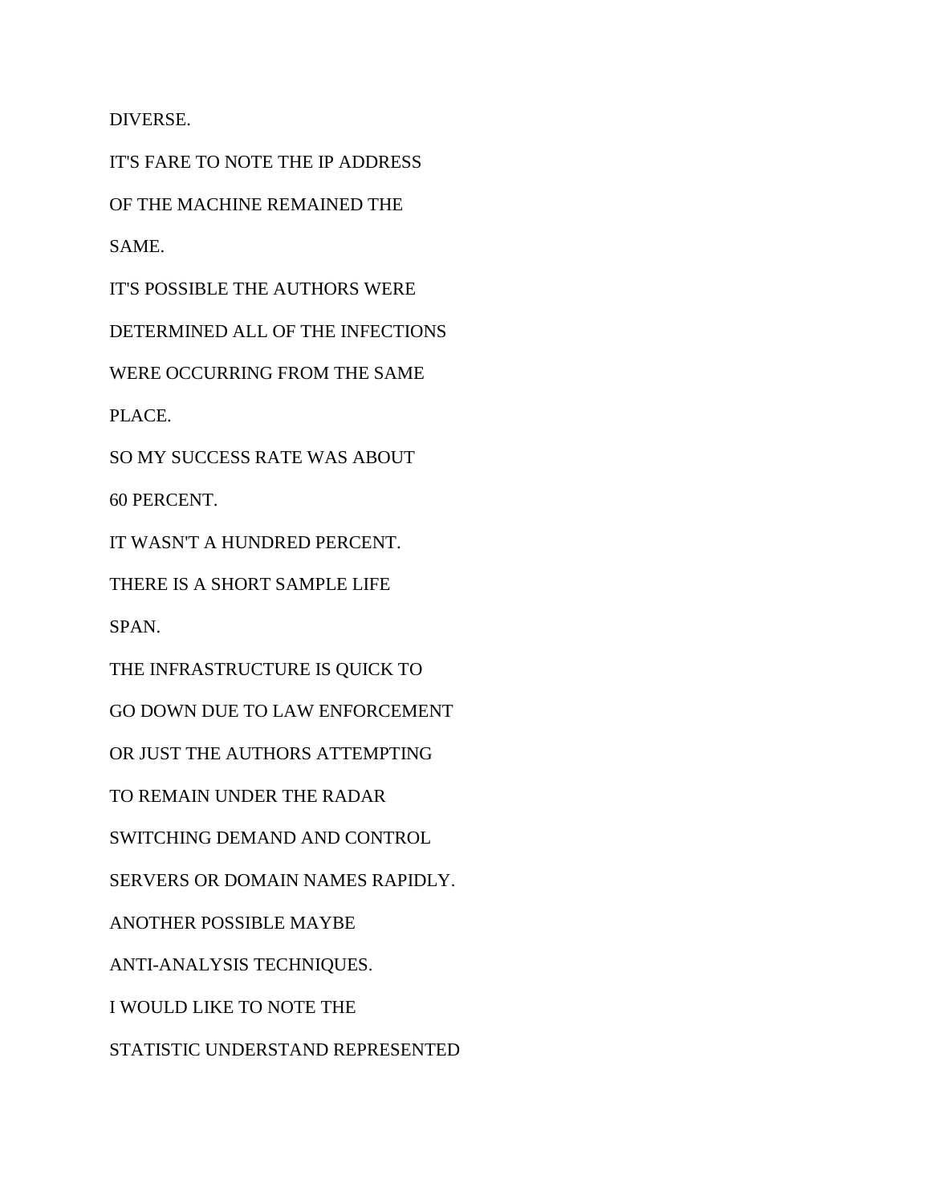DIVERSE.

IT'S FARE TO NOTE THE IP ADDRESS

OF THE MACHINE REMAINED THE

SAME.

IT'S POSSIBLE THE AUTHORS WERE

DETERMINED ALL OF THE INFECTIONS

WERE OCCURRING FROM THE SAME

PLACE.

SO MY SUCCESS RATE WAS ABOUT

60 PERCENT.

IT WASN'T A HUNDRED PERCENT.

THERE IS A SHORT SAMPLE LIFE

SPAN.

THE INFRASTRUCTURE IS QUICK TO

GO DOWN DUE TO LAW ENFORCEMENT

OR JUST THE AUTHORS ATTEMPTING

TO REMAIN UNDER THE RADAR

SWITCHING DEMAND AND CONTROL

SERVERS OR DOMAIN NAMES RAPIDLY.

ANOTHER POSSIBLE MAYBE

ANTI-ANALYSIS TECHNIQUES.

I WOULD LIKE TO NOTE THE

STATISTIC UNDERSTAND REPRESENTED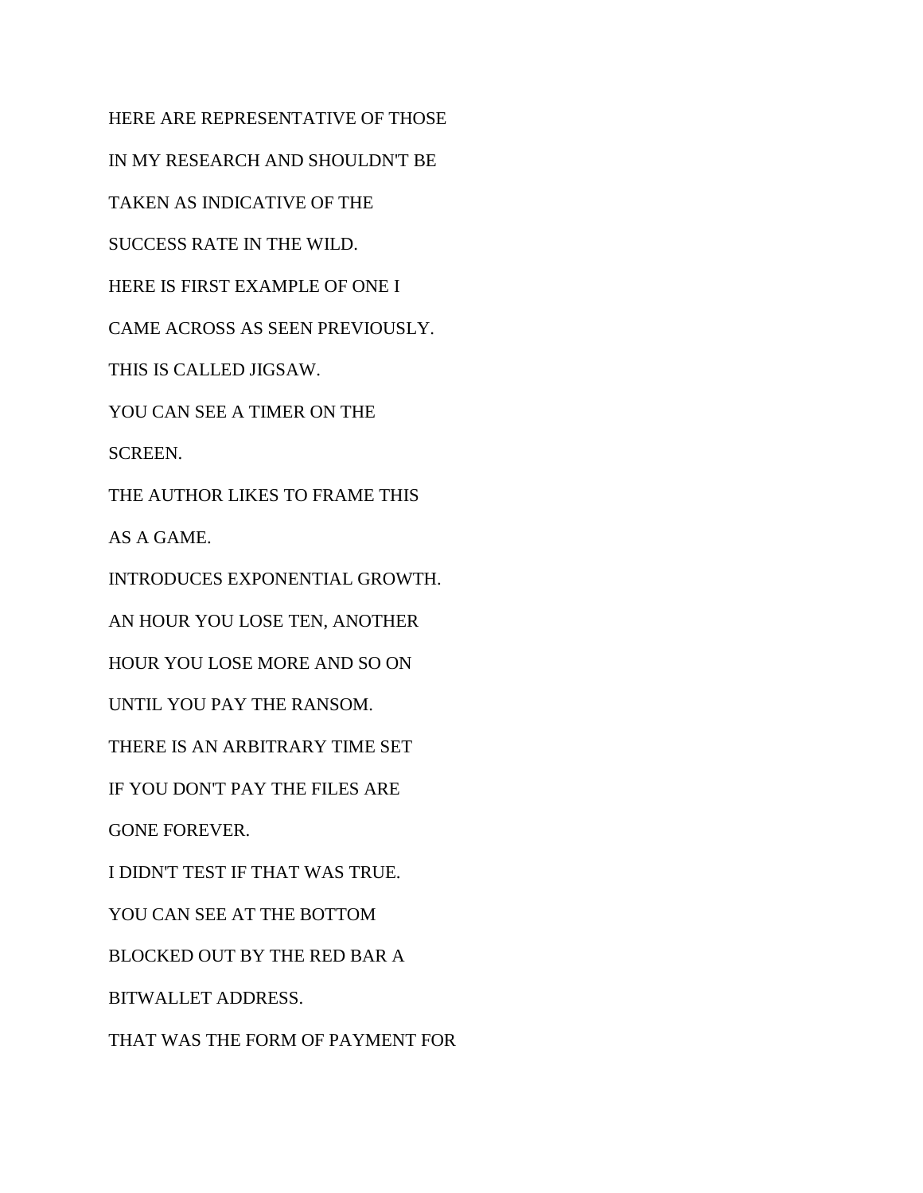HERE ARE REPRESENTATIVE OF THOSE

IN MY RESEARCH AND SHOULDN'T BE

TAKEN AS INDICATIVE OF THE

SUCCESS RATE IN THE WILD.

HERE IS FIRST EXAMPLE OF ONE I

CAME ACROSS AS SEEN PREVIOUSLY.

THIS IS CALLED JIGSAW.

YOU CAN SEE A TIMER ON THE

SCREEN.

THE AUTHOR LIKES TO FRAME THIS

AS A GAME.

INTRODUCES EXPONENTIAL GROWTH.

AN HOUR YOU LOSE TEN, ANOTHER

HOUR YOU LOSE MORE AND SO ON

UNTIL YOU PAY THE RANSOM.

THERE IS AN ARBITRARY TIME SET

IF YOU DON'T PAY THE FILES ARE

GONE FOREVER.

I DIDN'T TEST IF THAT WAS TRUE.

YOU CAN SEE AT THE BOTTOM

BLOCKED OUT BY THE RED BAR A

BITWALLET ADDRESS.

THAT WAS THE FORM OF PAYMENT FOR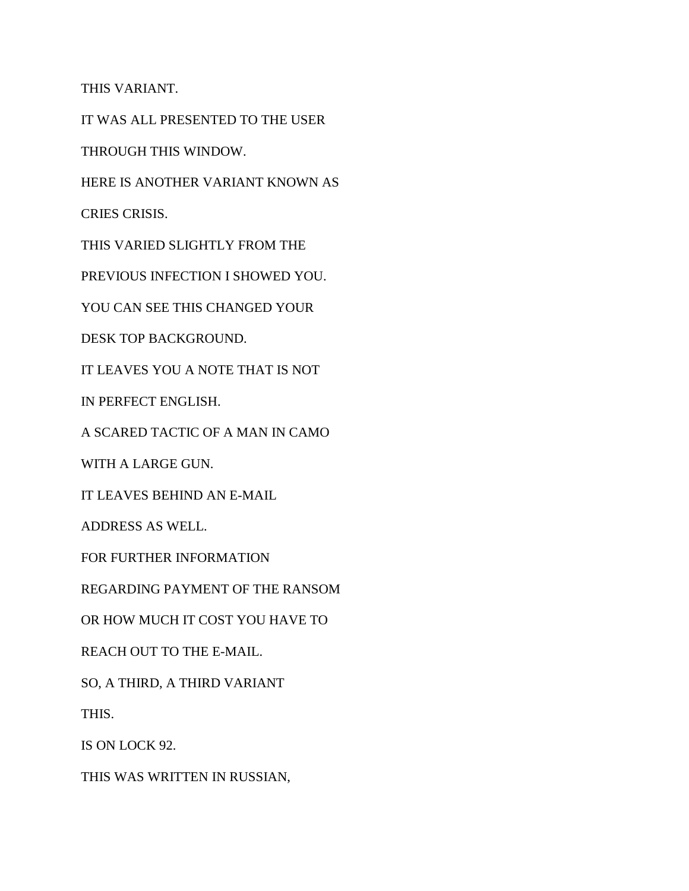THIS VARIANT.

IT WAS ALL PRESENTED TO THE USER

THROUGH THIS WINDOW.

HERE IS ANOTHER VARIANT KNOWN AS

CRIES CRISIS.

THIS VARIED SLIGHTLY FROM THE

PREVIOUS INFECTION I SHOWED YOU.

YOU CAN SEE THIS CHANGED YOUR

DESK TOP BACKGROUND.

IT LEAVES YOU A NOTE THAT IS NOT

IN PERFECT ENGLISH.

A SCARED TACTIC OF A MAN IN CAMO

WITH A LARGE GUN.

IT LEAVES BEHIND AN E-MAIL

ADDRESS AS WELL.

FOR FURTHER INFORMATION

REGARDING PAYMENT OF THE RANSOM

OR HOW MUCH IT COST YOU HAVE TO

REACH OUT TO THE E-MAIL.

SO, A THIRD, A THIRD VARIANT

THIS.

IS ON LOCK 92.

THIS WAS WRITTEN IN RUSSIAN,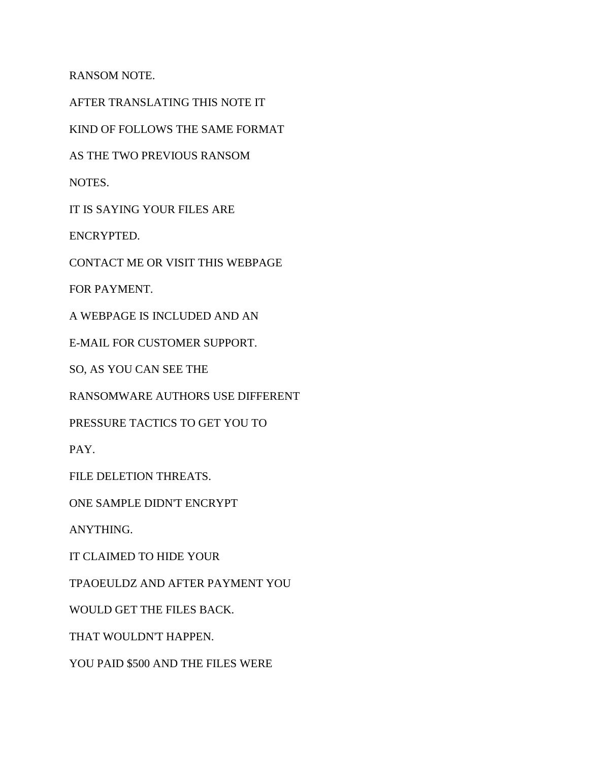RANSOM NOTE.

AFTER TRANSLATING THIS NOTE IT

KIND OF FOLLOWS THE SAME FORMAT

AS THE TWO PREVIOUS RANSOM

NOTES.

IT IS SAYING YOUR FILES ARE

ENCRYPTED.

CONTACT ME OR VISIT THIS WEBPAGE

FOR PAYMENT.

A WEBPAGE IS INCLUDED AND AN

E-MAIL FOR CUSTOMER SUPPORT.

SO, AS YOU CAN SEE THE

RANSOMWARE AUTHORS USE DIFFERENT

PRESSURE TACTICS TO GET YOU TO

PAY.

FILE DELETION THREATS.

ONE SAMPLE DIDN'T ENCRYPT

ANYTHING.

IT CLAIMED TO HIDE YOUR

TPAOEULDZ AND AFTER PAYMENT YOU

WOULD GET THE FILES BACK.

THAT WOULDN'T HAPPEN.

YOU PAID $500 AND THE FILES WERE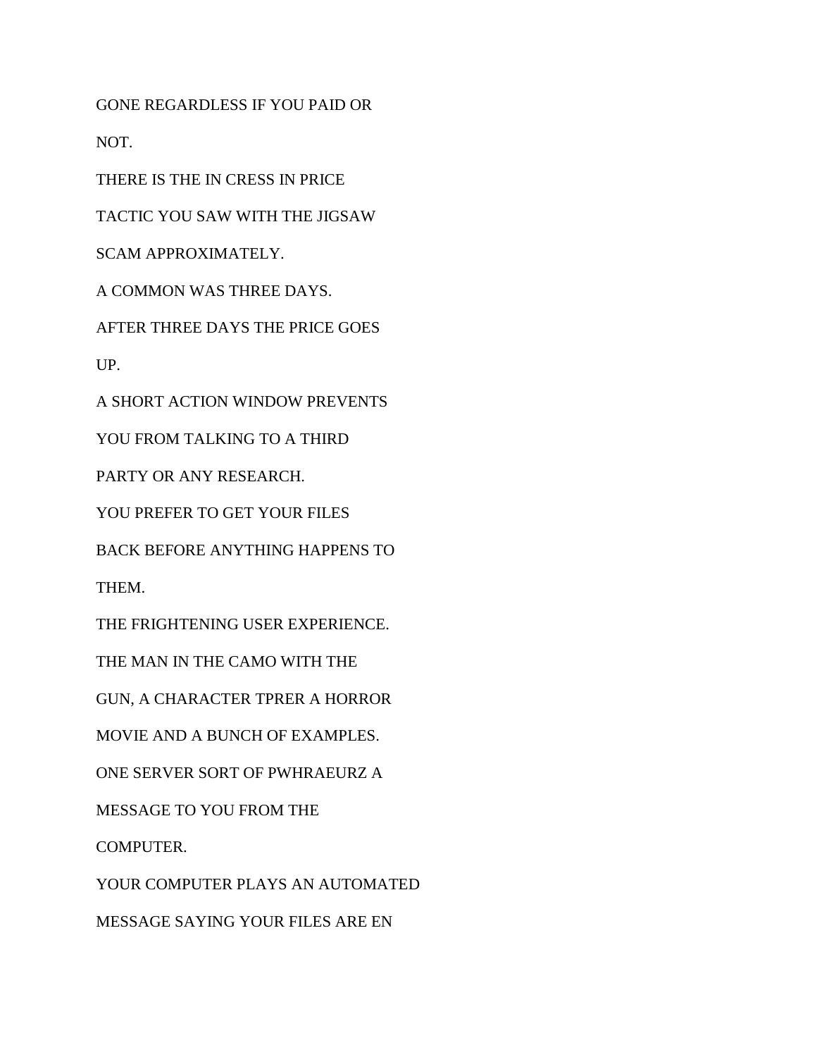GONE REGARDLESS IF YOU PAID OR

NOT.

THERE IS THE IN CRESS IN PRICE

TACTIC YOU SAW WITH THE JIGSAW

SCAM APPROXIMATELY.

A COMMON WAS THREE DAYS.

AFTER THREE DAYS THE PRICE GOES

UP.

A SHORT ACTION WINDOW PREVENTS

YOU FROM TALKING TO A THIRD

PARTY OR ANY RESEARCH.

YOU PREFER TO GET YOUR FILES

BACK BEFORE ANYTHING HAPPENS TO

THEM.

THE FRIGHTENING USER EXPERIENCE.

THE MAN IN THE CAMO WITH THE

GUN, A CHARACTER TPRER A HORROR

MOVIE AND A BUNCH OF EXAMPLES.

ONE SERVER SORT OF PWHRAEURZ A

MESSAGE TO YOU FROM THE

COMPUTER.

YOUR COMPUTER PLAYS AN AUTOMATED

MESSAGE SAYING YOUR FILES ARE EN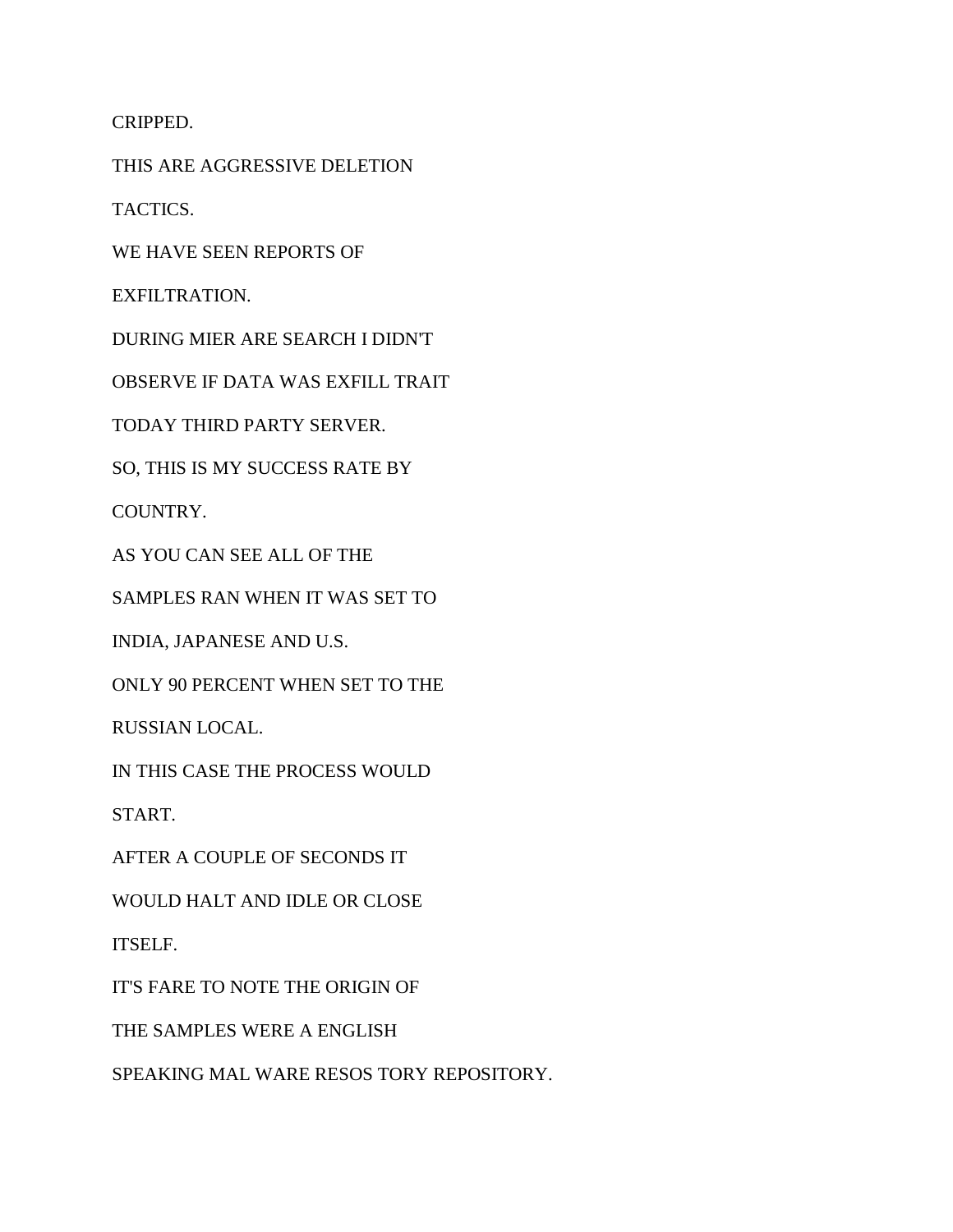CRIPPED.

THIS ARE AGGRESSIVE DELETION

TACTICS.

WE HAVE SEEN REPORTS OF

EXFILTRATION.

DURING MIER ARE SEARCH I DIDN'T

OBSERVE IF DATA WAS EXFILL TRAIT

TODAY THIRD PARTY SERVER.

SO, THIS IS MY SUCCESS RATE BY

COUNTRY.

AS YOU CAN SEE ALL OF THE

SAMPLES RAN WHEN IT WAS SET TO

INDIA, JAPANESE AND U.S.

ONLY 90 PERCENT WHEN SET TO THE

RUSSIAN LOCAL.

IN THIS CASE THE PROCESS WOULD

START.

AFTER A COUPLE OF SECONDS IT

WOULD HALT AND IDLE OR CLOSE

ITSELF.

IT'S FARE TO NOTE THE ORIGIN OF

THE SAMPLES WERE A ENGLISH

SPEAKING MAL WARE RESOS TORY REPOSITORY.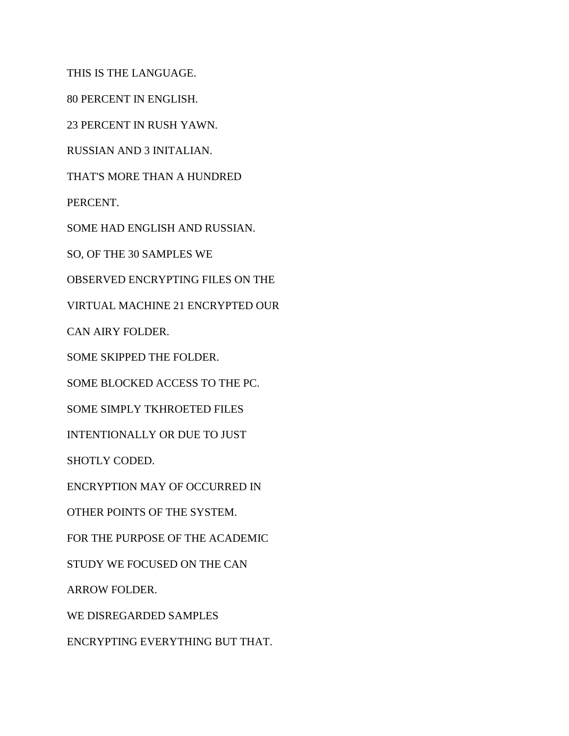THIS IS THE LANGUAGE.

80 PERCENT IN ENGLISH.

23 PERCENT IN RUSH YAWN.

RUSSIAN AND 3 INITALIAN.

THAT'S MORE THAN A HUNDRED

PERCENT.

SOME HAD ENGLISH AND RUSSIAN.

SO, OF THE 30 SAMPLES WE

OBSERVED ENCRYPTING FILES ON THE

VIRTUAL MACHINE 21 ENCRYPTED OUR

CAN AIRY FOLDER.

SOME SKIPPED THE FOLDER.

SOME BLOCKED ACCESS TO THE PC.

SOME SIMPLY TKHROETED FILES

INTENTIONALLY OR DUE TO JUST

SHOTLY CODED.

ENCRYPTION MAY OF OCCURRED IN

OTHER POINTS OF THE SYSTEM.

FOR THE PURPOSE OF THE ACADEMIC

STUDY WE FOCUSED ON THE CAN

ARROW FOLDER.

WE DISREGARDED SAMPLES

ENCRYPTING EVERYTHING BUT THAT.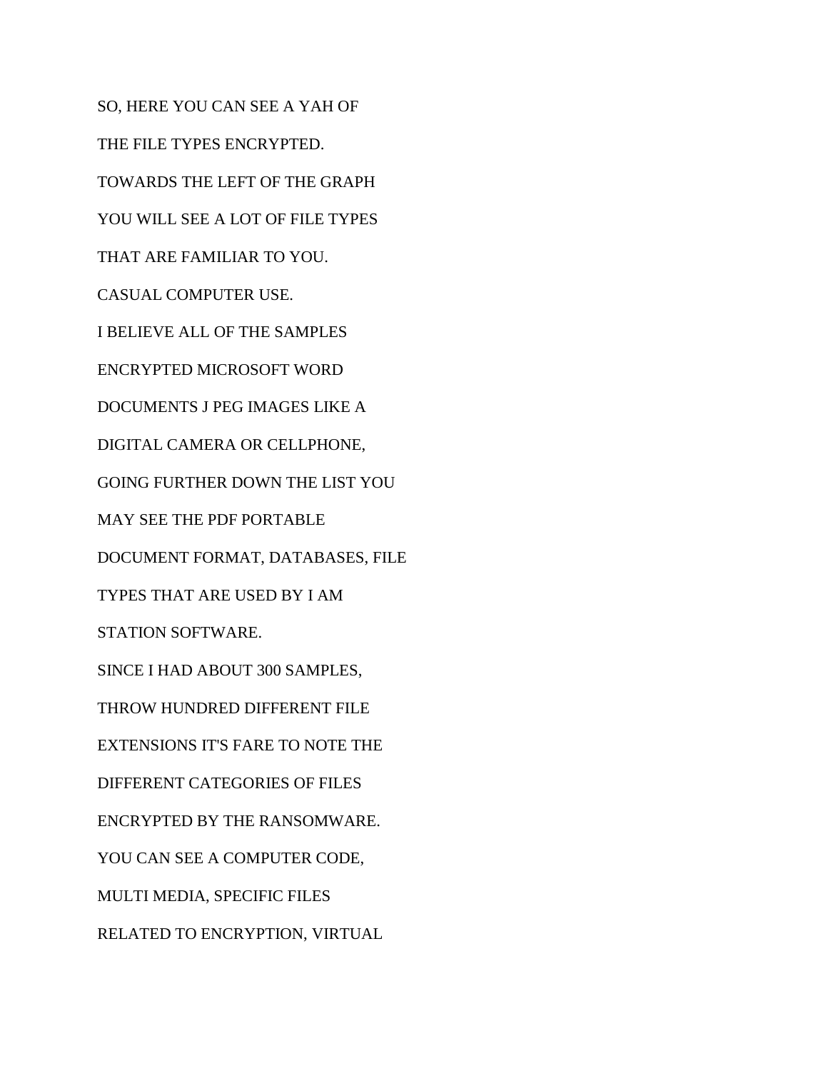SO, HERE YOU CAN SEE A YAH OF

THE FILE TYPES ENCRYPTED.

TOWARDS THE LEFT OF THE GRAPH

YOU WILL SEE A LOT OF FILE TYPES

THAT ARE FAMILIAR TO YOU.

CASUAL COMPUTER USE.

I BELIEVE ALL OF THE SAMPLES

ENCRYPTED MICROSOFT WORD

DOCUMENTS J PEG IMAGES LIKE A

DIGITAL CAMERA OR CELLPHONE,

GOING FURTHER DOWN THE LIST YOU

MAY SEE THE PDF PORTABLE

DOCUMENT FORMAT, DATABASES, FILE

TYPES THAT ARE USED BY I AM

STATION SOFTWARE.

SINCE I HAD ABOUT 300 SAMPLES,

THROW HUNDRED DIFFERENT FILE

EXTENSIONS IT'S FARE TO NOTE THE

DIFFERENT CATEGORIES OF FILES

ENCRYPTED BY THE RANSOMWARE.

YOU CAN SEE A COMPUTER CODE,

MULTI MEDIA, SPECIFIC FILES

RELATED TO ENCRYPTION, VIRTUAL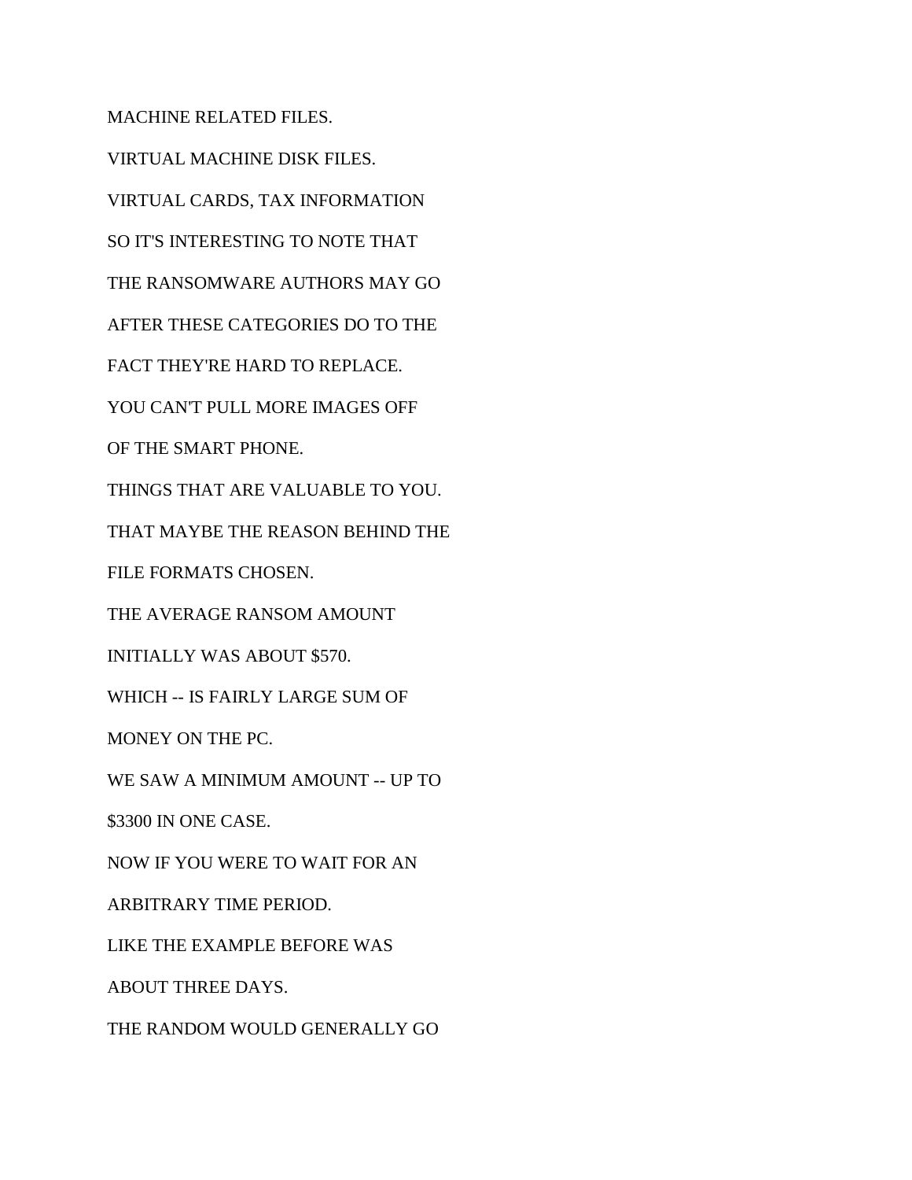MACHINE RELATED FILES.

VIRTUAL MACHINE DISK FILES.

VIRTUAL CARDS, TAX INFORMATION

SO IT'S INTERESTING TO NOTE THAT

THE RANSOMWARE AUTHORS MAY GO

AFTER THESE CATEGORIES DO TO THE

FACT THEY'RE HARD TO REPLACE.

YOU CAN'T PULL MORE IMAGES OFF

OF THE SMART PHONE.

THINGS THAT ARE VALUABLE TO YOU.

THAT MAYBE THE REASON BEHIND THE

FILE FORMATS CHOSEN.

THE AVERAGE RANSOM AMOUNT

INITIALLY WAS ABOUT $570.

WHICH -- IS FAIRLY LARGE SUM OF

MONEY ON THE PC.

WE SAW A MINIMUM AMOUNT -- UP TO

$3300 IN ONE CASE.

NOW IF YOU WERE TO WAIT FOR AN

ARBITRARY TIME PERIOD.

LIKE THE EXAMPLE BEFORE WAS

ABOUT THREE DAYS.

THE RANDOM WOULD GENERALLY GO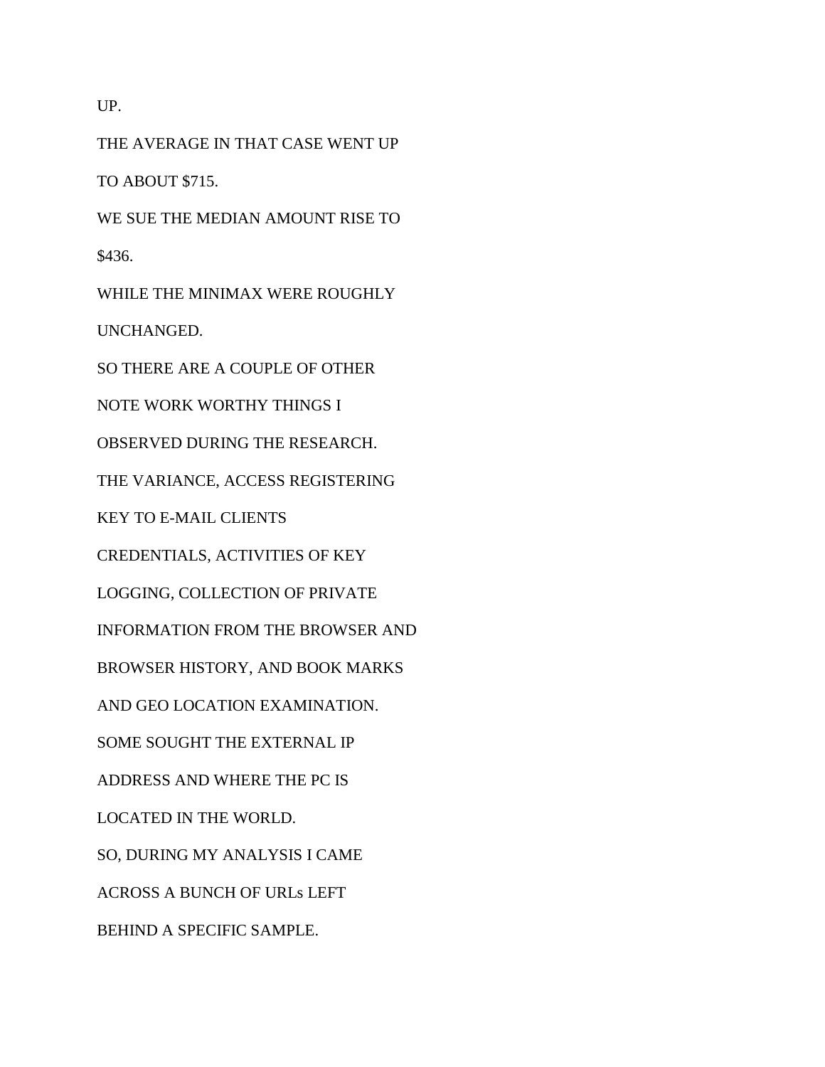UP.

THE AVERAGE IN THAT CASE WENT UP

TO ABOUT $715.

WE SUE THE MEDIAN AMOUNT RISE TO

$436.

WHILE THE MINIMAX WERE ROUGHLY

UNCHANGED.

SO THERE ARE A COUPLE OF OTHER

NOTE WORK WORTHY THINGS I

OBSERVED DURING THE RESEARCH.

THE VARIANCE, ACCESS REGISTERING

KEY TO E-MAIL CLIENTS

CREDENTIALS, ACTIVITIES OF KEY

LOGGING, COLLECTION OF PRIVATE

INFORMATION FROM THE BROWSER AND

BROWSER HISTORY, AND BOOK MARKS

AND GEO LOCATION EXAMINATION.

SOME SOUGHT THE EXTERNAL IP

ADDRESS AND WHERE THE PC IS

LOCATED IN THE WORLD.

SO, DURING MY ANALYSIS I CAME

ACROSS A BUNCH OF URLs LEFT

BEHIND A SPECIFIC SAMPLE.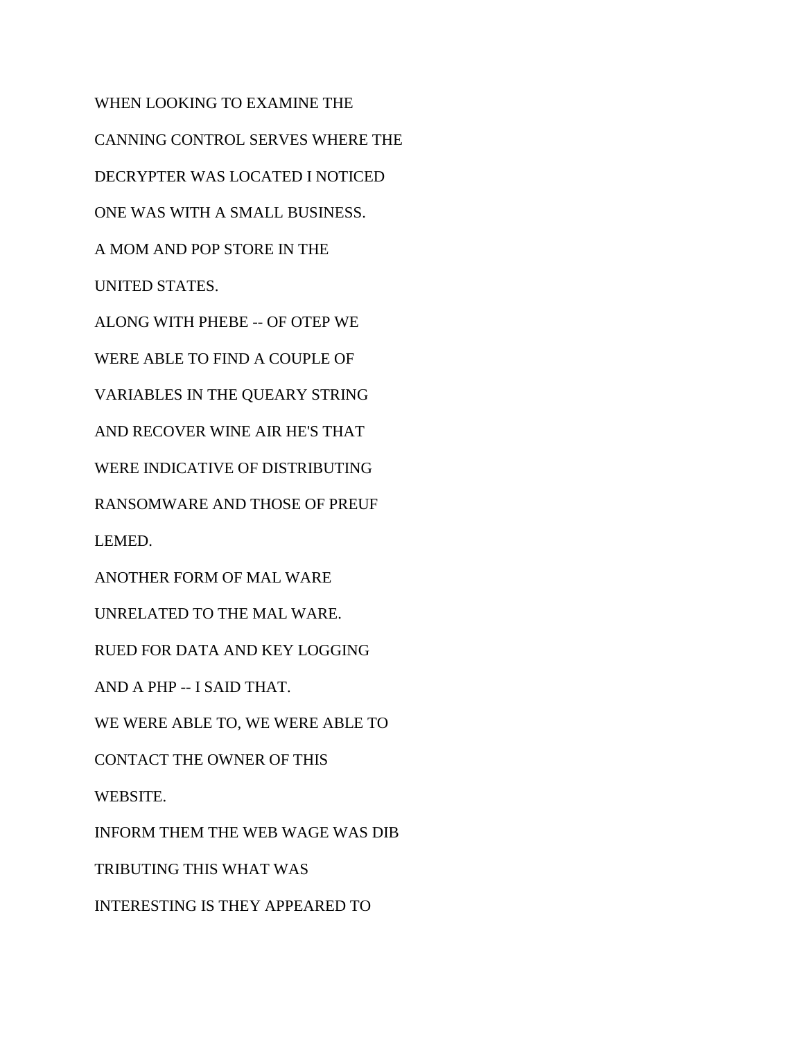WHEN LOOKING TO EXAMINE THE

CANNING CONTROL SERVES WHERE THE

DECRYPTER WAS LOCATED I NOTICED

ONE WAS WITH A SMALL BUSINESS.

A MOM AND POP STORE IN THE

UNITED STATES.

ALONG WITH PHEBE -- OF OTEP WE

WERE ABLE TO FIND A COUPLE OF

VARIABLES IN THE QUEARY STRING

AND RECOVER WINE AIR HE'S THAT

WERE INDICATIVE OF DISTRIBUTING

RANSOMWARE AND THOSE OF PREUF

LEMED.

ANOTHER FORM OF MAL WARE

UNRELATED TO THE MAL WARE.

RUED FOR DATA AND KEY LOGGING

AND A PHP -- I SAID THAT.

WE WERE ABLE TO, WE WERE ABLE TO

CONTACT THE OWNER OF THIS

WEBSITE.

INFORM THEM THE WEB WAGE WAS DIB

TRIBUTING THIS WHAT WAS

INTERESTING IS THEY APPEARED TO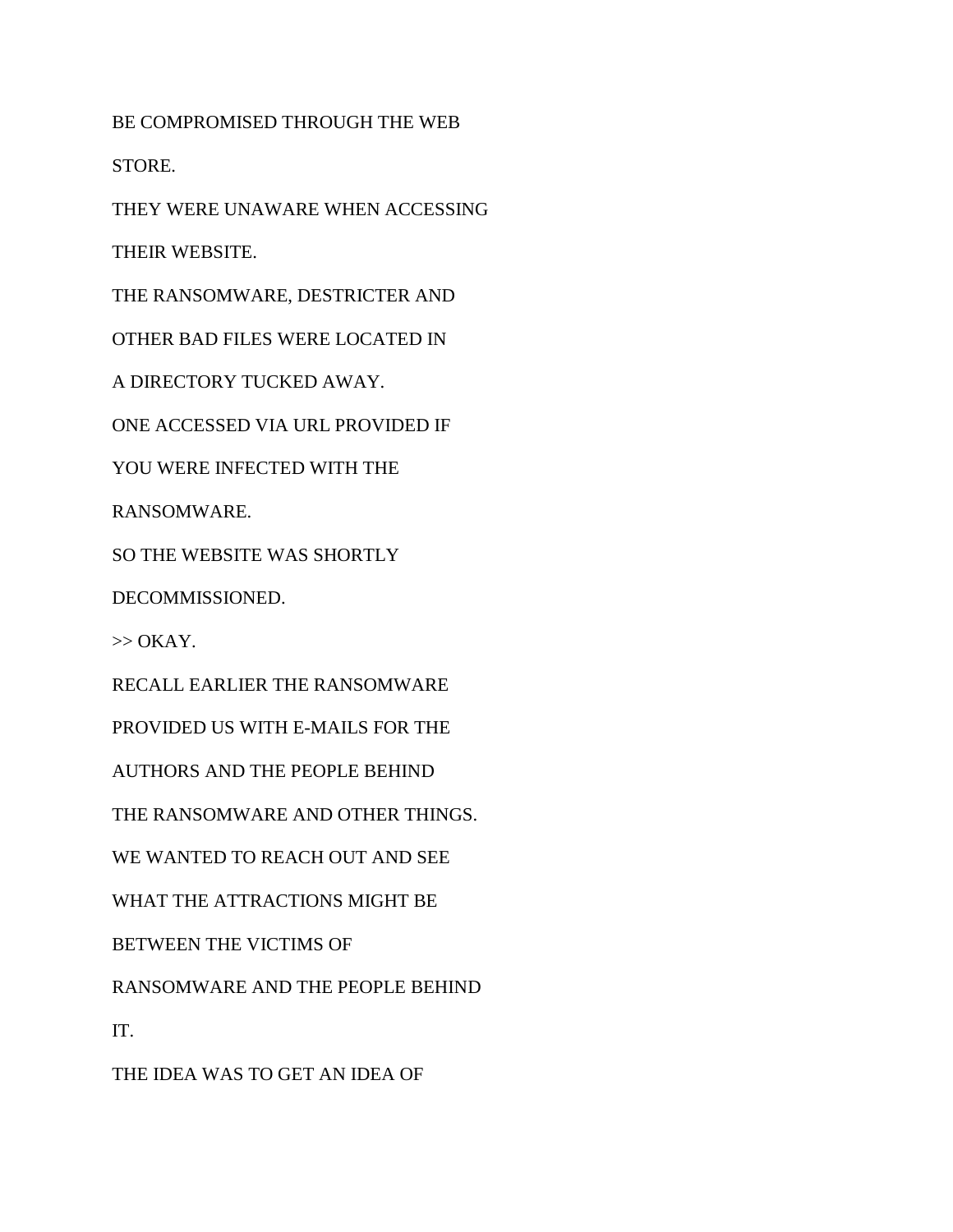BE COMPROMISED THROUGH THE WEB

STORE.

THEY WERE UNAWARE WHEN ACCESSING

THEIR WEBSITE.

THE RANSOMWARE, DESTRICTER AND

OTHER BAD FILES WERE LOCATED IN

A DIRECTORY TUCKED AWAY.

ONE ACCESSED VIA URL PROVIDED IF

YOU WERE INFECTED WITH THE

RANSOMWARE.

SO THE WEBSITE WAS SHORTLY

DECOMMISSIONED.

>> OKAY.

RECALL EARLIER THE RANSOMWARE

PROVIDED US WITH E-MAILS FOR THE

AUTHORS AND THE PEOPLE BEHIND

THE RANSOMWARE AND OTHER THINGS.

WE WANTED TO REACH OUT AND SEE

WHAT THE ATTRACTIONS MIGHT BE

BETWEEN THE VICTIMS OF

RANSOMWARE AND THE PEOPLE BEHIND

IT.

THE IDEA WAS TO GET AN IDEA OF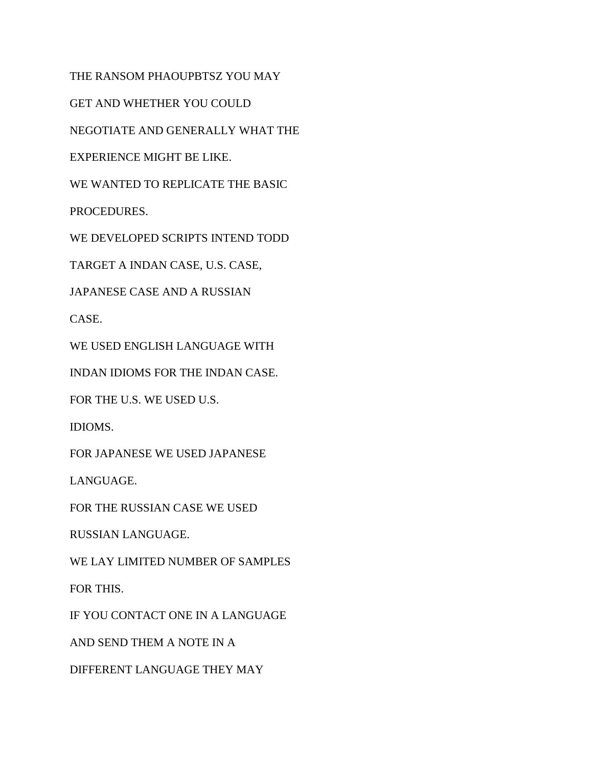THE RANSOM PHAOUPBTSZ YOU MAY

GET AND WHETHER YOU COULD

NEGOTIATE AND GENERALLY WHAT THE

EXPERIENCE MIGHT BE LIKE.

WE WANTED TO REPLICATE THE BASIC

PROCEDURES.

WE DEVELOPED SCRIPTS INTEND TODD

TARGET A INDAN CASE, U.S. CASE,

JAPANESE CASE AND A RUSSIAN

CASE.

WE USED ENGLISH LANGUAGE WITH

INDAN IDIOMS FOR THE INDAN CASE.

FOR THE U.S. WE USED U.S.

IDIOMS.

FOR JAPANESE WE USED JAPANESE

LANGUAGE.

FOR THE RUSSIAN CASE WE USED

RUSSIAN LANGUAGE.

WE LAY LIMITED NUMBER OF SAMPLES

FOR THIS.

IF YOU CONTACT ONE IN A LANGUAGE

AND SEND THEM A NOTE IN A

DIFFERENT LANGUAGE THEY MAY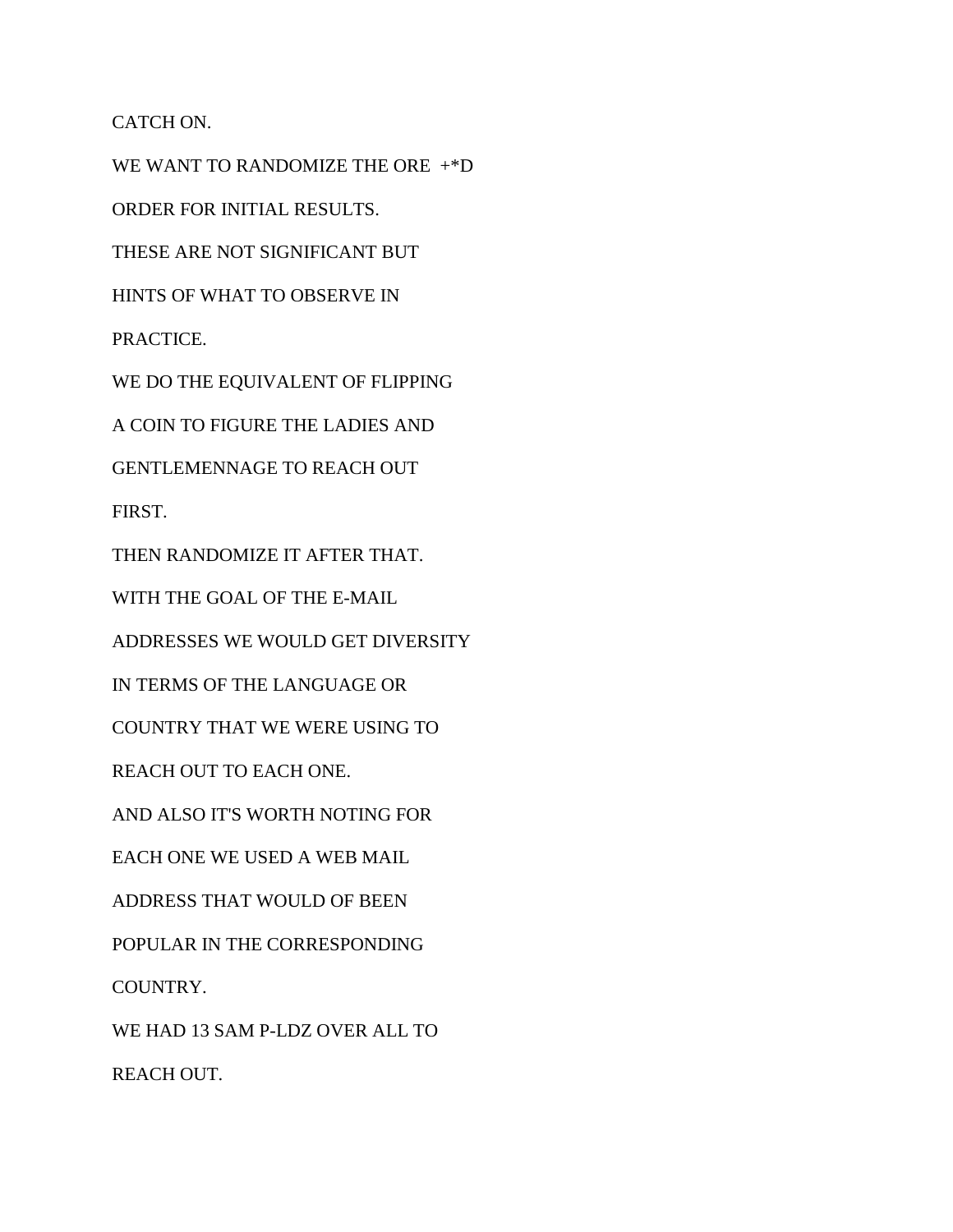CATCH ON.

WE WANT TO RANDOMIZE THE ORE  +*D

ORDER FOR INITIAL RESULTS.

THESE ARE NOT SIGNIFICANT BUT

HINTS OF WHAT TO OBSERVE IN

PRACTICE.

WE DO THE EQUIVALENT OF FLIPPING

A COIN TO FIGURE THE LADIES AND

GENTLEMENNAGE TO REACH OUT

FIRST.

THEN RANDOMIZE IT AFTER THAT.

WITH THE GOAL OF THE E-MAIL

ADDRESSES WE WOULD GET DIVERSITY

IN TERMS OF THE LANGUAGE OR

COUNTRY THAT WE WERE USING TO

REACH OUT TO EACH ONE.

AND ALSO IT'S WORTH NOTING FOR

EACH ONE WE USED A WEB MAIL

ADDRESS THAT WOULD OF BEEN

POPULAR IN THE CORRESPONDING

COUNTRY.

WE HAD 13 SAM P-LDZ OVER ALL TO

REACH OUT.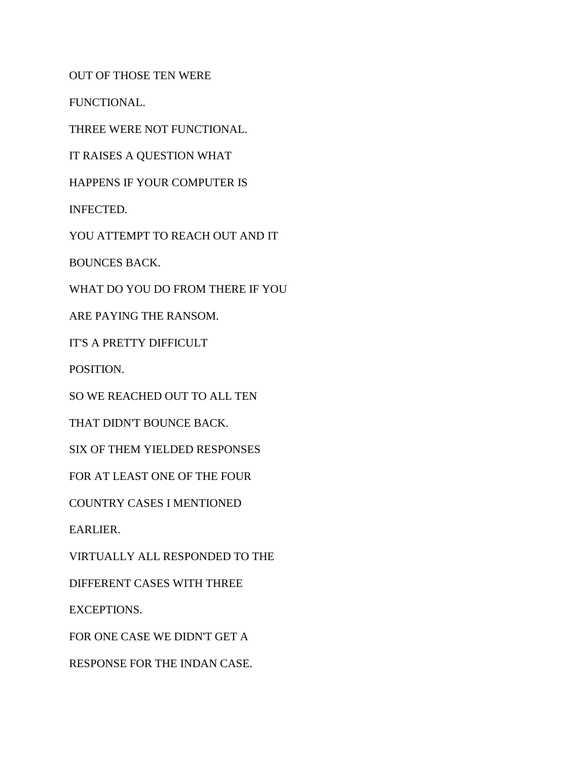OUT OF THOSE TEN WERE

FUNCTIONAL.

THREE WERE NOT FUNCTIONAL.

IT RAISES A QUESTION WHAT

HAPPENS IF YOUR COMPUTER IS

INFECTED.

YOU ATTEMPT TO REACH OUT AND IT

BOUNCES BACK.

WHAT DO YOU DO FROM THERE IF YOU

ARE PAYING THE RANSOM.

IT'S A PRETTY DIFFICULT

POSITION.

SO WE REACHED OUT TO ALL TEN

THAT DIDN'T BOUNCE BACK.

SIX OF THEM YIELDED RESPONSES

FOR AT LEAST ONE OF THE FOUR

COUNTRY CASES I MENTIONED

EARLIER.

VIRTUALLY ALL RESPONDED TO THE

DIFFERENT CASES WITH THREE

EXCEPTIONS.

FOR ONE CASE WE DIDN'T GET A

RESPONSE FOR THE INDAN CASE.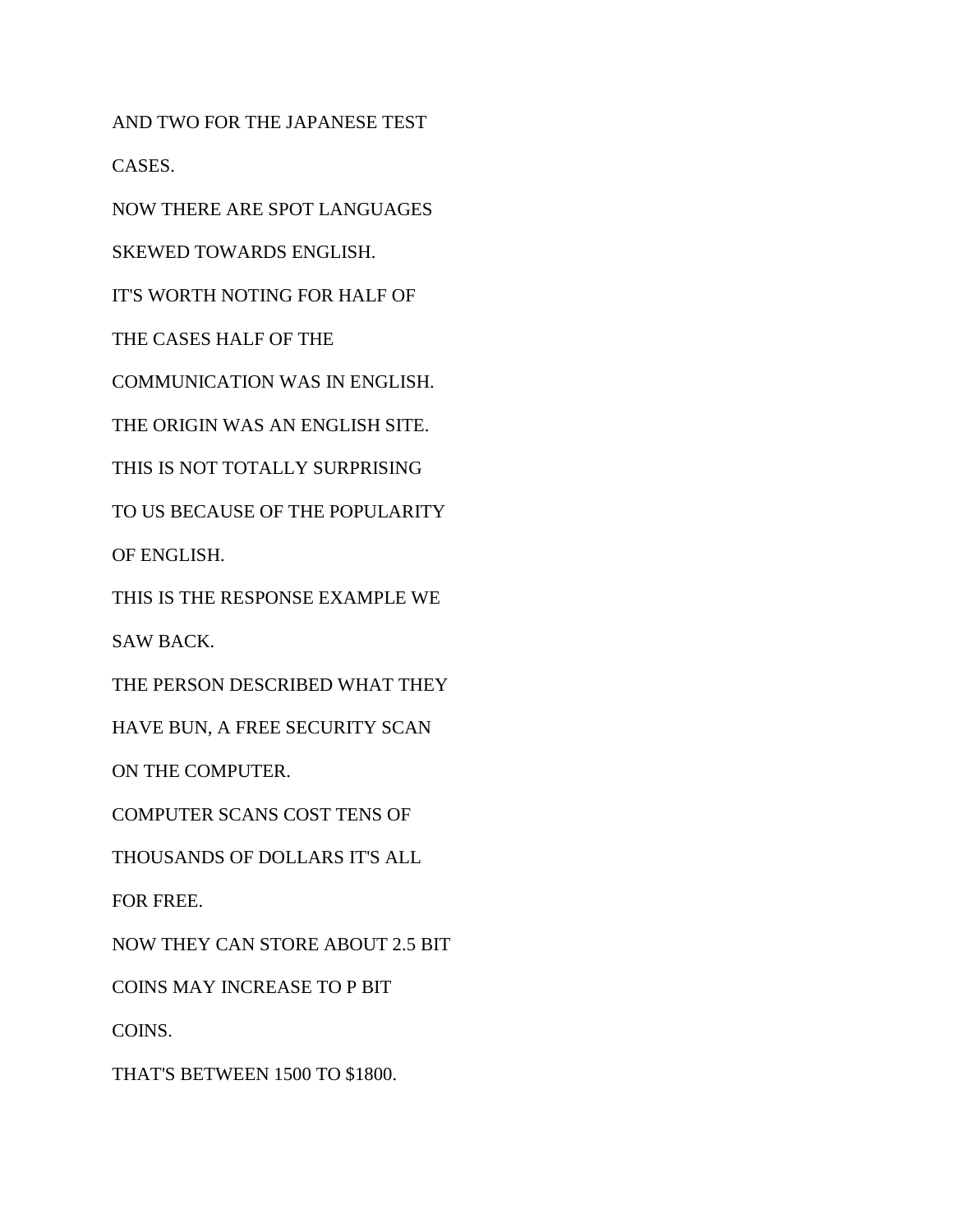AND TWO FOR THE JAPANESE TEST

CASES.

NOW THERE ARE SPOT LANGUAGES

SKEWED TOWARDS ENGLISH.

IT'S WORTH NOTING FOR HALF OF

THE CASES HALF OF THE

COMMUNICATION WAS IN ENGLISH.

THE ORIGIN WAS AN ENGLISH SITE.

THIS IS NOT TOTALLY SURPRISING

TO US BECAUSE OF THE POPULARITY

OF ENGLISH.

THIS IS THE RESPONSE EXAMPLE WE

SAW BACK.

THE PERSON DESCRIBED WHAT THEY

HAVE BUN, A FREE SECURITY SCAN

ON THE COMPUTER.

COMPUTER SCANS COST TENS OF

THOUSANDS OF DOLLARS IT'S ALL

FOR FREE.

NOW THEY CAN STORE ABOUT 2.5 BIT

COINS MAY INCREASE TO P BIT

COINS.

THAT'S BETWEEN 1500 TO $1800.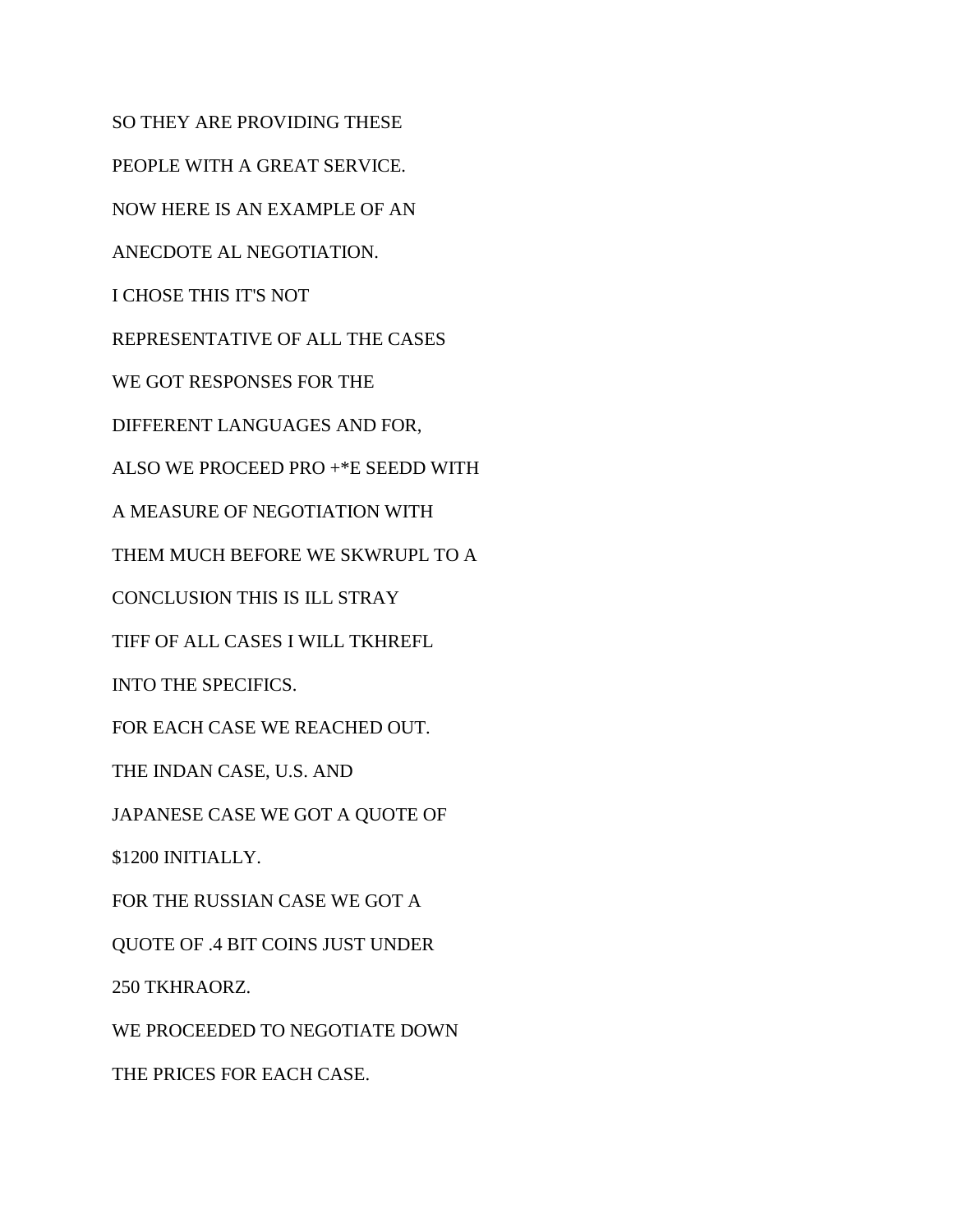SO THEY ARE PROVIDING THESE

PEOPLE WITH A GREAT SERVICE.

NOW HERE IS AN EXAMPLE OF AN

ANECDOTE AL NEGOTIATION.

I CHOSE THIS IT'S NOT

REPRESENTATIVE OF ALL THE CASES

WE GOT RESPONSES FOR THE

DIFFERENT LANGUAGES AND FOR,

ALSO WE PROCEED PRO +*E SEEDD WITH

A MEASURE OF NEGOTIATION WITH

THEM MUCH BEFORE WE SKWRUPL TO A

CONCLUSION THIS IS ILL STRAY

TIFF OF ALL CASES I WILL TKHREFL

INTO THE SPECIFICS.

FOR EACH CASE WE REACHED OUT.

THE INDAN CASE, U.S. AND

JAPANESE CASE WE GOT A QUOTE OF

$1200 INITIALLY.

FOR THE RUSSIAN CASE WE GOT A

QUOTE OF .4 BIT COINS JUST UNDER

250 TKHRAORZ.

WE PROCEEDED TO NEGOTIATE DOWN

THE PRICES FOR EACH CASE.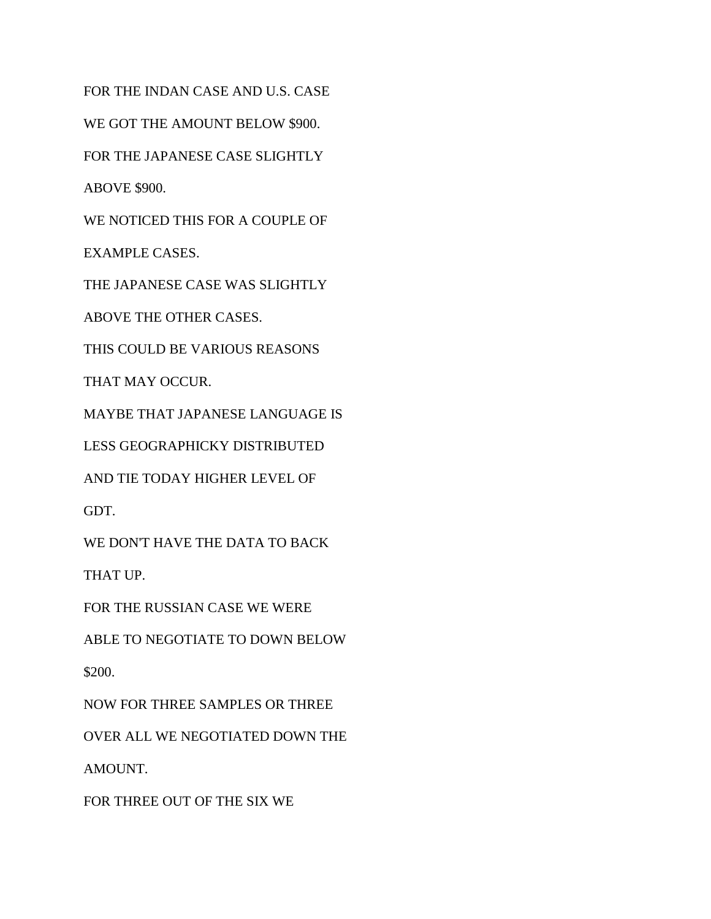FOR THE INDAN CASE AND U.S. CASE

WE GOT THE AMOUNT BELOW $900.

FOR THE JAPANESE CASE SLIGHTLY

ABOVE $900.

WE NOTICED THIS FOR A COUPLE OF

EXAMPLE CASES.

THE JAPANESE CASE WAS SLIGHTLY

ABOVE THE OTHER CASES.

THIS COULD BE VARIOUS REASONS

THAT MAY OCCUR.

MAYBE THAT JAPANESE LANGUAGE IS

LESS GEOGRAPHICKY DISTRIBUTED

AND TIE TODAY HIGHER LEVEL OF

GDT.

WE DON'T HAVE THE DATA TO BACK

THAT UP.

FOR THE RUSSIAN CASE WE WERE

ABLE TO NEGOTIATE TO DOWN BELOW

$200.

NOW FOR THREE SAMPLES OR THREE

OVER ALL WE NEGOTIATED DOWN THE

AMOUNT.

FOR THREE OUT OF THE SIX WE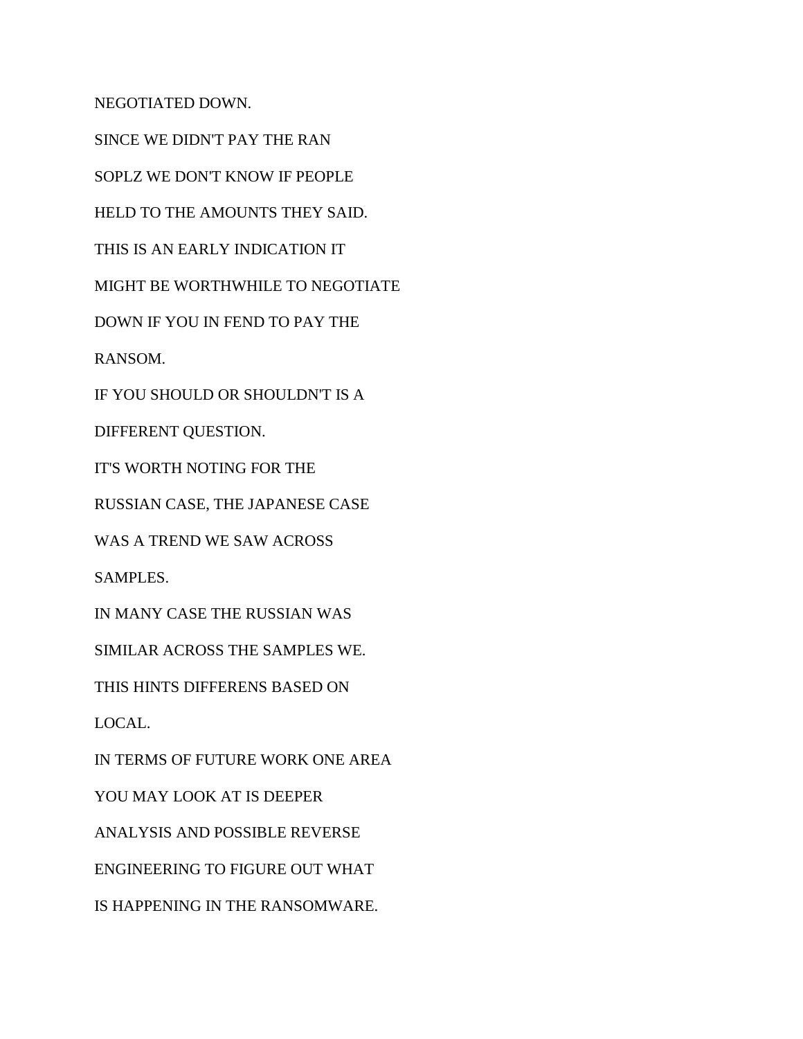NEGOTIATED DOWN.

SINCE WE DIDN'T PAY THE RAN

SOPLZ WE DON'T KNOW IF PEOPLE

HELD TO THE AMOUNTS THEY SAID.

THIS IS AN EARLY INDICATION IT

MIGHT BE WORTHWHILE TO NEGOTIATE

DOWN IF YOU IN FEND TO PAY THE

RANSOM.

IF YOU SHOULD OR SHOULDN'T IS A

DIFFERENT QUESTION.

IT'S WORTH NOTING FOR THE

RUSSIAN CASE, THE JAPANESE CASE

WAS A TREND WE SAW ACROSS

SAMPLES.

IN MANY CASE THE RUSSIAN WAS

SIMILAR ACROSS THE SAMPLES WE.

THIS HINTS DIFFERENS BASED ON

LOCAL.

IN TERMS OF FUTURE WORK ONE AREA

YOU MAY LOOK AT IS DEEPER

ANALYSIS AND POSSIBLE REVERSE

ENGINEERING TO FIGURE OUT WHAT

IS HAPPENING IN THE RANSOMWARE.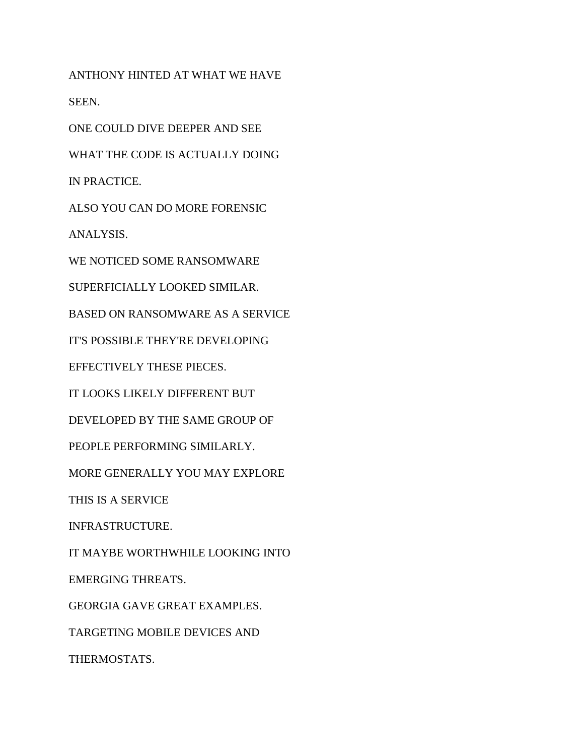ANTHONY HINTED AT WHAT WE HAVE

SEEN.

ONE COULD DIVE DEEPER AND SEE

WHAT THE CODE IS ACTUALLY DOING

IN PRACTICE.

ALSO YOU CAN DO MORE FORENSIC

ANALYSIS.

WE NOTICED SOME RANSOMWARE

SUPERFICIALLY LOOKED SIMILAR.

BASED ON RANSOMWARE AS A SERVICE

IT'S POSSIBLE THEY'RE DEVELOPING

EFFECTIVELY THESE PIECES.

IT LOOKS LIKELY DIFFERENT BUT

DEVELOPED BY THE SAME GROUP OF

PEOPLE PERFORMING SIMILARLY.

MORE GENERALLY YOU MAY EXPLORE

THIS IS A SERVICE

INFRASTRUCTURE.

IT MAYBE WORTHWHILE LOOKING INTO

EMERGING THREATS.

GEORGIA GAVE GREAT EXAMPLES.

TARGETING MOBILE DEVICES AND

THERMOSTATS.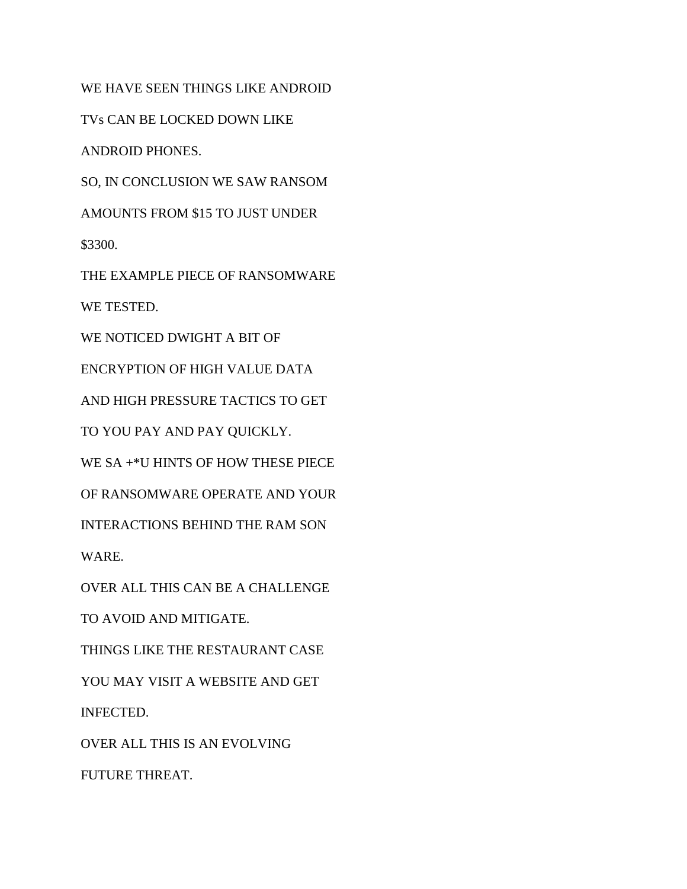WE HAVE SEEN THINGS LIKE ANDROID

TVs CAN BE LOCKED DOWN LIKE

ANDROID PHONES.

SO, IN CONCLUSION WE SAW RANSOM

AMOUNTS FROM $15 TO JUST UNDER

$3300.

THE EXAMPLE PIECE OF RANSOMWARE

WE TESTED.

WE NOTICED DWIGHT A BIT OF

ENCRYPTION OF HIGH VALUE DATA

AND HIGH PRESSURE TACTICS TO GET

TO YOU PAY AND PAY QUICKLY.

WE SA +*U HINTS OF HOW THESE PIECE

OF RANSOMWARE OPERATE AND YOUR

INTERACTIONS BEHIND THE RAM SON

WARE.

OVER ALL THIS CAN BE A CHALLENGE

TO AVOID AND MITIGATE.

THINGS LIKE THE RESTAURANT CASE

YOU MAY VISIT A WEBSITE AND GET

INFECTED.

OVER ALL THIS IS AN EVOLVING

FUTURE THREAT.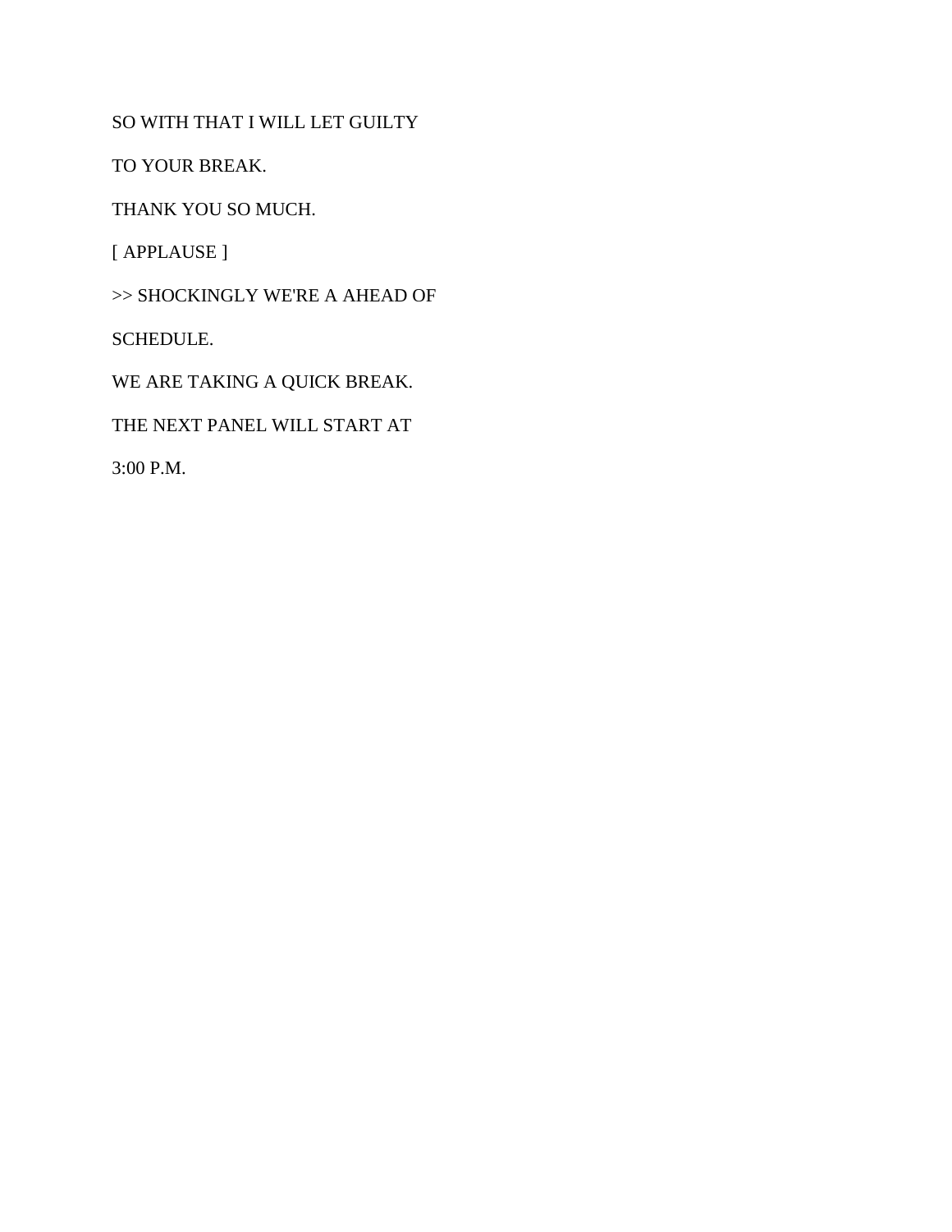SO WITH THAT I WILL LET GUILTY

TO YOUR BREAK.

THANK YOU SO MUCH.

[ APPLAUSE ]

>> SHOCKINGLY WE'RE A AHEAD OF

SCHEDULE.

WE ARE TAKING A QUICK BREAK.

THE NEXT PANEL WILL START AT

3:00 P.M.